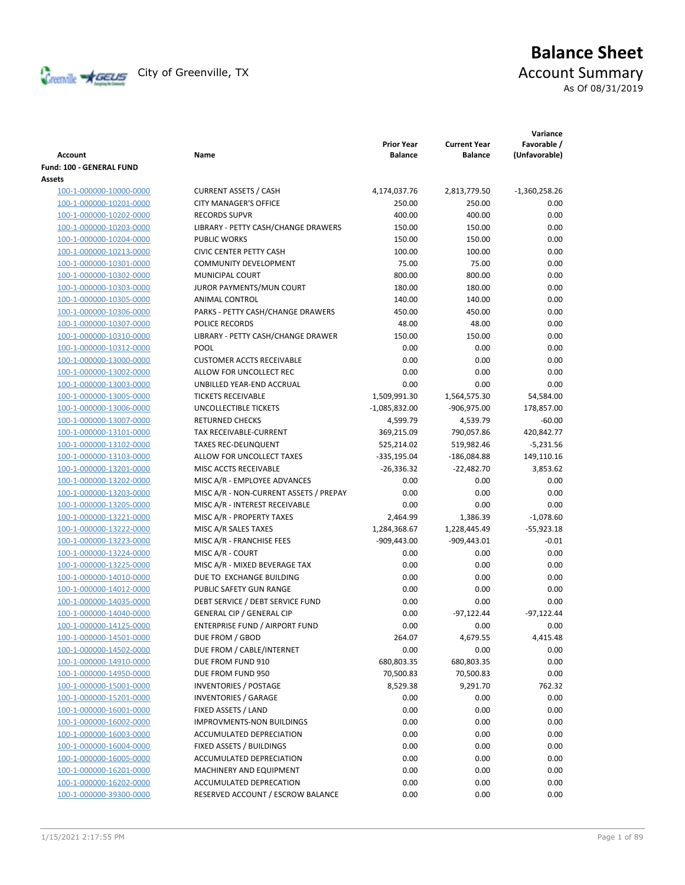# Balance Sheet

City of Greenville, TX

## Account Summary

As Of 08/31/2019

| Account | Name | Prior Year Balance | Current Year Balance | Variance Favorable / (Unfavorable) |
|---|---|---|---|---|
| **Fund: 100 - GENERAL FUND** | | | | |
| **Assets** | | | | |
| 100-1-000000-10000-0000 | CURRENT ASSETS / CASH | 4,174,037.76 | 2,813,779.50 | -1,360,258.26 |
| 100-1-000000-10201-0000 | CITY MANAGER'S OFFICE | 250.00 | 250.00 | 0.00 |
| 100-1-000000-10202-0000 | RECORDS SUPVR | 400.00 | 400.00 | 0.00 |
| 100-1-000000-10203-0000 | LIBRARY - PETTY CASH/CHANGE DRAWERS | 150.00 | 150.00 | 0.00 |
| 100-1-000000-10204-0000 | PUBLIC WORKS | 150.00 | 150.00 | 0.00 |
| 100-1-000000-10213-0000 | CIVIC CENTER PETTY CASH | 100.00 | 100.00 | 0.00 |
| 100-1-000000-10301-0000 | COMMUNITY DEVELOPMENT | 75.00 | 75.00 | 0.00 |
| 100-1-000000-10302-0000 | MUNICIPAL COURT | 800.00 | 800.00 | 0.00 |
| 100-1-000000-10303-0000 | JUROR PAYMENTS/MUN COURT | 180.00 | 180.00 | 0.00 |
| 100-1-000000-10305-0000 | ANIMAL CONTROL | 140.00 | 140.00 | 0.00 |
| 100-1-000000-10306-0000 | PARKS - PETTY CASH/CHANGE DRAWERS | 450.00 | 450.00 | 0.00 |
| 100-1-000000-10307-0000 | POLICE RECORDS | 48.00 | 48.00 | 0.00 |
| 100-1-000000-10310-0000 | LIBRARY - PETTY CASH/CHANGE DRAWER | 150.00 | 150.00 | 0.00 |
| 100-1-000000-10312-0000 | POOL | 0.00 | 0.00 | 0.00 |
| 100-1-000000-13000-0000 | CUSTOMER ACCTS RECEIVABLE | 0.00 | 0.00 | 0.00 |
| 100-1-000000-13002-0000 | ALLOW FOR UNCOLLECT REC | 0.00 | 0.00 | 0.00 |
| 100-1-000000-13003-0000 | UNBILLED YEAR-END ACCRUAL | 0.00 | 0.00 | 0.00 |
| 100-1-000000-13005-0000 | TICKETS RECEIVABLE | 1,509,991.30 | 1,564,575.30 | 54,584.00 |
| 100-1-000000-13006-0000 | UNCOLLECTIBLE TICKETS | -1,085,832.00 | -906,975.00 | 178,857.00 |
| 100-1-000000-13007-0000 | RETURNED CHECKS | 4,599.79 | 4,539.79 | -60.00 |
| 100-1-000000-13101-0000 | TAX RECEIVABLE-CURRENT | 369,215.09 | 790,057.86 | 420,842.77 |
| 100-1-000000-13102-0000 | TAXES REC-DELINQUENT | 525,214.02 | 519,982.46 | -5,231.56 |
| 100-1-000000-13103-0000 | ALLOW FOR UNCOLLECT TAXES | -335,195.04 | -186,084.88 | 149,110.16 |
| 100-1-000000-13201-0000 | MISC ACCTS RECEIVABLE | -26,336.32 | -22,482.70 | 3,853.62 |
| 100-1-000000-13202-0000 | MISC A/R - EMPLOYEE ADVANCES | 0.00 | 0.00 | 0.00 |
| 100-1-000000-13203-0000 | MISC A/R - NON-CURRENT ASSETS / PREPAY | 0.00 | 0.00 | 0.00 |
| 100-1-000000-13205-0000 | MISC A/R - INTEREST RECEIVABLE | 0.00 | 0.00 | 0.00 |
| 100-1-000000-13221-0000 | MISC A/R - PROPERTY TAXES | 2,464.99 | 1,386.39 | -1,078.60 |
| 100-1-000000-13222-0000 | MISC A/R SALES TAXES | 1,284,368.67 | 1,228,445.49 | -55,923.18 |
| 100-1-000000-13223-0000 | MISC A/R - FRANCHISE FEES | -909,443.00 | -909,443.01 | -0.01 |
| 100-1-000000-13224-0000 | MISC A/R - COURT | 0.00 | 0.00 | 0.00 |
| 100-1-000000-13225-0000 | MISC A/R - MIXED BEVERAGE TAX | 0.00 | 0.00 | 0.00 |
| 100-1-000000-14010-0000 | DUE TO EXCHANGE BUILDING | 0.00 | 0.00 | 0.00 |
| 100-1-000000-14012-0000 | PUBLIC SAFETY GUN RANGE | 0.00 | 0.00 | 0.00 |
| 100-1-000000-14035-0000 | DEBT SERVICE / DEBT SERVICE FUND | 0.00 | 0.00 | 0.00 |
| 100-1-000000-14040-0000 | GENERAL CIP / GENERAL CIP | 0.00 | -97,122.44 | -97,122.44 |
| 100-1-000000-14125-0000 | ENTERPRISE FUND / AIRPORT FUND | 0.00 | 0.00 | 0.00 |
| 100-1-000000-14501-0000 | DUE FROM / GBOD | 264.07 | 4,679.55 | 4,415.48 |
| 100-1-000000-14502-0000 | DUE FROM / CABLE/INTERNET | 0.00 | 0.00 | 0.00 |
| 100-1-000000-14910-0000 | DUE FROM FUND 910 | 680,803.35 | 680,803.35 | 0.00 |
| 100-1-000000-14950-0000 | DUE FROM FUND 950 | 70,500.83 | 70,500.83 | 0.00 |
| 100-1-000000-15001-0000 | INVENTORIES / POSTAGE | 8,529.38 | 9,291.70 | 762.32 |
| 100-1-000000-15201-0000 | INVENTORIES / GARAGE | 0.00 | 0.00 | 0.00 |
| 100-1-000000-16001-0000 | FIXED ASSETS / LAND | 0.00 | 0.00 | 0.00 |
| 100-1-000000-16002-0000 | IMPROVMENTS-NON BUILDINGS | 0.00 | 0.00 | 0.00 |
| 100-1-000000-16003-0000 | ACCUMULATED DEPRECIATION | 0.00 | 0.00 | 0.00 |
| 100-1-000000-16004-0000 | FIXED ASSETS / BUILDINGS | 0.00 | 0.00 | 0.00 |
| 100-1-000000-16005-0000 | ACCUMULATED DEPRECIATION | 0.00 | 0.00 | 0.00 |
| 100-1-000000-16201-0000 | MACHINERY AND EQUIPMENT | 0.00 | 0.00 | 0.00 |
| 100-1-000000-16202-0000 | ACCUMULATED DEPRECATION | 0.00 | 0.00 | 0.00 |
| 100-1-000000-39300-0000 | RESERVED ACCOUNT / ESCROW BALANCE | 0.00 | 0.00 | 0.00 |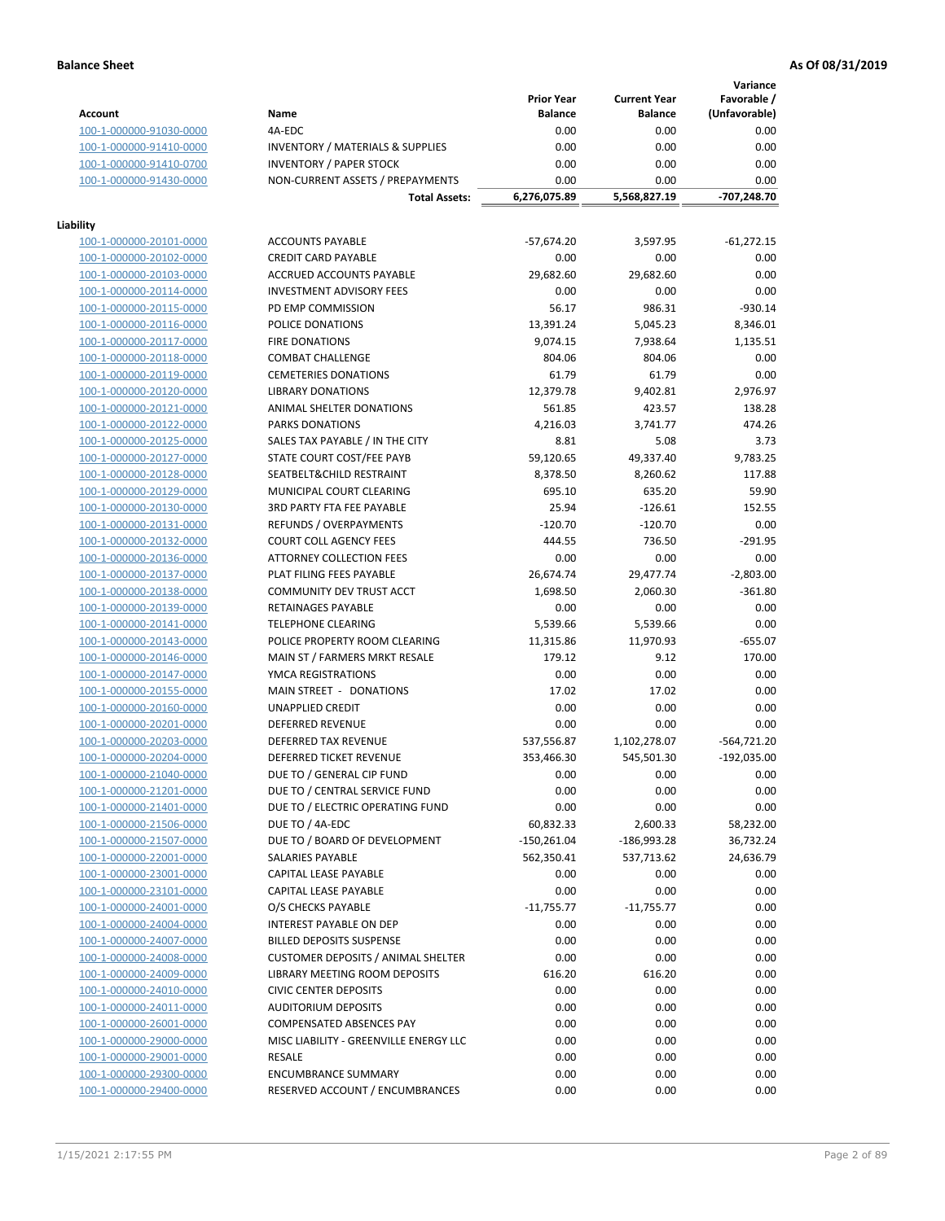**Balance Sheet** **As Of 08/31/2019**

| Account | Name | Prior Year Balance | Current Year Balance | Variance Favorable / (Unfavorable) |
|---|---|---|---|---|
| 100-1-000000-91030-0000 | 4A-EDC | 0.00 | 0.00 | 0.00 |
| 100-1-000000-91410-0000 | INVENTORY / MATERIALS & SUPPLIES | 0.00 | 0.00 | 0.00 |
| 100-1-000000-91410-0700 | INVENTORY / PAPER STOCK | 0.00 | 0.00 | 0.00 |
| 100-1-000000-91430-0000 | NON-CURRENT ASSETS / PREPAYMENTS | 0.00 | 0.00 | 0.00 |
| | **Total Assets:** | **6,276,075.89** | **5,568,827.19** | **-707,248.70** |

**Liability**

| Account | Name | Prior Year Balance | Current Year Balance | Variance Favorable / (Unfavorable) |
|---|---|---|---|---|
| 100-1-000000-20101-0000 | ACCOUNTS PAYABLE | -57,674.20 | 3,597.95 | -61,272.15 |
| 100-1-000000-20102-0000 | CREDIT CARD PAYABLE | 0.00 | 0.00 | 0.00 |
| 100-1-000000-20103-0000 | ACCRUED ACCOUNTS PAYABLE | 29,682.60 | 29,682.60 | 0.00 |
| 100-1-000000-20114-0000 | INVESTMENT ADVISORY FEES | 0.00 | 0.00 | 0.00 |
| 100-1-000000-20115-0000 | PD EMP COMMISSION | 56.17 | 986.31 | -930.14 |
| 100-1-000000-20116-0000 | POLICE DONATIONS | 13,391.24 | 5,045.23 | 8,346.01 |
| 100-1-000000-20117-0000 | FIRE DONATIONS | 9,074.15 | 7,938.64 | 1,135.51 |
| 100-1-000000-20118-0000 | COMBAT CHALLENGE | 804.06 | 804.06 | 0.00 |
| 100-1-000000-20119-0000 | CEMETERIES DONATIONS | 61.79 | 61.79 | 0.00 |
| 100-1-000000-20120-0000 | LIBRARY DONATIONS | 12,379.78 | 9,402.81 | 2,976.97 |
| 100-1-000000-20121-0000 | ANIMAL SHELTER DONATIONS | 561.85 | 423.57 | 138.28 |
| 100-1-000000-20122-0000 | PARKS DONATIONS | 4,216.03 | 3,741.77 | 474.26 |
| 100-1-000000-20125-0000 | SALES TAX PAYABLE / IN THE CITY | 8.81 | 5.08 | 3.73 |
| 100-1-000000-20127-0000 | STATE COURT COST/FEE PAYB | 59,120.65 | 49,337.40 | 9,783.25 |
| 100-1-000000-20128-0000 | SEATBELT&CHILD RESTRAINT | 8,378.50 | 8,260.62 | 117.88 |
| 100-1-000000-20129-0000 | MUNICIPAL COURT CLEARING | 695.10 | 635.20 | 59.90 |
| 100-1-000000-20130-0000 | 3RD PARTY FTA FEE PAYABLE | 25.94 | -126.61 | 152.55 |
| 100-1-000000-20131-0000 | REFUNDS / OVERPAYMENTS | -120.70 | -120.70 | 0.00 |
| 100-1-000000-20132-0000 | COURT COLL AGENCY FEES | 444.55 | 736.50 | -291.95 |
| 100-1-000000-20136-0000 | ATTORNEY COLLECTION FEES | 0.00 | 0.00 | 0.00 |
| 100-1-000000-20137-0000 | PLAT FILING FEES PAYABLE | 26,674.74 | 29,477.74 | -2,803.00 |
| 100-1-000000-20138-0000 | COMMUNITY DEV TRUST ACCT | 1,698.50 | 2,060.30 | -361.80 |
| 100-1-000000-20139-0000 | RETAINAGES PAYABLE | 0.00 | 0.00 | 0.00 |
| 100-1-000000-20141-0000 | TELEPHONE CLEARING | 5,539.66 | 5,539.66 | 0.00 |
| 100-1-000000-20143-0000 | POLICE PROPERTY ROOM CLEARING | 11,315.86 | 11,970.93 | -655.07 |
| 100-1-000000-20146-0000 | MAIN ST / FARMERS MRKT RESALE | 179.12 | 9.12 | 170.00 |
| 100-1-000000-20147-0000 | YMCA REGISTRATIONS | 0.00 | 0.00 | 0.00 |
| 100-1-000000-20155-0000 | MAIN STREET - DONATIONS | 17.02 | 17.02 | 0.00 |
| 100-1-000000-20160-0000 | UNAPPLIED CREDIT | 0.00 | 0.00 | 0.00 |
| 100-1-000000-20201-0000 | DEFERRED REVENUE | 0.00 | 0.00 | 0.00 |
| 100-1-000000-20203-0000 | DEFERRED TAX REVENUE | 537,556.87 | 1,102,278.07 | -564,721.20 |
| 100-1-000000-20204-0000 | DEFERRED TICKET REVENUE | 353,466.30 | 545,501.30 | -192,035.00 |
| 100-1-000000-21040-0000 | DUE TO / GENERAL CIP FUND | 0.00 | 0.00 | 0.00 |
| 100-1-000000-21201-0000 | DUE TO / CENTRAL SERVICE FUND | 0.00 | 0.00 | 0.00 |
| 100-1-000000-21401-0000 | DUE TO / ELECTRIC OPERATING FUND | 0.00 | 0.00 | 0.00 |
| 100-1-000000-21506-0000 | DUE TO / 4A-EDC | 60,832.33 | 2,600.33 | 58,232.00 |
| 100-1-000000-21507-0000 | DUE TO / BOARD OF DEVELOPMENT | -150,261.04 | -186,993.28 | 36,732.24 |
| 100-1-000000-22001-0000 | SALARIES PAYABLE | 562,350.41 | 537,713.62 | 24,636.79 |
| 100-1-000000-23001-0000 | CAPITAL LEASE PAYABLE | 0.00 | 0.00 | 0.00 |
| 100-1-000000-23101-0000 | CAPITAL LEASE PAYABLE | 0.00 | 0.00 | 0.00 |
| 100-1-000000-24001-0000 | O/S CHECKS PAYABLE | -11,755.77 | -11,755.77 | 0.00 |
| 100-1-000000-24004-0000 | INTEREST PAYABLE ON DEP | 0.00 | 0.00 | 0.00 |
| 100-1-000000-24007-0000 | BILLED DEPOSITS SUSPENSE | 0.00 | 0.00 | 0.00 |
| 100-1-000000-24008-0000 | CUSTOMER DEPOSITS / ANIMAL SHELTER | 0.00 | 0.00 | 0.00 |
| 100-1-000000-24009-0000 | LIBRARY MEETING ROOM DEPOSITS | 616.20 | 616.20 | 0.00 |
| 100-1-000000-24010-0000 | CIVIC CENTER DEPOSITS | 0.00 | 0.00 | 0.00 |
| 100-1-000000-24011-0000 | AUDITORIUM DEPOSITS | 0.00 | 0.00 | 0.00 |
| 100-1-000000-26001-0000 | COMPENSATED ABSENCES PAY | 0.00 | 0.00 | 0.00 |
| 100-1-000000-29000-0000 | MISC LIABILITY - GREENVILLE ENERGY LLC | 0.00 | 0.00 | 0.00 |
| 100-1-000000-29001-0000 | RESALE | 0.00 | 0.00 | 0.00 |
| 100-1-000000-29300-0000 | ENCUMBRANCE SUMMARY | 0.00 | 0.00 | 0.00 |
| 100-1-000000-29400-0000 | RESERVED ACCOUNT / ENCUMBRANCES | 0.00 | 0.00 | 0.00 |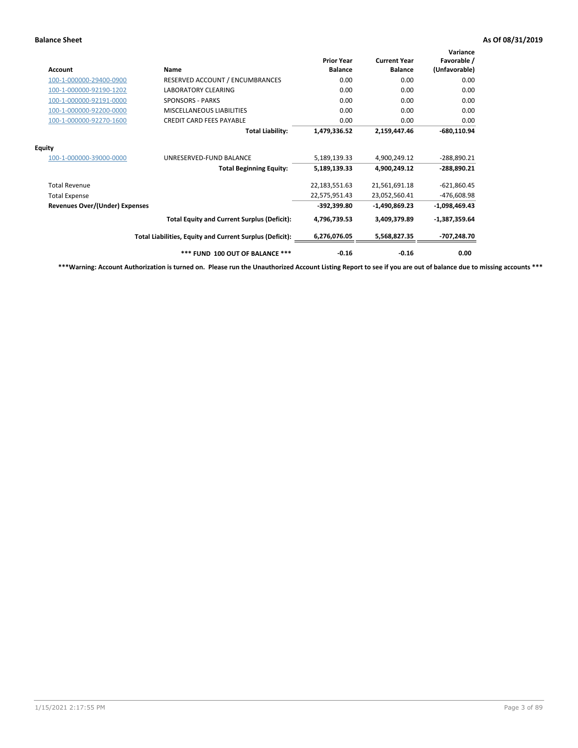**Balance Sheet** **As Of 08/31/2019**

| Account | Name | Prior Year Balance | Current Year Balance | Variance Favorable / (Unfavorable) |
|---|---|---|---|---|
| 100-1-000000-29400-0900 | RESERVED ACCOUNT / ENCUMBRANCES | 0.00 | 0.00 | 0.00 |
| 100-1-000000-92190-1202 | LABORATORY CLEARING | 0.00 | 0.00 | 0.00 |
| 100-1-000000-92191-0000 | SPONSORS - PARKS | 0.00 | 0.00 | 0.00 |
| 100-1-000000-92200-0000 | MISCELLANEOUS LIABILITIES | 0.00 | 0.00 | 0.00 |
| 100-1-000000-92270-1600 | CREDIT CARD FEES PAYABLE | 0.00 | 0.00 | 0.00 |
| | **Total Liability:** | **1,479,336.52** | **2,159,447.46** | **-680,110.94** |
| **Equity** | | | | |
| 100-1-000000-39000-0000 | UNRESERVED-FUND BALANCE | 5,189,139.33 | 4,900,249.12 | -288,890.21 |
| | **Total Beginning Equity:** | **5,189,139.33** | **4,900,249.12** | **-288,890.21** |
| Total Revenue | | 22,183,551.63 | 21,561,691.18 | -621,860.45 |
| Total Expense | | 22,575,951.43 | 23,052,560.41 | -476,608.98 |
| **Revenues Over/(Under) Expenses** | | **-392,399.80** | **-1,490,869.23** | **-1,098,469.43** |
| | **Total Equity and Current Surplus (Deficit):** | **4,796,739.53** | **3,409,379.89** | **-1,387,359.64** |
| | **Total Liabilities, Equity and Current Surplus (Deficit):** | **6,276,076.05** | **5,568,827.35** | **-707,248.70** |
| | ***** FUND 100 OUT OF BALANCE ***** | **-0.16** | **-0.16** | **0.00** |

*****Warning: Account Authorization is turned on. Please run the Unauthorized Account Listing Report to see if you are out of balance due to missing accounts *****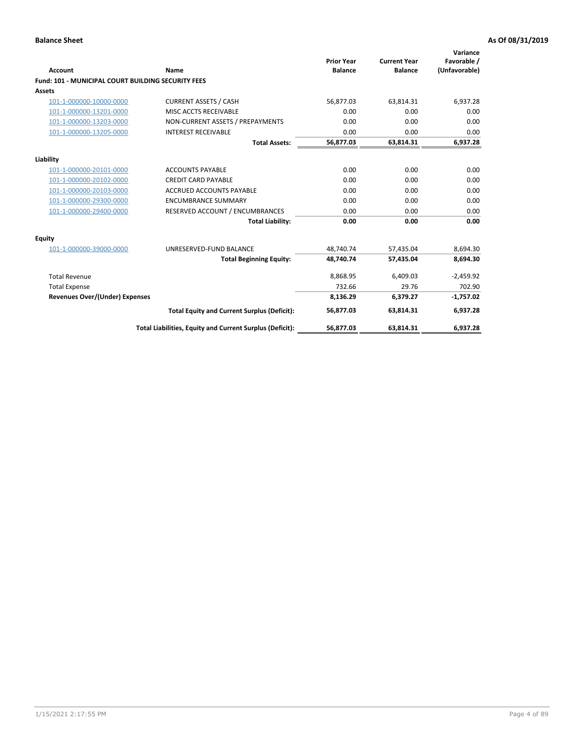**Balance Sheet** — As Of 08/31/2019

| Account | Name | Prior Year Balance | Current Year Balance | Variance Favorable / (Unfavorable) |
|---|---|---|---|---|
| **Fund: 101 - MUNICIPAL COURT BUILDING SECURITY FEES** | | | | |
| **Assets** | | | | |
| 101-1-000000-10000-0000 | CURRENT ASSETS / CASH | 56,877.03 | 63,814.31 | 6,937.28 |
| 101-1-000000-13201-0000 | MISC ACCTS RECEIVABLE | 0.00 | 0.00 | 0.00 |
| 101-1-000000-13203-0000 | NON-CURRENT ASSETS / PREPAYMENTS | 0.00 | 0.00 | 0.00 |
| 101-1-000000-13205-0000 | INTEREST RECEIVABLE | 0.00 | 0.00 | 0.00 |
| | **Total Assets:** | **56,877.03** | **63,814.31** | **6,937.28** |
| **Liability** | | | | |
| 101-1-000000-20101-0000 | ACCOUNTS PAYABLE | 0.00 | 0.00 | 0.00 |
| 101-1-000000-20102-0000 | CREDIT CARD PAYABLE | 0.00 | 0.00 | 0.00 |
| 101-1-000000-20103-0000 | ACCRUED ACCOUNTS PAYABLE | 0.00 | 0.00 | 0.00 |
| 101-1-000000-29300-0000 | ENCUMBRANCE SUMMARY | 0.00 | 0.00 | 0.00 |
| 101-1-000000-29400-0000 | RESERVED ACCOUNT / ENCUMBRANCES | 0.00 | 0.00 | 0.00 |
| | **Total Liability:** | **0.00** | **0.00** | **0.00** |
| **Equity** | | | | |
| 101-1-000000-39000-0000 | UNRESERVED-FUND BALANCE | 48,740.74 | 57,435.04 | 8,694.30 |
| | **Total Beginning Equity:** | **48,740.74** | **57,435.04** | **8,694.30** |
| Total Revenue | | 8,868.95 | 6,409.03 | -2,459.92 |
| Total Expense | | 732.66 | 29.76 | 702.90 |
| **Revenues Over/(Under) Expenses** | | **8,136.29** | **6,379.27** | **-1,757.02** |
| | **Total Equity and Current Surplus (Deficit):** | **56,877.03** | **63,814.31** | **6,937.28** |
| | **Total Liabilities, Equity and Current Surplus (Deficit):** | **56,877.03** | **63,814.31** | **6,937.28** |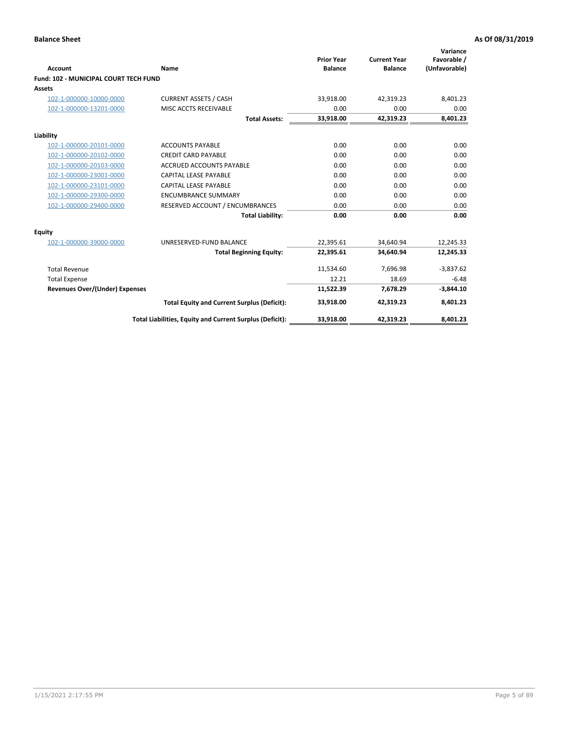**Balance Sheet** **As Of 08/31/2019**

| Account | Name | Prior Year Balance | Current Year Balance | Variance Favorable / (Unfavorable) |
|---|---|---|---|---|
| **Fund: 102 - MUNICIPAL COURT TECH FUND** | | | | |
| **Assets** | | | | |
| 102-1-000000-10000-0000 | CURRENT ASSETS / CASH | 33,918.00 | 42,319.23 | 8,401.23 |
| 102-1-000000-13201-0000 | MISC ACCTS RECEIVABLE | 0.00 | 0.00 | 0.00 |
| | **Total Assets:** | **33,918.00** | **42,319.23** | **8,401.23** |
| **Liability** | | | | |
| 102-1-000000-20101-0000 | ACCOUNTS PAYABLE | 0.00 | 0.00 | 0.00 |
| 102-1-000000-20102-0000 | CREDIT CARD PAYABLE | 0.00 | 0.00 | 0.00 |
| 102-1-000000-20103-0000 | ACCRUED ACCOUNTS PAYABLE | 0.00 | 0.00 | 0.00 |
| 102-1-000000-23001-0000 | CAPITAL LEASE PAYABLE | 0.00 | 0.00 | 0.00 |
| 102-1-000000-23101-0000 | CAPITAL LEASE PAYABLE | 0.00 | 0.00 | 0.00 |
| 102-1-000000-29300-0000 | ENCUMBRANCE SUMMARY | 0.00 | 0.00 | 0.00 |
| 102-1-000000-29400-0000 | RESERVED ACCOUNT / ENCUMBRANCES | 0.00 | 0.00 | 0.00 |
| | **Total Liability:** | **0.00** | **0.00** | **0.00** |
| **Equity** | | | | |
| 102-1-000000-39000-0000 | UNRESERVED-FUND BALANCE | 22,395.61 | 34,640.94 | 12,245.33 |
| | **Total Beginning Equity:** | **22,395.61** | **34,640.94** | **12,245.33** |
| Total Revenue | | 11,534.60 | 7,696.98 | -3,837.62 |
| Total Expense | | 12.21 | 18.69 | -6.48 |
| **Revenues Over/(Under) Expenses** | | **11,522.39** | **7,678.29** | **-3,844.10** |
| | **Total Equity and Current Surplus (Deficit):** | **33,918.00** | **42,319.23** | **8,401.23** |
| | **Total Liabilities, Equity and Current Surplus (Deficit):** | **33,918.00** | **42,319.23** | **8,401.23** |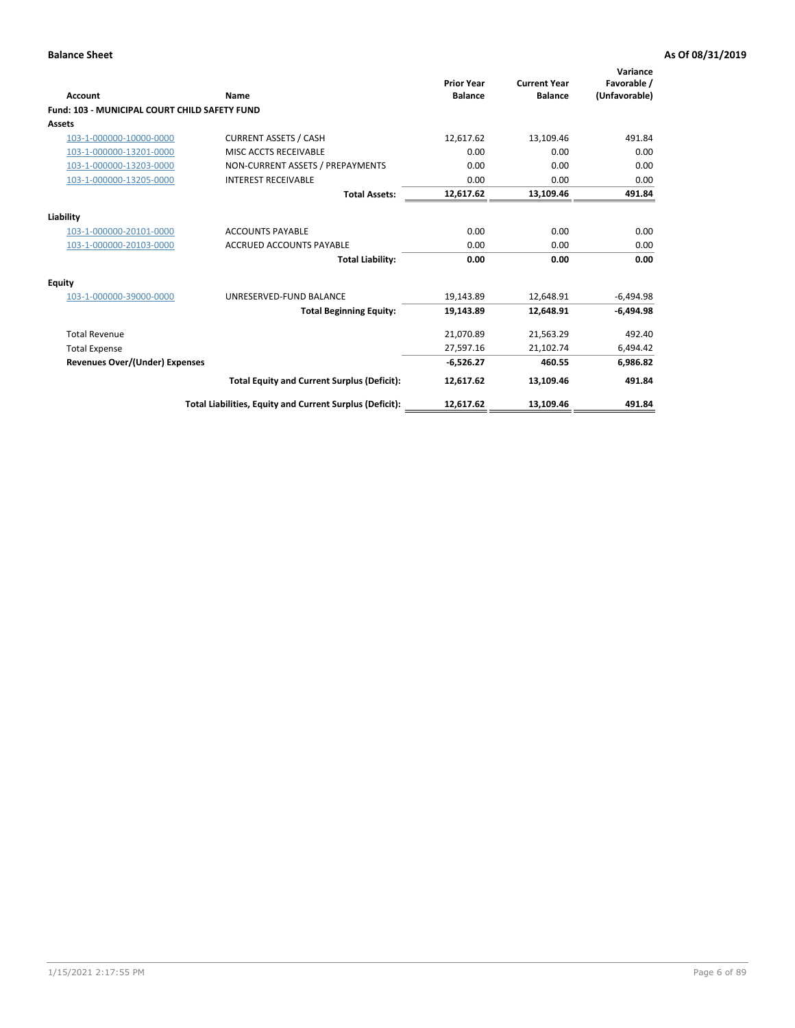**Balance Sheet** — **As Of 08/31/2019**

| Account | Name | Prior Year Balance | Current Year Balance | Variance Favorable / (Unfavorable) |
|---|---|---|---|---|
| **Fund: 103 - MUNICIPAL COURT CHILD SAFETY FUND** | | | | |
| **Assets** | | | | |
| 103-1-000000-10000-0000 | CURRENT ASSETS / CASH | 12,617.62 | 13,109.46 | 491.84 |
| 103-1-000000-13201-0000 | MISC ACCTS RECEIVABLE | 0.00 | 0.00 | 0.00 |
| 103-1-000000-13203-0000 | NON-CURRENT ASSETS / PREPAYMENTS | 0.00 | 0.00 | 0.00 |
| 103-1-000000-13205-0000 | INTEREST RECEIVABLE | 0.00 | 0.00 | 0.00 |
| | **Total Assets:** | **12,617.62** | **13,109.46** | **491.84** |
| **Liability** | | | | |
| 103-1-000000-20101-0000 | ACCOUNTS PAYABLE | 0.00 | 0.00 | 0.00 |
| 103-1-000000-20103-0000 | ACCRUED ACCOUNTS PAYABLE | 0.00 | 0.00 | 0.00 |
| | **Total Liability:** | **0.00** | **0.00** | **0.00** |
| **Equity** | | | | |
| 103-1-000000-39000-0000 | UNRESERVED-FUND BALANCE | 19,143.89 | 12,648.91 | -6,494.98 |
| | **Total Beginning Equity:** | **19,143.89** | **12,648.91** | **-6,494.98** |
| Total Revenue | | 21,070.89 | 21,563.29 | 492.40 |
| Total Expense | | 27,597.16 | 21,102.74 | 6,494.42 |
| **Revenues Over/(Under) Expenses** | | **-6,526.27** | **460.55** | **6,986.82** |
| | **Total Equity and Current Surplus (Deficit):** | **12,617.62** | **13,109.46** | **491.84** |
| | **Total Liabilities, Equity and Current Surplus (Deficit):** | **12,617.62** | **13,109.46** | **491.84** |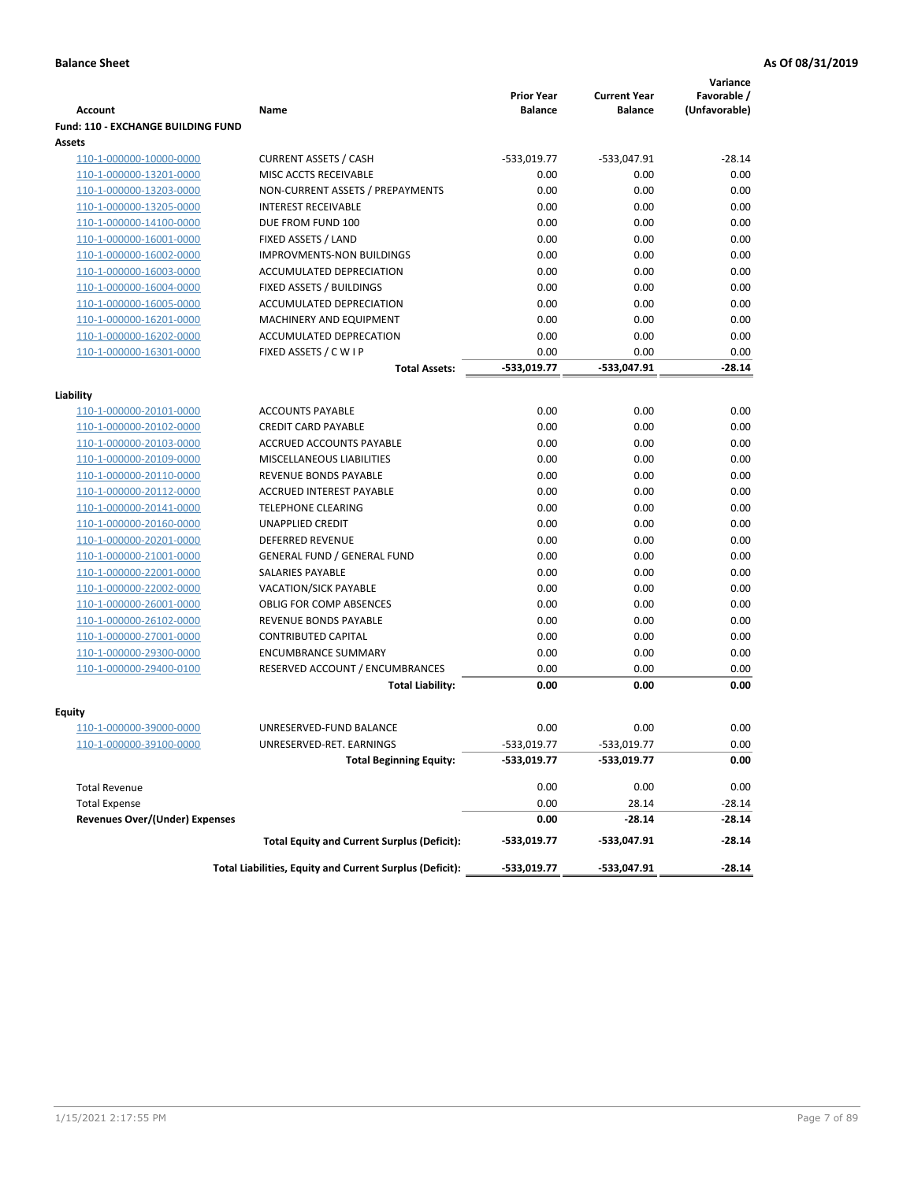**Balance Sheet** **As Of 08/31/2019**

| Account | Name | Prior Year Balance | Current Year Balance | Variance Favorable / (Unfavorable) |
|---|---|---|---|---|
| **Fund: 110 - EXCHANGE BUILDING FUND** | | | | |
| **Assets** | | | | |
| 110-1-000000-10000-0000 | CURRENT ASSETS / CASH | -533,019.77 | -533,047.91 | -28.14 |
| 110-1-000000-13201-0000 | MISC ACCTS RECEIVABLE | 0.00 | 0.00 | 0.00 |
| 110-1-000000-13203-0000 | NON-CURRENT ASSETS / PREPAYMENTS | 0.00 | 0.00 | 0.00 |
| 110-1-000000-13205-0000 | INTEREST RECEIVABLE | 0.00 | 0.00 | 0.00 |
| 110-1-000000-14100-0000 | DUE FROM FUND 100 | 0.00 | 0.00 | 0.00 |
| 110-1-000000-16001-0000 | FIXED ASSETS / LAND | 0.00 | 0.00 | 0.00 |
| 110-1-000000-16002-0000 | IMPROVMENTS-NON BUILDINGS | 0.00 | 0.00 | 0.00 |
| 110-1-000000-16003-0000 | ACCUMULATED DEPRECIATION | 0.00 | 0.00 | 0.00 |
| 110-1-000000-16004-0000 | FIXED ASSETS / BUILDINGS | 0.00 | 0.00 | 0.00 |
| 110-1-000000-16005-0000 | ACCUMULATED DEPRECIATION | 0.00 | 0.00 | 0.00 |
| 110-1-000000-16201-0000 | MACHINERY AND EQUIPMENT | 0.00 | 0.00 | 0.00 |
| 110-1-000000-16202-0000 | ACCUMULATED DEPRECATION | 0.00 | 0.00 | 0.00 |
| 110-1-000000-16301-0000 | FIXED ASSETS / C W I P | 0.00 | 0.00 | 0.00 |
| | **Total Assets:** | **-533,019.77** | **-533,047.91** | **-28.14** |
| **Liability** | | | | |
| 110-1-000000-20101-0000 | ACCOUNTS PAYABLE | 0.00 | 0.00 | 0.00 |
| 110-1-000000-20102-0000 | CREDIT CARD PAYABLE | 0.00 | 0.00 | 0.00 |
| 110-1-000000-20103-0000 | ACCRUED ACCOUNTS PAYABLE | 0.00 | 0.00 | 0.00 |
| 110-1-000000-20109-0000 | MISCELLANEOUS LIABILITIES | 0.00 | 0.00 | 0.00 |
| 110-1-000000-20110-0000 | REVENUE BONDS PAYABLE | 0.00 | 0.00 | 0.00 |
| 110-1-000000-20112-0000 | ACCRUED INTEREST PAYABLE | 0.00 | 0.00 | 0.00 |
| 110-1-000000-20141-0000 | TELEPHONE CLEARING | 0.00 | 0.00 | 0.00 |
| 110-1-000000-20160-0000 | UNAPPLIED CREDIT | 0.00 | 0.00 | 0.00 |
| 110-1-000000-20201-0000 | DEFERRED REVENUE | 0.00 | 0.00 | 0.00 |
| 110-1-000000-21001-0000 | GENERAL FUND / GENERAL FUND | 0.00 | 0.00 | 0.00 |
| 110-1-000000-22001-0000 | SALARIES PAYABLE | 0.00 | 0.00 | 0.00 |
| 110-1-000000-22002-0000 | VACATION/SICK PAYABLE | 0.00 | 0.00 | 0.00 |
| 110-1-000000-26001-0000 | OBLIG FOR COMP ABSENCES | 0.00 | 0.00 | 0.00 |
| 110-1-000000-26102-0000 | REVENUE BONDS PAYABLE | 0.00 | 0.00 | 0.00 |
| 110-1-000000-27001-0000 | CONTRIBUTED CAPITAL | 0.00 | 0.00 | 0.00 |
| 110-1-000000-29300-0000 | ENCUMBRANCE SUMMARY | 0.00 | 0.00 | 0.00 |
| 110-1-000000-29400-0100 | RESERVED ACCOUNT / ENCUMBRANCES | 0.00 | 0.00 | 0.00 |
| | **Total Liability:** | **0.00** | **0.00** | **0.00** |
| **Equity** | | | | |
| 110-1-000000-39000-0000 | UNRESERVED-FUND BALANCE | 0.00 | 0.00 | 0.00 |
| 110-1-000000-39100-0000 | UNRESERVED-RET. EARNINGS | -533,019.77 | -533,019.77 | 0.00 |
| | **Total Beginning Equity:** | **-533,019.77** | **-533,019.77** | **0.00** |
| Total Revenue | | 0.00 | 0.00 | 0.00 |
| Total Expense | | 0.00 | 28.14 | -28.14 |
| **Revenues Over/(Under) Expenses** | | **0.00** | **-28.14** | **-28.14** |
| | **Total Equity and Current Surplus (Deficit):** | **-533,019.77** | **-533,047.91** | **-28.14** |
| | **Total Liabilities, Equity and Current Surplus (Deficit):** | **-533,019.77** | **-533,047.91** | **-28.14** |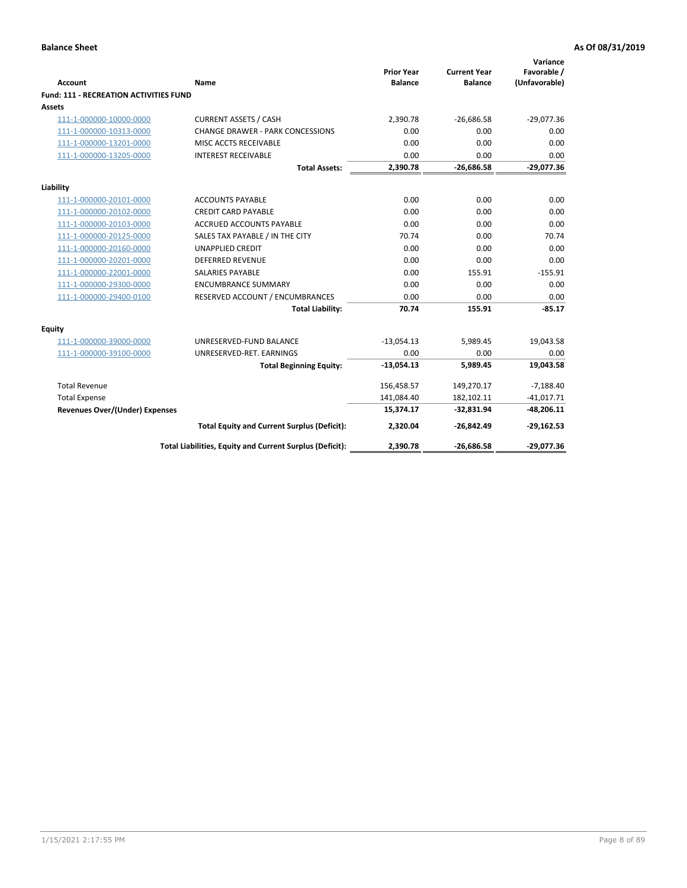**Balance Sheet** — **As Of 08/31/2019**

| Account | Name | Prior Year Balance | Current Year Balance | Variance Favorable / (Unfavorable) |
|---|---|---|---|---|
| **Fund: 111 - RECREATION ACTIVITIES FUND** | | | | |
| **Assets** | | | | |
| 111-1-000000-10000-0000 | CURRENT ASSETS / CASH | 2,390.78 | -26,686.58 | -29,077.36 |
| 111-1-000000-10313-0000 | CHANGE DRAWER - PARK CONCESSIONS | 0.00 | 0.00 | 0.00 |
| 111-1-000000-13201-0000 | MISC ACCTS RECEIVABLE | 0.00 | 0.00 | 0.00 |
| 111-1-000000-13205-0000 | INTEREST RECEIVABLE | 0.00 | 0.00 | 0.00 |
| | **Total Assets:** | **2,390.78** | **-26,686.58** | **-29,077.36** |
| **Liability** | | | | |
| 111-1-000000-20101-0000 | ACCOUNTS PAYABLE | 0.00 | 0.00 | 0.00 |
| 111-1-000000-20102-0000 | CREDIT CARD PAYABLE | 0.00 | 0.00 | 0.00 |
| 111-1-000000-20103-0000 | ACCRUED ACCOUNTS PAYABLE | 0.00 | 0.00 | 0.00 |
| 111-1-000000-20125-0000 | SALES TAX PAYABLE / IN THE CITY | 70.74 | 0.00 | 70.74 |
| 111-1-000000-20160-0000 | UNAPPLIED CREDIT | 0.00 | 0.00 | 0.00 |
| 111-1-000000-20201-0000 | DEFERRED REVENUE | 0.00 | 0.00 | 0.00 |
| 111-1-000000-22001-0000 | SALARIES PAYABLE | 0.00 | 155.91 | -155.91 |
| 111-1-000000-29300-0000 | ENCUMBRANCE SUMMARY | 0.00 | 0.00 | 0.00 |
| 111-1-000000-29400-0100 | RESERVED ACCOUNT / ENCUMBRANCES | 0.00 | 0.00 | 0.00 |
| | **Total Liability:** | **70.74** | **155.91** | **-85.17** |
| **Equity** | | | | |
| 111-1-000000-39000-0000 | UNRESERVED-FUND BALANCE | -13,054.13 | 5,989.45 | 19,043.58 |
| 111-1-000000-39100-0000 | UNRESERVED-RET. EARNINGS | 0.00 | 0.00 | 0.00 |
| | **Total Beginning Equity:** | **-13,054.13** | **5,989.45** | **19,043.58** |
| Total Revenue | | 156,458.57 | 149,270.17 | -7,188.40 |
| Total Expense | | 141,084.40 | 182,102.11 | -41,017.71 |
| **Revenues Over/(Under) Expenses** | | **15,374.17** | **-32,831.94** | **-48,206.11** |
| | **Total Equity and Current Surplus (Deficit):** | **2,320.04** | **-26,842.49** | **-29,162.53** |
| | **Total Liabilities, Equity and Current Surplus (Deficit):** | **2,390.78** | **-26,686.58** | **-29,077.36** |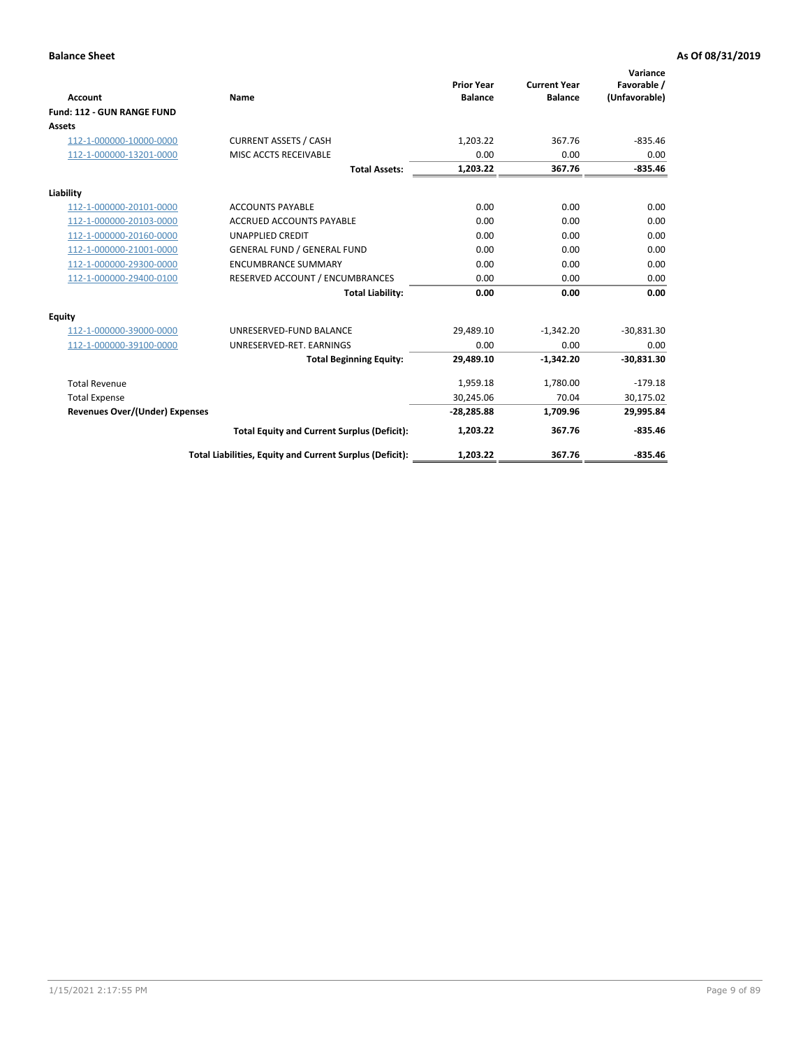**Balance Sheet** **As Of 08/31/2019**

| Account | Name | Prior Year Balance | Current Year Balance | Variance Favorable / (Unfavorable) |
|---|---|---|---|---|
| **Fund: 112 - GUN RANGE FUND** | | | | |
| **Assets** | | | | |
| 112-1-000000-10000-0000 | CURRENT ASSETS / CASH | 1,203.22 | 367.76 | -835.46 |
| 112-1-000000-13201-0000 | MISC ACCTS RECEIVABLE | 0.00 | 0.00 | 0.00 |
| | **Total Assets:** | **1,203.22** | **367.76** | **-835.46** |
| **Liability** | | | | |
| 112-1-000000-20101-0000 | ACCOUNTS PAYABLE | 0.00 | 0.00 | 0.00 |
| 112-1-000000-20103-0000 | ACCRUED ACCOUNTS PAYABLE | 0.00 | 0.00 | 0.00 |
| 112-1-000000-20160-0000 | UNAPPLIED CREDIT | 0.00 | 0.00 | 0.00 |
| 112-1-000000-21001-0000 | GENERAL FUND / GENERAL FUND | 0.00 | 0.00 | 0.00 |
| 112-1-000000-29300-0000 | ENCUMBRANCE SUMMARY | 0.00 | 0.00 | 0.00 |
| 112-1-000000-29400-0100 | RESERVED ACCOUNT / ENCUMBRANCES | 0.00 | 0.00 | 0.00 |
| | **Total Liability:** | **0.00** | **0.00** | **0.00** |
| **Equity** | | | | |
| 112-1-000000-39000-0000 | UNRESERVED-FUND BALANCE | 29,489.10 | -1,342.20 | -30,831.30 |
| 112-1-000000-39100-0000 | UNRESERVED-RET. EARNINGS | 0.00 | 0.00 | 0.00 |
| | **Total Beginning Equity:** | **29,489.10** | **-1,342.20** | **-30,831.30** |
| Total Revenue | | 1,959.18 | 1,780.00 | -179.18 |
| Total Expense | | 30,245.06 | 70.04 | 30,175.02 |
| **Revenues Over/(Under) Expenses** | | **-28,285.88** | **1,709.96** | **29,995.84** |
| | **Total Equity and Current Surplus (Deficit):** | **1,203.22** | **367.76** | **-835.46** |
| | **Total Liabilities, Equity and Current Surplus (Deficit):** | **1,203.22** | **367.76** | **-835.46** |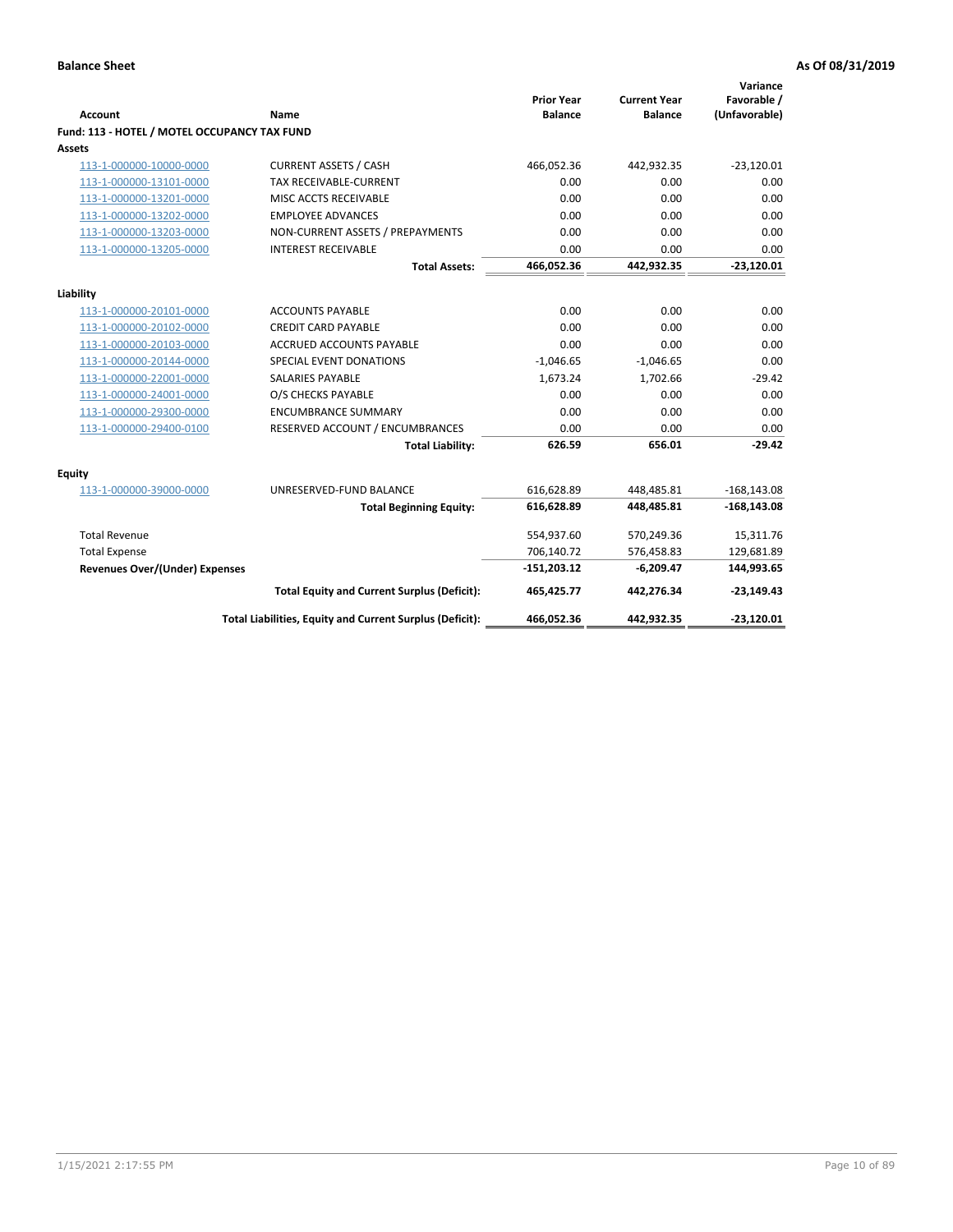**Balance Sheet** **As Of 08/31/2019**

| Account | Name | Prior Year Balance | Current Year Balance | Variance Favorable / (Unfavorable) |
|---|---|---|---|---|
| **Fund: 113 - HOTEL / MOTEL OCCUPANCY TAX FUND** | | | | |
| **Assets** | | | | |
| 113-1-000000-10000-0000 | CURRENT ASSETS / CASH | 466,052.36 | 442,932.35 | -23,120.01 |
| 113-1-000000-13101-0000 | TAX RECEIVABLE-CURRENT | 0.00 | 0.00 | 0.00 |
| 113-1-000000-13201-0000 | MISC ACCTS RECEIVABLE | 0.00 | 0.00 | 0.00 |
| 113-1-000000-13202-0000 | EMPLOYEE ADVANCES | 0.00 | 0.00 | 0.00 |
| 113-1-000000-13203-0000 | NON-CURRENT ASSETS / PREPAYMENTS | 0.00 | 0.00 | 0.00 |
| 113-1-000000-13205-0000 | INTEREST RECEIVABLE | 0.00 | 0.00 | 0.00 |
| | **Total Assets:** | **466,052.36** | **442,932.35** | **-23,120.01** |
| **Liability** | | | | |
| 113-1-000000-20101-0000 | ACCOUNTS PAYABLE | 0.00 | 0.00 | 0.00 |
| 113-1-000000-20102-0000 | CREDIT CARD PAYABLE | 0.00 | 0.00 | 0.00 |
| 113-1-000000-20103-0000 | ACCRUED ACCOUNTS PAYABLE | 0.00 | 0.00 | 0.00 |
| 113-1-000000-20144-0000 | SPECIAL EVENT DONATIONS | -1,046.65 | -1,046.65 | 0.00 |
| 113-1-000000-22001-0000 | SALARIES PAYABLE | 1,673.24 | 1,702.66 | -29.42 |
| 113-1-000000-24001-0000 | O/S CHECKS PAYABLE | 0.00 | 0.00 | 0.00 |
| 113-1-000000-29300-0000 | ENCUMBRANCE SUMMARY | 0.00 | 0.00 | 0.00 |
| 113-1-000000-29400-0100 | RESERVED ACCOUNT / ENCUMBRANCES | 0.00 | 0.00 | 0.00 |
| | **Total Liability:** | **626.59** | **656.01** | **-29.42** |
| **Equity** | | | | |
| 113-1-000000-39000-0000 | UNRESERVED-FUND BALANCE | 616,628.89 | 448,485.81 | -168,143.08 |
| | **Total Beginning Equity:** | **616,628.89** | **448,485.81** | **-168,143.08** |
| Total Revenue | | 554,937.60 | 570,249.36 | 15,311.76 |
| Total Expense | | 706,140.72 | 576,458.83 | 129,681.89 |
| **Revenues Over/(Under) Expenses** | | **-151,203.12** | **-6,209.47** | **144,993.65** |
| | **Total Equity and Current Surplus (Deficit):** | **465,425.77** | **442,276.34** | **-23,149.43** |
| | **Total Liabilities, Equity and Current Surplus (Deficit):** | **466,052.36** | **442,932.35** | **-23,120.01** |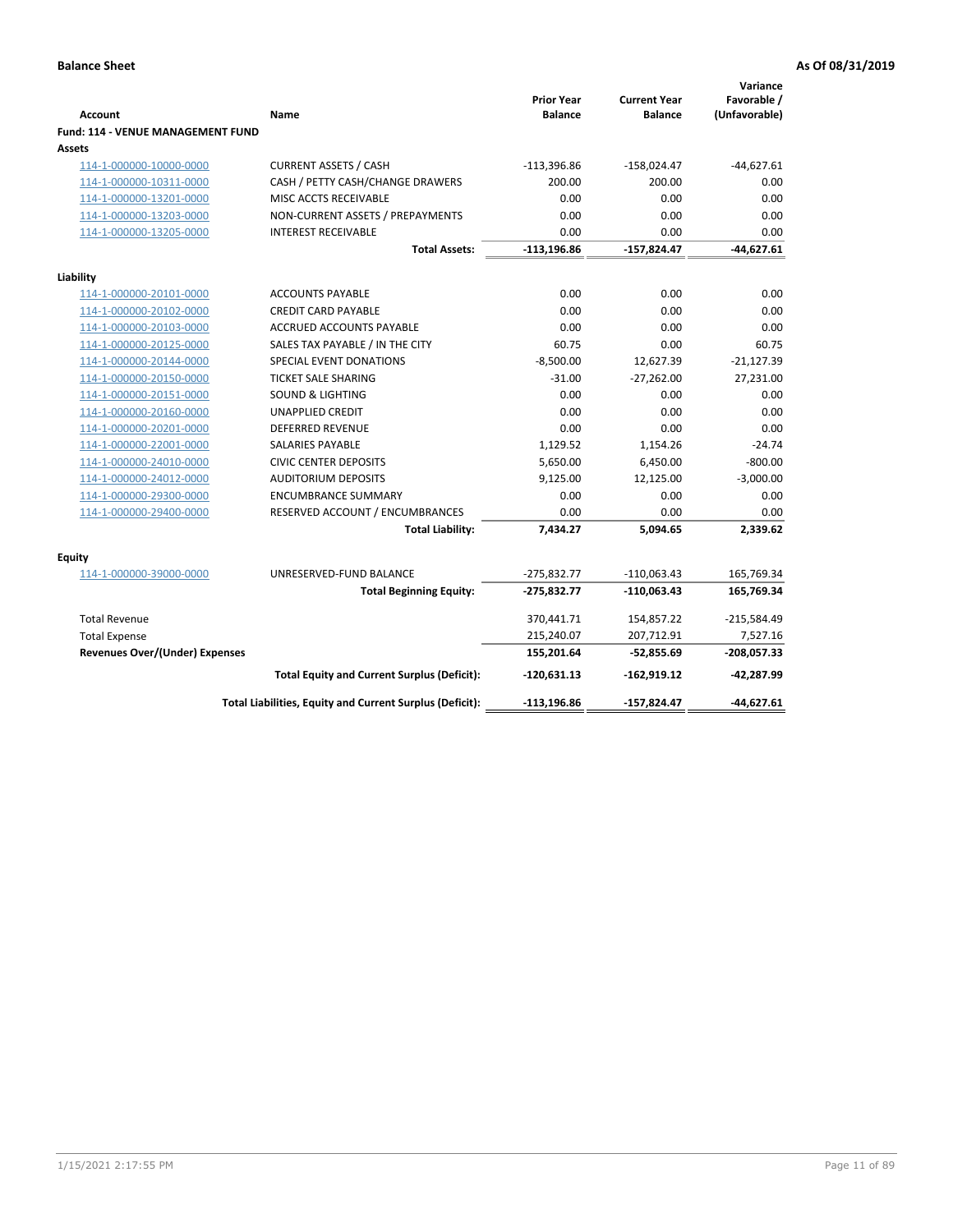**Balance Sheet** **As Of 08/31/2019**

| Account | Name | Prior Year Balance | Current Year Balance | Variance Favorable / (Unfavorable) |
|---|---|---|---|---|
| **Fund: 114 - VENUE MANAGEMENT FUND** | | | | |
| **Assets** | | | | |
| 114-1-000000-10000-0000 | CURRENT ASSETS / CASH | -113,396.86 | -158,024.47 | -44,627.61 |
| 114-1-000000-10311-0000 | CASH / PETTY CASH/CHANGE DRAWERS | 200.00 | 200.00 | 0.00 |
| 114-1-000000-13201-0000 | MISC ACCTS RECEIVABLE | 0.00 | 0.00 | 0.00 |
| 114-1-000000-13203-0000 | NON-CURRENT ASSETS / PREPAYMENTS | 0.00 | 0.00 | 0.00 |
| 114-1-000000-13205-0000 | INTEREST RECEIVABLE | 0.00 | 0.00 | 0.00 |
| | **Total Assets:** | **-113,196.86** | **-157,824.47** | **-44,627.61** |
| **Liability** | | | | |
| 114-1-000000-20101-0000 | ACCOUNTS PAYABLE | 0.00 | 0.00 | 0.00 |
| 114-1-000000-20102-0000 | CREDIT CARD PAYABLE | 0.00 | 0.00 | 0.00 |
| 114-1-000000-20103-0000 | ACCRUED ACCOUNTS PAYABLE | 0.00 | 0.00 | 0.00 |
| 114-1-000000-20125-0000 | SALES TAX PAYABLE / IN THE CITY | 60.75 | 0.00 | 60.75 |
| 114-1-000000-20144-0000 | SPECIAL EVENT DONATIONS | -8,500.00 | 12,627.39 | -21,127.39 |
| 114-1-000000-20150-0000 | TICKET SALE SHARING | -31.00 | -27,262.00 | 27,231.00 |
| 114-1-000000-20151-0000 | SOUND & LIGHTING | 0.00 | 0.00 | 0.00 |
| 114-1-000000-20160-0000 | UNAPPLIED CREDIT | 0.00 | 0.00 | 0.00 |
| 114-1-000000-20201-0000 | DEFERRED REVENUE | 0.00 | 0.00 | 0.00 |
| 114-1-000000-22001-0000 | SALARIES PAYABLE | 1,129.52 | 1,154.26 | -24.74 |
| 114-1-000000-24010-0000 | CIVIC CENTER DEPOSITS | 5,650.00 | 6,450.00 | -800.00 |
| 114-1-000000-24012-0000 | AUDITORIUM DEPOSITS | 9,125.00 | 12,125.00 | -3,000.00 |
| 114-1-000000-29300-0000 | ENCUMBRANCE SUMMARY | 0.00 | 0.00 | 0.00 |
| 114-1-000000-29400-0000 | RESERVED ACCOUNT / ENCUMBRANCES | 0.00 | 0.00 | 0.00 |
| | **Total Liability:** | **7,434.27** | **5,094.65** | **2,339.62** |
| **Equity** | | | | |
| 114-1-000000-39000-0000 | UNRESERVED-FUND BALANCE | -275,832.77 | -110,063.43 | 165,769.34 |
| | **Total Beginning Equity:** | **-275,832.77** | **-110,063.43** | **165,769.34** |
| Total Revenue | | 370,441.71 | 154,857.22 | -215,584.49 |
| Total Expense | | 215,240.07 | 207,712.91 | 7,527.16 |
| **Revenues Over/(Under) Expenses** | | **155,201.64** | **-52,855.69** | **-208,057.33** |
| | **Total Equity and Current Surplus (Deficit):** | **-120,631.13** | **-162,919.12** | **-42,287.99** |
| | **Total Liabilities, Equity and Current Surplus (Deficit):** | **-113,196.86** | **-157,824.47** | **-44,627.61** |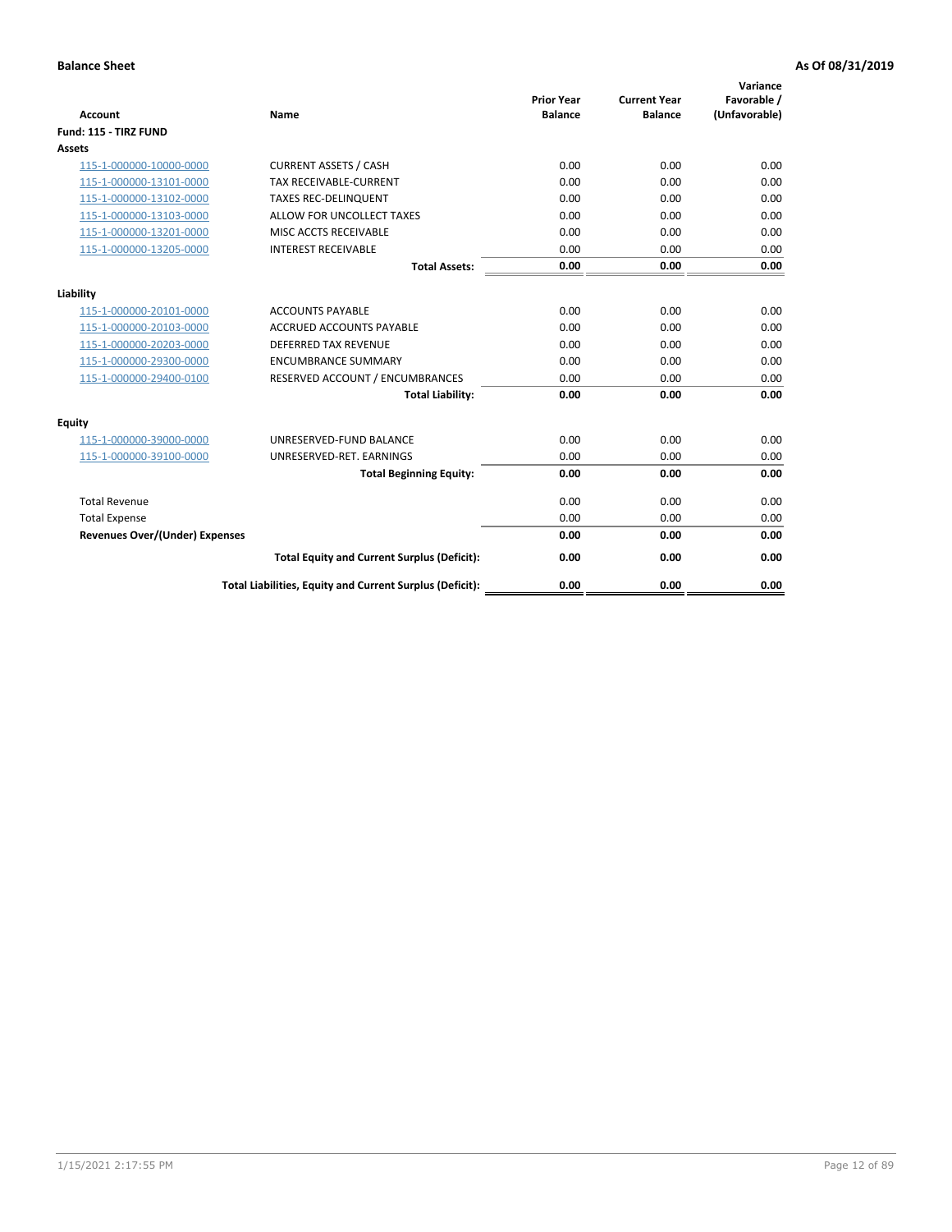**Balance Sheet** **As Of 08/31/2019**

| Account | Name | Prior Year Balance | Current Year Balance | Variance Favorable / (Unfavorable) |
|---|---|---|---|---|
| **Fund: 115 - TIRZ FUND** | | | | |
| **Assets** | | | | |
| 115-1-000000-10000-0000 | CURRENT ASSETS / CASH | 0.00 | 0.00 | 0.00 |
| 115-1-000000-13101-0000 | TAX RECEIVABLE-CURRENT | 0.00 | 0.00 | 0.00 |
| 115-1-000000-13102-0000 | TAXES REC-DELINQUENT | 0.00 | 0.00 | 0.00 |
| 115-1-000000-13103-0000 | ALLOW FOR UNCOLLECT TAXES | 0.00 | 0.00 | 0.00 |
| 115-1-000000-13201-0000 | MISC ACCTS RECEIVABLE | 0.00 | 0.00 | 0.00 |
| 115-1-000000-13205-0000 | INTEREST RECEIVABLE | 0.00 | 0.00 | 0.00 |
| | **Total Assets:** | **0.00** | **0.00** | **0.00** |
| **Liability** | | | | |
| 115-1-000000-20101-0000 | ACCOUNTS PAYABLE | 0.00 | 0.00 | 0.00 |
| 115-1-000000-20103-0000 | ACCRUED ACCOUNTS PAYABLE | 0.00 | 0.00 | 0.00 |
| 115-1-000000-20203-0000 | DEFERRED TAX REVENUE | 0.00 | 0.00 | 0.00 |
| 115-1-000000-29300-0000 | ENCUMBRANCE SUMMARY | 0.00 | 0.00 | 0.00 |
| 115-1-000000-29400-0100 | RESERVED ACCOUNT / ENCUMBRANCES | 0.00 | 0.00 | 0.00 |
| | **Total Liability:** | **0.00** | **0.00** | **0.00** |
| **Equity** | | | | |
| 115-1-000000-39000-0000 | UNRESERVED-FUND BALANCE | 0.00 | 0.00 | 0.00 |
| 115-1-000000-39100-0000 | UNRESERVED-RET. EARNINGS | 0.00 | 0.00 | 0.00 |
| | **Total Beginning Equity:** | **0.00** | **0.00** | **0.00** |
| Total Revenue | | 0.00 | 0.00 | 0.00 |
| Total Expense | | 0.00 | 0.00 | 0.00 |
| **Revenues Over/(Under) Expenses** | | **0.00** | **0.00** | **0.00** |
| | **Total Equity and Current Surplus (Deficit):** | **0.00** | **0.00** | **0.00** |
| | **Total Liabilities, Equity and Current Surplus (Deficit):** | **0.00** | **0.00** | **0.00** |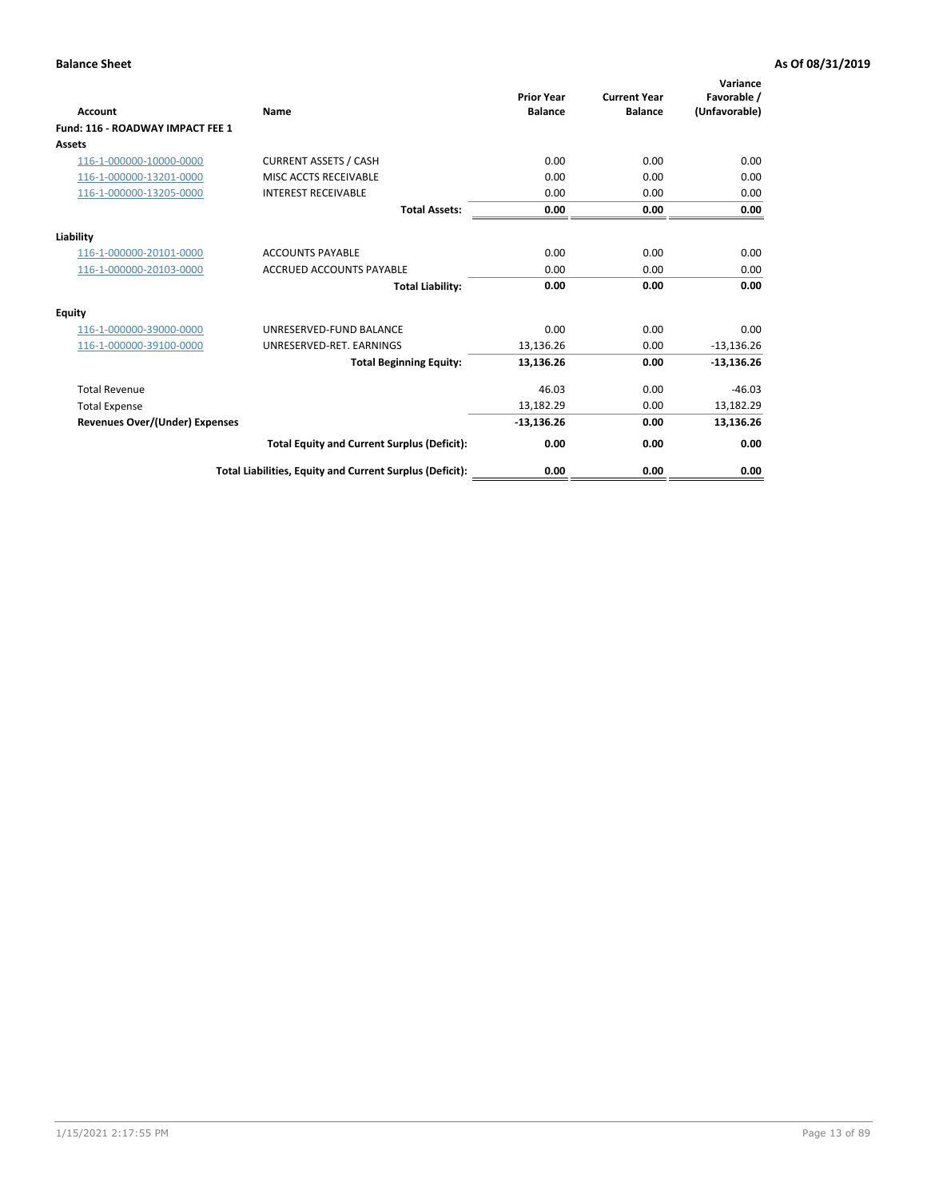**Balance Sheet** | **As Of 08/31/2019**

| Account | Name | Prior Year Balance | Current Year Balance | Variance Favorable / (Unfavorable) |
|---|---|---|---|---|
| **Fund: 116 - ROADWAY IMPACT FEE 1** | | | | |
| **Assets** | | | | |
| 116-1-000000-10000-0000 | CURRENT ASSETS / CASH | 0.00 | 0.00 | 0.00 |
| 116-1-000000-13201-0000 | MISC ACCTS RECEIVABLE | 0.00 | 0.00 | 0.00 |
| 116-1-000000-13205-0000 | INTEREST RECEIVABLE | 0.00 | 0.00 | 0.00 |
| | **Total Assets:** | **0.00** | **0.00** | **0.00** |
| **Liability** | | | | |
| 116-1-000000-20101-0000 | ACCOUNTS PAYABLE | 0.00 | 0.00 | 0.00 |
| 116-1-000000-20103-0000 | ACCRUED ACCOUNTS PAYABLE | 0.00 | 0.00 | 0.00 |
| | **Total Liability:** | **0.00** | **0.00** | **0.00** |
| **Equity** | | | | |
| 116-1-000000-39000-0000 | UNRESERVED-FUND BALANCE | 0.00 | 0.00 | 0.00 |
| 116-1-000000-39100-0000 | UNRESERVED-RET. EARNINGS | 13,136.26 | 0.00 | -13,136.26 |
| | **Total Beginning Equity:** | **13,136.26** | **0.00** | **-13,136.26** |
| Total Revenue | | 46.03 | 0.00 | -46.03 |
| Total Expense | | 13,182.29 | 0.00 | 13,182.29 |
| **Revenues Over/(Under) Expenses** | | **-13,136.26** | **0.00** | **13,136.26** |
| | **Total Equity and Current Surplus (Deficit):** | **0.00** | **0.00** | **0.00** |
| | **Total Liabilities, Equity and Current Surplus (Deficit):** | **0.00** | **0.00** | **0.00** |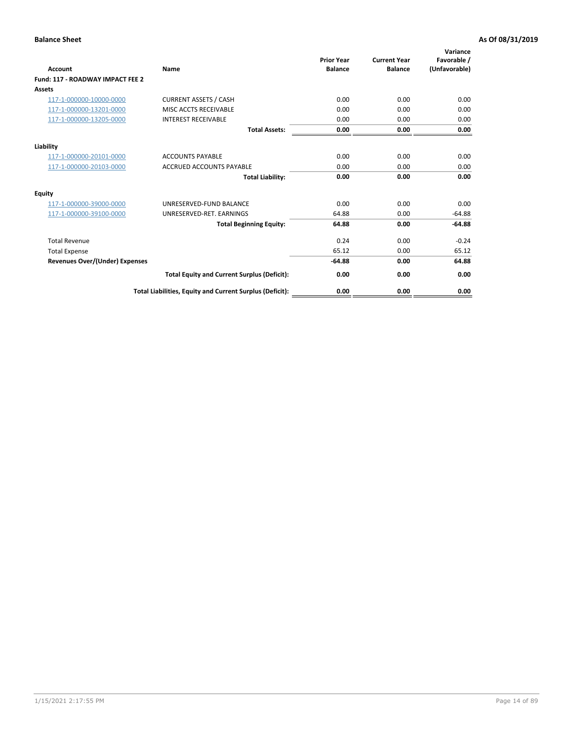**Balance Sheet** **As Of 08/31/2019**

| Account | Name | Prior Year Balance | Current Year Balance | Variance Favorable / (Unfavorable) |
|---|---|---|---|---|
| **Fund: 117 - ROADWAY IMPACT FEE 2** | | | | |
| **Assets** | | | | |
| 117-1-000000-10000-0000 | CURRENT ASSETS / CASH | 0.00 | 0.00 | 0.00 |
| 117-1-000000-13201-0000 | MISC ACCTS RECEIVABLE | 0.00 | 0.00 | 0.00 |
| 117-1-000000-13205-0000 | INTEREST RECEIVABLE | 0.00 | 0.00 | 0.00 |
| | **Total Assets:** | **0.00** | **0.00** | **0.00** |
| **Liability** | | | | |
| 117-1-000000-20101-0000 | ACCOUNTS PAYABLE | 0.00 | 0.00 | 0.00 |
| 117-1-000000-20103-0000 | ACCRUED ACCOUNTS PAYABLE | 0.00 | 0.00 | 0.00 |
| | **Total Liability:** | **0.00** | **0.00** | **0.00** |
| **Equity** | | | | |
| 117-1-000000-39000-0000 | UNRESERVED-FUND BALANCE | 0.00 | 0.00 | 0.00 |
| 117-1-000000-39100-0000 | UNRESERVED-RET. EARNINGS | 64.88 | 0.00 | -64.88 |
| | **Total Beginning Equity:** | **64.88** | **0.00** | **-64.88** |
| Total Revenue | | 0.24 | 0.00 | -0.24 |
| Total Expense | | 65.12 | 0.00 | 65.12 |
| **Revenues Over/(Under) Expenses** | | **-64.88** | **0.00** | **64.88** |
| | **Total Equity and Current Surplus (Deficit):** | **0.00** | **0.00** | **0.00** |
| | **Total Liabilities, Equity and Current Surplus (Deficit):** | **0.00** | **0.00** | **0.00** |

1/15/2021 2:17:55 PM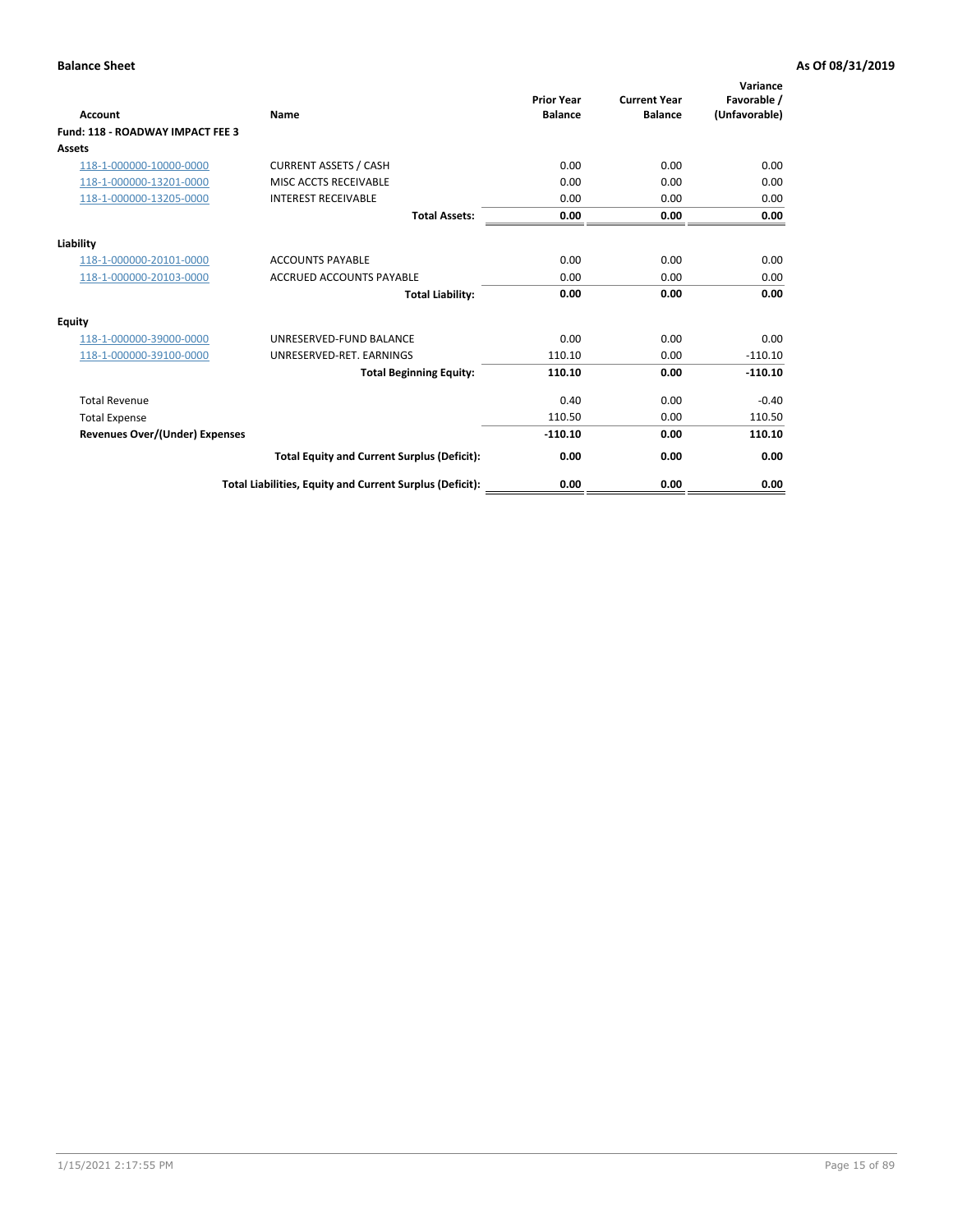**Balance Sheet** | **As Of 08/31/2019**

| Account | Name | Prior Year Balance | Current Year Balance | Variance Favorable / (Unfavorable) |
|---|---|---|---|---|
| **Fund: 118 - ROADWAY IMPACT FEE 3** | | | | |
| **Assets** | | | | |
| 118-1-000000-10000-0000 | CURRENT ASSETS / CASH | 0.00 | 0.00 | 0.00 |
| 118-1-000000-13201-0000 | MISC ACCTS RECEIVABLE | 0.00 | 0.00 | 0.00 |
| 118-1-000000-13205-0000 | INTEREST RECEIVABLE | 0.00 | 0.00 | 0.00 |
| | **Total Assets:** | **0.00** | **0.00** | **0.00** |
| **Liability** | | | | |
| 118-1-000000-20101-0000 | ACCOUNTS PAYABLE | 0.00 | 0.00 | 0.00 |
| 118-1-000000-20103-0000 | ACCRUED ACCOUNTS PAYABLE | 0.00 | 0.00 | 0.00 |
| | **Total Liability:** | **0.00** | **0.00** | **0.00** |
| **Equity** | | | | |
| 118-1-000000-39000-0000 | UNRESERVED-FUND BALANCE | 0.00 | 0.00 | 0.00 |
| 118-1-000000-39100-0000 | UNRESERVED-RET. EARNINGS | 110.10 | 0.00 | -110.10 |
| | **Total Beginning Equity:** | **110.10** | **0.00** | **-110.10** |
| Total Revenue | | 0.40 | 0.00 | -0.40 |
| Total Expense | | 110.50 | 0.00 | 110.50 |
| **Revenues Over/(Under) Expenses** | | **-110.10** | **0.00** | **110.10** |
| | **Total Equity and Current Surplus (Deficit):** | **0.00** | **0.00** | **0.00** |
| | **Total Liabilities, Equity and Current Surplus (Deficit):** | **0.00** | **0.00** | **0.00** |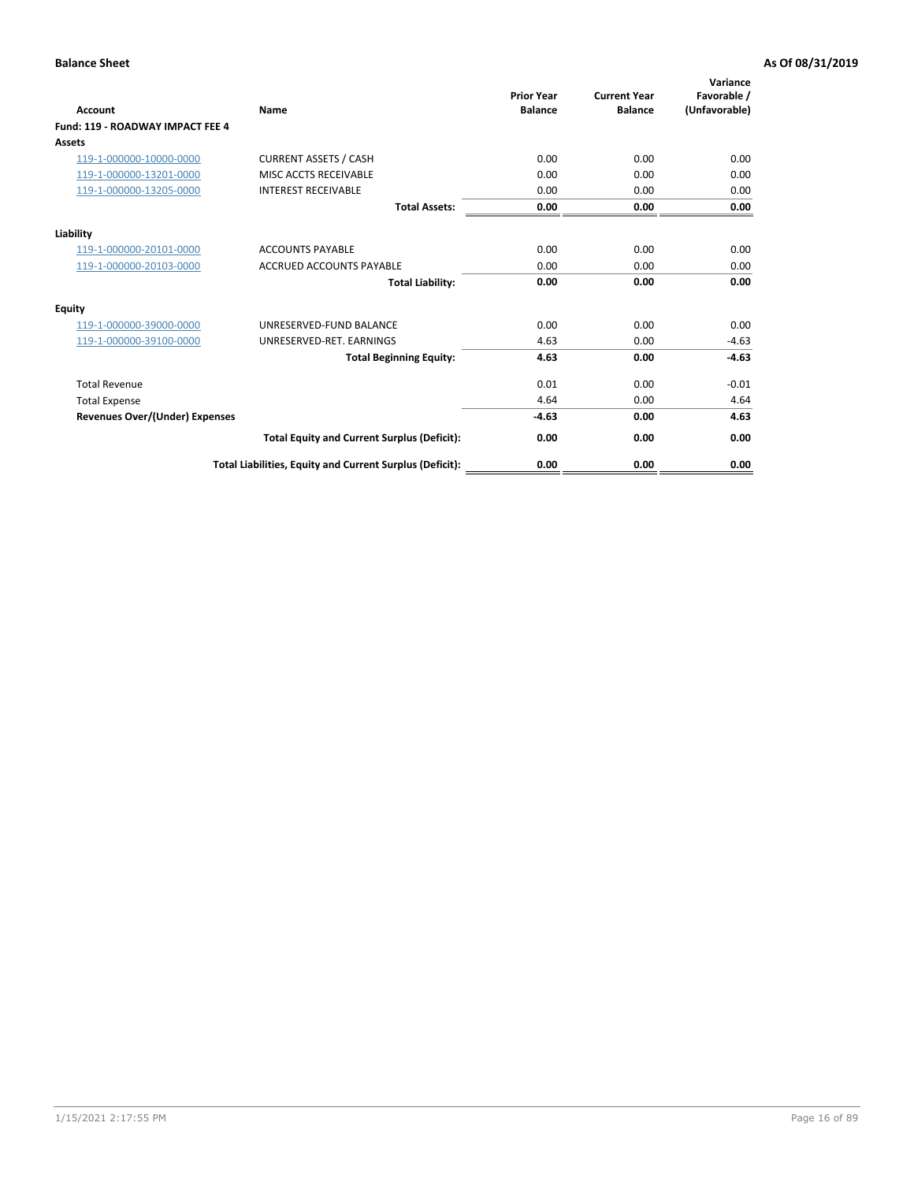**Balance Sheet** **As Of 08/31/2019**

| Account | Name | Prior Year Balance | Current Year Balance | Variance Favorable / (Unfavorable) |
|---|---|---|---|---|
| **Fund: 119 - ROADWAY IMPACT FEE 4** | | | | |
| **Assets** | | | | |
| 119-1-000000-10000-0000 | CURRENT ASSETS / CASH | 0.00 | 0.00 | 0.00 |
| 119-1-000000-13201-0000 | MISC ACCTS RECEIVABLE | 0.00 | 0.00 | 0.00 |
| 119-1-000000-13205-0000 | INTEREST RECEIVABLE | 0.00 | 0.00 | 0.00 |
| | **Total Assets:** | **0.00** | **0.00** | **0.00** |
| **Liability** | | | | |
| 119-1-000000-20101-0000 | ACCOUNTS PAYABLE | 0.00 | 0.00 | 0.00 |
| 119-1-000000-20103-0000 | ACCRUED ACCOUNTS PAYABLE | 0.00 | 0.00 | 0.00 |
| | **Total Liability:** | **0.00** | **0.00** | **0.00** |
| **Equity** | | | | |
| 119-1-000000-39000-0000 | UNRESERVED-FUND BALANCE | 0.00 | 0.00 | 0.00 |
| 119-1-000000-39100-0000 | UNRESERVED-RET. EARNINGS | 4.63 | 0.00 | -4.63 |
| | **Total Beginning Equity:** | **4.63** | **0.00** | **-4.63** |
| Total Revenue | | 0.01 | 0.00 | -0.01 |
| Total Expense | | 4.64 | 0.00 | 4.64 |
| **Revenues Over/(Under) Expenses** | | **-4.63** | **0.00** | **4.63** |
| | **Total Equity and Current Surplus (Deficit):** | **0.00** | **0.00** | **0.00** |
| | **Total Liabilities, Equity and Current Surplus (Deficit):** | **0.00** | **0.00** | **0.00** |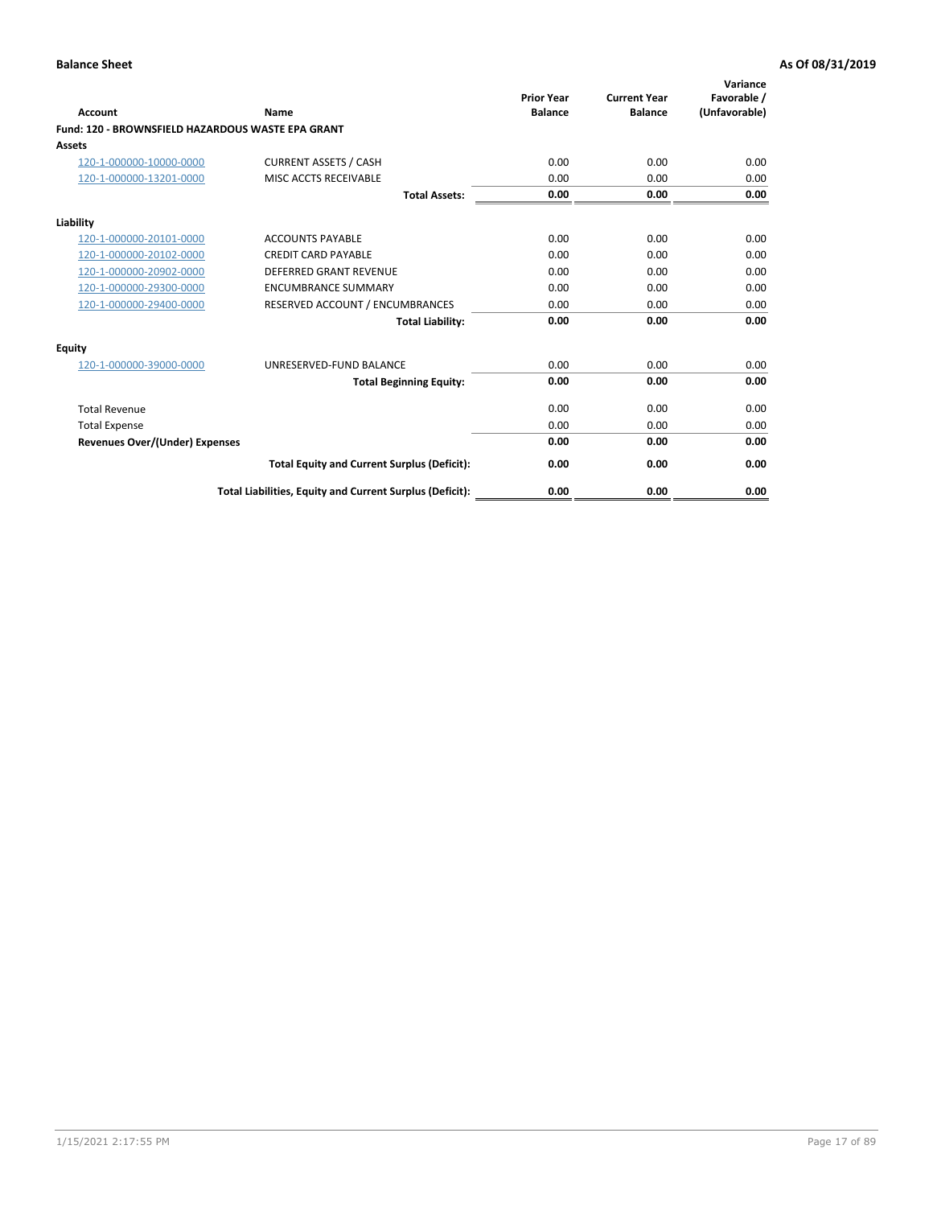**Balance Sheet** **As Of 08/31/2019**

| Account | Name | Prior Year Balance | Current Year Balance | Variance Favorable / (Unfavorable) |
|---|---|---|---|---|
| **Fund: 120 - BROWNSFIELD HAZARDOUS WASTE EPA GRANT** | | | | |
| **Assets** | | | | |
| 120-1-000000-10000-0000 | CURRENT ASSETS / CASH | 0.00 | 0.00 | 0.00 |
| 120-1-000000-13201-0000 | MISC ACCTS RECEIVABLE | 0.00 | 0.00 | 0.00 |
| | **Total Assets:** | **0.00** | **0.00** | **0.00** |
| **Liability** | | | | |
| 120-1-000000-20101-0000 | ACCOUNTS PAYABLE | 0.00 | 0.00 | 0.00 |
| 120-1-000000-20102-0000 | CREDIT CARD PAYABLE | 0.00 | 0.00 | 0.00 |
| 120-1-000000-20902-0000 | DEFERRED GRANT REVENUE | 0.00 | 0.00 | 0.00 |
| 120-1-000000-29300-0000 | ENCUMBRANCE SUMMARY | 0.00 | 0.00 | 0.00 |
| 120-1-000000-29400-0000 | RESERVED ACCOUNT / ENCUMBRANCES | 0.00 | 0.00 | 0.00 |
| | **Total Liability:** | **0.00** | **0.00** | **0.00** |
| **Equity** | | | | |
| 120-1-000000-39000-0000 | UNRESERVED-FUND BALANCE | 0.00 | 0.00 | 0.00 |
| | **Total Beginning Equity:** | **0.00** | **0.00** | **0.00** |
| Total Revenue | | 0.00 | 0.00 | 0.00 |
| Total Expense | | 0.00 | 0.00 | 0.00 |
| **Revenues Over/(Under) Expenses** | | **0.00** | **0.00** | **0.00** |
| | **Total Equity and Current Surplus (Deficit):** | **0.00** | **0.00** | **0.00** |
| | **Total Liabilities, Equity and Current Surplus (Deficit):** | **0.00** | **0.00** | **0.00** |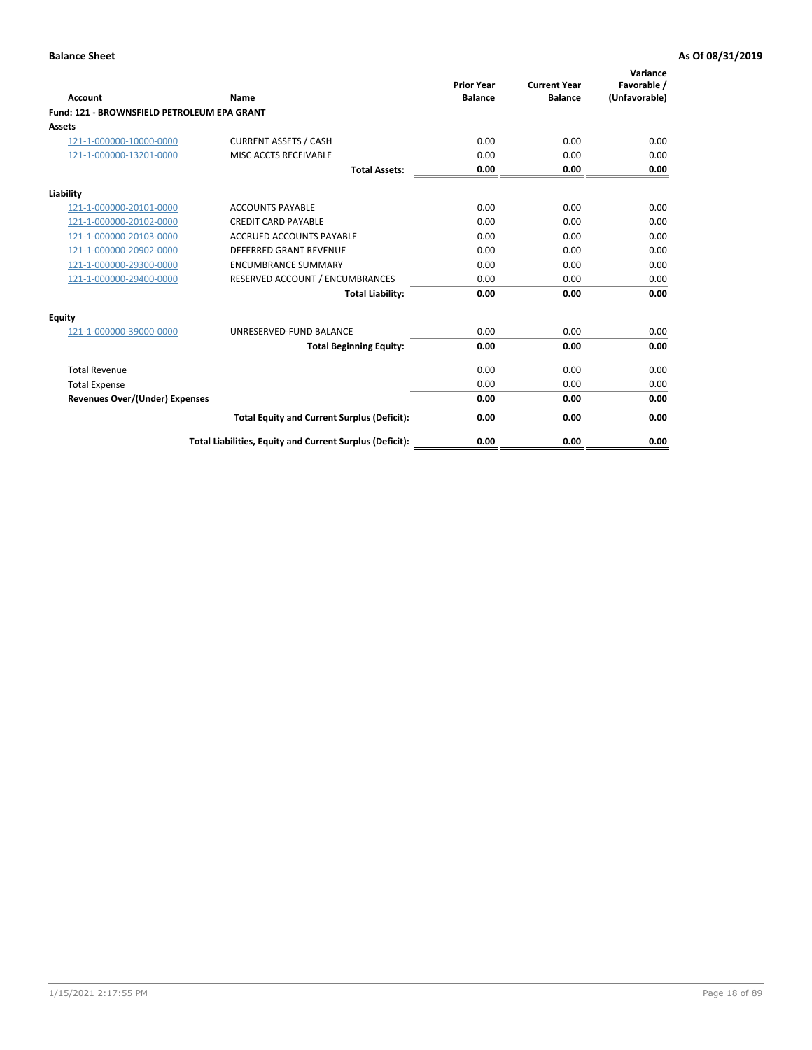**Balance Sheet** **As Of 08/31/2019**

| Account | Name | Prior Year Balance | Current Year Balance | Variance Favorable / (Unfavorable) |
|---|---|---|---|---|
| **Fund: 121 - BROWNSFIELD PETROLEUM EPA GRANT** | | | | |
| **Assets** | | | | |
| 121-1-000000-10000-0000 | CURRENT ASSETS / CASH | 0.00 | 0.00 | 0.00 |
| 121-1-000000-13201-0000 | MISC ACCTS RECEIVABLE | 0.00 | 0.00 | 0.00 |
| | **Total Assets:** | **0.00** | **0.00** | **0.00** |
| **Liability** | | | | |
| 121-1-000000-20101-0000 | ACCOUNTS PAYABLE | 0.00 | 0.00 | 0.00 |
| 121-1-000000-20102-0000 | CREDIT CARD PAYABLE | 0.00 | 0.00 | 0.00 |
| 121-1-000000-20103-0000 | ACCRUED ACCOUNTS PAYABLE | 0.00 | 0.00 | 0.00 |
| 121-1-000000-20902-0000 | DEFERRED GRANT REVENUE | 0.00 | 0.00 | 0.00 |
| 121-1-000000-29300-0000 | ENCUMBRANCE SUMMARY | 0.00 | 0.00 | 0.00 |
| 121-1-000000-29400-0000 | RESERVED ACCOUNT / ENCUMBRANCES | 0.00 | 0.00 | 0.00 |
| | **Total Liability:** | **0.00** | **0.00** | **0.00** |
| **Equity** | | | | |
| 121-1-000000-39000-0000 | UNRESERVED-FUND BALANCE | 0.00 | 0.00 | 0.00 |
| | **Total Beginning Equity:** | **0.00** | **0.00** | **0.00** |
| Total Revenue | | 0.00 | 0.00 | 0.00 |
| Total Expense | | 0.00 | 0.00 | 0.00 |
| **Revenues Over/(Under) Expenses** | | **0.00** | **0.00** | **0.00** |
| | **Total Equity and Current Surplus (Deficit):** | **0.00** | **0.00** | **0.00** |
| | **Total Liabilities, Equity and Current Surplus (Deficit):** | **0.00** | **0.00** | **0.00** |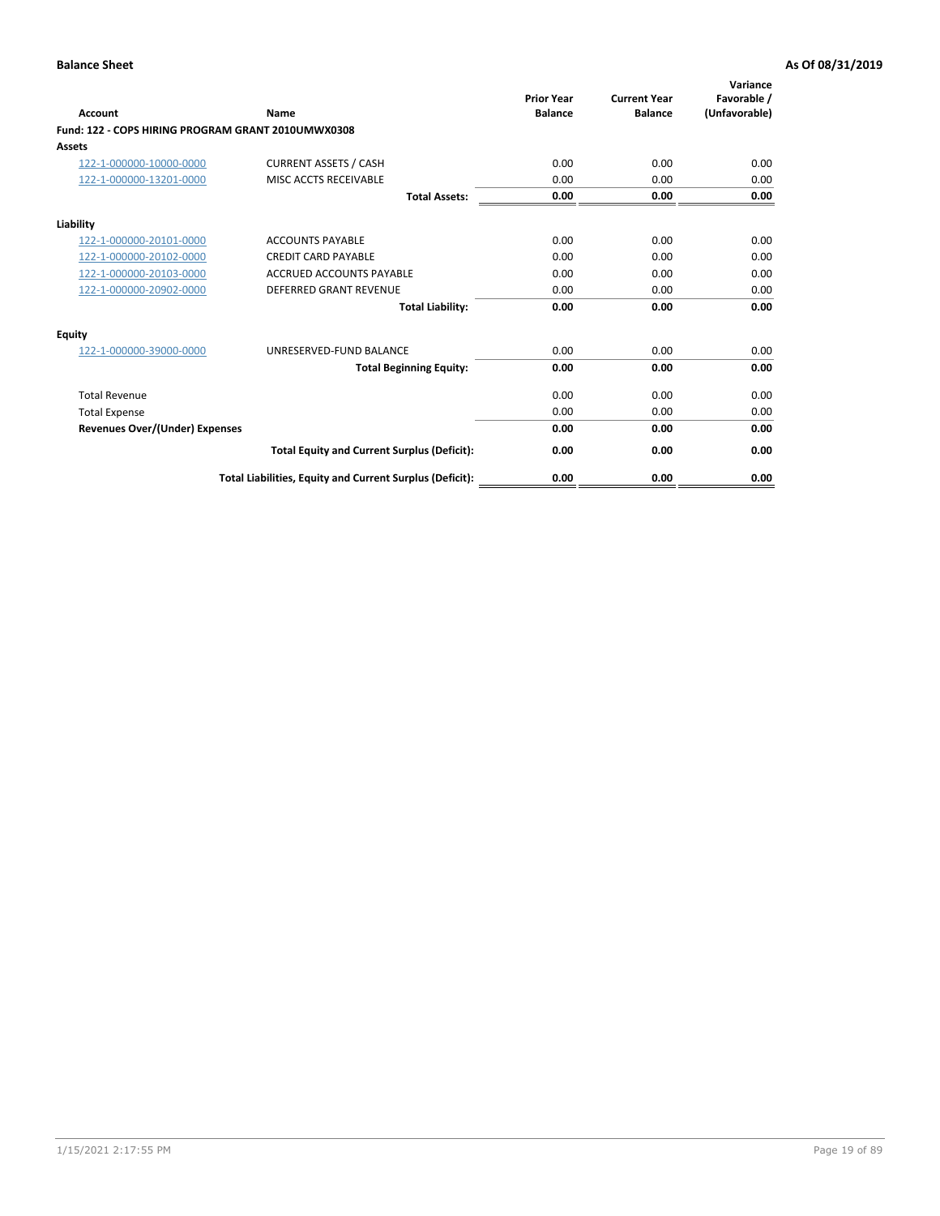**Balance Sheet** **As Of 08/31/2019**

| Account | Name | Prior Year Balance | Current Year Balance | Variance Favorable / (Unfavorable) |
|---|---|---|---|---|
| **Fund: 122 - COPS HIRING PROGRAM GRANT 2010UMWX0308** | | | | |
| **Assets** | | | | |
| 122-1-000000-10000-0000 | CURRENT ASSETS / CASH | 0.00 | 0.00 | 0.00 |
| 122-1-000000-13201-0000 | MISC ACCTS RECEIVABLE | 0.00 | 0.00 | 0.00 |
| | **Total Assets:** | **0.00** | **0.00** | **0.00** |
| **Liability** | | | | |
| 122-1-000000-20101-0000 | ACCOUNTS PAYABLE | 0.00 | 0.00 | 0.00 |
| 122-1-000000-20102-0000 | CREDIT CARD PAYABLE | 0.00 | 0.00 | 0.00 |
| 122-1-000000-20103-0000 | ACCRUED ACCOUNTS PAYABLE | 0.00 | 0.00 | 0.00 |
| 122-1-000000-20902-0000 | DEFERRED GRANT REVENUE | 0.00 | 0.00 | 0.00 |
| | **Total Liability:** | **0.00** | **0.00** | **0.00** |
| **Equity** | | | | |
| 122-1-000000-39000-0000 | UNRESERVED-FUND BALANCE | 0.00 | 0.00 | 0.00 |
| | **Total Beginning Equity:** | **0.00** | **0.00** | **0.00** |
| Total Revenue | | 0.00 | 0.00 | 0.00 |
| Total Expense | | 0.00 | 0.00 | 0.00 |
| **Revenues Over/(Under) Expenses** | | **0.00** | **0.00** | **0.00** |
| | **Total Equity and Current Surplus (Deficit):** | **0.00** | **0.00** | **0.00** |
| | **Total Liabilities, Equity and Current Surplus (Deficit):** | **0.00** | **0.00** | **0.00** |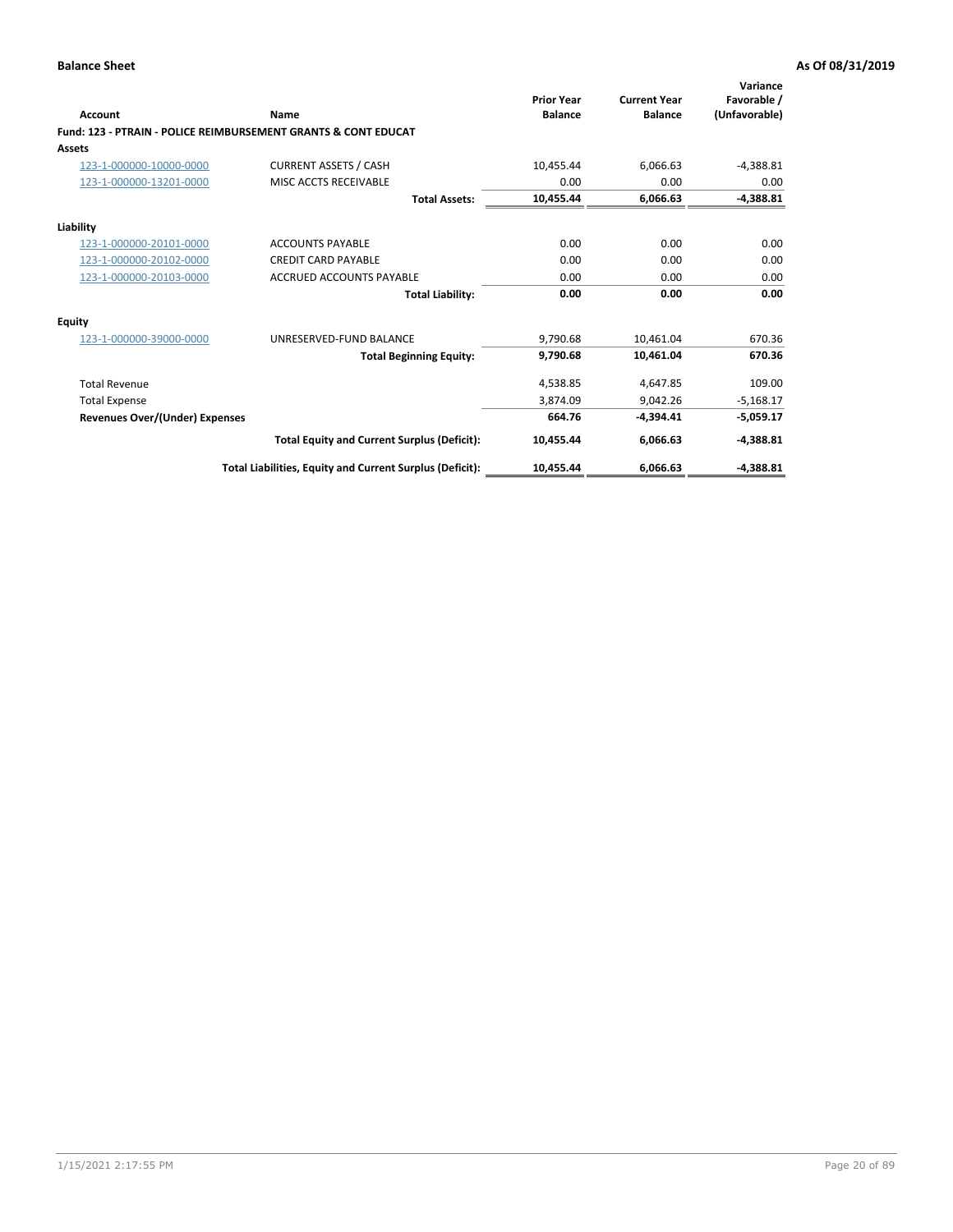**Balance Sheet** **As Of 08/31/2019**

| Account | Name | Prior Year Balance | Current Year Balance | Variance Favorable / (Unfavorable) |
|---|---|---|---|---|
| **Fund: 123 - PTRAIN - POLICE REIMBURSEMENT GRANTS & CONT EDUCAT** | | | | |
| **Assets** | | | | |
| 123-1-000000-10000-0000 | CURRENT ASSETS / CASH | 10,455.44 | 6,066.63 | -4,388.81 |
| 123-1-000000-13201-0000 | MISC ACCTS RECEIVABLE | 0.00 | 0.00 | 0.00 |
| | **Total Assets:** | **10,455.44** | **6,066.63** | **-4,388.81** |
| **Liability** | | | | |
| 123-1-000000-20101-0000 | ACCOUNTS PAYABLE | 0.00 | 0.00 | 0.00 |
| 123-1-000000-20102-0000 | CREDIT CARD PAYABLE | 0.00 | 0.00 | 0.00 |
| 123-1-000000-20103-0000 | ACCRUED ACCOUNTS PAYABLE | 0.00 | 0.00 | 0.00 |
| | **Total Liability:** | **0.00** | **0.00** | **0.00** |
| **Equity** | | | | |
| 123-1-000000-39000-0000 | UNRESERVED-FUND BALANCE | 9,790.68 | 10,461.04 | 670.36 |
| | **Total Beginning Equity:** | **9,790.68** | **10,461.04** | **670.36** |
| Total Revenue | | 4,538.85 | 4,647.85 | 109.00 |
| Total Expense | | 3,874.09 | 9,042.26 | -5,168.17 |
| **Revenues Over/(Under) Expenses** | | **664.76** | **-4,394.41** | **-5,059.17** |
| | **Total Equity and Current Surplus (Deficit):** | **10,455.44** | **6,066.63** | **-4,388.81** |
| | **Total Liabilities, Equity and Current Surplus (Deficit):** | **10,455.44** | **6,066.63** | **-4,388.81** |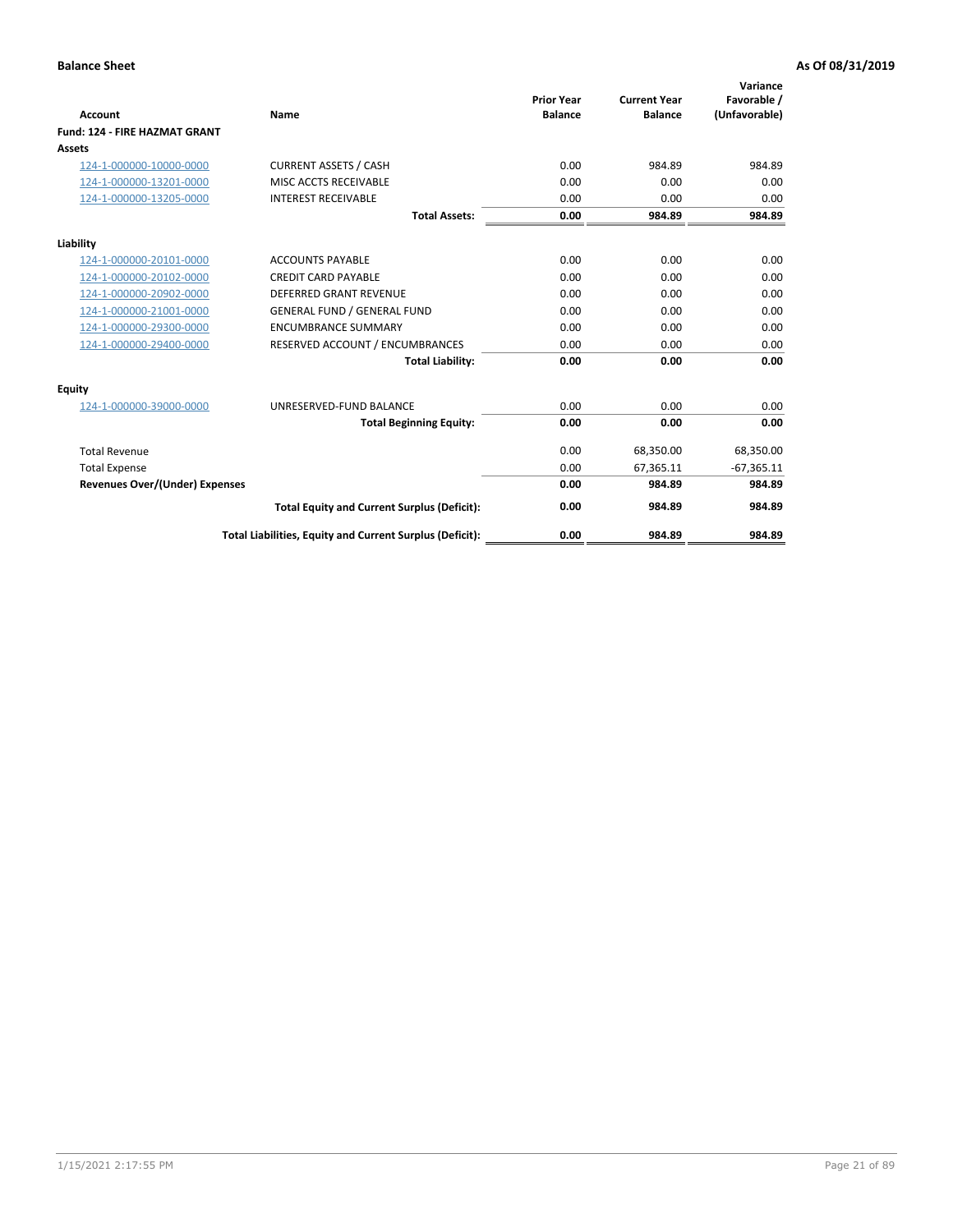**Balance Sheet** **As Of 08/31/2019**

| Account | Name | Prior Year Balance | Current Year Balance | Variance Favorable / (Unfavorable) |
|---|---|---|---|---|
| **Fund: 124 - FIRE HAZMAT GRANT** | | | | |
| **Assets** | | | | |
| 124-1-000000-10000-0000 | CURRENT ASSETS / CASH | 0.00 | 984.89 | 984.89 |
| 124-1-000000-13201-0000 | MISC ACCTS RECEIVABLE | 0.00 | 0.00 | 0.00 |
| 124-1-000000-13205-0000 | INTEREST RECEIVABLE | 0.00 | 0.00 | 0.00 |
| | **Total Assets:** | **0.00** | **984.89** | **984.89** |
| **Liability** | | | | |
| 124-1-000000-20101-0000 | ACCOUNTS PAYABLE | 0.00 | 0.00 | 0.00 |
| 124-1-000000-20102-0000 | CREDIT CARD PAYABLE | 0.00 | 0.00 | 0.00 |
| 124-1-000000-20902-0000 | DEFERRED GRANT REVENUE | 0.00 | 0.00 | 0.00 |
| 124-1-000000-21001-0000 | GENERAL FUND / GENERAL FUND | 0.00 | 0.00 | 0.00 |
| 124-1-000000-29300-0000 | ENCUMBRANCE SUMMARY | 0.00 | 0.00 | 0.00 |
| 124-1-000000-29400-0000 | RESERVED ACCOUNT / ENCUMBRANCES | 0.00 | 0.00 | 0.00 |
| | **Total Liability:** | **0.00** | **0.00** | **0.00** |
| **Equity** | | | | |
| 124-1-000000-39000-0000 | UNRESERVED-FUND BALANCE | 0.00 | 0.00 | 0.00 |
| | **Total Beginning Equity:** | **0.00** | **0.00** | **0.00** |
| Total Revenue | | 0.00 | 68,350.00 | 68,350.00 |
| Total Expense | | 0.00 | 67,365.11 | -67,365.11 |
| **Revenues Over/(Under) Expenses** | | **0.00** | **984.89** | **984.89** |
| | **Total Equity and Current Surplus (Deficit):** | **0.00** | **984.89** | **984.89** |
| | **Total Liabilities, Equity and Current Surplus (Deficit):** | **0.00** | **984.89** | **984.89** |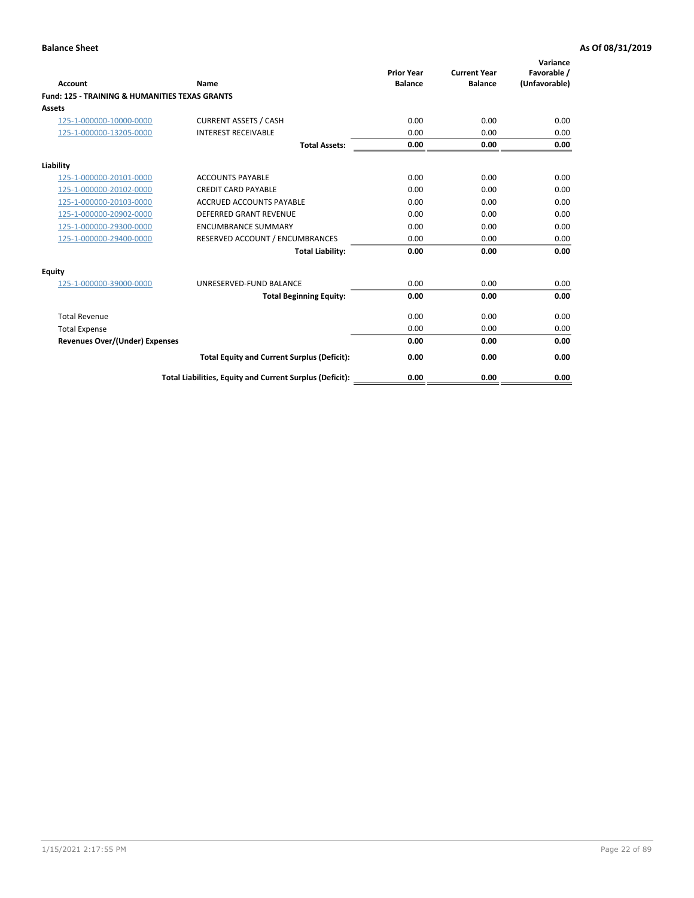**Balance Sheet** — **As Of 08/31/2019**

| Account | Name | Prior Year Balance | Current Year Balance | Variance Favorable / (Unfavorable) |
|---|---|---|---|---|
| **Fund: 125 - TRAINING & HUMANITIES TEXAS GRANTS** | | | | |
| **Assets** | | | | |
| 125-1-000000-10000-0000 | CURRENT ASSETS / CASH | 0.00 | 0.00 | 0.00 |
| 125-1-000000-13205-0000 | INTEREST RECEIVABLE | 0.00 | 0.00 | 0.00 |
| | **Total Assets:** | **0.00** | **0.00** | **0.00** |
| **Liability** | | | | |
| 125-1-000000-20101-0000 | ACCOUNTS PAYABLE | 0.00 | 0.00 | 0.00 |
| 125-1-000000-20102-0000 | CREDIT CARD PAYABLE | 0.00 | 0.00 | 0.00 |
| 125-1-000000-20103-0000 | ACCRUED ACCOUNTS PAYABLE | 0.00 | 0.00 | 0.00 |
| 125-1-000000-20902-0000 | DEFERRED GRANT REVENUE | 0.00 | 0.00 | 0.00 |
| 125-1-000000-29300-0000 | ENCUMBRANCE SUMMARY | 0.00 | 0.00 | 0.00 |
| 125-1-000000-29400-0000 | RESERVED ACCOUNT / ENCUMBRANCES | 0.00 | 0.00 | 0.00 |
| | **Total Liability:** | **0.00** | **0.00** | **0.00** |
| **Equity** | | | | |
| 125-1-000000-39000-0000 | UNRESERVED-FUND BALANCE | 0.00 | 0.00 | 0.00 |
| | **Total Beginning Equity:** | **0.00** | **0.00** | **0.00** |
| Total Revenue | | 0.00 | 0.00 | 0.00 |
| Total Expense | | 0.00 | 0.00 | 0.00 |
| **Revenues Over/(Under) Expenses** | | **0.00** | **0.00** | **0.00** |
| | **Total Equity and Current Surplus (Deficit):** | **0.00** | **0.00** | **0.00** |
| | **Total Liabilities, Equity and Current Surplus (Deficit):** | **0.00** | **0.00** | **0.00** |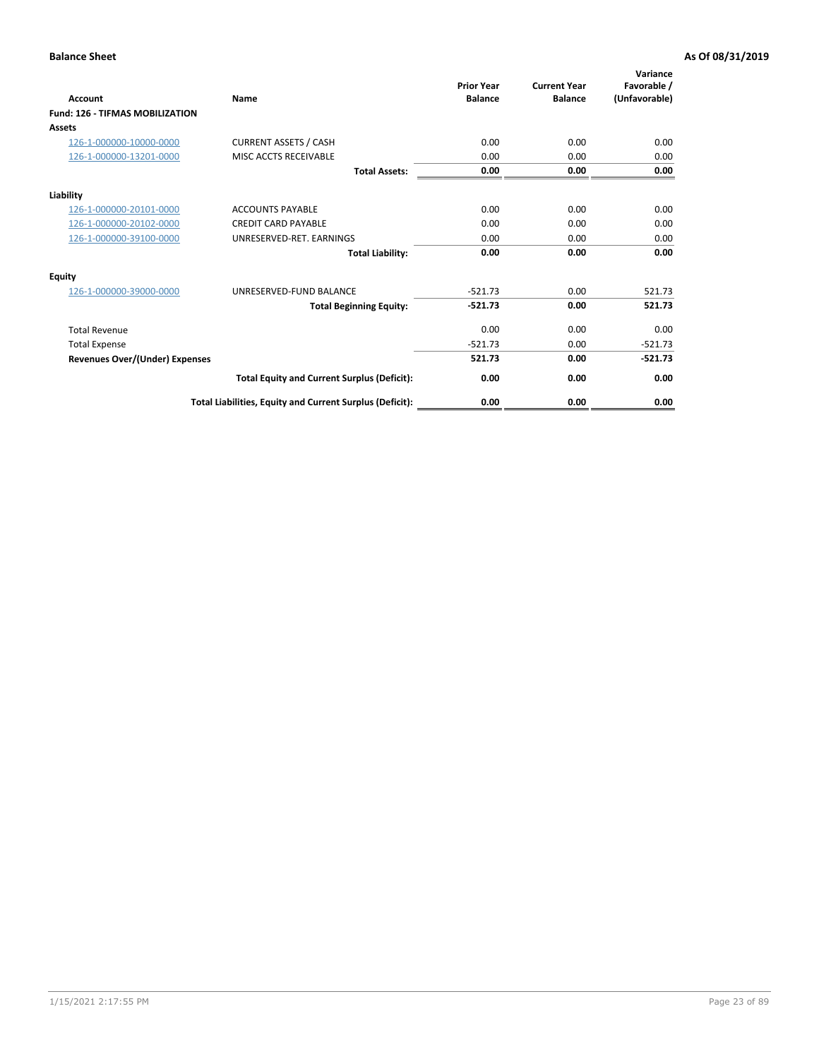**Balance Sheet** — **As Of 08/31/2019**

| Account | Name | Prior Year Balance | Current Year Balance | Variance Favorable / (Unfavorable) |
|---|---|---|---|---|
| **Fund: 126 - TIFMAS MOBILIZATION** | | | | |
| **Assets** | | | | |
| 126-1-000000-10000-0000 | CURRENT ASSETS / CASH | 0.00 | 0.00 | 0.00 |
| 126-1-000000-13201-0000 | MISC ACCTS RECEIVABLE | 0.00 | 0.00 | 0.00 |
| | **Total Assets:** | **0.00** | **0.00** | **0.00** |
| **Liability** | | | | |
| 126-1-000000-20101-0000 | ACCOUNTS PAYABLE | 0.00 | 0.00 | 0.00 |
| 126-1-000000-20102-0000 | CREDIT CARD PAYABLE | 0.00 | 0.00 | 0.00 |
| 126-1-000000-39100-0000 | UNRESERVED-RET. EARNINGS | 0.00 | 0.00 | 0.00 |
| | **Total Liability:** | **0.00** | **0.00** | **0.00** |
| **Equity** | | | | |
| 126-1-000000-39000-0000 | UNRESERVED-FUND BALANCE | -521.73 | 0.00 | 521.73 |
| | **Total Beginning Equity:** | **-521.73** | **0.00** | **521.73** |
| Total Revenue | | 0.00 | 0.00 | 0.00 |
| Total Expense | | -521.73 | 0.00 | -521.73 |
| **Revenues Over/(Under) Expenses** | | **521.73** | **0.00** | **-521.73** |
| | **Total Equity and Current Surplus (Deficit):** | **0.00** | **0.00** | **0.00** |
| | **Total Liabilities, Equity and Current Surplus (Deficit):** | **0.00** | **0.00** | **0.00** |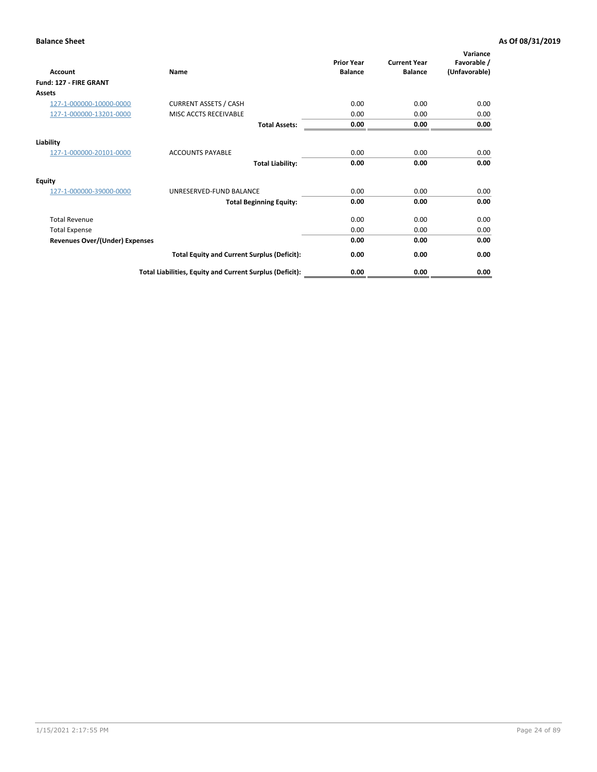**Balance Sheet** **As Of 08/31/2019**

| Account | Name | Prior Year Balance | Current Year Balance | Variance Favorable / (Unfavorable) |
|---|---|---|---|---|
| **Fund: 127 - FIRE GRANT** | | | | |
| **Assets** | | | | |
| 127-1-000000-10000-0000 | CURRENT ASSETS / CASH | 0.00 | 0.00 | 0.00 |
| 127-1-000000-13201-0000 | MISC ACCTS RECEIVABLE | 0.00 | 0.00 | 0.00 |
| | **Total Assets:** | **0.00** | **0.00** | **0.00** |
| **Liability** | | | | |
| 127-1-000000-20101-0000 | ACCOUNTS PAYABLE | 0.00 | 0.00 | 0.00 |
| | **Total Liability:** | **0.00** | **0.00** | **0.00** |
| **Equity** | | | | |
| 127-1-000000-39000-0000 | UNRESERVED-FUND BALANCE | 0.00 | 0.00 | 0.00 |
| | **Total Beginning Equity:** | **0.00** | **0.00** | **0.00** |
| Total Revenue | | 0.00 | 0.00 | 0.00 |
| Total Expense | | 0.00 | 0.00 | 0.00 |
| **Revenues Over/(Under) Expenses** | | **0.00** | **0.00** | **0.00** |
| | **Total Equity and Current Surplus (Deficit):** | **0.00** | **0.00** | **0.00** |
| | **Total Liabilities, Equity and Current Surplus (Deficit):** | **0.00** | **0.00** | **0.00** |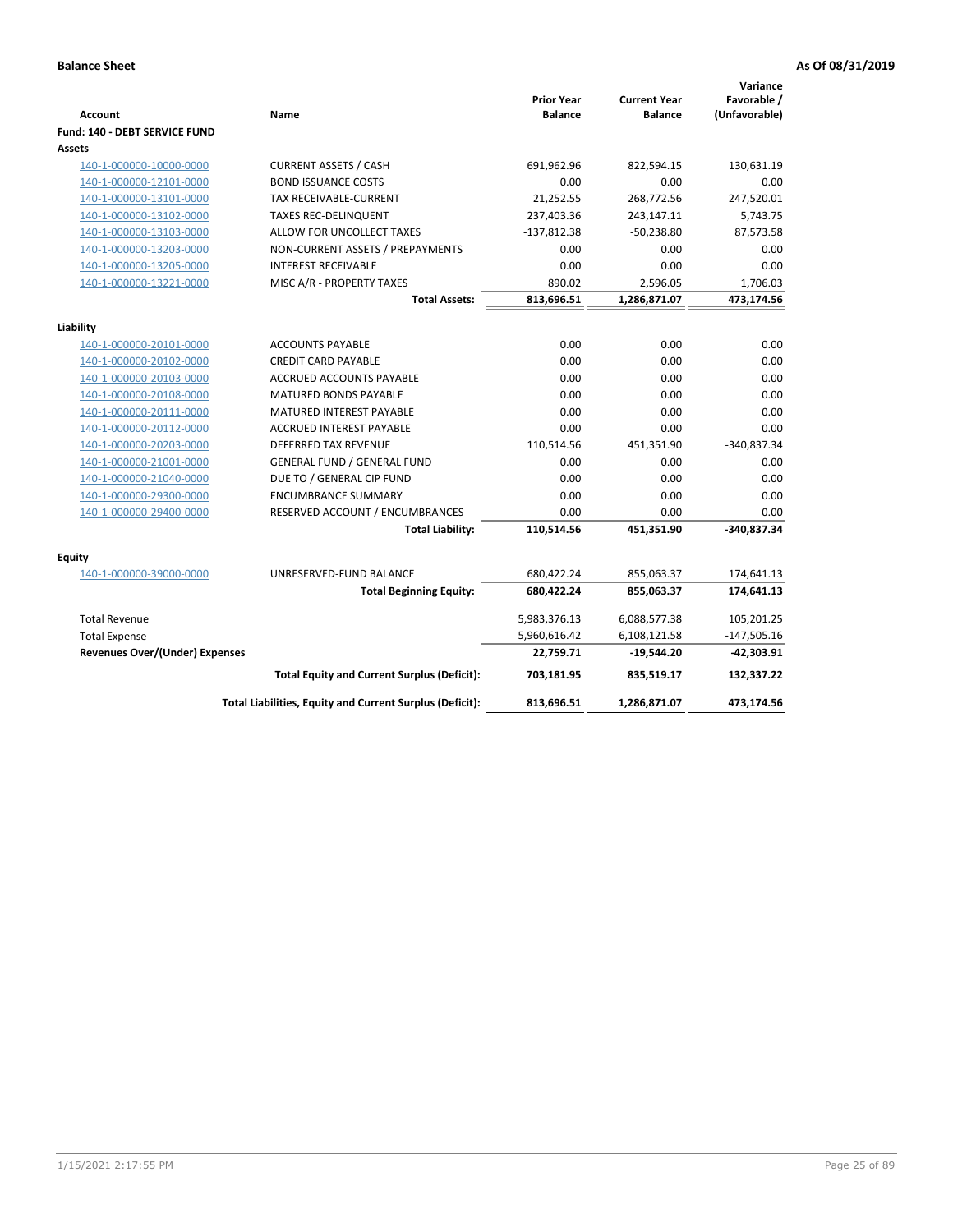**Balance Sheet** **As Of 08/31/2019**

| Account | Name | Prior Year Balance | Current Year Balance | Variance Favorable / (Unfavorable) |
|---|---|---|---|---|
| **Fund: 140 - DEBT SERVICE FUND** | | | | |
| **Assets** | | | | |
| 140-1-000000-10000-0000 | CURRENT ASSETS / CASH | 691,962.96 | 822,594.15 | 130,631.19 |
| 140-1-000000-12101-0000 | BOND ISSUANCE COSTS | 0.00 | 0.00 | 0.00 |
| 140-1-000000-13101-0000 | TAX RECEIVABLE-CURRENT | 21,252.55 | 268,772.56 | 247,520.01 |
| 140-1-000000-13102-0000 | TAXES REC-DELINQUENT | 237,403.36 | 243,147.11 | 5,743.75 |
| 140-1-000000-13103-0000 | ALLOW FOR UNCOLLECT TAXES | -137,812.38 | -50,238.80 | 87,573.58 |
| 140-1-000000-13203-0000 | NON-CURRENT ASSETS / PREPAYMENTS | 0.00 | 0.00 | 0.00 |
| 140-1-000000-13205-0000 | INTEREST RECEIVABLE | 0.00 | 0.00 | 0.00 |
| 140-1-000000-13221-0000 | MISC A/R - PROPERTY TAXES | 890.02 | 2,596.05 | 1,706.03 |
| | **Total Assets:** | **813,696.51** | **1,286,871.07** | **473,174.56** |
| **Liability** | | | | |
| 140-1-000000-20101-0000 | ACCOUNTS PAYABLE | 0.00 | 0.00 | 0.00 |
| 140-1-000000-20102-0000 | CREDIT CARD PAYABLE | 0.00 | 0.00 | 0.00 |
| 140-1-000000-20103-0000 | ACCRUED ACCOUNTS PAYABLE | 0.00 | 0.00 | 0.00 |
| 140-1-000000-20108-0000 | MATURED BONDS PAYABLE | 0.00 | 0.00 | 0.00 |
| 140-1-000000-20111-0000 | MATURED INTEREST PAYABLE | 0.00 | 0.00 | 0.00 |
| 140-1-000000-20112-0000 | ACCRUED INTEREST PAYABLE | 0.00 | 0.00 | 0.00 |
| 140-1-000000-20203-0000 | DEFERRED TAX REVENUE | 110,514.56 | 451,351.90 | -340,837.34 |
| 140-1-000000-21001-0000 | GENERAL FUND / GENERAL FUND | 0.00 | 0.00 | 0.00 |
| 140-1-000000-21040-0000 | DUE TO / GENERAL CIP FUND | 0.00 | 0.00 | 0.00 |
| 140-1-000000-29300-0000 | ENCUMBRANCE SUMMARY | 0.00 | 0.00 | 0.00 |
| 140-1-000000-29400-0000 | RESERVED ACCOUNT / ENCUMBRANCES | 0.00 | 0.00 | 0.00 |
| | **Total Liability:** | **110,514.56** | **451,351.90** | **-340,837.34** |
| **Equity** | | | | |
| 140-1-000000-39000-0000 | UNRESERVED-FUND BALANCE | 680,422.24 | 855,063.37 | 174,641.13 |
| | **Total Beginning Equity:** | **680,422.24** | **855,063.37** | **174,641.13** |
| Total Revenue | | 5,983,376.13 | 6,088,577.38 | 105,201.25 |
| Total Expense | | 5,960,616.42 | 6,108,121.58 | -147,505.16 |
| **Revenues Over/(Under) Expenses** | | **22,759.71** | **-19,544.20** | **-42,303.91** |
| | **Total Equity and Current Surplus (Deficit):** | **703,181.95** | **835,519.17** | **132,337.22** |
| | **Total Liabilities, Equity and Current Surplus (Deficit):** | **813,696.51** | **1,286,871.07** | **473,174.56** |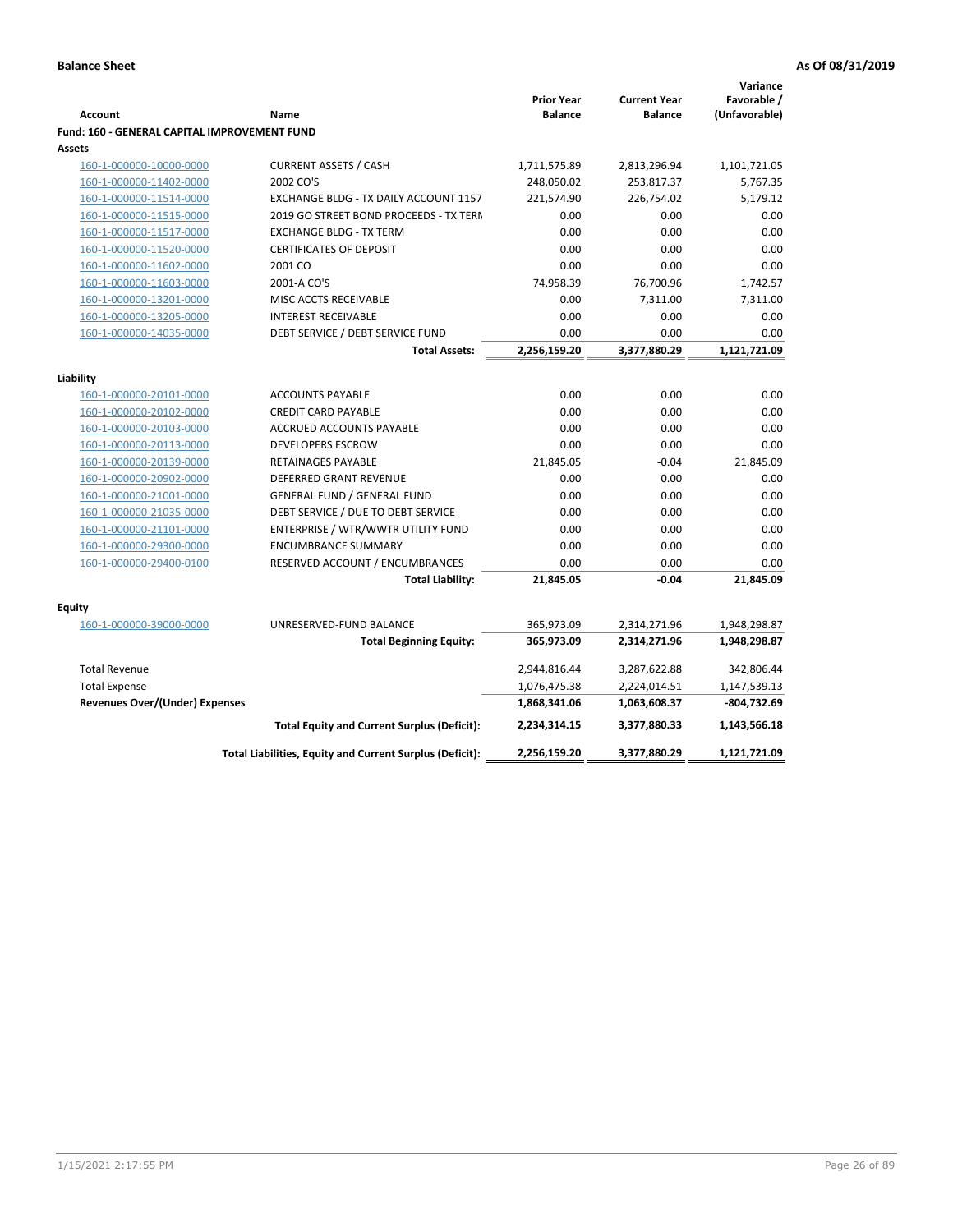**Balance Sheet** **As Of 08/31/2019**

| Account | Name | Prior Year Balance | Current Year Balance | Variance Favorable / (Unfavorable) |
|---|---|---|---|---|
| **Fund: 160 - GENERAL CAPITAL IMPROVEMENT FUND** | | | | |
| **Assets** | | | | |
| 160-1-000000-10000-0000 | CURRENT ASSETS / CASH | 1,711,575.89 | 2,813,296.94 | 1,101,721.05 |
| 160-1-000000-11402-0000 | 2002 CO'S | 248,050.02 | 253,817.37 | 5,767.35 |
| 160-1-000000-11514-0000 | EXCHANGE BLDG - TX DAILY ACCOUNT 1157 | 221,574.90 | 226,754.02 | 5,179.12 |
| 160-1-000000-11515-0000 | 2019 GO STREET BOND PROCEEDS - TX TERN | 0.00 | 0.00 | 0.00 |
| 160-1-000000-11517-0000 | EXCHANGE BLDG - TX TERM | 0.00 | 0.00 | 0.00 |
| 160-1-000000-11520-0000 | CERTIFICATES OF DEPOSIT | 0.00 | 0.00 | 0.00 |
| 160-1-000000-11602-0000 | 2001 CO | 0.00 | 0.00 | 0.00 |
| 160-1-000000-11603-0000 | 2001-A CO'S | 74,958.39 | 76,700.96 | 1,742.57 |
| 160-1-000000-13201-0000 | MISC ACCTS RECEIVABLE | 0.00 | 7,311.00 | 7,311.00 |
| 160-1-000000-13205-0000 | INTEREST RECEIVABLE | 0.00 | 0.00 | 0.00 |
| 160-1-000000-14035-0000 | DEBT SERVICE / DEBT SERVICE FUND | 0.00 | 0.00 | 0.00 |
| | **Total Assets:** | **2,256,159.20** | **3,377,880.29** | **1,121,721.09** |
| **Liability** | | | | |
| 160-1-000000-20101-0000 | ACCOUNTS PAYABLE | 0.00 | 0.00 | 0.00 |
| 160-1-000000-20102-0000 | CREDIT CARD PAYABLE | 0.00 | 0.00 | 0.00 |
| 160-1-000000-20103-0000 | ACCRUED ACCOUNTS PAYABLE | 0.00 | 0.00 | 0.00 |
| 160-1-000000-20113-0000 | DEVELOPERS ESCROW | 0.00 | 0.00 | 0.00 |
| 160-1-000000-20139-0000 | RETAINAGES PAYABLE | 21,845.05 | -0.04 | 21,845.09 |
| 160-1-000000-20902-0000 | DEFERRED GRANT REVENUE | 0.00 | 0.00 | 0.00 |
| 160-1-000000-21001-0000 | GENERAL FUND / GENERAL FUND | 0.00 | 0.00 | 0.00 |
| 160-1-000000-21035-0000 | DEBT SERVICE / DUE TO DEBT SERVICE | 0.00 | 0.00 | 0.00 |
| 160-1-000000-21101-0000 | ENTERPRISE / WTR/WWTR UTILITY FUND | 0.00 | 0.00 | 0.00 |
| 160-1-000000-29300-0000 | ENCUMBRANCE SUMMARY | 0.00 | 0.00 | 0.00 |
| 160-1-000000-29400-0100 | RESERVED ACCOUNT / ENCUMBRANCES | 0.00 | 0.00 | 0.00 |
| | **Total Liability:** | **21,845.05** | **-0.04** | **21,845.09** |
| **Equity** | | | | |
| 160-1-000000-39000-0000 | UNRESERVED-FUND BALANCE | 365,973.09 | 2,314,271.96 | 1,948,298.87 |
| | **Total Beginning Equity:** | **365,973.09** | **2,314,271.96** | **1,948,298.87** |
| Total Revenue | | 2,944,816.44 | 3,287,622.88 | 342,806.44 |
| Total Expense | | 1,076,475.38 | 2,224,014.51 | -1,147,539.13 |
| **Revenues Over/(Under) Expenses** | | **1,868,341.06** | **1,063,608.37** | **-804,732.69** |
| | **Total Equity and Current Surplus (Deficit):** | **2,234,314.15** | **3,377,880.33** | **1,143,566.18** |
| | **Total Liabilities, Equity and Current Surplus (Deficit):** | **2,256,159.20** | **3,377,880.29** | **1,121,721.09** |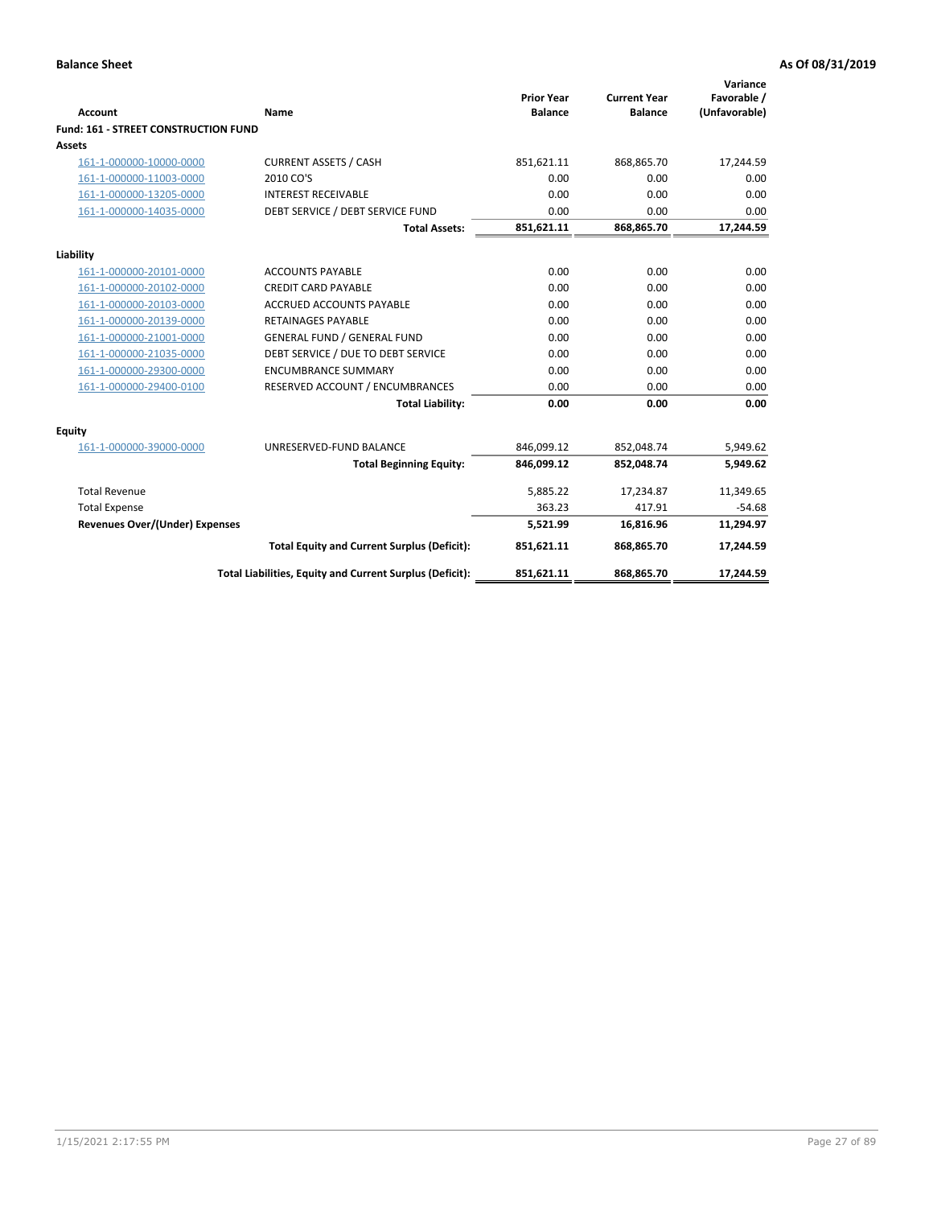**Balance Sheet** **As Of 08/31/2019**

| Account | Name | Prior Year Balance | Current Year Balance | Variance Favorable / (Unfavorable) |
|---|---|---|---|---|
| **Fund: 161 - STREET CONSTRUCTION FUND** | | | | |
| **Assets** | | | | |
| 161-1-000000-10000-0000 | CURRENT ASSETS / CASH | 851,621.11 | 868,865.70 | 17,244.59 |
| 161-1-000000-11003-0000 | 2010 CO'S | 0.00 | 0.00 | 0.00 |
| 161-1-000000-13205-0000 | INTEREST RECEIVABLE | 0.00 | 0.00 | 0.00 |
| 161-1-000000-14035-0000 | DEBT SERVICE / DEBT SERVICE FUND | 0.00 | 0.00 | 0.00 |
| | **Total Assets:** | **851,621.11** | **868,865.70** | **17,244.59** |
| **Liability** | | | | |
| 161-1-000000-20101-0000 | ACCOUNTS PAYABLE | 0.00 | 0.00 | 0.00 |
| 161-1-000000-20102-0000 | CREDIT CARD PAYABLE | 0.00 | 0.00 | 0.00 |
| 161-1-000000-20103-0000 | ACCRUED ACCOUNTS PAYABLE | 0.00 | 0.00 | 0.00 |
| 161-1-000000-20139-0000 | RETAINAGES PAYABLE | 0.00 | 0.00 | 0.00 |
| 161-1-000000-21001-0000 | GENERAL FUND / GENERAL FUND | 0.00 | 0.00 | 0.00 |
| 161-1-000000-21035-0000 | DEBT SERVICE / DUE TO DEBT SERVICE | 0.00 | 0.00 | 0.00 |
| 161-1-000000-29300-0000 | ENCUMBRANCE SUMMARY | 0.00 | 0.00 | 0.00 |
| 161-1-000000-29400-0100 | RESERVED ACCOUNT / ENCUMBRANCES | 0.00 | 0.00 | 0.00 |
| | **Total Liability:** | **0.00** | **0.00** | **0.00** |
| **Equity** | | | | |
| 161-1-000000-39000-0000 | UNRESERVED-FUND BALANCE | 846,099.12 | 852,048.74 | 5,949.62 |
| | **Total Beginning Equity:** | **846,099.12** | **852,048.74** | **5,949.62** |
| Total Revenue | | 5,885.22 | 17,234.87 | 11,349.65 |
| Total Expense | | 363.23 | 417.91 | -54.68 |
| **Revenues Over/(Under) Expenses** | | **5,521.99** | **16,816.96** | **11,294.97** |
| | **Total Equity and Current Surplus (Deficit):** | **851,621.11** | **868,865.70** | **17,244.59** |
| | **Total Liabilities, Equity and Current Surplus (Deficit):** | **851,621.11** | **868,865.70** | **17,244.59** |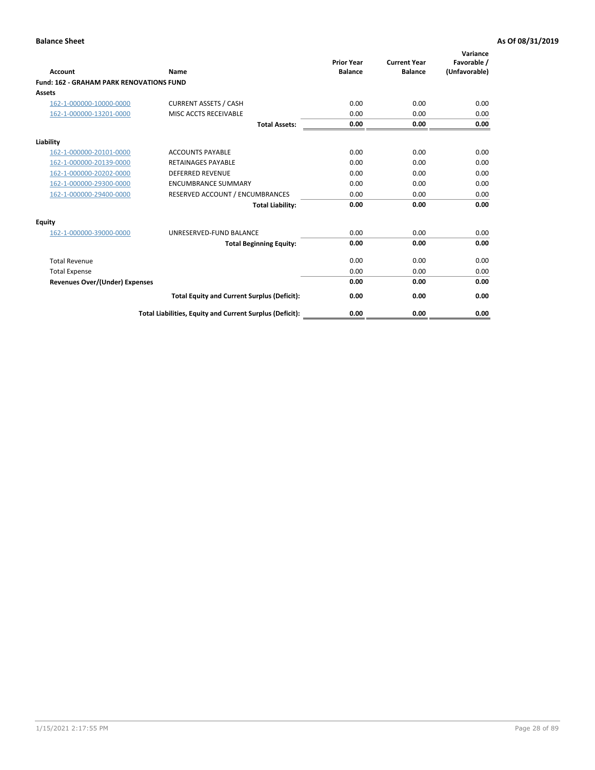**Balance Sheet** — As Of 08/31/2019

| Account | Name | Prior Year Balance | Current Year Balance | Variance Favorable / (Unfavorable) |
|---|---|---|---|---|
| **Fund: 162 - GRAHAM PARK RENOVATIONS FUND** | | | | |
| **Assets** | | | | |
| 162-1-000000-10000-0000 | CURRENT ASSETS / CASH | 0.00 | 0.00 | 0.00 |
| 162-1-000000-13201-0000 | MISC ACCTS RECEIVABLE | 0.00 | 0.00 | 0.00 |
| | **Total Assets:** | **0.00** | **0.00** | **0.00** |
| **Liability** | | | | |
| 162-1-000000-20101-0000 | ACCOUNTS PAYABLE | 0.00 | 0.00 | 0.00 |
| 162-1-000000-20139-0000 | RETAINAGES PAYABLE | 0.00 | 0.00 | 0.00 |
| 162-1-000000-20202-0000 | DEFERRED REVENUE | 0.00 | 0.00 | 0.00 |
| 162-1-000000-29300-0000 | ENCUMBRANCE SUMMARY | 0.00 | 0.00 | 0.00 |
| 162-1-000000-29400-0000 | RESERVED ACCOUNT / ENCUMBRANCES | 0.00 | 0.00 | 0.00 |
| | **Total Liability:** | **0.00** | **0.00** | **0.00** |
| **Equity** | | | | |
| 162-1-000000-39000-0000 | UNRESERVED-FUND BALANCE | 0.00 | 0.00 | 0.00 |
| | **Total Beginning Equity:** | **0.00** | **0.00** | **0.00** |
| Total Revenue | | 0.00 | 0.00 | 0.00 |
| Total Expense | | 0.00 | 0.00 | 0.00 |
| **Revenues Over/(Under) Expenses** | | **0.00** | **0.00** | **0.00** |
| | **Total Equity and Current Surplus (Deficit):** | **0.00** | **0.00** | **0.00** |
| | **Total Liabilities, Equity and Current Surplus (Deficit):** | **0.00** | **0.00** | **0.00** |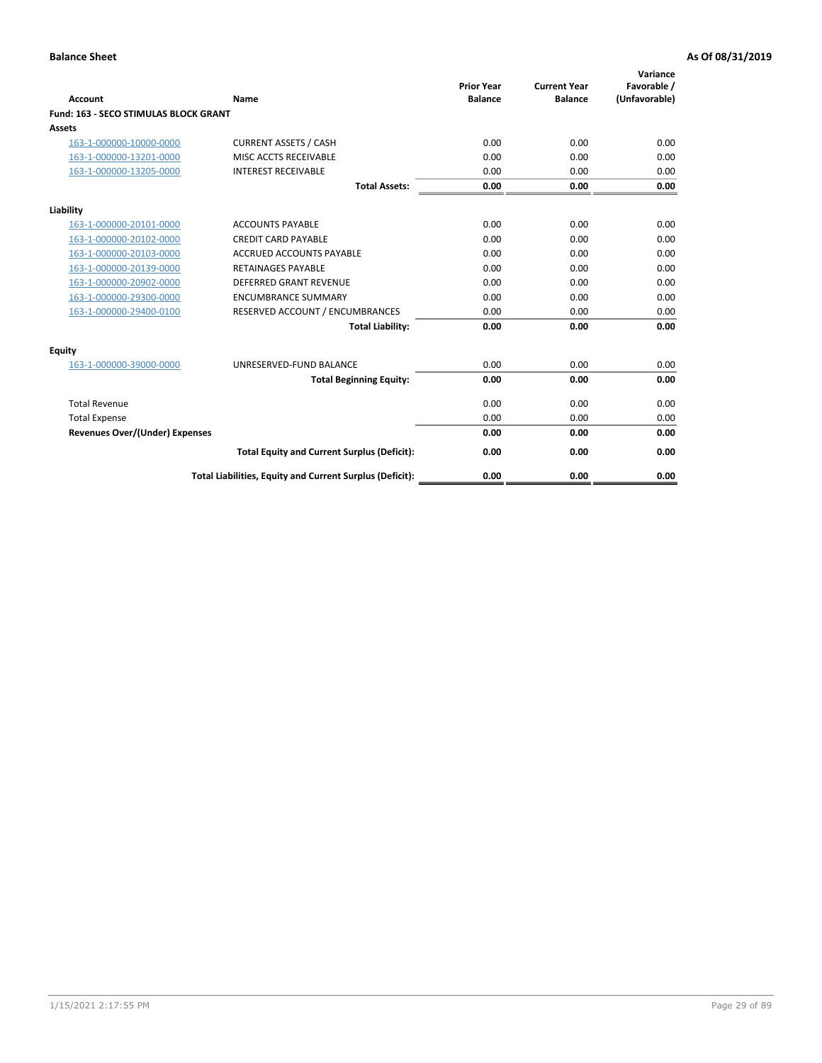**Balance Sheet** **As Of 08/31/2019**

| Account | Name | Prior Year Balance | Current Year Balance | Variance Favorable / (Unfavorable) |
|---|---|---|---|---|
| **Fund: 163 - SECO STIMULAS BLOCK GRANT** | | | | |
| **Assets** | | | | |
| 163-1-000000-10000-0000 | CURRENT ASSETS / CASH | 0.00 | 0.00 | 0.00 |
| 163-1-000000-13201-0000 | MISC ACCTS RECEIVABLE | 0.00 | 0.00 | 0.00 |
| 163-1-000000-13205-0000 | INTEREST RECEIVABLE | 0.00 | 0.00 | 0.00 |
| | **Total Assets:** | **0.00** | **0.00** | **0.00** |
| **Liability** | | | | |
| 163-1-000000-20101-0000 | ACCOUNTS PAYABLE | 0.00 | 0.00 | 0.00 |
| 163-1-000000-20102-0000 | CREDIT CARD PAYABLE | 0.00 | 0.00 | 0.00 |
| 163-1-000000-20103-0000 | ACCRUED ACCOUNTS PAYABLE | 0.00 | 0.00 | 0.00 |
| 163-1-000000-20139-0000 | RETAINAGES PAYABLE | 0.00 | 0.00 | 0.00 |
| 163-1-000000-20902-0000 | DEFERRED GRANT REVENUE | 0.00 | 0.00 | 0.00 |
| 163-1-000000-29300-0000 | ENCUMBRANCE SUMMARY | 0.00 | 0.00 | 0.00 |
| 163-1-000000-29400-0100 | RESERVED ACCOUNT / ENCUMBRANCES | 0.00 | 0.00 | 0.00 |
| | **Total Liability:** | **0.00** | **0.00** | **0.00** |
| **Equity** | | | | |
| 163-1-000000-39000-0000 | UNRESERVED-FUND BALANCE | 0.00 | 0.00 | 0.00 |
| | **Total Beginning Equity:** | **0.00** | **0.00** | **0.00** |
| Total Revenue | | 0.00 | 0.00 | 0.00 |
| Total Expense | | 0.00 | 0.00 | 0.00 |
| **Revenues Over/(Under) Expenses** | | **0.00** | **0.00** | **0.00** |
| | **Total Equity and Current Surplus (Deficit):** | **0.00** | **0.00** | **0.00** |
| | **Total Liabilities, Equity and Current Surplus (Deficit):** | **0.00** | **0.00** | **0.00** |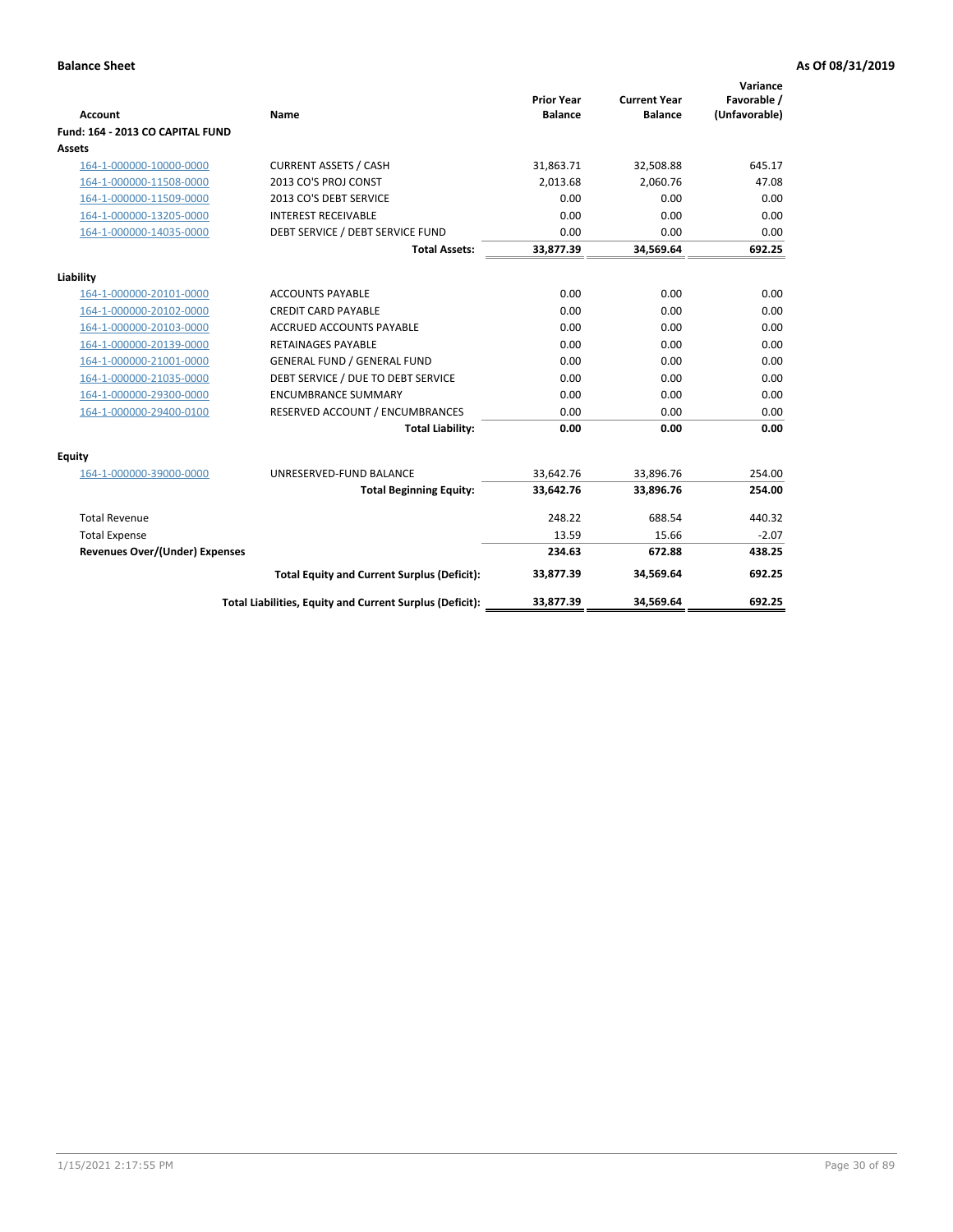**Balance Sheet** **As Of 08/31/2019**

| Account | Name | Prior Year Balance | Current Year Balance | Variance Favorable / (Unfavorable) |
|---|---|---|---|---|
| **Fund: 164 - 2013 CO CAPITAL FUND** | | | | |
| **Assets** | | | | |
| 164-1-000000-10000-0000 | CURRENT ASSETS / CASH | 31,863.71 | 32,508.88 | 645.17 |
| 164-1-000000-11508-0000 | 2013 CO'S PROJ CONST | 2,013.68 | 2,060.76 | 47.08 |
| 164-1-000000-11509-0000 | 2013 CO'S DEBT SERVICE | 0.00 | 0.00 | 0.00 |
| 164-1-000000-13205-0000 | INTEREST RECEIVABLE | 0.00 | 0.00 | 0.00 |
| 164-1-000000-14035-0000 | DEBT SERVICE / DEBT SERVICE FUND | 0.00 | 0.00 | 0.00 |
| | **Total Assets:** | **33,877.39** | **34,569.64** | **692.25** |
| **Liability** | | | | |
| 164-1-000000-20101-0000 | ACCOUNTS PAYABLE | 0.00 | 0.00 | 0.00 |
| 164-1-000000-20102-0000 | CREDIT CARD PAYABLE | 0.00 | 0.00 | 0.00 |
| 164-1-000000-20103-0000 | ACCRUED ACCOUNTS PAYABLE | 0.00 | 0.00 | 0.00 |
| 164-1-000000-20139-0000 | RETAINAGES PAYABLE | 0.00 | 0.00 | 0.00 |
| 164-1-000000-21001-0000 | GENERAL FUND / GENERAL FUND | 0.00 | 0.00 | 0.00 |
| 164-1-000000-21035-0000 | DEBT SERVICE / DUE TO DEBT SERVICE | 0.00 | 0.00 | 0.00 |
| 164-1-000000-29300-0000 | ENCUMBRANCE SUMMARY | 0.00 | 0.00 | 0.00 |
| 164-1-000000-29400-0100 | RESERVED ACCOUNT / ENCUMBRANCES | 0.00 | 0.00 | 0.00 |
| | **Total Liability:** | **0.00** | **0.00** | **0.00** |
| **Equity** | | | | |
| 164-1-000000-39000-0000 | UNRESERVED-FUND BALANCE | 33,642.76 | 33,896.76 | 254.00 |
| | **Total Beginning Equity:** | **33,642.76** | **33,896.76** | **254.00** |
| Total Revenue | | 248.22 | 688.54 | 440.32 |
| Total Expense | | 13.59 | 15.66 | -2.07 |
| **Revenues Over/(Under) Expenses** | | **234.63** | **672.88** | **438.25** |
| | **Total Equity and Current Surplus (Deficit):** | **33,877.39** | **34,569.64** | **692.25** |
| | **Total Liabilities, Equity and Current Surplus (Deficit):** | **33,877.39** | **34,569.64** | **692.25** |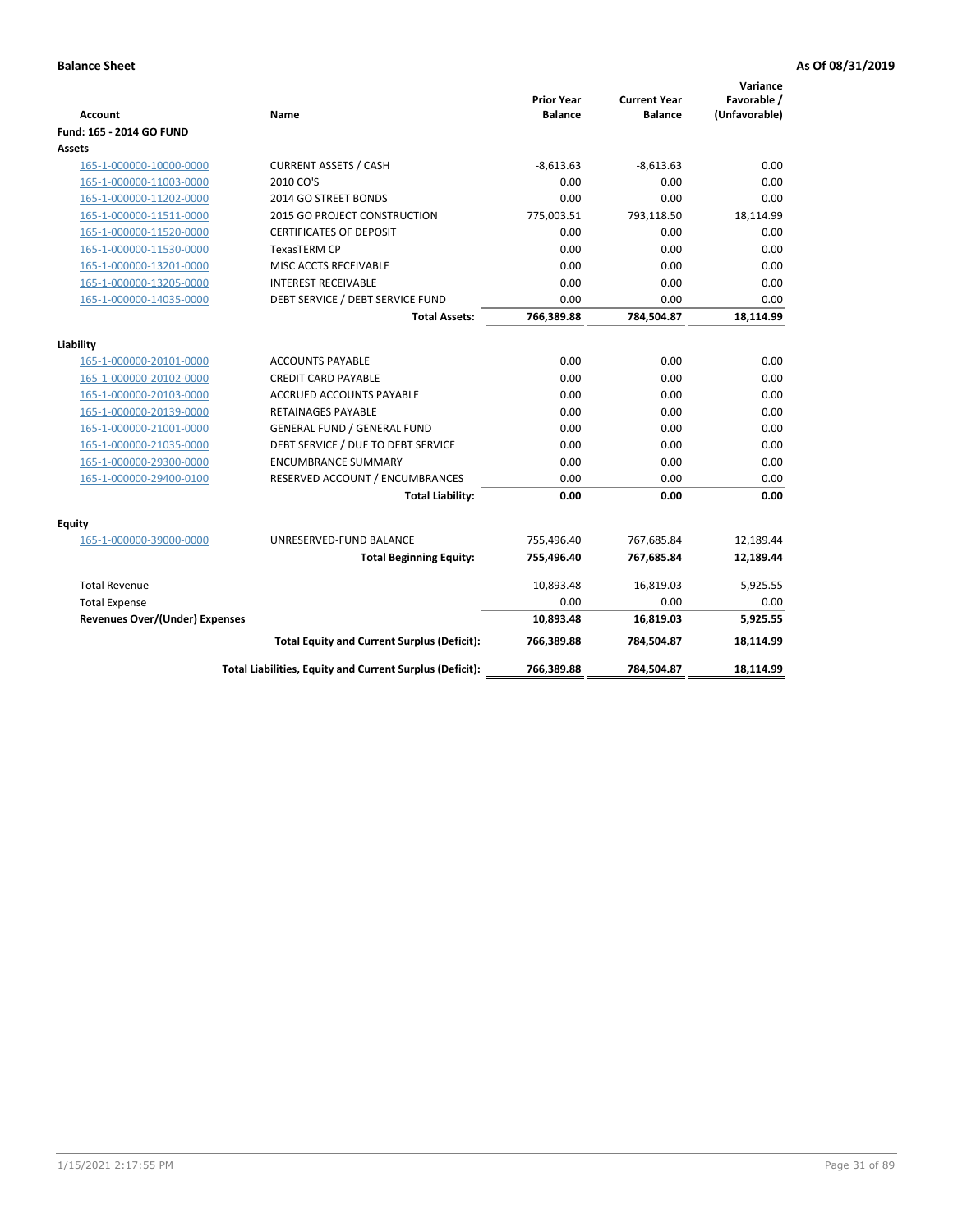**Balance Sheet** **As Of 08/31/2019**

| Account | Name | Prior Year Balance | Current Year Balance | Variance Favorable / (Unfavorable) |
|---|---|---|---|---|
| **Fund: 165 - 2014 GO FUND** | | | | |
| **Assets** | | | | |
| 165-1-000000-10000-0000 | CURRENT ASSETS / CASH | -8,613.63 | -8,613.63 | 0.00 |
| 165-1-000000-11003-0000 | 2010 CO'S | 0.00 | 0.00 | 0.00 |
| 165-1-000000-11202-0000 | 2014 GO STREET BONDS | 0.00 | 0.00 | 0.00 |
| 165-1-000000-11511-0000 | 2015 GO PROJECT CONSTRUCTION | 775,003.51 | 793,118.50 | 18,114.99 |
| 165-1-000000-11520-0000 | CERTIFICATES OF DEPOSIT | 0.00 | 0.00 | 0.00 |
| 165-1-000000-11530-0000 | TexasTERM CP | 0.00 | 0.00 | 0.00 |
| 165-1-000000-13201-0000 | MISC ACCTS RECEIVABLE | 0.00 | 0.00 | 0.00 |
| 165-1-000000-13205-0000 | INTEREST RECEIVABLE | 0.00 | 0.00 | 0.00 |
| 165-1-000000-14035-0000 | DEBT SERVICE / DEBT SERVICE FUND | 0.00 | 0.00 | 0.00 |
| | **Total Assets:** | **766,389.88** | **784,504.87** | **18,114.99** |
| **Liability** | | | | |
| 165-1-000000-20101-0000 | ACCOUNTS PAYABLE | 0.00 | 0.00 | 0.00 |
| 165-1-000000-20102-0000 | CREDIT CARD PAYABLE | 0.00 | 0.00 | 0.00 |
| 165-1-000000-20103-0000 | ACCRUED ACCOUNTS PAYABLE | 0.00 | 0.00 | 0.00 |
| 165-1-000000-20139-0000 | RETAINAGES PAYABLE | 0.00 | 0.00 | 0.00 |
| 165-1-000000-21001-0000 | GENERAL FUND / GENERAL FUND | 0.00 | 0.00 | 0.00 |
| 165-1-000000-21035-0000 | DEBT SERVICE / DUE TO DEBT SERVICE | 0.00 | 0.00 | 0.00 |
| 165-1-000000-29300-0000 | ENCUMBRANCE SUMMARY | 0.00 | 0.00 | 0.00 |
| 165-1-000000-29400-0100 | RESERVED ACCOUNT / ENCUMBRANCES | 0.00 | 0.00 | 0.00 |
| | **Total Liability:** | **0.00** | **0.00** | **0.00** |
| **Equity** | | | | |
| 165-1-000000-39000-0000 | UNRESERVED-FUND BALANCE | 755,496.40 | 767,685.84 | 12,189.44 |
| | **Total Beginning Equity:** | **755,496.40** | **767,685.84** | **12,189.44** |
| Total Revenue | | 10,893.48 | 16,819.03 | 5,925.55 |
| Total Expense | | 0.00 | 0.00 | 0.00 |
| **Revenues Over/(Under) Expenses** | | **10,893.48** | **16,819.03** | **5,925.55** |
| | **Total Equity and Current Surplus (Deficit):** | **766,389.88** | **784,504.87** | **18,114.99** |
| | **Total Liabilities, Equity and Current Surplus (Deficit):** | **766,389.88** | **784,504.87** | **18,114.99** |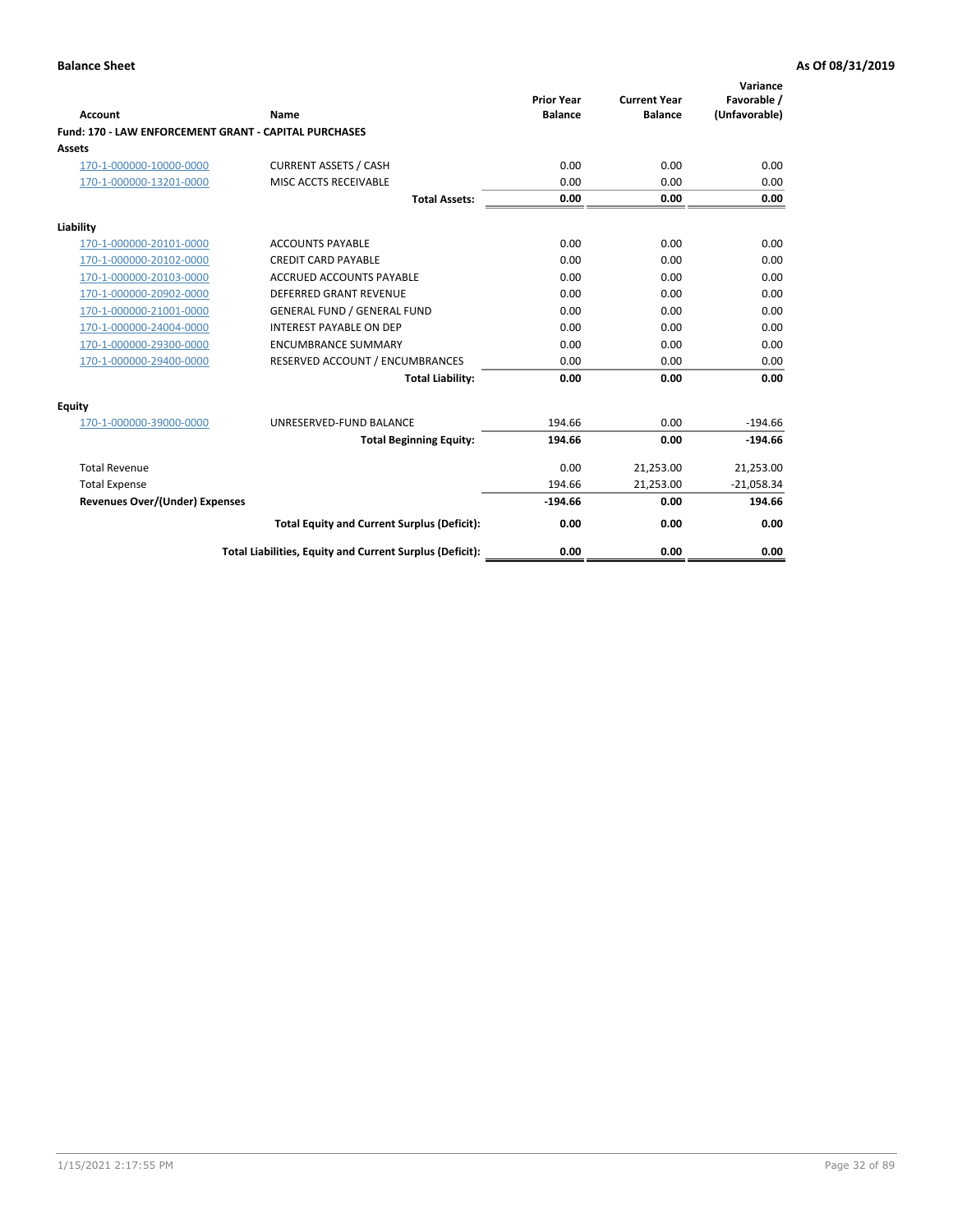**Balance Sheet** — As Of 08/31/2019

| Account | Name | Prior Year Balance | Current Year Balance | Variance Favorable / (Unfavorable) |
|---|---|---|---|---|
| **Fund: 170 - LAW ENFORCEMENT GRANT - CAPITAL PURCHASES** | | | | |
| **Assets** | | | | |
| 170-1-000000-10000-0000 | CURRENT ASSETS / CASH | 0.00 | 0.00 | 0.00 |
| 170-1-000000-13201-0000 | MISC ACCTS RECEIVABLE | 0.00 | 0.00 | 0.00 |
| | **Total Assets:** | **0.00** | **0.00** | **0.00** |
| **Liability** | | | | |
| 170-1-000000-20101-0000 | ACCOUNTS PAYABLE | 0.00 | 0.00 | 0.00 |
| 170-1-000000-20102-0000 | CREDIT CARD PAYABLE | 0.00 | 0.00 | 0.00 |
| 170-1-000000-20103-0000 | ACCRUED ACCOUNTS PAYABLE | 0.00 | 0.00 | 0.00 |
| 170-1-000000-20902-0000 | DEFERRED GRANT REVENUE | 0.00 | 0.00 | 0.00 |
| 170-1-000000-21001-0000 | GENERAL FUND / GENERAL FUND | 0.00 | 0.00 | 0.00 |
| 170-1-000000-24004-0000 | INTEREST PAYABLE ON DEP | 0.00 | 0.00 | 0.00 |
| 170-1-000000-29300-0000 | ENCUMBRANCE SUMMARY | 0.00 | 0.00 | 0.00 |
| 170-1-000000-29400-0000 | RESERVED ACCOUNT / ENCUMBRANCES | 0.00 | 0.00 | 0.00 |
| | **Total Liability:** | **0.00** | **0.00** | **0.00** |
| **Equity** | | | | |
| 170-1-000000-39000-0000 | UNRESERVED-FUND BALANCE | 194.66 | 0.00 | -194.66 |
| | **Total Beginning Equity:** | **194.66** | **0.00** | **-194.66** |
| Total Revenue | | 0.00 | 21,253.00 | 21,253.00 |
| Total Expense | | 194.66 | 21,253.00 | -21,058.34 |
| **Revenues Over/(Under) Expenses** | | **-194.66** | **0.00** | **194.66** |
| | **Total Equity and Current Surplus (Deficit):** | **0.00** | **0.00** | **0.00** |
| | **Total Liabilities, Equity and Current Surplus (Deficit):** | **0.00** | **0.00** | **0.00** |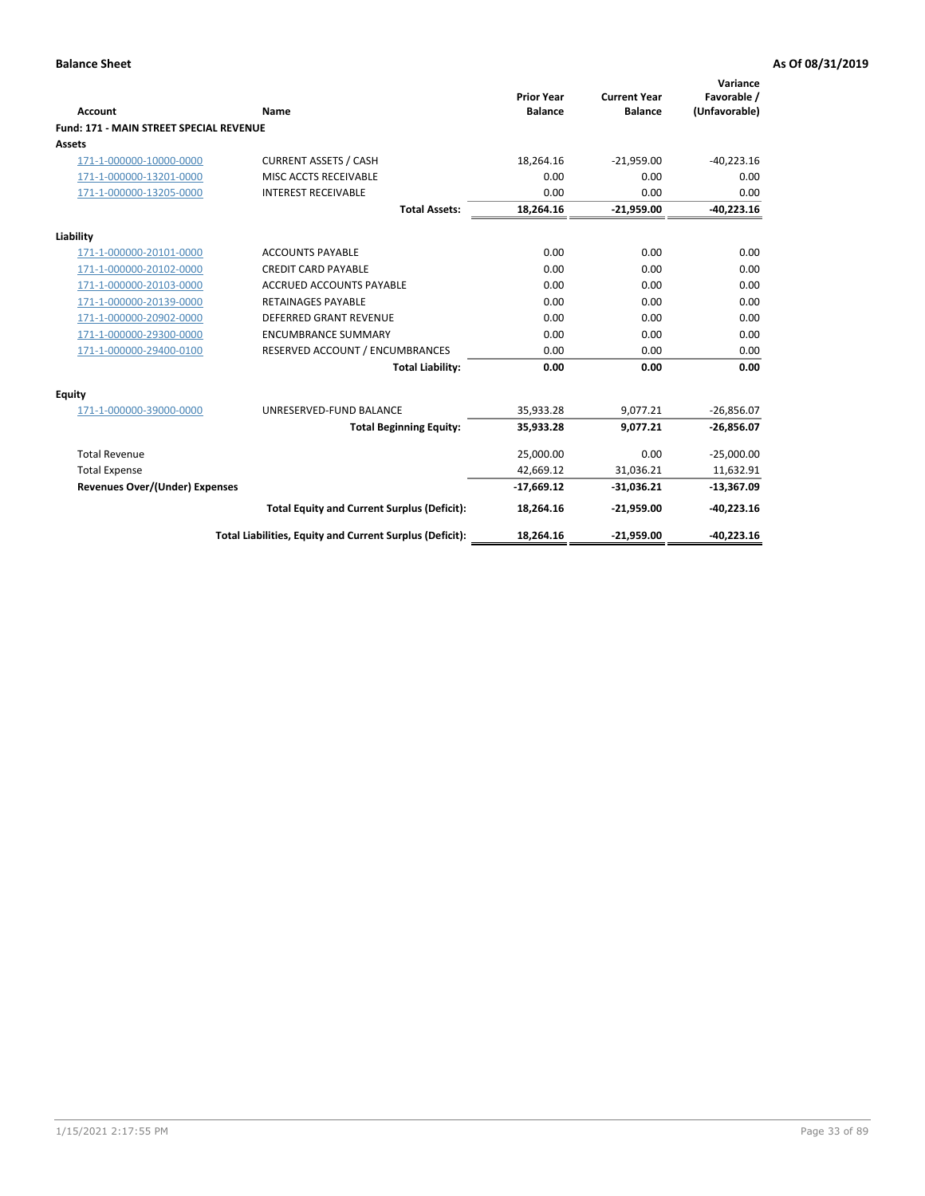**Balance Sheet** — **As Of 08/31/2019**

| Account | Name | Prior Year Balance | Current Year Balance | Variance Favorable / (Unfavorable) |
|---|---|---|---|---|
| **Fund: 171 - MAIN STREET SPECIAL REVENUE** | | | | |
| **Assets** | | | | |
| 171-1-000000-10000-0000 | CURRENT ASSETS / CASH | 18,264.16 | -21,959.00 | -40,223.16 |
| 171-1-000000-13201-0000 | MISC ACCTS RECEIVABLE | 0.00 | 0.00 | 0.00 |
| 171-1-000000-13205-0000 | INTEREST RECEIVABLE | 0.00 | 0.00 | 0.00 |
| | **Total Assets:** | **18,264.16** | **-21,959.00** | **-40,223.16** |
| **Liability** | | | | |
| 171-1-000000-20101-0000 | ACCOUNTS PAYABLE | 0.00 | 0.00 | 0.00 |
| 171-1-000000-20102-0000 | CREDIT CARD PAYABLE | 0.00 | 0.00 | 0.00 |
| 171-1-000000-20103-0000 | ACCRUED ACCOUNTS PAYABLE | 0.00 | 0.00 | 0.00 |
| 171-1-000000-20139-0000 | RETAINAGES PAYABLE | 0.00 | 0.00 | 0.00 |
| 171-1-000000-20902-0000 | DEFERRED GRANT REVENUE | 0.00 | 0.00 | 0.00 |
| 171-1-000000-29300-0000 | ENCUMBRANCE SUMMARY | 0.00 | 0.00 | 0.00 |
| 171-1-000000-29400-0100 | RESERVED ACCOUNT / ENCUMBRANCES | 0.00 | 0.00 | 0.00 |
| | **Total Liability:** | **0.00** | **0.00** | **0.00** |
| **Equity** | | | | |
| 171-1-000000-39000-0000 | UNRESERVED-FUND BALANCE | 35,933.28 | 9,077.21 | -26,856.07 |
| | **Total Beginning Equity:** | **35,933.28** | **9,077.21** | **-26,856.07** |
| Total Revenue | | 25,000.00 | 0.00 | -25,000.00 |
| Total Expense | | 42,669.12 | 31,036.21 | 11,632.91 |
| **Revenues Over/(Under) Expenses** | | **-17,669.12** | **-31,036.21** | **-13,367.09** |
| | **Total Equity and Current Surplus (Deficit):** | **18,264.16** | **-21,959.00** | **-40,223.16** |
| | **Total Liabilities, Equity and Current Surplus (Deficit):** | **18,264.16** | **-21,959.00** | **-40,223.16** |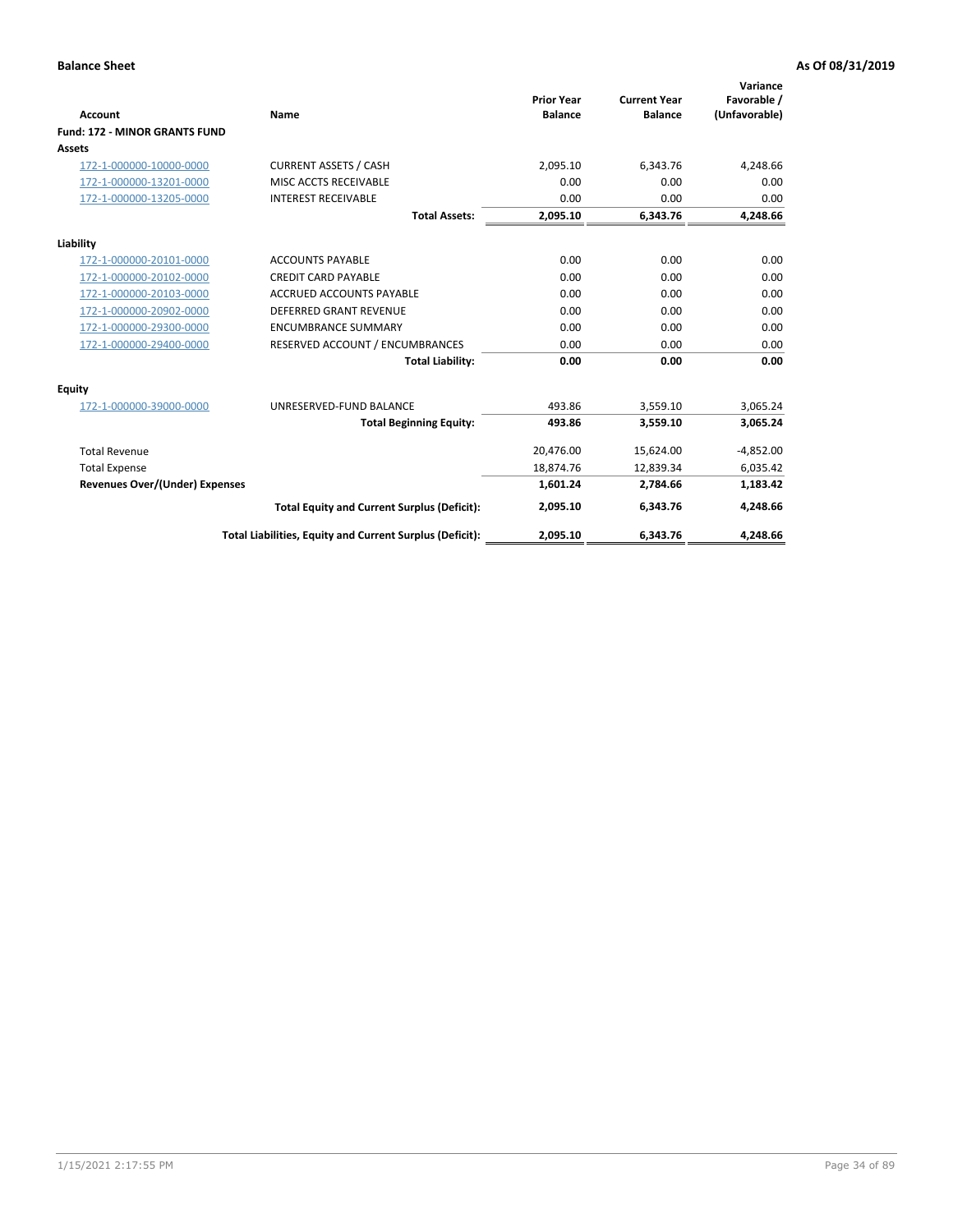**Balance Sheet** — **As Of 08/31/2019**

| Account | Name | Prior Year Balance | Current Year Balance | Variance Favorable / (Unfavorable) |
|---|---|---|---|---|
| **Fund: 172 - MINOR GRANTS FUND** | | | | |
| **Assets** | | | | |
| 172-1-000000-10000-0000 | CURRENT ASSETS / CASH | 2,095.10 | 6,343.76 | 4,248.66 |
| 172-1-000000-13201-0000 | MISC ACCTS RECEIVABLE | 0.00 | 0.00 | 0.00 |
| 172-1-000000-13205-0000 | INTEREST RECEIVABLE | 0.00 | 0.00 | 0.00 |
| | **Total Assets:** | **2,095.10** | **6,343.76** | **4,248.66** |
| **Liability** | | | | |
| 172-1-000000-20101-0000 | ACCOUNTS PAYABLE | 0.00 | 0.00 | 0.00 |
| 172-1-000000-20102-0000 | CREDIT CARD PAYABLE | 0.00 | 0.00 | 0.00 |
| 172-1-000000-20103-0000 | ACCRUED ACCOUNTS PAYABLE | 0.00 | 0.00 | 0.00 |
| 172-1-000000-20902-0000 | DEFERRED GRANT REVENUE | 0.00 | 0.00 | 0.00 |
| 172-1-000000-29300-0000 | ENCUMBRANCE SUMMARY | 0.00 | 0.00 | 0.00 |
| 172-1-000000-29400-0000 | RESERVED ACCOUNT / ENCUMBRANCES | 0.00 | 0.00 | 0.00 |
| | **Total Liability:** | **0.00** | **0.00** | **0.00** |
| **Equity** | | | | |
| 172-1-000000-39000-0000 | UNRESERVED-FUND BALANCE | 493.86 | 3,559.10 | 3,065.24 |
| | **Total Beginning Equity:** | **493.86** | **3,559.10** | **3,065.24** |
| Total Revenue | | 20,476.00 | 15,624.00 | -4,852.00 |
| Total Expense | | 18,874.76 | 12,839.34 | 6,035.42 |
| **Revenues Over/(Under) Expenses** | | **1,601.24** | **2,784.66** | **1,183.42** |
| | **Total Equity and Current Surplus (Deficit):** | **2,095.10** | **6,343.76** | **4,248.66** |
| | **Total Liabilities, Equity and Current Surplus (Deficit):** | **2,095.10** | **6,343.76** | **4,248.66** |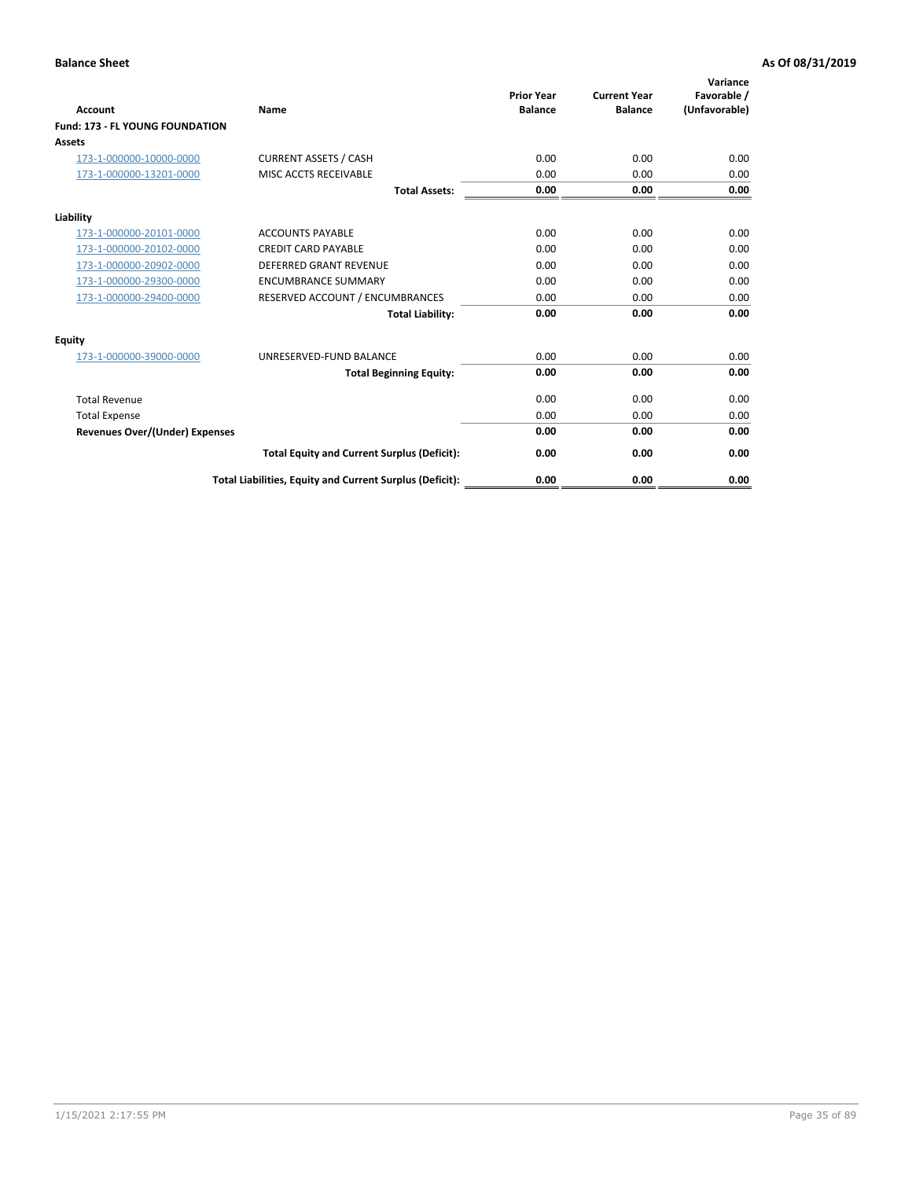**Balance Sheet** **As Of 08/31/2019**

| Account | Name | Prior Year Balance | Current Year Balance | Variance Favorable / (Unfavorable) |
|---|---|---|---|---|
| **Fund: 173 - FL YOUNG FOUNDATION** | | | | |
| **Assets** | | | | |
| 173-1-000000-10000-0000 | CURRENT ASSETS / CASH | 0.00 | 0.00 | 0.00 |
| 173-1-000000-13201-0000 | MISC ACCTS RECEIVABLE | 0.00 | 0.00 | 0.00 |
| | **Total Assets:** | **0.00** | **0.00** | **0.00** |
| **Liability** | | | | |
| 173-1-000000-20101-0000 | ACCOUNTS PAYABLE | 0.00 | 0.00 | 0.00 |
| 173-1-000000-20102-0000 | CREDIT CARD PAYABLE | 0.00 | 0.00 | 0.00 |
| 173-1-000000-20902-0000 | DEFERRED GRANT REVENUE | 0.00 | 0.00 | 0.00 |
| 173-1-000000-29300-0000 | ENCUMBRANCE SUMMARY | 0.00 | 0.00 | 0.00 |
| 173-1-000000-29400-0000 | RESERVED ACCOUNT / ENCUMBRANCES | 0.00 | 0.00 | 0.00 |
| | **Total Liability:** | **0.00** | **0.00** | **0.00** |
| **Equity** | | | | |
| 173-1-000000-39000-0000 | UNRESERVED-FUND BALANCE | 0.00 | 0.00 | 0.00 |
| | **Total Beginning Equity:** | **0.00** | **0.00** | **0.00** |
| Total Revenue | | 0.00 | 0.00 | 0.00 |
| Total Expense | | 0.00 | 0.00 | 0.00 |
| **Revenues Over/(Under) Expenses** | | **0.00** | **0.00** | **0.00** |
| | **Total Equity and Current Surplus (Deficit):** | **0.00** | **0.00** | **0.00** |
| | **Total Liabilities, Equity and Current Surplus (Deficit):** | **0.00** | **0.00** | **0.00** |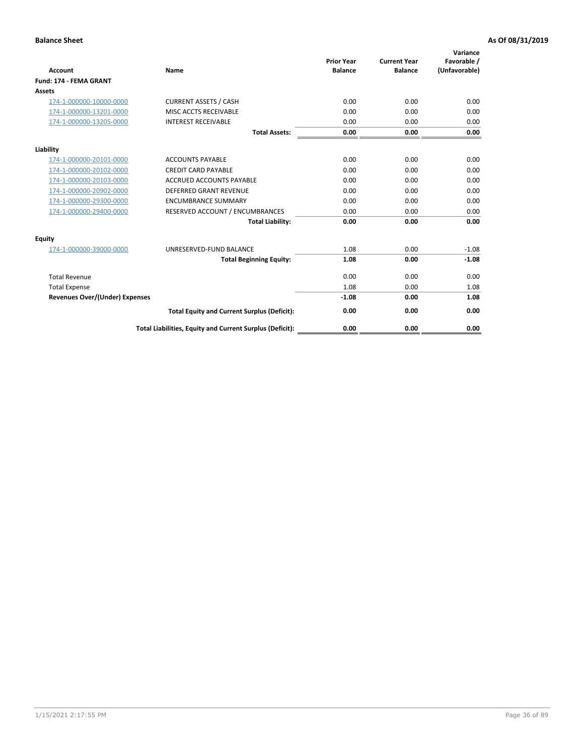**Balance Sheet** — **As Of 08/31/2019**

| Account | Name | Prior Year Balance | Current Year Balance | Variance Favorable / (Unfavorable) |
|---|---|---|---|---|
| **Fund: 174 - FEMA GRANT** | | | | |
| **Assets** | | | | |
| 174-1-000000-10000-0000 | CURRENT ASSETS / CASH | 0.00 | 0.00 | 0.00 |
| 174-1-000000-13201-0000 | MISC ACCTS RECEIVABLE | 0.00 | 0.00 | 0.00 |
| 174-1-000000-13205-0000 | INTEREST RECEIVABLE | 0.00 | 0.00 | 0.00 |
| | **Total Assets:** | **0.00** | **0.00** | **0.00** |
| **Liability** | | | | |
| 174-1-000000-20101-0000 | ACCOUNTS PAYABLE | 0.00 | 0.00 | 0.00 |
| 174-1-000000-20102-0000 | CREDIT CARD PAYABLE | 0.00 | 0.00 | 0.00 |
| 174-1-000000-20103-0000 | ACCRUED ACCOUNTS PAYABLE | 0.00 | 0.00 | 0.00 |
| 174-1-000000-20902-0000 | DEFERRED GRANT REVENUE | 0.00 | 0.00 | 0.00 |
| 174-1-000000-29300-0000 | ENCUMBRANCE SUMMARY | 0.00 | 0.00 | 0.00 |
| 174-1-000000-29400-0000 | RESERVED ACCOUNT / ENCUMBRANCES | 0.00 | 0.00 | 0.00 |
| | **Total Liability:** | **0.00** | **0.00** | **0.00** |
| **Equity** | | | | |
| 174-1-000000-39000-0000 | UNRESERVED-FUND BALANCE | 1.08 | 0.00 | -1.08 |
| | **Total Beginning Equity:** | **1.08** | **0.00** | **-1.08** |
| Total Revenue | | 0.00 | 0.00 | 0.00 |
| Total Expense | | 1.08 | 0.00 | 1.08 |
| **Revenues Over/(Under) Expenses** | | **-1.08** | **0.00** | **1.08** |
| | **Total Equity and Current Surplus (Deficit):** | **0.00** | **0.00** | **0.00** |
| | **Total Liabilities, Equity and Current Surplus (Deficit):** | **0.00** | **0.00** | **0.00** |

1/15/2021 2:17:55 PM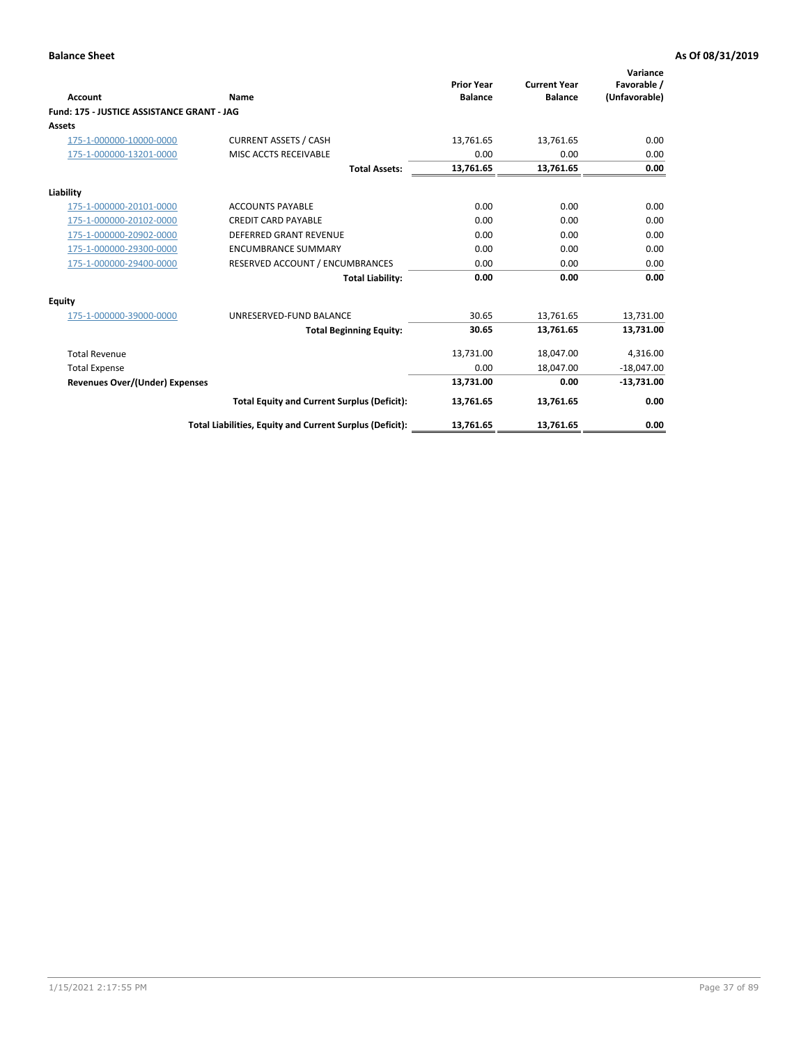**Balance Sheet** **As Of 08/31/2019**

| Account | Name | Prior Year Balance | Current Year Balance | Variance Favorable / (Unfavorable) |
|---|---|---|---|---|
| **Fund: 175 - JUSTICE ASSISTANCE GRANT - JAG** | | | | |
| **Assets** | | | | |
| 175-1-000000-10000-0000 | CURRENT ASSETS / CASH | 13,761.65 | 13,761.65 | 0.00 |
| 175-1-000000-13201-0000 | MISC ACCTS RECEIVABLE | 0.00 | 0.00 | 0.00 |
| | **Total Assets:** | **13,761.65** | **13,761.65** | **0.00** |
| **Liability** | | | | |
| 175-1-000000-20101-0000 | ACCOUNTS PAYABLE | 0.00 | 0.00 | 0.00 |
| 175-1-000000-20102-0000 | CREDIT CARD PAYABLE | 0.00 | 0.00 | 0.00 |
| 175-1-000000-20902-0000 | DEFERRED GRANT REVENUE | 0.00 | 0.00 | 0.00 |
| 175-1-000000-29300-0000 | ENCUMBRANCE SUMMARY | 0.00 | 0.00 | 0.00 |
| 175-1-000000-29400-0000 | RESERVED ACCOUNT / ENCUMBRANCES | 0.00 | 0.00 | 0.00 |
| | **Total Liability:** | **0.00** | **0.00** | **0.00** |
| **Equity** | | | | |
| 175-1-000000-39000-0000 | UNRESERVED-FUND BALANCE | 30.65 | 13,761.65 | 13,731.00 |
| | **Total Beginning Equity:** | **30.65** | **13,761.65** | **13,731.00** |
| Total Revenue | | 13,731.00 | 18,047.00 | 4,316.00 |
| Total Expense | | 0.00 | 18,047.00 | -18,047.00 |
| **Revenues Over/(Under) Expenses** | | **13,731.00** | **0.00** | **-13,731.00** |
| | **Total Equity and Current Surplus (Deficit):** | **13,761.65** | **13,761.65** | **0.00** |
| | **Total Liabilities, Equity and Current Surplus (Deficit):** | **13,761.65** | **13,761.65** | **0.00** |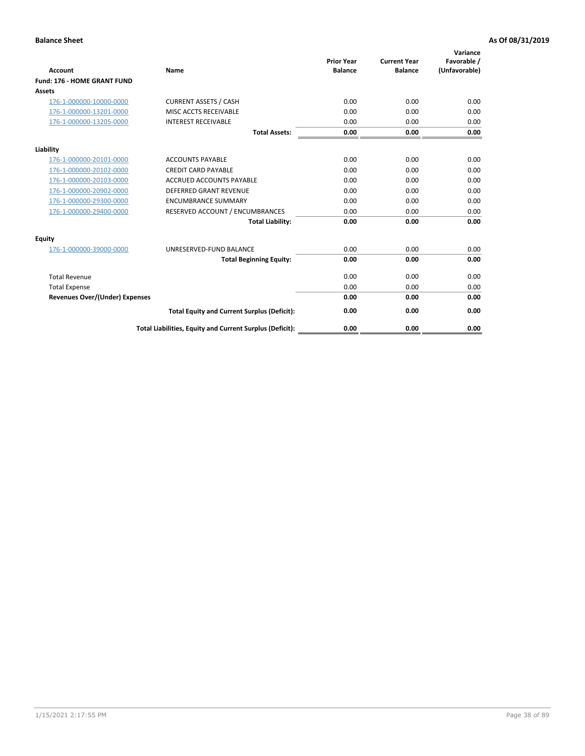**Balance Sheet** **As Of 08/31/2019**

| Account | Name | Prior Year Balance | Current Year Balance | Variance Favorable / (Unfavorable) |
|---|---|---|---|---|
| **Fund: 176 - HOME GRANT FUND** | | | | |
| **Assets** | | | | |
| 176-1-000000-10000-0000 | CURRENT ASSETS / CASH | 0.00 | 0.00 | 0.00 |
| 176-1-000000-13201-0000 | MISC ACCTS RECEIVABLE | 0.00 | 0.00 | 0.00 |
| 176-1-000000-13205-0000 | INTEREST RECEIVABLE | 0.00 | 0.00 | 0.00 |
| | **Total Assets:** | **0.00** | **0.00** | **0.00** |
| **Liability** | | | | |
| 176-1-000000-20101-0000 | ACCOUNTS PAYABLE | 0.00 | 0.00 | 0.00 |
| 176-1-000000-20102-0000 | CREDIT CARD PAYABLE | 0.00 | 0.00 | 0.00 |
| 176-1-000000-20103-0000 | ACCRUED ACCOUNTS PAYABLE | 0.00 | 0.00 | 0.00 |
| 176-1-000000-20902-0000 | DEFERRED GRANT REVENUE | 0.00 | 0.00 | 0.00 |
| 176-1-000000-29300-0000 | ENCUMBRANCE SUMMARY | 0.00 | 0.00 | 0.00 |
| 176-1-000000-29400-0000 | RESERVED ACCOUNT / ENCUMBRANCES | 0.00 | 0.00 | 0.00 |
| | **Total Liability:** | **0.00** | **0.00** | **0.00** |
| **Equity** | | | | |
| 176-1-000000-39000-0000 | UNRESERVED-FUND BALANCE | 0.00 | 0.00 | 0.00 |
| | **Total Beginning Equity:** | **0.00** | **0.00** | **0.00** |
| Total Revenue | | 0.00 | 0.00 | 0.00 |
| Total Expense | | 0.00 | 0.00 | 0.00 |
| **Revenues Over/(Under) Expenses** | | **0.00** | **0.00** | **0.00** |
| | **Total Equity and Current Surplus (Deficit):** | **0.00** | **0.00** | **0.00** |
| | **Total Liabilities, Equity and Current Surplus (Deficit):** | **0.00** | **0.00** | **0.00** |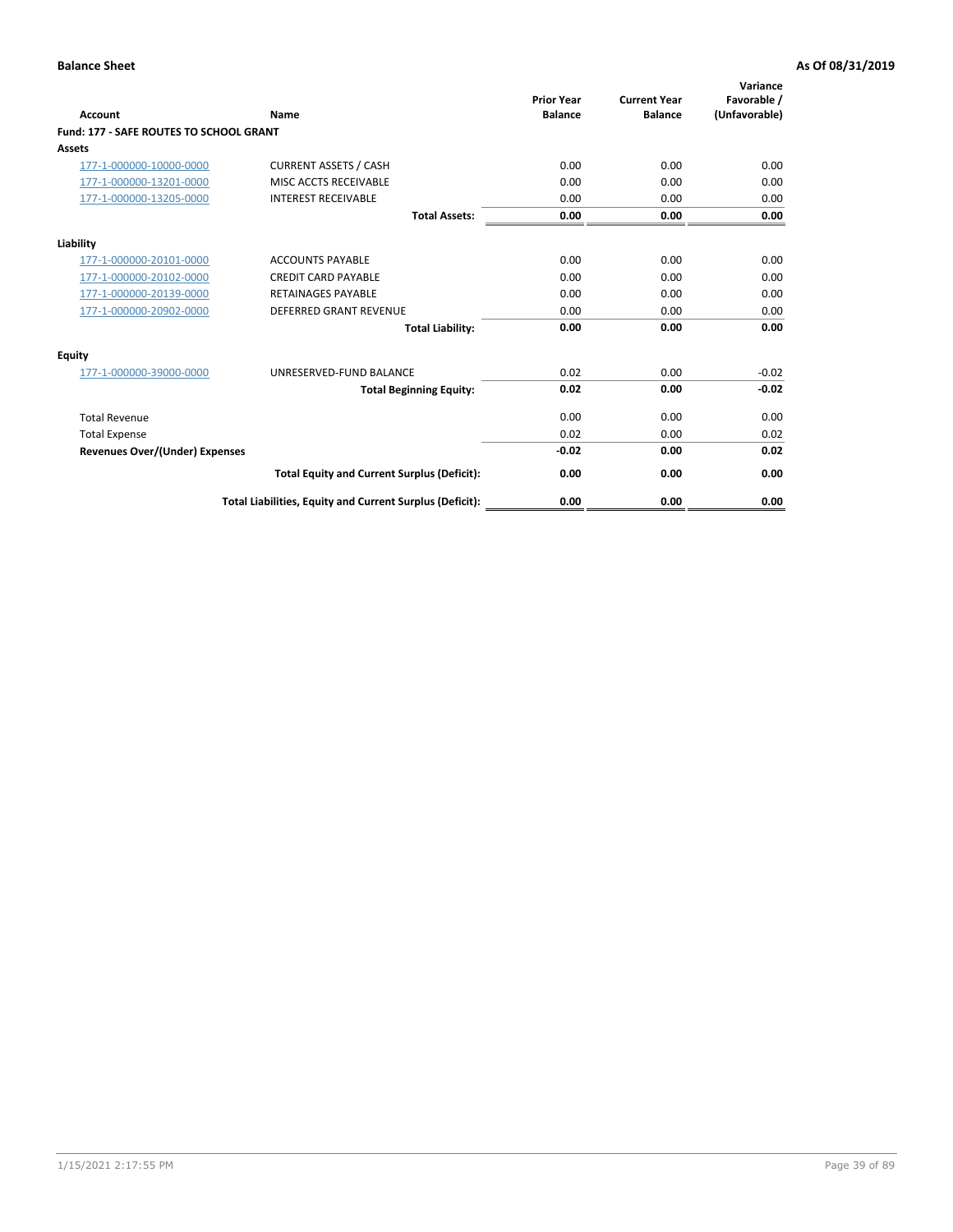**Balance Sheet** **As Of 08/31/2019**

| Account | Name | Prior Year Balance | Current Year Balance | Variance Favorable / (Unfavorable) |
|---|---|---|---|---|
| **Fund: 177 - SAFE ROUTES TO SCHOOL GRANT** | | | | |
| **Assets** | | | | |
| 177-1-000000-10000-0000 | CURRENT ASSETS / CASH | 0.00 | 0.00 | 0.00 |
| 177-1-000000-13201-0000 | MISC ACCTS RECEIVABLE | 0.00 | 0.00 | 0.00 |
| 177-1-000000-13205-0000 | INTEREST RECEIVABLE | 0.00 | 0.00 | 0.00 |
| | **Total Assets:** | **0.00** | **0.00** | **0.00** |
| **Liability** | | | | |
| 177-1-000000-20101-0000 | ACCOUNTS PAYABLE | 0.00 | 0.00 | 0.00 |
| 177-1-000000-20102-0000 | CREDIT CARD PAYABLE | 0.00 | 0.00 | 0.00 |
| 177-1-000000-20139-0000 | RETAINAGES PAYABLE | 0.00 | 0.00 | 0.00 |
| 177-1-000000-20902-0000 | DEFERRED GRANT REVENUE | 0.00 | 0.00 | 0.00 |
| | **Total Liability:** | **0.00** | **0.00** | **0.00** |
| **Equity** | | | | |
| 177-1-000000-39000-0000 | UNRESERVED-FUND BALANCE | 0.02 | 0.00 | -0.02 |
| | **Total Beginning Equity:** | **0.02** | **0.00** | **-0.02** |
| Total Revenue | | 0.00 | 0.00 | 0.00 |
| Total Expense | | 0.02 | 0.00 | 0.02 |
| **Revenues Over/(Under) Expenses** | | **-0.02** | **0.00** | **0.02** |
| | **Total Equity and Current Surplus (Deficit):** | **0.00** | **0.00** | **0.00** |
| | **Total Liabilities, Equity and Current Surplus (Deficit):** | **0.00** | **0.00** | **0.00** |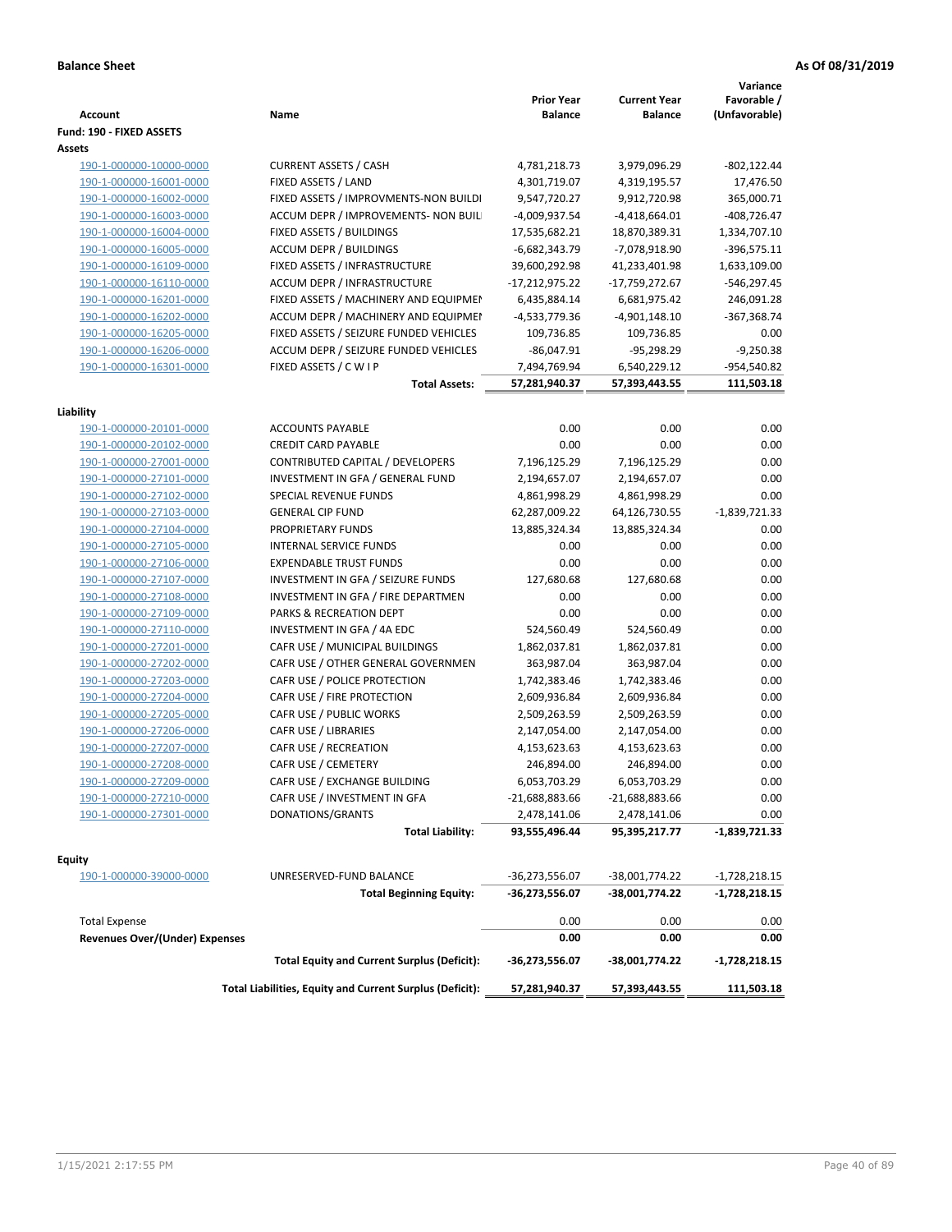**Balance Sheet** **As Of 08/31/2019**

| Account | Name | Prior Year Balance | Current Year Balance | Variance Favorable / (Unfavorable) |
|---|---|---|---|---|
| **Fund: 190 - FIXED ASSETS** | | | | |
| **Assets** | | | | |
| 190-1-000000-10000-0000 | CURRENT ASSETS / CASH | 4,781,218.73 | 3,979,096.29 | -802,122.44 |
| 190-1-000000-16001-0000 | FIXED ASSETS / LAND | 4,301,719.07 | 4,319,195.57 | 17,476.50 |
| 190-1-000000-16002-0000 | FIXED ASSETS / IMPROVMENTS-NON BUILDI | 9,547,720.27 | 9,912,720.98 | 365,000.71 |
| 190-1-000000-16003-0000 | ACCUM DEPR / IMPROVEMENTS- NON BUIL | -4,009,937.54 | -4,418,664.01 | -408,726.47 |
| 190-1-000000-16004-0000 | FIXED ASSETS / BUILDINGS | 17,535,682.21 | 18,870,389.31 | 1,334,707.10 |
| 190-1-000000-16005-0000 | ACCUM DEPR / BUILDINGS | -6,682,343.79 | -7,078,918.90 | -396,575.11 |
| 190-1-000000-16109-0000 | FIXED ASSETS / INFRASTRUCTURE | 39,600,292.98 | 41,233,401.98 | 1,633,109.00 |
| 190-1-000000-16110-0000 | ACCUM DEPR / INFRASTRUCTURE | -17,212,975.22 | -17,759,272.67 | -546,297.45 |
| 190-1-000000-16201-0000 | FIXED ASSETS / MACHINERY AND EQUIPMEN | 6,435,884.14 | 6,681,975.42 | 246,091.28 |
| 190-1-000000-16202-0000 | ACCUM DEPR / MACHINERY AND EQUIPMEI | -4,533,779.36 | -4,901,148.10 | -367,368.74 |
| 190-1-000000-16205-0000 | FIXED ASSETS / SEIZURE FUNDED VEHICLES | 109,736.85 | 109,736.85 | 0.00 |
| 190-1-000000-16206-0000 | ACCUM DEPR / SEIZURE FUNDED VEHICLES | -86,047.91 | -95,298.29 | -9,250.38 |
| 190-1-000000-16301-0000 | FIXED ASSETS / C W I P | 7,494,769.94 | 6,540,229.12 | -954,540.82 |
| | **Total Assets:** | **57,281,940.37** | **57,393,443.55** | **111,503.18** |
| **Liability** | | | | |
| 190-1-000000-20101-0000 | ACCOUNTS PAYABLE | 0.00 | 0.00 | 0.00 |
| 190-1-000000-20102-0000 | CREDIT CARD PAYABLE | 0.00 | 0.00 | 0.00 |
| 190-1-000000-27001-0000 | CONTRIBUTED CAPITAL / DEVELOPERS | 7,196,125.29 | 7,196,125.29 | 0.00 |
| 190-1-000000-27101-0000 | INVESTMENT IN GFA / GENERAL FUND | 2,194,657.07 | 2,194,657.07 | 0.00 |
| 190-1-000000-27102-0000 | SPECIAL REVENUE FUNDS | 4,861,998.29 | 4,861,998.29 | 0.00 |
| 190-1-000000-27103-0000 | GENERAL CIP FUND | 62,287,009.22 | 64,126,730.55 | -1,839,721.33 |
| 190-1-000000-27104-0000 | PROPRIETARY FUNDS | 13,885,324.34 | 13,885,324.34 | 0.00 |
| 190-1-000000-27105-0000 | INTERNAL SERVICE FUNDS | 0.00 | 0.00 | 0.00 |
| 190-1-000000-27106-0000 | EXPENDABLE TRUST FUNDS | 0.00 | 0.00 | 0.00 |
| 190-1-000000-27107-0000 | INVESTMENT IN GFA / SEIZURE FUNDS | 127,680.68 | 127,680.68 | 0.00 |
| 190-1-000000-27108-0000 | INVESTMENT IN GFA / FIRE DEPARTMEN | 0.00 | 0.00 | 0.00 |
| 190-1-000000-27109-0000 | PARKS & RECREATION DEPT | 0.00 | 0.00 | 0.00 |
| 190-1-000000-27110-0000 | INVESTMENT IN GFA / 4A EDC | 524,560.49 | 524,560.49 | 0.00 |
| 190-1-000000-27201-0000 | CAFR USE / MUNICIPAL BUILDINGS | 1,862,037.81 | 1,862,037.81 | 0.00 |
| 190-1-000000-27202-0000 | CAFR USE / OTHER GENERAL GOVERNMEN | 363,987.04 | 363,987.04 | 0.00 |
| 190-1-000000-27203-0000 | CAFR USE / POLICE PROTECTION | 1,742,383.46 | 1,742,383.46 | 0.00 |
| 190-1-000000-27204-0000 | CAFR USE / FIRE PROTECTION | 2,609,936.84 | 2,609,936.84 | 0.00 |
| 190-1-000000-27205-0000 | CAFR USE / PUBLIC WORKS | 2,509,263.59 | 2,509,263.59 | 0.00 |
| 190-1-000000-27206-0000 | CAFR USE / LIBRARIES | 2,147,054.00 | 2,147,054.00 | 0.00 |
| 190-1-000000-27207-0000 | CAFR USE / RECREATION | 4,153,623.63 | 4,153,623.63 | 0.00 |
| 190-1-000000-27208-0000 | CAFR USE / CEMETERY | 246,894.00 | 246,894.00 | 0.00 |
| 190-1-000000-27209-0000 | CAFR USE / EXCHANGE BUILDING | 6,053,703.29 | 6,053,703.29 | 0.00 |
| 190-1-000000-27210-0000 | CAFR USE / INVESTMENT IN GFA | -21,688,883.66 | -21,688,883.66 | 0.00 |
| 190-1-000000-27301-0000 | DONATIONS/GRANTS | 2,478,141.06 | 2,478,141.06 | 0.00 |
| | **Total Liability:** | **93,555,496.44** | **95,395,217.77** | **-1,839,721.33** |
| **Equity** | | | | |
| 190-1-000000-39000-0000 | UNRESERVED-FUND BALANCE | -36,273,556.07 | -38,001,774.22 | -1,728,218.15 |
| | **Total Beginning Equity:** | **-36,273,556.07** | **-38,001,774.22** | **-1,728,218.15** |
| Total Expense | | 0.00 | 0.00 | 0.00 |
| **Revenues Over/(Under) Expenses** | | **0.00** | **0.00** | **0.00** |
| | **Total Equity and Current Surplus (Deficit):** | **-36,273,556.07** | **-38,001,774.22** | **-1,728,218.15** |
| | **Total Liabilities, Equity and Current Surplus (Deficit):** | **57,281,940.37** | **57,393,443.55** | **111,503.18** |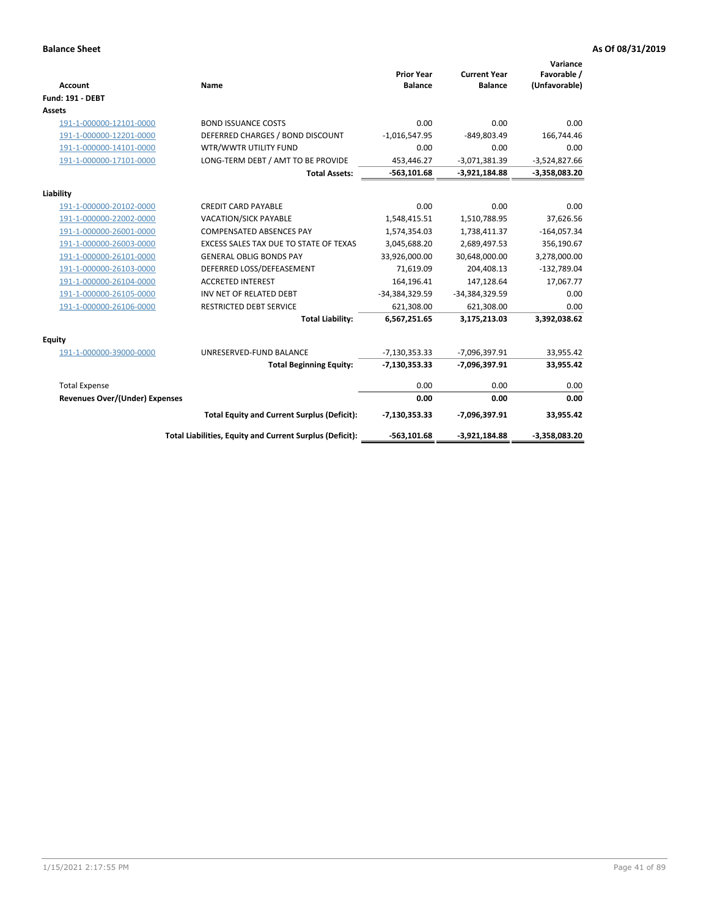**Balance Sheet** **As Of 08/31/2019**

| Account | Name | Prior Year Balance | Current Year Balance | Variance Favorable / (Unfavorable) |
|---|---|---|---|---|
| **Fund: 191 - DEBT** | | | | |
| **Assets** | | | | |
| 191-1-000000-12101-0000 | BOND ISSUANCE COSTS | 0.00 | 0.00 | 0.00 |
| 191-1-000000-12201-0000 | DEFERRED CHARGES / BOND DISCOUNT | -1,016,547.95 | -849,803.49 | 166,744.46 |
| 191-1-000000-14101-0000 | WTR/WWTR UTILITY FUND | 0.00 | 0.00 | 0.00 |
| 191-1-000000-17101-0000 | LONG-TERM DEBT / AMT TO BE PROVIDE | 453,446.27 | -3,071,381.39 | -3,524,827.66 |
| | **Total Assets:** | **-563,101.68** | **-3,921,184.88** | **-3,358,083.20** |
| **Liability** | | | | |
| 191-1-000000-20102-0000 | CREDIT CARD PAYABLE | 0.00 | 0.00 | 0.00 |
| 191-1-000000-22002-0000 | VACATION/SICK PAYABLE | 1,548,415.51 | 1,510,788.95 | 37,626.56 |
| 191-1-000000-26001-0000 | COMPENSATED ABSENCES PAY | 1,574,354.03 | 1,738,411.37 | -164,057.34 |
| 191-1-000000-26003-0000 | EXCESS SALES TAX DUE TO STATE OF TEXAS | 3,045,688.20 | 2,689,497.53 | 356,190.67 |
| 191-1-000000-26101-0000 | GENERAL OBLIG BONDS PAY | 33,926,000.00 | 30,648,000.00 | 3,278,000.00 |
| 191-1-000000-26103-0000 | DEFERRED LOSS/DEFEASEMENT | 71,619.09 | 204,408.13 | -132,789.04 |
| 191-1-000000-26104-0000 | ACCRETED INTEREST | 164,196.41 | 147,128.64 | 17,067.77 |
| 191-1-000000-26105-0000 | INV NET OF RELATED DEBT | -34,384,329.59 | -34,384,329.59 | 0.00 |
| 191-1-000000-26106-0000 | RESTRICTED DEBT SERVICE | 621,308.00 | 621,308.00 | 0.00 |
| | **Total Liability:** | **6,567,251.65** | **3,175,213.03** | **3,392,038.62** |
| **Equity** | | | | |
| 191-1-000000-39000-0000 | UNRESERVED-FUND BALANCE | -7,130,353.33 | -7,096,397.91 | 33,955.42 |
| | **Total Beginning Equity:** | **-7,130,353.33** | **-7,096,397.91** | **33,955.42** |
| Total Expense | | 0.00 | 0.00 | 0.00 |
| **Revenues Over/(Under) Expenses** | | **0.00** | **0.00** | **0.00** |
| | **Total Equity and Current Surplus (Deficit):** | **-7,130,353.33** | **-7,096,397.91** | **33,955.42** |
| | **Total Liabilities, Equity and Current Surplus (Deficit):** | **-563,101.68** | **-3,921,184.88** | **-3,358,083.20** |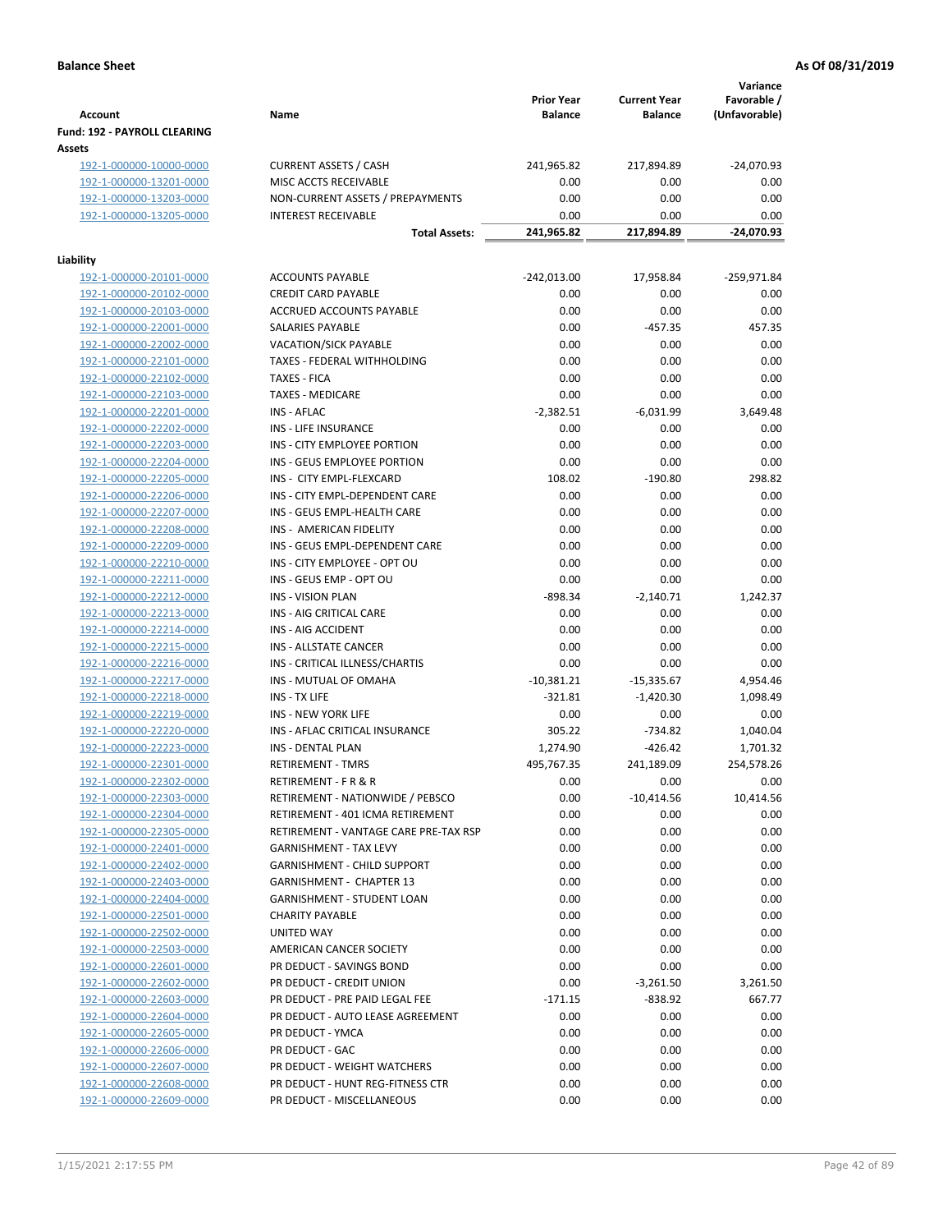**Balance Sheet** | **As Of 08/31/2019**

| Account | Name | Prior Year Balance | Current Year Balance | Variance Favorable / (Unfavorable) |
|---|---|---|---|---|
| **Fund: 192 - PAYROLL CLEARING** | | | | |
| **Assets** | | | | |
| 192-1-000000-10000-0000 | CURRENT ASSETS / CASH | 241,965.82 | 217,894.89 | -24,070.93 |
| 192-1-000000-13201-0000 | MISC ACCTS RECEIVABLE | 0.00 | 0.00 | 0.00 |
| 192-1-000000-13203-0000 | NON-CURRENT ASSETS / PREPAYMENTS | 0.00 | 0.00 | 0.00 |
| 192-1-000000-13205-0000 | INTEREST RECEIVABLE | 0.00 | 0.00 | 0.00 |
| | **Total Assets:** | **241,965.82** | **217,894.89** | **-24,070.93** |
| **Liability** | | | | |
| 192-1-000000-20101-0000 | ACCOUNTS PAYABLE | -242,013.00 | 17,958.84 | -259,971.84 |
| 192-1-000000-20102-0000 | CREDIT CARD PAYABLE | 0.00 | 0.00 | 0.00 |
| 192-1-000000-20103-0000 | ACCRUED ACCOUNTS PAYABLE | 0.00 | 0.00 | 0.00 |
| 192-1-000000-22001-0000 | SALARIES PAYABLE | 0.00 | -457.35 | 457.35 |
| 192-1-000000-22002-0000 | VACATION/SICK PAYABLE | 0.00 | 0.00 | 0.00 |
| 192-1-000000-22101-0000 | TAXES - FEDERAL WITHHOLDING | 0.00 | 0.00 | 0.00 |
| 192-1-000000-22102-0000 | TAXES - FICA | 0.00 | 0.00 | 0.00 |
| 192-1-000000-22103-0000 | TAXES - MEDICARE | 0.00 | 0.00 | 0.00 |
| 192-1-000000-22201-0000 | INS - AFLAC | -2,382.51 | -6,031.99 | 3,649.48 |
| 192-1-000000-22202-0000 | INS - LIFE INSURANCE | 0.00 | 0.00 | 0.00 |
| 192-1-000000-22203-0000 | INS - CITY EMPLOYEE PORTION | 0.00 | 0.00 | 0.00 |
| 192-1-000000-22204-0000 | INS - GEUS EMPLOYEE PORTION | 0.00 | 0.00 | 0.00 |
| 192-1-000000-22205-0000 | INS - CITY EMPL-FLEXCARD | 108.02 | -190.80 | 298.82 |
| 192-1-000000-22206-0000 | INS - CITY EMPL-DEPENDENT CARE | 0.00 | 0.00 | 0.00 |
| 192-1-000000-22207-0000 | INS - GEUS EMPL-HEALTH CARE | 0.00 | 0.00 | 0.00 |
| 192-1-000000-22208-0000 | INS - AMERICAN FIDELITY | 0.00 | 0.00 | 0.00 |
| 192-1-000000-22209-0000 | INS - GEUS EMPL-DEPENDENT CARE | 0.00 | 0.00 | 0.00 |
| 192-1-000000-22210-0000 | INS - CITY EMPLOYEE - OPT OU | 0.00 | 0.00 | 0.00 |
| 192-1-000000-22211-0000 | INS - GEUS EMP - OPT OU | 0.00 | 0.00 | 0.00 |
| 192-1-000000-22212-0000 | INS - VISION PLAN | -898.34 | -2,140.71 | 1,242.37 |
| 192-1-000000-22213-0000 | INS - AIG CRITICAL CARE | 0.00 | 0.00 | 0.00 |
| 192-1-000000-22214-0000 | INS - AIG ACCIDENT | 0.00 | 0.00 | 0.00 |
| 192-1-000000-22215-0000 | INS - ALLSTATE CANCER | 0.00 | 0.00 | 0.00 |
| 192-1-000000-22216-0000 | INS - CRITICAL ILLNESS/CHARTIS | 0.00 | 0.00 | 0.00 |
| 192-1-000000-22217-0000 | INS - MUTUAL OF OMAHA | -10,381.21 | -15,335.67 | 4,954.46 |
| 192-1-000000-22218-0000 | INS - TX LIFE | -321.81 | -1,420.30 | 1,098.49 |
| 192-1-000000-22219-0000 | INS - NEW YORK LIFE | 0.00 | 0.00 | 0.00 |
| 192-1-000000-22220-0000 | INS - AFLAC CRITICAL INSURANCE | 305.22 | -734.82 | 1,040.04 |
| 192-1-000000-22223-0000 | INS - DENTAL PLAN | 1,274.90 | -426.42 | 1,701.32 |
| 192-1-000000-22301-0000 | RETIREMENT - TMRS | 495,767.35 | 241,189.09 | 254,578.26 |
| 192-1-000000-22302-0000 | RETIREMENT - F R & R | 0.00 | 0.00 | 0.00 |
| 192-1-000000-22303-0000 | RETIREMENT - NATIONWIDE / PEBSCO | 0.00 | -10,414.56 | 10,414.56 |
| 192-1-000000-22304-0000 | RETIREMENT - 401 ICMA RETIREMENT | 0.00 | 0.00 | 0.00 |
| 192-1-000000-22305-0000 | RETIREMENT - VANTAGE CARE PRE-TAX RSP | 0.00 | 0.00 | 0.00 |
| 192-1-000000-22401-0000 | GARNISHMENT - TAX LEVY | 0.00 | 0.00 | 0.00 |
| 192-1-000000-22402-0000 | GARNISHMENT - CHILD SUPPORT | 0.00 | 0.00 | 0.00 |
| 192-1-000000-22403-0000 | GARNISHMENT - CHAPTER 13 | 0.00 | 0.00 | 0.00 |
| 192-1-000000-22404-0000 | GARNISHMENT - STUDENT LOAN | 0.00 | 0.00 | 0.00 |
| 192-1-000000-22501-0000 | CHARITY PAYABLE | 0.00 | 0.00 | 0.00 |
| 192-1-000000-22502-0000 | UNITED WAY | 0.00 | 0.00 | 0.00 |
| 192-1-000000-22503-0000 | AMERICAN CANCER SOCIETY | 0.00 | 0.00 | 0.00 |
| 192-1-000000-22601-0000 | PR DEDUCT - SAVINGS BOND | 0.00 | 0.00 | 0.00 |
| 192-1-000000-22602-0000 | PR DEDUCT - CREDIT UNION | 0.00 | -3,261.50 | 3,261.50 |
| 192-1-000000-22603-0000 | PR DEDUCT - PRE PAID LEGAL FEE | -171.15 | -838.92 | 667.77 |
| 192-1-000000-22604-0000 | PR DEDUCT - AUTO LEASE AGREEMENT | 0.00 | 0.00 | 0.00 |
| 192-1-000000-22605-0000 | PR DEDUCT - YMCA | 0.00 | 0.00 | 0.00 |
| 192-1-000000-22606-0000 | PR DEDUCT - GAC | 0.00 | 0.00 | 0.00 |
| 192-1-000000-22607-0000 | PR DEDUCT - WEIGHT WATCHERS | 0.00 | 0.00 | 0.00 |
| 192-1-000000-22608-0000 | PR DEDUCT - HUNT REG-FITNESS CTR | 0.00 | 0.00 | 0.00 |
| 192-1-000000-22609-0000 | PR DEDUCT - MISCELLANEOUS | 0.00 | 0.00 | 0.00 |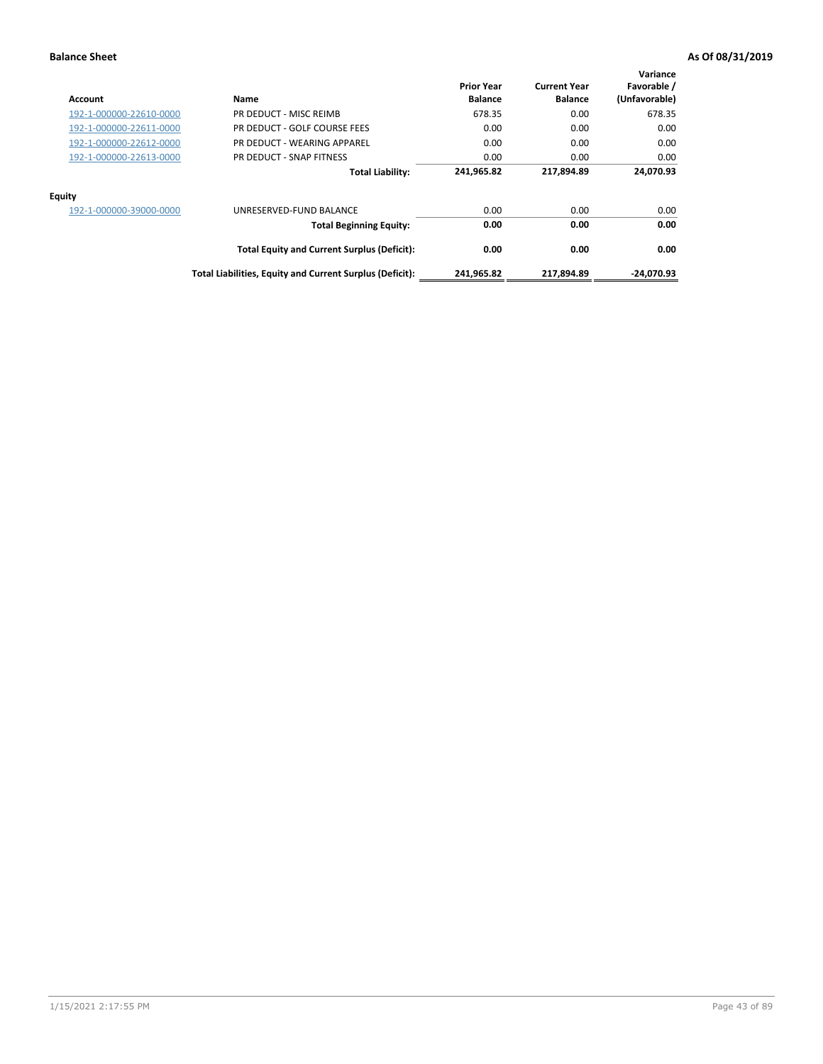**Balance Sheet** **As Of 08/31/2019**

| Account | Name | Prior Year Balance | Current Year Balance | Variance Favorable / (Unfavorable) |
|---|---|---|---|---|
| 192-1-000000-22610-0000 | PR DEDUCT - MISC REIMB | 678.35 | 0.00 | 678.35 |
| 192-1-000000-22611-0000 | PR DEDUCT - GOLF COURSE FEES | 0.00 | 0.00 | 0.00 |
| 192-1-000000-22612-0000 | PR DEDUCT - WEARING APPAREL | 0.00 | 0.00 | 0.00 |
| 192-1-000000-22613-0000 | PR DEDUCT - SNAP FITNESS | 0.00 | 0.00 | 0.00 |
| | **Total Liability:** | **241,965.82** | **217,894.89** | **24,070.93** |
| **Equity** | | | | |
| 192-1-000000-39000-0000 | UNRESERVED-FUND BALANCE | 0.00 | 0.00 | 0.00 |
| | **Total Beginning Equity:** | **0.00** | **0.00** | **0.00** |
| | **Total Equity and Current Surplus (Deficit):** | **0.00** | **0.00** | **0.00** |
| | **Total Liabilities, Equity and Current Surplus (Deficit):** | **241,965.82** | **217,894.89** | **-24,070.93** |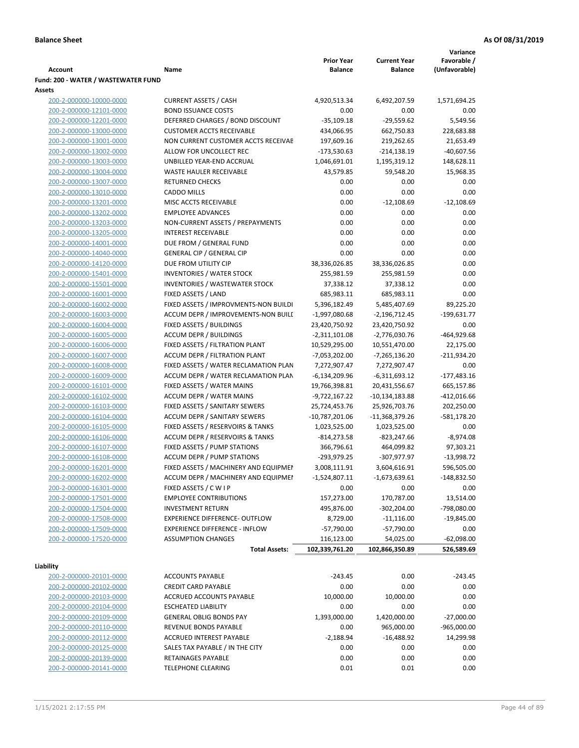**Balance Sheet** | **As Of 08/31/2019**

| Account | Name | Prior Year Balance | Current Year Balance | Variance Favorable / (Unfavorable) |
|---|---|---|---|---|
| **Fund: 200 - WATER / WASTEWATER FUND** | | | | |
| **Assets** | | | | |
| 200-2-000000-10000-0000 | CURRENT ASSETS / CASH | 4,920,513.34 | 6,492,207.59 | 1,571,694.25 |
| 200-2-000000-12101-0000 | BOND ISSUANCE COSTS | 0.00 | 0.00 | 0.00 |
| 200-2-000000-12201-0000 | DEFERRED CHARGES / BOND DISCOUNT | -35,109.18 | -29,559.62 | 5,549.56 |
| 200-2-000000-13000-0000 | CUSTOMER ACCTS RECEIVABLE | 434,066.95 | 662,750.83 | 228,683.88 |
| 200-2-000000-13001-0000 | NON CURRENT CUSTOMER ACCTS RECEIVAE | 197,609.16 | 219,262.65 | 21,653.49 |
| 200-2-000000-13002-0000 | ALLOW FOR UNCOLLECT REC | -173,530.63 | -214,138.19 | -40,607.56 |
| 200-2-000000-13003-0000 | UNBILLED YEAR-END ACCRUAL | 1,046,691.01 | 1,195,319.12 | 148,628.11 |
| 200-2-000000-13004-0000 | WASTE HAULER RECEIVABLE | 43,579.85 | 59,548.20 | 15,968.35 |
| 200-2-000000-13007-0000 | RETURNED CHECKS | 0.00 | 0.00 | 0.00 |
| 200-2-000000-13010-0000 | CADDO MILLS | 0.00 | 0.00 | 0.00 |
| 200-2-000000-13201-0000 | MISC ACCTS RECEIVABLE | 0.00 | -12,108.69 | -12,108.69 |
| 200-2-000000-13202-0000 | EMPLOYEE ADVANCES | 0.00 | 0.00 | 0.00 |
| 200-2-000000-13203-0000 | NON-CURRENT ASSETS / PREPAYMENTS | 0.00 | 0.00 | 0.00 |
| 200-2-000000-13205-0000 | INTEREST RECEIVABLE | 0.00 | 0.00 | 0.00 |
| 200-2-000000-14001-0000 | DUE FROM / GENERAL FUND | 0.00 | 0.00 | 0.00 |
| 200-2-000000-14040-0000 | GENERAL CIP / GENERAL CIP | 0.00 | 0.00 | 0.00 |
| 200-2-000000-14120-0000 | DUE FROM UTILITY CIP | 38,336,026.85 | 38,336,026.85 | 0.00 |
| 200-2-000000-15401-0000 | INVENTORIES / WATER STOCK | 255,981.59 | 255,981.59 | 0.00 |
| 200-2-000000-15501-0000 | INVENTORIES / WASTEWATER STOCK | 37,338.12 | 37,338.12 | 0.00 |
| 200-2-000000-16001-0000 | FIXED ASSETS / LAND | 685,983.11 | 685,983.11 | 0.00 |
| 200-2-000000-16002-0000 | FIXED ASSETS / IMPROVMENTS-NON BUILDI | 5,396,182.49 | 5,485,407.69 | 89,225.20 |
| 200-2-000000-16003-0000 | ACCUM DEPR / IMPROVEMENTS-NON BUILI | -1,997,080.68 | -2,196,712.45 | -199,631.77 |
| 200-2-000000-16004-0000 | FIXED ASSETS / BUILDINGS | 23,420,750.92 | 23,420,750.92 | 0.00 |
| 200-2-000000-16005-0000 | ACCUM DEPR / BUILDINGS | -2,311,101.08 | -2,776,030.76 | -464,929.68 |
| 200-2-000000-16006-0000 | FIXED ASSETS / FILTRATION PLANT | 10,529,295.00 | 10,551,470.00 | 22,175.00 |
| 200-2-000000-16007-0000 | ACCUM DEPR / FILTRATION PLANT | -7,053,202.00 | -7,265,136.20 | -211,934.20 |
| 200-2-000000-16008-0000 | FIXED ASSETS / WATER RECLAMATION PLAN | 7,272,907.47 | 7,272,907.47 | 0.00 |
| 200-2-000000-16009-0000 | ACCUM DEPR / WATER RECLAMATION PLAN | -6,134,209.96 | -6,311,693.12 | -177,483.16 |
| 200-2-000000-16101-0000 | FIXED ASSETS / WATER MAINS | 19,766,398.81 | 20,431,556.67 | 665,157.86 |
| 200-2-000000-16102-0000 | ACCUM DEPR / WATER MAINS | -9,722,167.22 | -10,134,183.88 | -412,016.66 |
| 200-2-000000-16103-0000 | FIXED ASSETS / SANITARY SEWERS | 25,724,453.76 | 25,926,703.76 | 202,250.00 |
| 200-2-000000-16104-0000 | ACCUM DEPR / SANITARY SEWERS | -10,787,201.06 | -11,368,379.26 | -581,178.20 |
| 200-2-000000-16105-0000 | FIXED ASSETS / RESERVOIRS & TANKS | 1,023,525.00 | 1,023,525.00 | 0.00 |
| 200-2-000000-16106-0000 | ACCUM DEPR / RESERVOIRS & TANKS | -814,273.58 | -823,247.66 | -8,974.08 |
| 200-2-000000-16107-0000 | FIXED ASSETS / PUMP STATIONS | 366,796.61 | 464,099.82 | 97,303.21 |
| 200-2-000000-16108-0000 | ACCUM DEPR / PUMP STATIONS | -293,979.25 | -307,977.97 | -13,998.72 |
| 200-2-000000-16201-0000 | FIXED ASSETS / MACHINERY AND EQUIPMEN | 3,008,111.91 | 3,604,616.91 | 596,505.00 |
| 200-2-000000-16202-0000 | ACCUM DEPR / MACHINERY AND EQUIPMEI | -1,524,807.11 | -1,673,639.61 | -148,832.50 |
| 200-2-000000-16301-0000 | FIXED ASSETS / C W I P | 0.00 | 0.00 | 0.00 |
| 200-2-000000-17501-0000 | EMPLOYEE CONTRIBUTIONS | 157,273.00 | 170,787.00 | 13,514.00 |
| 200-2-000000-17504-0000 | INVESTMENT RETURN | 495,876.00 | -302,204.00 | -798,080.00 |
| 200-2-000000-17508-0000 | EXPERIENCE DIFFERENCE- OUTFLOW | 8,729.00 | -11,116.00 | -19,845.00 |
| 200-2-000000-17509-0000 | EXPERIENCE DIFFERENCE - INFLOW | -57,790.00 | -57,790.00 | 0.00 |
| 200-2-000000-17520-0000 | ASSUMPTION CHANGES | 116,123.00 | 54,025.00 | -62,098.00 |
| | **Total Assets:** | **102,339,761.20** | **102,866,350.89** | **526,589.69** |
| **Liability** | | | | |
| 200-2-000000-20101-0000 | ACCOUNTS PAYABLE | -243.45 | 0.00 | -243.45 |
| 200-2-000000-20102-0000 | CREDIT CARD PAYABLE | 0.00 | 0.00 | 0.00 |
| 200-2-000000-20103-0000 | ACCRUED ACCOUNTS PAYABLE | 10,000.00 | 10,000.00 | 0.00 |
| 200-2-000000-20104-0000 | ESCHEATED LIABILITY | 0.00 | 0.00 | 0.00 |
| 200-2-000000-20109-0000 | GENERAL OBLIG BONDS PAY | 1,393,000.00 | 1,420,000.00 | -27,000.00 |
| 200-2-000000-20110-0000 | REVENUE BONDS PAYABLE | 0.00 | 965,000.00 | -965,000.00 |
| 200-2-000000-20112-0000 | ACCRUED INTEREST PAYABLE | -2,188.94 | -16,488.92 | 14,299.98 |
| 200-2-000000-20125-0000 | SALES TAX PAYABLE / IN THE CITY | 0.00 | 0.00 | 0.00 |
| 200-2-000000-20139-0000 | RETAINAGES PAYABLE | 0.00 | 0.00 | 0.00 |
| 200-2-000000-20141-0000 | TELEPHONE CLEARING | 0.01 | 0.01 | 0.00 |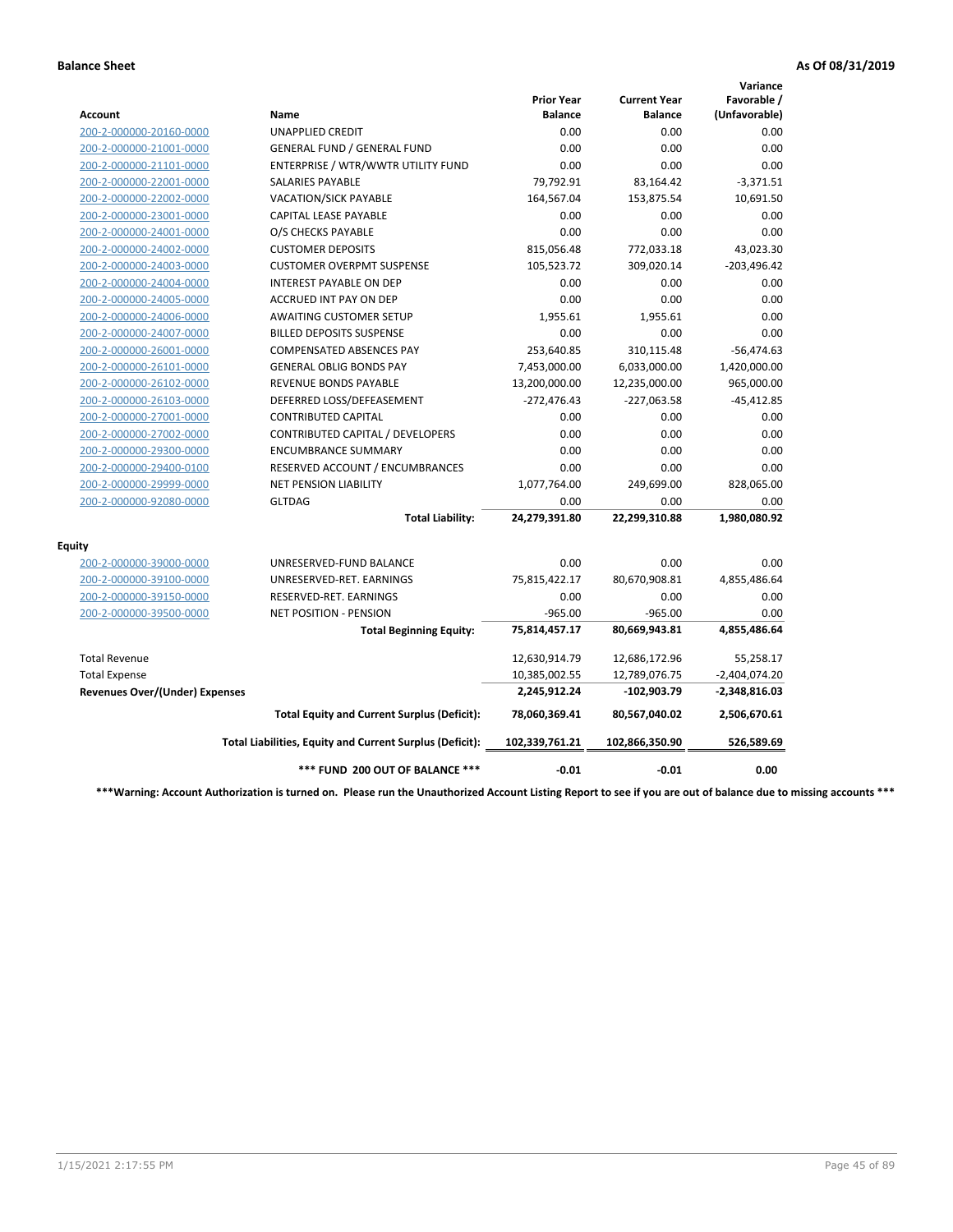**Balance Sheet** **As Of 08/31/2019**

| Account | Name | Prior Year Balance | Current Year Balance | Variance Favorable / (Unfavorable) |
|---|---|---|---|---|
| 200-2-000000-20160-0000 | UNAPPLIED CREDIT | 0.00 | 0.00 | 0.00 |
| 200-2-000000-21001-0000 | GENERAL FUND / GENERAL FUND | 0.00 | 0.00 | 0.00 |
| 200-2-000000-21101-0000 | ENTERPRISE / WTR/WWTR UTILITY FUND | 0.00 | 0.00 | 0.00 |
| 200-2-000000-22001-0000 | SALARIES PAYABLE | 79,792.91 | 83,164.42 | -3,371.51 |
| 200-2-000000-22002-0000 | VACATION/SICK PAYABLE | 164,567.04 | 153,875.54 | 10,691.50 |
| 200-2-000000-23001-0000 | CAPITAL LEASE PAYABLE | 0.00 | 0.00 | 0.00 |
| 200-2-000000-24001-0000 | O/S CHECKS PAYABLE | 0.00 | 0.00 | 0.00 |
| 200-2-000000-24002-0000 | CUSTOMER DEPOSITS | 815,056.48 | 772,033.18 | 43,023.30 |
| 200-2-000000-24003-0000 | CUSTOMER OVERPMT SUSPENSE | 105,523.72 | 309,020.14 | -203,496.42 |
| 200-2-000000-24004-0000 | INTEREST PAYABLE ON DEP | 0.00 | 0.00 | 0.00 |
| 200-2-000000-24005-0000 | ACCRUED INT PAY ON DEP | 0.00 | 0.00 | 0.00 |
| 200-2-000000-24006-0000 | AWAITING CUSTOMER SETUP | 1,955.61 | 1,955.61 | 0.00 |
| 200-2-000000-24007-0000 | BILLED DEPOSITS SUSPENSE | 0.00 | 0.00 | 0.00 |
| 200-2-000000-26001-0000 | COMPENSATED ABSENCES PAY | 253,640.85 | 310,115.48 | -56,474.63 |
| 200-2-000000-26101-0000 | GENERAL OBLIG BONDS PAY | 7,453,000.00 | 6,033,000.00 | 1,420,000.00 |
| 200-2-000000-26102-0000 | REVENUE BONDS PAYABLE | 13,200,000.00 | 12,235,000.00 | 965,000.00 |
| 200-2-000000-26103-0000 | DEFERRED LOSS/DEFEASEMENT | -272,476.43 | -227,063.58 | -45,412.85 |
| 200-2-000000-27001-0000 | CONTRIBUTED CAPITAL | 0.00 | 0.00 | 0.00 |
| 200-2-000000-27002-0000 | CONTRIBUTED CAPITAL / DEVELOPERS | 0.00 | 0.00 | 0.00 |
| 200-2-000000-29300-0000 | ENCUMBRANCE SUMMARY | 0.00 | 0.00 | 0.00 |
| 200-2-000000-29400-0100 | RESERVED ACCOUNT / ENCUMBRANCES | 0.00 | 0.00 | 0.00 |
| 200-2-000000-29999-0000 | NET PENSION LIABILITY | 1,077,764.00 | 249,699.00 | 828,065.00 |
| 200-2-000000-92080-0000 | GLTDAG | 0.00 | 0.00 | 0.00 |
| | **Total Liability:** | **24,279,391.80** | **22,299,310.88** | **1,980,080.92** |
| **Equity** | | | | |
| 200-2-000000-39000-0000 | UNRESERVED-FUND BALANCE | 0.00 | 0.00 | 0.00 |
| 200-2-000000-39100-0000 | UNRESERVED-RET. EARNINGS | 75,815,422.17 | 80,670,908.81 | 4,855,486.64 |
| 200-2-000000-39150-0000 | RESERVED-RET. EARNINGS | 0.00 | 0.00 | 0.00 |
| 200-2-000000-39500-0000 | NET POSITION - PENSION | -965.00 | -965.00 | 0.00 |
| | **Total Beginning Equity:** | **75,814,457.17** | **80,669,943.81** | **4,855,486.64** |
| Total Revenue | | 12,630,914.79 | 12,686,172.96 | 55,258.17 |
| Total Expense | | 10,385,002.55 | 12,789,076.75 | -2,404,074.20 |
| **Revenues Over/(Under) Expenses** | | **2,245,912.24** | **-102,903.79** | **-2,348,816.03** |
| | **Total Equity and Current Surplus (Deficit):** | **78,060,369.41** | **80,567,040.02** | **2,506,670.61** |
| | **Total Liabilities, Equity and Current Surplus (Deficit):** | **102,339,761.21** | **102,866,350.90** | **526,589.69** |
| | **\*\*\* FUND 200 OUT OF BALANCE \*\*\*** | **-0.01** | **-0.01** | **0.00** |

**\*\*\*Warning: Account Authorization is turned on. Please run the Unauthorized Account Listing Report to see if you are out of balance due to missing accounts \*\*\***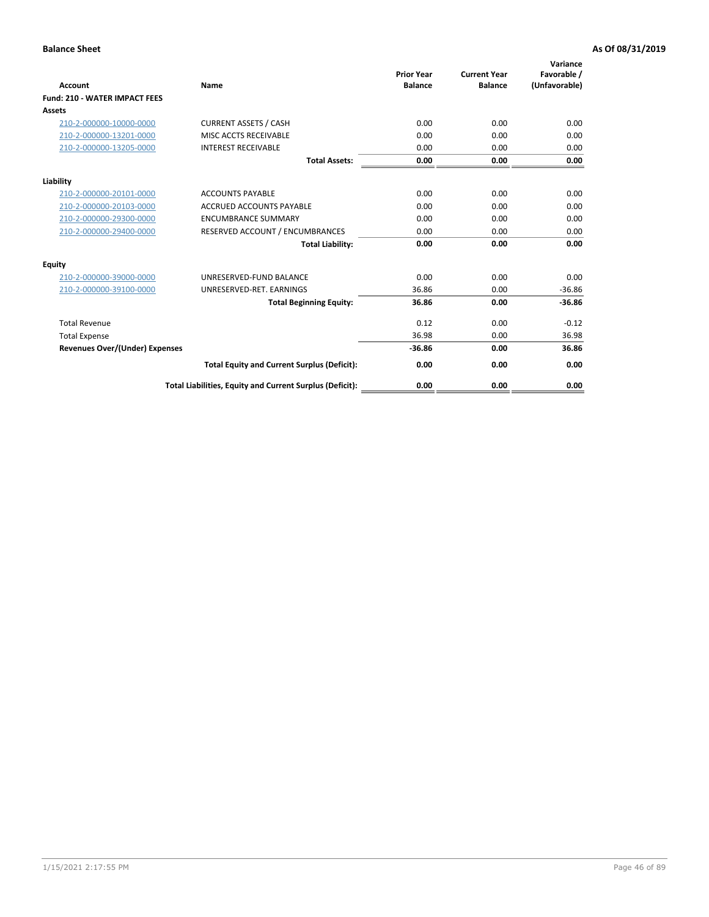**Balance Sheet** **As Of 08/31/2019**

| Account | Name | Prior Year Balance | Current Year Balance | Variance Favorable / (Unfavorable) |
|---|---|---|---|---|
| **Fund: 210 - WATER IMPACT FEES** | | | | |
| **Assets** | | | | |
| 210-2-000000-10000-0000 | CURRENT ASSETS / CASH | 0.00 | 0.00 | 0.00 |
| 210-2-000000-13201-0000 | MISC ACCTS RECEIVABLE | 0.00 | 0.00 | 0.00 |
| 210-2-000000-13205-0000 | INTEREST RECEIVABLE | 0.00 | 0.00 | 0.00 |
| | **Total Assets:** | **0.00** | **0.00** | **0.00** |
| **Liability** | | | | |
| 210-2-000000-20101-0000 | ACCOUNTS PAYABLE | 0.00 | 0.00 | 0.00 |
| 210-2-000000-20103-0000 | ACCRUED ACCOUNTS PAYABLE | 0.00 | 0.00 | 0.00 |
| 210-2-000000-29300-0000 | ENCUMBRANCE SUMMARY | 0.00 | 0.00 | 0.00 |
| 210-2-000000-29400-0000 | RESERVED ACCOUNT / ENCUMBRANCES | 0.00 | 0.00 | 0.00 |
| | **Total Liability:** | **0.00** | **0.00** | **0.00** |
| **Equity** | | | | |
| 210-2-000000-39000-0000 | UNRESERVED-FUND BALANCE | 0.00 | 0.00 | 0.00 |
| 210-2-000000-39100-0000 | UNRESERVED-RET. EARNINGS | 36.86 | 0.00 | -36.86 |
| | **Total Beginning Equity:** | **36.86** | **0.00** | **-36.86** |
| Total Revenue | | 0.12 | 0.00 | -0.12 |
| Total Expense | | 36.98 | 0.00 | 36.98 |
| **Revenues Over/(Under) Expenses** | | **-36.86** | **0.00** | **36.86** |
| | **Total Equity and Current Surplus (Deficit):** | **0.00** | **0.00** | **0.00** |
| | **Total Liabilities, Equity and Current Surplus (Deficit):** | **0.00** | **0.00** | **0.00** |

1/15/2021 2:17:55 PM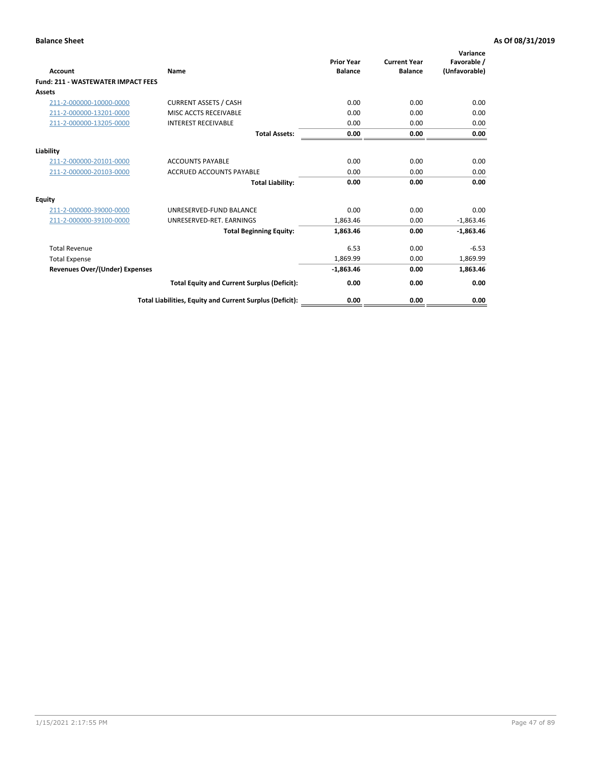**Balance Sheet** **As Of 08/31/2019**

| Account | Name | Prior Year Balance | Current Year Balance | Variance Favorable / (Unfavorable) |
|---|---|---|---|---|
| **Fund: 211 - WASTEWATER IMPACT FEES** | | | | |
| **Assets** | | | | |
| 211-2-000000-10000-0000 | CURRENT ASSETS / CASH | 0.00 | 0.00 | 0.00 |
| 211-2-000000-13201-0000 | MISC ACCTS RECEIVABLE | 0.00 | 0.00 | 0.00 |
| 211-2-000000-13205-0000 | INTEREST RECEIVABLE | 0.00 | 0.00 | 0.00 |
| | **Total Assets:** | **0.00** | **0.00** | **0.00** |
| **Liability** | | | | |
| 211-2-000000-20101-0000 | ACCOUNTS PAYABLE | 0.00 | 0.00 | 0.00 |
| 211-2-000000-20103-0000 | ACCRUED ACCOUNTS PAYABLE | 0.00 | 0.00 | 0.00 |
| | **Total Liability:** | **0.00** | **0.00** | **0.00** |
| **Equity** | | | | |
| 211-2-000000-39000-0000 | UNRESERVED-FUND BALANCE | 0.00 | 0.00 | 0.00 |
| 211-2-000000-39100-0000 | UNRESERVED-RET. EARNINGS | 1,863.46 | 0.00 | -1,863.46 |
| | **Total Beginning Equity:** | **1,863.46** | **0.00** | **-1,863.46** |
| Total Revenue | | 6.53 | 0.00 | -6.53 |
| Total Expense | | 1,869.99 | 0.00 | 1,869.99 |
| **Revenues Over/(Under) Expenses** | | **-1,863.46** | **0.00** | **1,863.46** |
| | **Total Equity and Current Surplus (Deficit):** | **0.00** | **0.00** | **0.00** |
| | **Total Liabilities, Equity and Current Surplus (Deficit):** | **0.00** | **0.00** | **0.00** |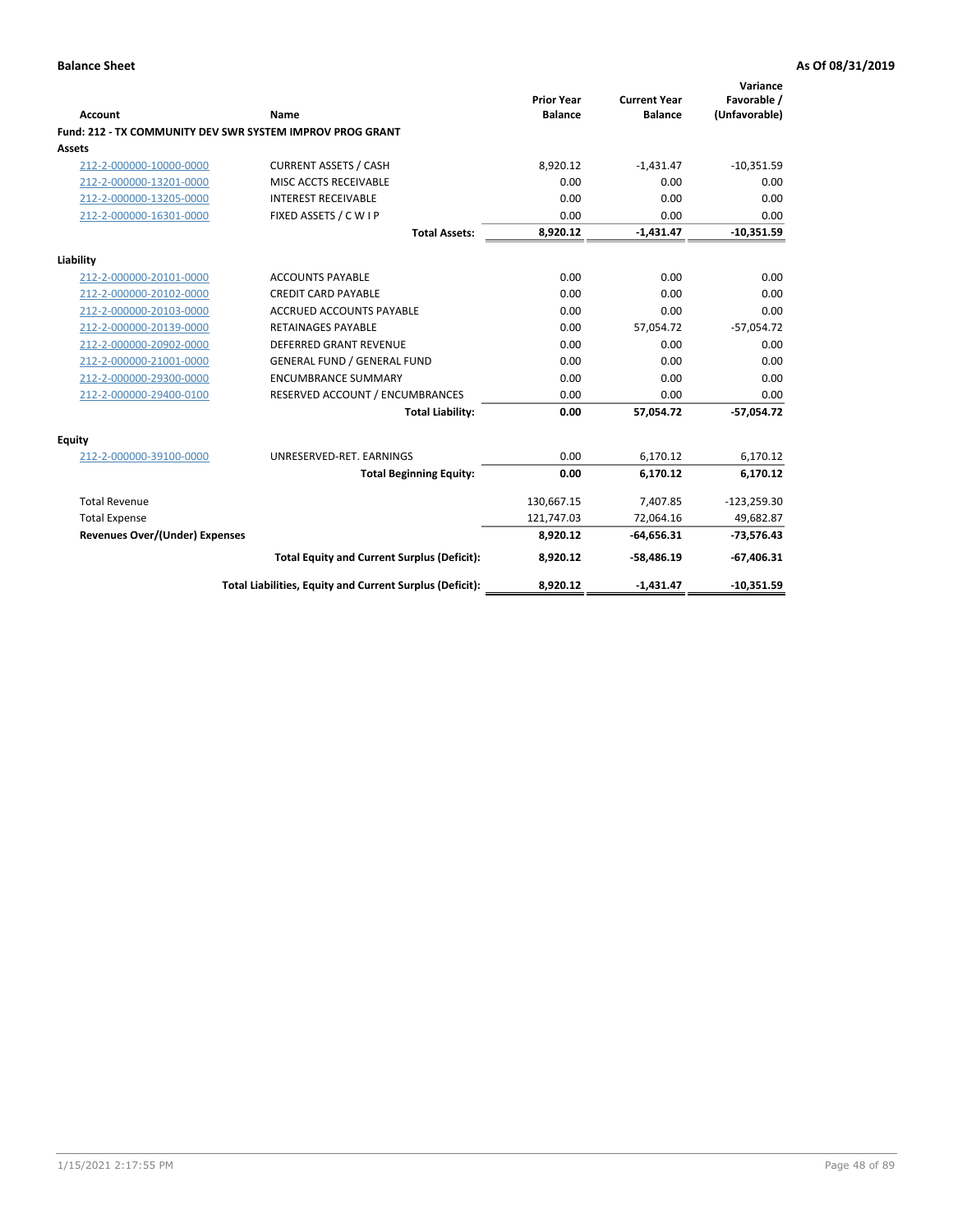**Balance Sheet** **As Of 08/31/2019**

| Account | Name | Prior Year Balance | Current Year Balance | Variance Favorable / (Unfavorable) |
|---|---|---|---|---|
| **Fund: 212 - TX COMMUNITY DEV SWR SYSTEM IMPROV PROG GRANT** | | | | |
| **Assets** | | | | |
| 212-2-000000-10000-0000 | CURRENT ASSETS / CASH | 8,920.12 | -1,431.47 | -10,351.59 |
| 212-2-000000-13201-0000 | MISC ACCTS RECEIVABLE | 0.00 | 0.00 | 0.00 |
| 212-2-000000-13205-0000 | INTEREST RECEIVABLE | 0.00 | 0.00 | 0.00 |
| 212-2-000000-16301-0000 | FIXED ASSETS / C W I P | 0.00 | 0.00 | 0.00 |
| | **Total Assets:** | **8,920.12** | **-1,431.47** | **-10,351.59** |
| **Liability** | | | | |
| 212-2-000000-20101-0000 | ACCOUNTS PAYABLE | 0.00 | 0.00 | 0.00 |
| 212-2-000000-20102-0000 | CREDIT CARD PAYABLE | 0.00 | 0.00 | 0.00 |
| 212-2-000000-20103-0000 | ACCRUED ACCOUNTS PAYABLE | 0.00 | 0.00 | 0.00 |
| 212-2-000000-20139-0000 | RETAINAGES PAYABLE | 0.00 | 57,054.72 | -57,054.72 |
| 212-2-000000-20902-0000 | DEFERRED GRANT REVENUE | 0.00 | 0.00 | 0.00 |
| 212-2-000000-21001-0000 | GENERAL FUND / GENERAL FUND | 0.00 | 0.00 | 0.00 |
| 212-2-000000-29300-0000 | ENCUMBRANCE SUMMARY | 0.00 | 0.00 | 0.00 |
| 212-2-000000-29400-0100 | RESERVED ACCOUNT / ENCUMBRANCES | 0.00 | 0.00 | 0.00 |
| | **Total Liability:** | **0.00** | **57,054.72** | **-57,054.72** |
| **Equity** | | | | |
| 212-2-000000-39100-0000 | UNRESERVED-RET. EARNINGS | 0.00 | 6,170.12 | 6,170.12 |
| | **Total Beginning Equity:** | **0.00** | **6,170.12** | **6,170.12** |
| Total Revenue | | 130,667.15 | 7,407.85 | -123,259.30 |
| Total Expense | | 121,747.03 | 72,064.16 | 49,682.87 |
| **Revenues Over/(Under) Expenses** | | **8,920.12** | **-64,656.31** | **-73,576.43** |
| | **Total Equity and Current Surplus (Deficit):** | **8,920.12** | **-58,486.19** | **-67,406.31** |
| | **Total Liabilities, Equity and Current Surplus (Deficit):** | **8,920.12** | **-1,431.47** | **-10,351.59** |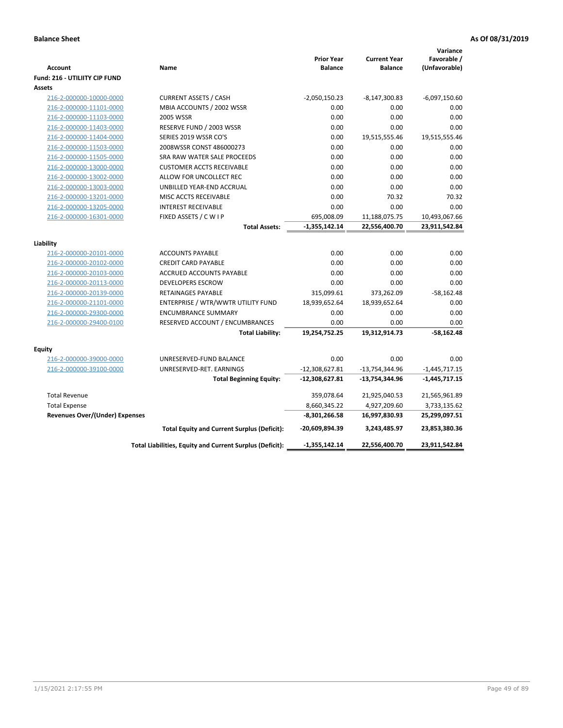**Balance Sheet** — As Of 08/31/2019

| Account | Name | Prior Year Balance | Current Year Balance | Variance Favorable / (Unfavorable) |
|---|---|---|---|---|
| **Fund: 216 - UTILIITY CIP FUND** | | | | |
| **Assets** | | | | |
| 216-2-000000-10000-0000 | CURRENT ASSETS / CASH | -2,050,150.23 | -8,147,300.83 | -6,097,150.60 |
| 216-2-000000-11101-0000 | MBIA ACCOUNTS / 2002 WSSR | 0.00 | 0.00 | 0.00 |
| 216-2-000000-11103-0000 | 2005 WSSR | 0.00 | 0.00 | 0.00 |
| 216-2-000000-11403-0000 | RESERVE FUND / 2003 WSSR | 0.00 | 0.00 | 0.00 |
| 216-2-000000-11404-0000 | SERIES 2019 WSSR CO'S | 0.00 | 19,515,555.46 | 19,515,555.46 |
| 216-2-000000-11503-0000 | 2008WSSR CONST 486000273 | 0.00 | 0.00 | 0.00 |
| 216-2-000000-11505-0000 | SRA RAW WATER SALE PROCEEDS | 0.00 | 0.00 | 0.00 |
| 216-2-000000-13000-0000 | CUSTOMER ACCTS RECEIVABLE | 0.00 | 0.00 | 0.00 |
| 216-2-000000-13002-0000 | ALLOW FOR UNCOLLECT REC | 0.00 | 0.00 | 0.00 |
| 216-2-000000-13003-0000 | UNBILLED YEAR-END ACCRUAL | 0.00 | 0.00 | 0.00 |
| 216-2-000000-13201-0000 | MISC ACCTS RECEIVABLE | 0.00 | 70.32 | 70.32 |
| 216-2-000000-13205-0000 | INTEREST RECEIVABLE | 0.00 | 0.00 | 0.00 |
| 216-2-000000-16301-0000 | FIXED ASSETS / C W I P | 695,008.09 | 11,188,075.75 | 10,493,067.66 |
| | **Total Assets:** | **-1,355,142.14** | **22,556,400.70** | **23,911,542.84** |
| **Liability** | | | | |
| 216-2-000000-20101-0000 | ACCOUNTS PAYABLE | 0.00 | 0.00 | 0.00 |
| 216-2-000000-20102-0000 | CREDIT CARD PAYABLE | 0.00 | 0.00 | 0.00 |
| 216-2-000000-20103-0000 | ACCRUED ACCOUNTS PAYABLE | 0.00 | 0.00 | 0.00 |
| 216-2-000000-20113-0000 | DEVELOPERS ESCROW | 0.00 | 0.00 | 0.00 |
| 216-2-000000-20139-0000 | RETAINAGES PAYABLE | 315,099.61 | 373,262.09 | -58,162.48 |
| 216-2-000000-21101-0000 | ENTERPRISE / WTR/WWTR UTILITY FUND | 18,939,652.64 | 18,939,652.64 | 0.00 |
| 216-2-000000-29300-0000 | ENCUMBRANCE SUMMARY | 0.00 | 0.00 | 0.00 |
| 216-2-000000-29400-0100 | RESERVED ACCOUNT / ENCUMBRANCES | 0.00 | 0.00 | 0.00 |
| | **Total Liability:** | **19,254,752.25** | **19,312,914.73** | **-58,162.48** |
| **Equity** | | | | |
| 216-2-000000-39000-0000 | UNRESERVED-FUND BALANCE | 0.00 | 0.00 | 0.00 |
| 216-2-000000-39100-0000 | UNRESERVED-RET. EARNINGS | -12,308,627.81 | -13,754,344.96 | -1,445,717.15 |
| | **Total Beginning Equity:** | **-12,308,627.81** | **-13,754,344.96** | **-1,445,717.15** |
| Total Revenue | | 359,078.64 | 21,925,040.53 | 21,565,961.89 |
| Total Expense | | 8,660,345.22 | 4,927,209.60 | 3,733,135.62 |
| **Revenues Over/(Under) Expenses** | | **-8,301,266.58** | **16,997,830.93** | **25,299,097.51** |
| | **Total Equity and Current Surplus (Deficit):** | **-20,609,894.39** | **3,243,485.97** | **23,853,380.36** |
| | **Total Liabilities, Equity and Current Surplus (Deficit):** | **-1,355,142.14** | **22,556,400.70** | **23,911,542.84** |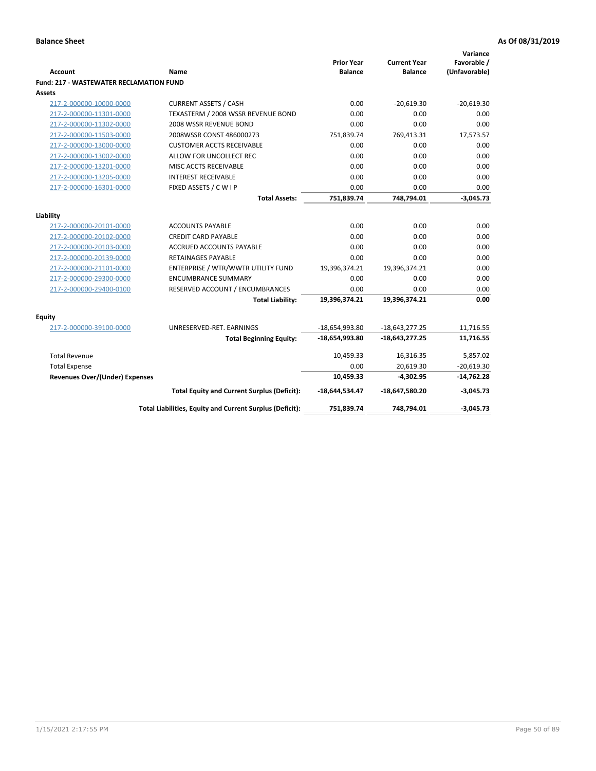**Balance Sheet** **As Of 08/31/2019**

| Account | Name | Prior Year Balance | Current Year Balance | Variance Favorable / (Unfavorable) |
|---|---|---|---|---|
| **Fund: 217 - WASTEWATER RECLAMATION FUND** | | | | |
| **Assets** | | | | |
| 217-2-000000-10000-0000 | CURRENT ASSETS / CASH | 0.00 | -20,619.30 | -20,619.30 |
| 217-2-000000-11301-0000 | TEXASTERM / 2008 WSSR REVENUE BOND | 0.00 | 0.00 | 0.00 |
| 217-2-000000-11302-0000 | 2008 WSSR REVENUE BOND | 0.00 | 0.00 | 0.00 |
| 217-2-000000-11503-0000 | 2008WSSR CONST 486000273 | 751,839.74 | 769,413.31 | 17,573.57 |
| 217-2-000000-13000-0000 | CUSTOMER ACCTS RECEIVABLE | 0.00 | 0.00 | 0.00 |
| 217-2-000000-13002-0000 | ALLOW FOR UNCOLLECT REC | 0.00 | 0.00 | 0.00 |
| 217-2-000000-13201-0000 | MISC ACCTS RECEIVABLE | 0.00 | 0.00 | 0.00 |
| 217-2-000000-13205-0000 | INTEREST RECEIVABLE | 0.00 | 0.00 | 0.00 |
| 217-2-000000-16301-0000 | FIXED ASSETS / C W I P | 0.00 | 0.00 | 0.00 |
| | **Total Assets:** | **751,839.74** | **748,794.01** | **-3,045.73** |
| **Liability** | | | | |
| 217-2-000000-20101-0000 | ACCOUNTS PAYABLE | 0.00 | 0.00 | 0.00 |
| 217-2-000000-20102-0000 | CREDIT CARD PAYABLE | 0.00 | 0.00 | 0.00 |
| 217-2-000000-20103-0000 | ACCRUED ACCOUNTS PAYABLE | 0.00 | 0.00 | 0.00 |
| 217-2-000000-20139-0000 | RETAINAGES PAYABLE | 0.00 | 0.00 | 0.00 |
| 217-2-000000-21101-0000 | ENTERPRISE / WTR/WWTR UTILITY FUND | 19,396,374.21 | 19,396,374.21 | 0.00 |
| 217-2-000000-29300-0000 | ENCUMBRANCE SUMMARY | 0.00 | 0.00 | 0.00 |
| 217-2-000000-29400-0100 | RESERVED ACCOUNT / ENCUMBRANCES | 0.00 | 0.00 | 0.00 |
| | **Total Liability:** | **19,396,374.21** | **19,396,374.21** | **0.00** |
| **Equity** | | | | |
| 217-2-000000-39100-0000 | UNRESERVED-RET. EARNINGS | -18,654,993.80 | -18,643,277.25 | 11,716.55 |
| | **Total Beginning Equity:** | **-18,654,993.80** | **-18,643,277.25** | **11,716.55** |
| Total Revenue | | 10,459.33 | 16,316.35 | 5,857.02 |
| Total Expense | | 0.00 | 20,619.30 | -20,619.30 |
| **Revenues Over/(Under) Expenses** | | **10,459.33** | **-4,302.95** | **-14,762.28** |
| | **Total Equity and Current Surplus (Deficit):** | **-18,644,534.47** | **-18,647,580.20** | **-3,045.73** |
| | **Total Liabilities, Equity and Current Surplus (Deficit):** | **751,839.74** | **748,794.01** | **-3,045.73** |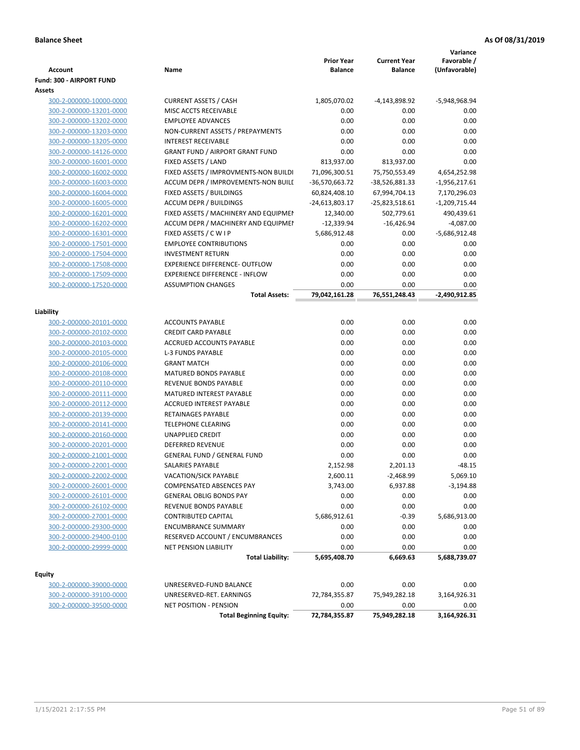**Balance Sheet** — As Of 08/31/2019

| Account | Name | Prior Year Balance | Current Year Balance | Variance Favorable / (Unfavorable) |
|---|---|---|---|---|
| **Fund: 300 - AIRPORT FUND** | | | | |
| **Assets** | | | | |
| 300-2-000000-10000-0000 | CURRENT ASSETS / CASH | 1,805,070.02 | -4,143,898.92 | -5,948,968.94 |
| 300-2-000000-13201-0000 | MISC ACCTS RECEIVABLE | 0.00 | 0.00 | 0.00 |
| 300-2-000000-13202-0000 | EMPLOYEE ADVANCES | 0.00 | 0.00 | 0.00 |
| 300-2-000000-13203-0000 | NON-CURRENT ASSETS / PREPAYMENTS | 0.00 | 0.00 | 0.00 |
| 300-2-000000-13205-0000 | INTEREST RECEIVABLE | 0.00 | 0.00 | 0.00 |
| 300-2-000000-14126-0000 | GRANT FUND / AIRPORT GRANT FUND | 0.00 | 0.00 | 0.00 |
| 300-2-000000-16001-0000 | FIXED ASSETS / LAND | 813,937.00 | 813,937.00 | 0.00 |
| 300-2-000000-16002-0000 | FIXED ASSETS / IMPROVMENTS-NON BUILDI | 71,096,300.51 | 75,750,553.49 | 4,654,252.98 |
| 300-2-000000-16003-0000 | ACCUM DEPR / IMPROVEMENTS-NON BUILI | -36,570,663.72 | -38,526,881.33 | -1,956,217.61 |
| 300-2-000000-16004-0000 | FIXED ASSETS / BUILDINGS | 60,824,408.10 | 67,994,704.13 | 7,170,296.03 |
| 300-2-000000-16005-0000 | ACCUM DEPR / BUILDINGS | -24,613,803.17 | -25,823,518.61 | -1,209,715.44 |
| 300-2-000000-16201-0000 | FIXED ASSETS / MACHINERY AND EQUIPMEI | 12,340.00 | 502,779.61 | 490,439.61 |
| 300-2-000000-16202-0000 | ACCUM DEPR / MACHINERY AND EQUIPMEI | -12,339.94 | -16,426.94 | -4,087.00 |
| 300-2-000000-16301-0000 | FIXED ASSETS / C W I P | 5,686,912.48 | 0.00 | -5,686,912.48 |
| 300-2-000000-17501-0000 | EMPLOYEE CONTRIBUTIONS | 0.00 | 0.00 | 0.00 |
| 300-2-000000-17504-0000 | INVESTMENT RETURN | 0.00 | 0.00 | 0.00 |
| 300-2-000000-17508-0000 | EXPERIENCE DIFFERENCE- OUTFLOW | 0.00 | 0.00 | 0.00 |
| 300-2-000000-17509-0000 | EXPERIENCE DIFFERENCE - INFLOW | 0.00 | 0.00 | 0.00 |
| 300-2-000000-17520-0000 | ASSUMPTION CHANGES | 0.00 | 0.00 | 0.00 |
| | **Total Assets:** | **79,042,161.28** | **76,551,248.43** | **-2,490,912.85** |
| **Liability** | | | | |
| 300-2-000000-20101-0000 | ACCOUNTS PAYABLE | 0.00 | 0.00 | 0.00 |
| 300-2-000000-20102-0000 | CREDIT CARD PAYABLE | 0.00 | 0.00 | 0.00 |
| 300-2-000000-20103-0000 | ACCRUED ACCOUNTS PAYABLE | 0.00 | 0.00 | 0.00 |
| 300-2-000000-20105-0000 | L-3 FUNDS PAYABLE | 0.00 | 0.00 | 0.00 |
| 300-2-000000-20106-0000 | GRANT MATCH | 0.00 | 0.00 | 0.00 |
| 300-2-000000-20108-0000 | MATURED BONDS PAYABLE | 0.00 | 0.00 | 0.00 |
| 300-2-000000-20110-0000 | REVENUE BONDS PAYABLE | 0.00 | 0.00 | 0.00 |
| 300-2-000000-20111-0000 | MATURED INTEREST PAYABLE | 0.00 | 0.00 | 0.00 |
| 300-2-000000-20112-0000 | ACCRUED INTEREST PAYABLE | 0.00 | 0.00 | 0.00 |
| 300-2-000000-20139-0000 | RETAINAGES PAYABLE | 0.00 | 0.00 | 0.00 |
| 300-2-000000-20141-0000 | TELEPHONE CLEARING | 0.00 | 0.00 | 0.00 |
| 300-2-000000-20160-0000 | UNAPPLIED CREDIT | 0.00 | 0.00 | 0.00 |
| 300-2-000000-20201-0000 | DEFERRED REVENUE | 0.00 | 0.00 | 0.00 |
| 300-2-000000-21001-0000 | GENERAL FUND / GENERAL FUND | 0.00 | 0.00 | 0.00 |
| 300-2-000000-22001-0000 | SALARIES PAYABLE | 2,152.98 | 2,201.13 | -48.15 |
| 300-2-000000-22002-0000 | VACATION/SICK PAYABLE | 2,600.11 | -2,468.99 | 5,069.10 |
| 300-2-000000-26001-0000 | COMPENSATED ABSENCES PAY | 3,743.00 | 6,937.88 | -3,194.88 |
| 300-2-000000-26101-0000 | GENERAL OBLIG BONDS PAY | 0.00 | 0.00 | 0.00 |
| 300-2-000000-26102-0000 | REVENUE BONDS PAYABLE | 0.00 | 0.00 | 0.00 |
| 300-2-000000-27001-0000 | CONTRIBUTED CAPITAL | 5,686,912.61 | -0.39 | 5,686,913.00 |
| 300-2-000000-29300-0000 | ENCUMBRANCE SUMMARY | 0.00 | 0.00 | 0.00 |
| 300-2-000000-29400-0100 | RESERVED ACCOUNT / ENCUMBRANCES | 0.00 | 0.00 | 0.00 |
| 300-2-000000-29999-0000 | NET PENSION LIABILITY | 0.00 | 0.00 | 0.00 |
| | **Total Liability:** | **5,695,408.70** | **6,669.63** | **5,688,739.07** |
| **Equity** | | | | |
| 300-2-000000-39000-0000 | UNRESERVED-FUND BALANCE | 0.00 | 0.00 | 0.00 |
| 300-2-000000-39100-0000 | UNRESERVED-RET. EARNINGS | 72,784,355.87 | 75,949,282.18 | 3,164,926.31 |
| 300-2-000000-39500-0000 | NET POSITION - PENSION | 0.00 | 0.00 | 0.00 |
| | **Total Beginning Equity:** | **72,784,355.87** | **75,949,282.18** | **3,164,926.31** |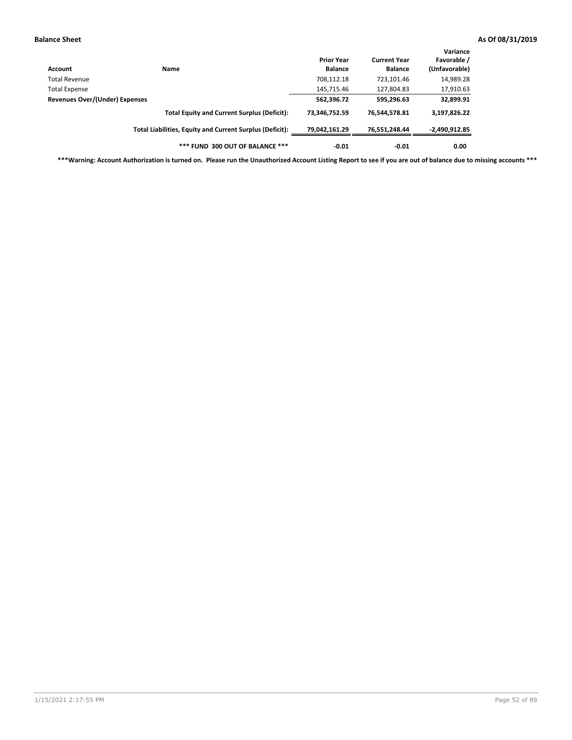| Account | Name | Prior Year Balance | Current Year Balance | Variance Favorable / (Unfavorable) |
|---|---|---|---|---|
| Total Revenue | | 708,112.18 | 723,101.46 | 14,989.28 |
| Total Expense | | 145,715.46 | 127,804.83 | 17,910.63 |
| **Revenues Over/(Under) Expenses** | | **562,396.72** | **595,296.63** | **32,899.91** |
| | **Total Equity and Current Surplus (Deficit):** | **73,346,752.59** | **76,544,578.81** | **3,197,826.22** |
| | **Total Liabilities, Equity and Current Surplus (Deficit):** | **79,042,161.29** | **76,551,248.44** | **-2,490,912.85** |
| | **\*\*\* FUND 300 OUT OF BALANCE \*\*\*** | **-0.01** | **-0.01** | **0.00** |

**\*\*\*Warning: Account Authorization is turned on. Please run the Unauthorized Account Listing Report to see if you are out of balance due to missing accounts \*\*\***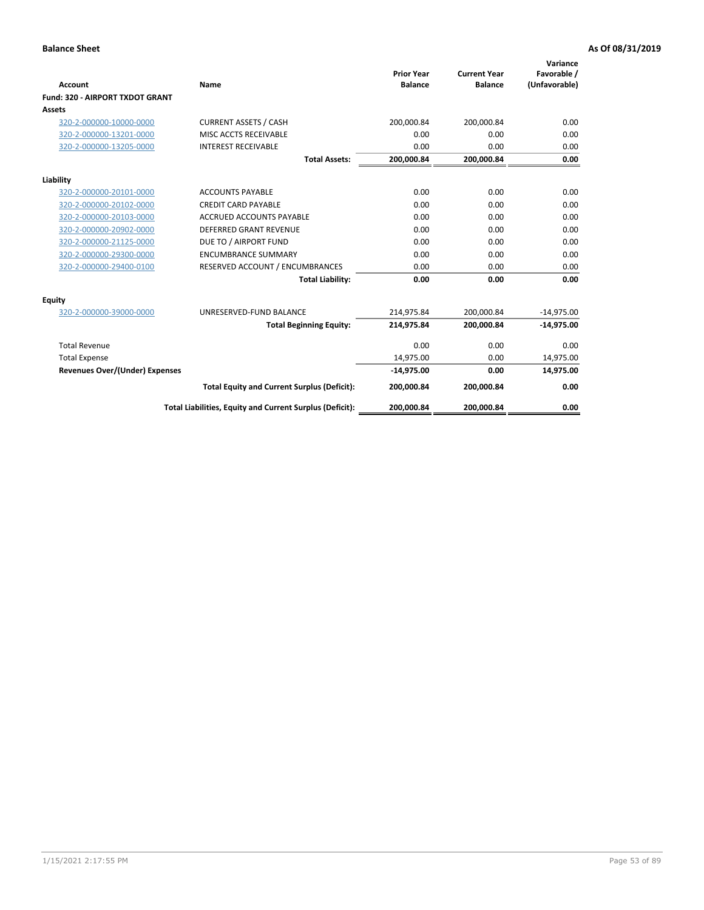**Balance Sheet** — **As Of 08/31/2019**

| Account | Name | Prior Year Balance | Current Year Balance | Variance Favorable / (Unfavorable) |
|---|---|---|---|---|
| **Fund: 320 - AIRPORT TXDOT GRANT** | | | | |
| **Assets** | | | | |
| 320-2-000000-10000-0000 | CURRENT ASSETS / CASH | 200,000.84 | 200,000.84 | 0.00 |
| 320-2-000000-13201-0000 | MISC ACCTS RECEIVABLE | 0.00 | 0.00 | 0.00 |
| 320-2-000000-13205-0000 | INTEREST RECEIVABLE | 0.00 | 0.00 | 0.00 |
| | **Total Assets:** | **200,000.84** | **200,000.84** | **0.00** |
| **Liability** | | | | |
| 320-2-000000-20101-0000 | ACCOUNTS PAYABLE | 0.00 | 0.00 | 0.00 |
| 320-2-000000-20102-0000 | CREDIT CARD PAYABLE | 0.00 | 0.00 | 0.00 |
| 320-2-000000-20103-0000 | ACCRUED ACCOUNTS PAYABLE | 0.00 | 0.00 | 0.00 |
| 320-2-000000-20902-0000 | DEFERRED GRANT REVENUE | 0.00 | 0.00 | 0.00 |
| 320-2-000000-21125-0000 | DUE TO / AIRPORT FUND | 0.00 | 0.00 | 0.00 |
| 320-2-000000-29300-0000 | ENCUMBRANCE SUMMARY | 0.00 | 0.00 | 0.00 |
| 320-2-000000-29400-0100 | RESERVED ACCOUNT / ENCUMBRANCES | 0.00 | 0.00 | 0.00 |
| | **Total Liability:** | **0.00** | **0.00** | **0.00** |
| **Equity** | | | | |
| 320-2-000000-39000-0000 | UNRESERVED-FUND BALANCE | 214,975.84 | 200,000.84 | -14,975.00 |
| | **Total Beginning Equity:** | **214,975.84** | **200,000.84** | **-14,975.00** |
| Total Revenue | | 0.00 | 0.00 | 0.00 |
| Total Expense | | 14,975.00 | 0.00 | 14,975.00 |
| **Revenues Over/(Under) Expenses** | | **-14,975.00** | **0.00** | **14,975.00** |
| | **Total Equity and Current Surplus (Deficit):** | **200,000.84** | **200,000.84** | **0.00** |
| | **Total Liabilities, Equity and Current Surplus (Deficit):** | **200,000.84** | **200,000.84** | **0.00** |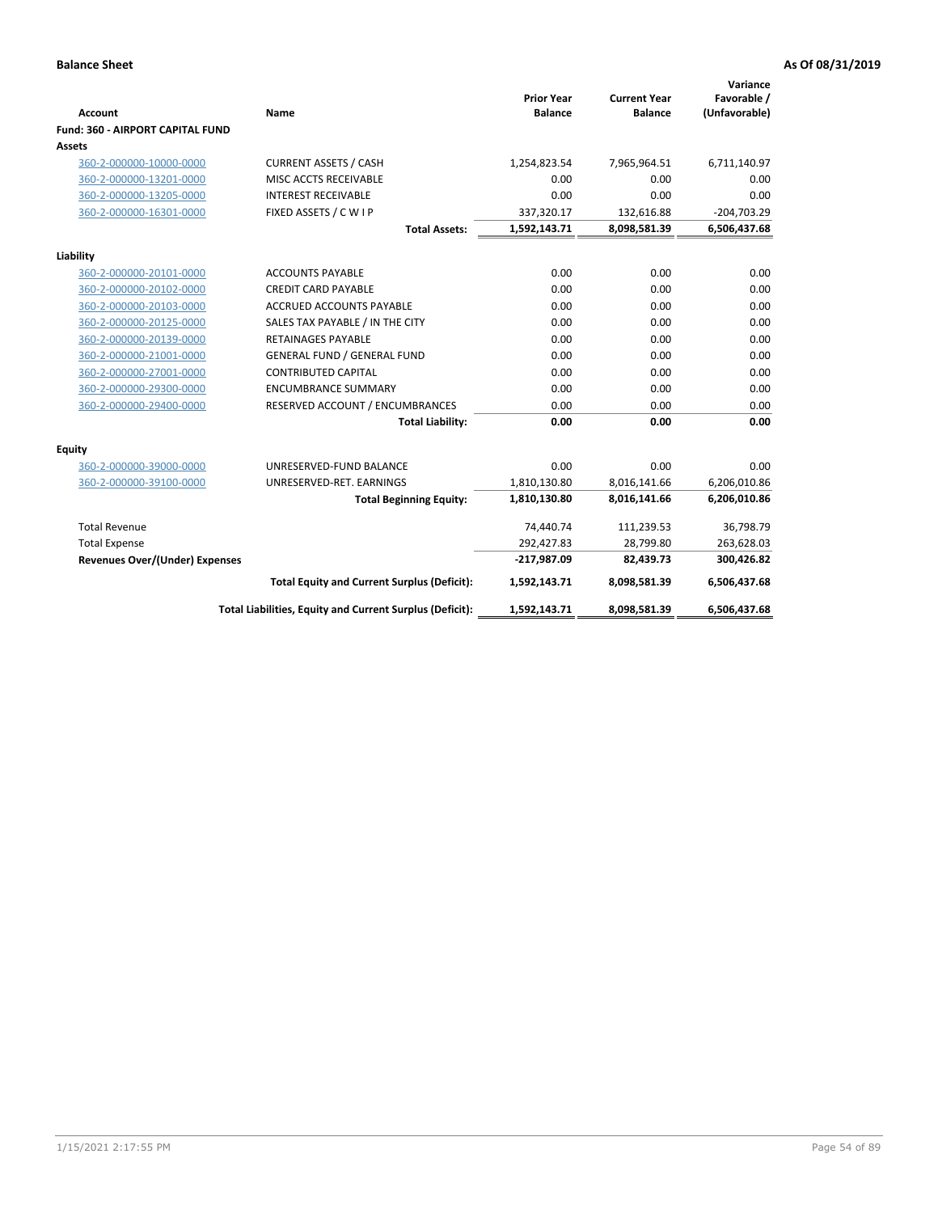**Balance Sheet** **As Of 08/31/2019**

| Account | Name | Prior Year Balance | Current Year Balance | Variance Favorable / (Unfavorable) |
|---|---|---|---|---|
| **Fund: 360 - AIRPORT CAPITAL FUND** | | | | |
| **Assets** | | | | |
| 360-2-000000-10000-0000 | CURRENT ASSETS / CASH | 1,254,823.54 | 7,965,964.51 | 6,711,140.97 |
| 360-2-000000-13201-0000 | MISC ACCTS RECEIVABLE | 0.00 | 0.00 | 0.00 |
| 360-2-000000-13205-0000 | INTEREST RECEIVABLE | 0.00 | 0.00 | 0.00 |
| 360-2-000000-16301-0000 | FIXED ASSETS / C W I P | 337,320.17 | 132,616.88 | -204,703.29 |
| | **Total Assets:** | **1,592,143.71** | **8,098,581.39** | **6,506,437.68** |
| **Liability** | | | | |
| 360-2-000000-20101-0000 | ACCOUNTS PAYABLE | 0.00 | 0.00 | 0.00 |
| 360-2-000000-20102-0000 | CREDIT CARD PAYABLE | 0.00 | 0.00 | 0.00 |
| 360-2-000000-20103-0000 | ACCRUED ACCOUNTS PAYABLE | 0.00 | 0.00 | 0.00 |
| 360-2-000000-20125-0000 | SALES TAX PAYABLE / IN THE CITY | 0.00 | 0.00 | 0.00 |
| 360-2-000000-20139-0000 | RETAINAGES PAYABLE | 0.00 | 0.00 | 0.00 |
| 360-2-000000-21001-0000 | GENERAL FUND / GENERAL FUND | 0.00 | 0.00 | 0.00 |
| 360-2-000000-27001-0000 | CONTRIBUTED CAPITAL | 0.00 | 0.00 | 0.00 |
| 360-2-000000-29300-0000 | ENCUMBRANCE SUMMARY | 0.00 | 0.00 | 0.00 |
| 360-2-000000-29400-0000 | RESERVED ACCOUNT / ENCUMBRANCES | 0.00 | 0.00 | 0.00 |
| | **Total Liability:** | **0.00** | **0.00** | **0.00** |
| **Equity** | | | | |
| 360-2-000000-39000-0000 | UNRESERVED-FUND BALANCE | 0.00 | 0.00 | 0.00 |
| 360-2-000000-39100-0000 | UNRESERVED-RET. EARNINGS | 1,810,130.80 | 8,016,141.66 | 6,206,010.86 |
| | **Total Beginning Equity:** | **1,810,130.80** | **8,016,141.66** | **6,206,010.86** |
| Total Revenue | | 74,440.74 | 111,239.53 | 36,798.79 |
| Total Expense | | 292,427.83 | 28,799.80 | 263,628.03 |
| **Revenues Over/(Under) Expenses** | | **-217,987.09** | **82,439.73** | **300,426.82** |
| | **Total Equity and Current Surplus (Deficit):** | **1,592,143.71** | **8,098,581.39** | **6,506,437.68** |
| | **Total Liabilities, Equity and Current Surplus (Deficit):** | **1,592,143.71** | **8,098,581.39** | **6,506,437.68** |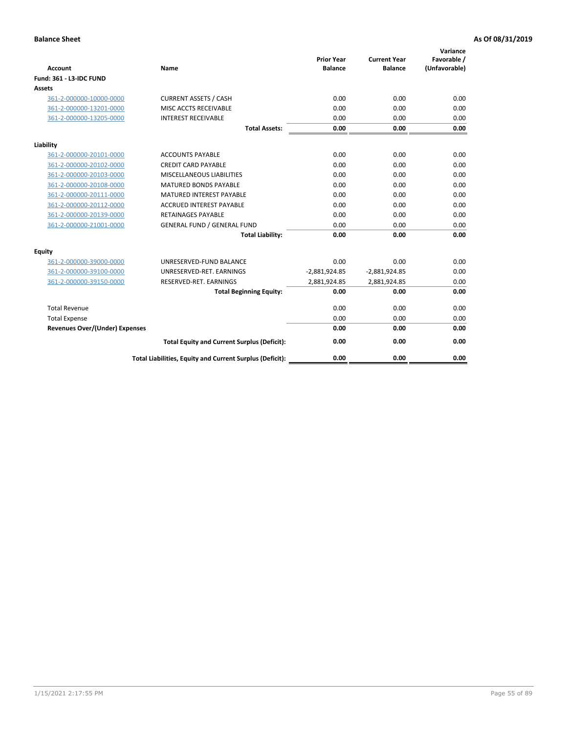**Balance Sheet** — As Of 08/31/2019

| Account | Name | Prior Year Balance | Current Year Balance | Variance Favorable / (Unfavorable) |
|---|---|---|---|---|
| **Fund: 361 - L3-IDC FUND** | | | | |
| **Assets** | | | | |
| 361-2-000000-10000-0000 | CURRENT ASSETS / CASH | 0.00 | 0.00 | 0.00 |
| 361-2-000000-13201-0000 | MISC ACCTS RECEIVABLE | 0.00 | 0.00 | 0.00 |
| 361-2-000000-13205-0000 | INTEREST RECEIVABLE | 0.00 | 0.00 | 0.00 |
| | **Total Assets:** | **0.00** | **0.00** | **0.00** |
| **Liability** | | | | |
| 361-2-000000-20101-0000 | ACCOUNTS PAYABLE | 0.00 | 0.00 | 0.00 |
| 361-2-000000-20102-0000 | CREDIT CARD PAYABLE | 0.00 | 0.00 | 0.00 |
| 361-2-000000-20103-0000 | MISCELLANEOUS LIABILITIES | 0.00 | 0.00 | 0.00 |
| 361-2-000000-20108-0000 | MATURED BONDS PAYABLE | 0.00 | 0.00 | 0.00 |
| 361-2-000000-20111-0000 | MATURED INTEREST PAYABLE | 0.00 | 0.00 | 0.00 |
| 361-2-000000-20112-0000 | ACCRUED INTEREST PAYABLE | 0.00 | 0.00 | 0.00 |
| 361-2-000000-20139-0000 | RETAINAGES PAYABLE | 0.00 | 0.00 | 0.00 |
| 361-2-000000-21001-0000 | GENERAL FUND / GENERAL FUND | 0.00 | 0.00 | 0.00 |
| | **Total Liability:** | **0.00** | **0.00** | **0.00** |
| **Equity** | | | | |
| 361-2-000000-39000-0000 | UNRESERVED-FUND BALANCE | 0.00 | 0.00 | 0.00 |
| 361-2-000000-39100-0000 | UNRESERVED-RET. EARNINGS | -2,881,924.85 | -2,881,924.85 | 0.00 |
| 361-2-000000-39150-0000 | RESERVED-RET. EARNINGS | 2,881,924.85 | 2,881,924.85 | 0.00 |
| | **Total Beginning Equity:** | **0.00** | **0.00** | **0.00** |
| Total Revenue | | 0.00 | 0.00 | 0.00 |
| Total Expense | | 0.00 | 0.00 | 0.00 |
| **Revenues Over/(Under) Expenses** | | **0.00** | **0.00** | **0.00** |
| | **Total Equity and Current Surplus (Deficit):** | **0.00** | **0.00** | **0.00** |
| | **Total Liabilities, Equity and Current Surplus (Deficit):** | **0.00** | **0.00** | **0.00** |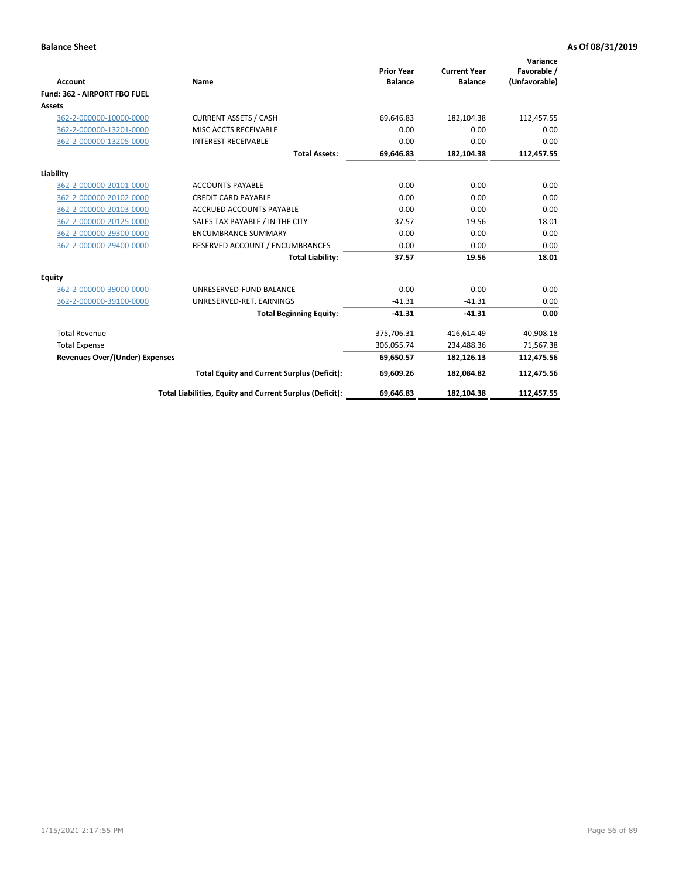**Balance Sheet** **As Of 08/31/2019**

| Account | Name | Prior Year Balance | Current Year Balance | Variance Favorable / (Unfavorable) |
|---|---|---|---|---|
| **Fund: 362 - AIRPORT FBO FUEL** | | | | |
| **Assets** | | | | |
| 362-2-000000-10000-0000 | CURRENT ASSETS / CASH | 69,646.83 | 182,104.38 | 112,457.55 |
| 362-2-000000-13201-0000 | MISC ACCTS RECEIVABLE | 0.00 | 0.00 | 0.00 |
| 362-2-000000-13205-0000 | INTEREST RECEIVABLE | 0.00 | 0.00 | 0.00 |
| | **Total Assets:** | **69,646.83** | **182,104.38** | **112,457.55** |
| **Liability** | | | | |
| 362-2-000000-20101-0000 | ACCOUNTS PAYABLE | 0.00 | 0.00 | 0.00 |
| 362-2-000000-20102-0000 | CREDIT CARD PAYABLE | 0.00 | 0.00 | 0.00 |
| 362-2-000000-20103-0000 | ACCRUED ACCOUNTS PAYABLE | 0.00 | 0.00 | 0.00 |
| 362-2-000000-20125-0000 | SALES TAX PAYABLE / IN THE CITY | 37.57 | 19.56 | 18.01 |
| 362-2-000000-29300-0000 | ENCUMBRANCE SUMMARY | 0.00 | 0.00 | 0.00 |
| 362-2-000000-29400-0000 | RESERVED ACCOUNT / ENCUMBRANCES | 0.00 | 0.00 | 0.00 |
| | **Total Liability:** | **37.57** | **19.56** | **18.01** |
| **Equity** | | | | |
| 362-2-000000-39000-0000 | UNRESERVED-FUND BALANCE | 0.00 | 0.00 | 0.00 |
| 362-2-000000-39100-0000 | UNRESERVED-RET. EARNINGS | -41.31 | -41.31 | 0.00 |
| | **Total Beginning Equity:** | **-41.31** | **-41.31** | **0.00** |
| Total Revenue | | 375,706.31 | 416,614.49 | 40,908.18 |
| Total Expense | | 306,055.74 | 234,488.36 | 71,567.38 |
| **Revenues Over/(Under) Expenses** | | **69,650.57** | **182,126.13** | **112,475.56** |
| | **Total Equity and Current Surplus (Deficit):** | **69,609.26** | **182,084.82** | **112,475.56** |
| | **Total Liabilities, Equity and Current Surplus (Deficit):** | **69,646.83** | **182,104.38** | **112,457.55** |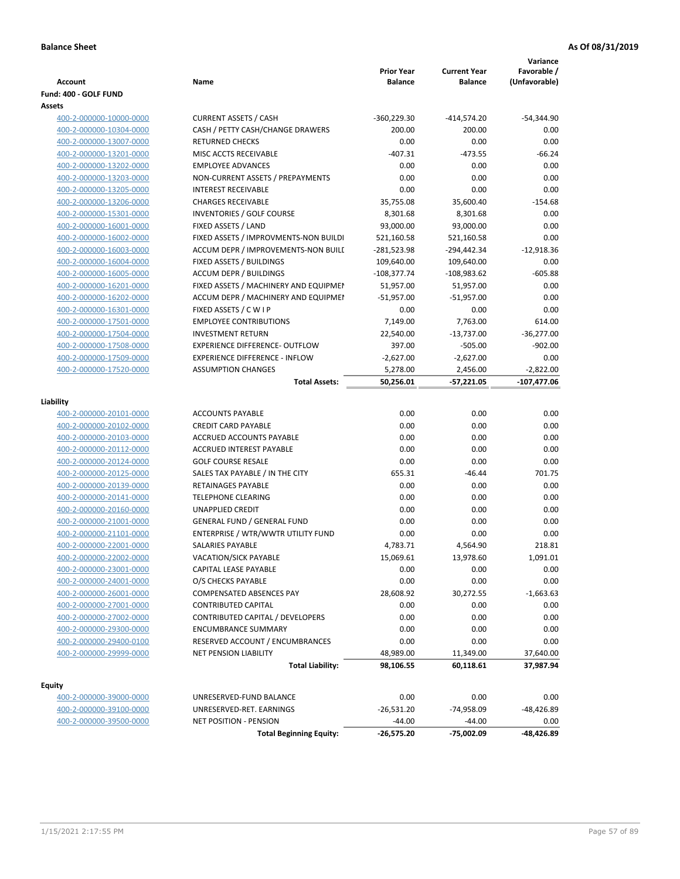**Balance Sheet** — As Of 08/31/2019

| Account | Name | Prior Year Balance | Current Year Balance | Variance Favorable / (Unfavorable) |
|---|---|---|---|---|
| **Fund: 400 - GOLF FUND** | | | | |
| **Assets** | | | | |
| 400-2-000000-10000-0000 | CURRENT ASSETS / CASH | -360,229.30 | -414,574.20 | -54,344.90 |
| 400-2-000000-10304-0000 | CASH / PETTY CASH/CHANGE DRAWERS | 200.00 | 200.00 | 0.00 |
| 400-2-000000-13007-0000 | RETURNED CHECKS | 0.00 | 0.00 | 0.00 |
| 400-2-000000-13201-0000 | MISC ACCTS RECEIVABLE | -407.31 | -473.55 | -66.24 |
| 400-2-000000-13202-0000 | EMPLOYEE ADVANCES | 0.00 | 0.00 | 0.00 |
| 400-2-000000-13203-0000 | NON-CURRENT ASSETS / PREPAYMENTS | 0.00 | 0.00 | 0.00 |
| 400-2-000000-13205-0000 | INTEREST RECEIVABLE | 0.00 | 0.00 | 0.00 |
| 400-2-000000-13206-0000 | CHARGES RECEIVABLE | 35,755.08 | 35,600.40 | -154.68 |
| 400-2-000000-15301-0000 | INVENTORIES / GOLF COURSE | 8,301.68 | 8,301.68 | 0.00 |
| 400-2-000000-16001-0000 | FIXED ASSETS / LAND | 93,000.00 | 93,000.00 | 0.00 |
| 400-2-000000-16002-0000 | FIXED ASSETS / IMPROVMENTS-NON BUILDI | 521,160.58 | 521,160.58 | 0.00 |
| 400-2-000000-16003-0000 | ACCUM DEPR / IMPROVEMENTS-NON BUILI | -281,523.98 | -294,442.34 | -12,918.36 |
| 400-2-000000-16004-0000 | FIXED ASSETS / BUILDINGS | 109,640.00 | 109,640.00 | 0.00 |
| 400-2-000000-16005-0000 | ACCUM DEPR / BUILDINGS | -108,377.74 | -108,983.62 | -605.88 |
| 400-2-000000-16201-0000 | FIXED ASSETS / MACHINERY AND EQUIPMEI | 51,957.00 | 51,957.00 | 0.00 |
| 400-2-000000-16202-0000 | ACCUM DEPR / MACHINERY AND EQUIPMEI | -51,957.00 | -51,957.00 | 0.00 |
| 400-2-000000-16301-0000 | FIXED ASSETS / C W I P | 0.00 | 0.00 | 0.00 |
| 400-2-000000-17501-0000 | EMPLOYEE CONTRIBUTIONS | 7,149.00 | 7,763.00 | 614.00 |
| 400-2-000000-17504-0000 | INVESTMENT RETURN | 22,540.00 | -13,737.00 | -36,277.00 |
| 400-2-000000-17508-0000 | EXPERIENCE DIFFERENCE- OUTFLOW | 397.00 | -505.00 | -902.00 |
| 400-2-000000-17509-0000 | EXPERIENCE DIFFERENCE - INFLOW | -2,627.00 | -2,627.00 | 0.00 |
| 400-2-000000-17520-0000 | ASSUMPTION CHANGES | 5,278.00 | 2,456.00 | -2,822.00 |
| | **Total Assets:** | **50,256.01** | **-57,221.05** | **-107,477.06** |
| **Liability** | | | | |
| 400-2-000000-20101-0000 | ACCOUNTS PAYABLE | 0.00 | 0.00 | 0.00 |
| 400-2-000000-20102-0000 | CREDIT CARD PAYABLE | 0.00 | 0.00 | 0.00 |
| 400-2-000000-20103-0000 | ACCRUED ACCOUNTS PAYABLE | 0.00 | 0.00 | 0.00 |
| 400-2-000000-20112-0000 | ACCRUED INTEREST PAYABLE | 0.00 | 0.00 | 0.00 |
| 400-2-000000-20124-0000 | GOLF COURSE RESALE | 0.00 | 0.00 | 0.00 |
| 400-2-000000-20125-0000 | SALES TAX PAYABLE / IN THE CITY | 655.31 | -46.44 | 701.75 |
| 400-2-000000-20139-0000 | RETAINAGES PAYABLE | 0.00 | 0.00 | 0.00 |
| 400-2-000000-20141-0000 | TELEPHONE CLEARING | 0.00 | 0.00 | 0.00 |
| 400-2-000000-20160-0000 | UNAPPLIED CREDIT | 0.00 | 0.00 | 0.00 |
| 400-2-000000-21001-0000 | GENERAL FUND / GENERAL FUND | 0.00 | 0.00 | 0.00 |
| 400-2-000000-21101-0000 | ENTERPRISE / WTR/WWTR UTILITY FUND | 0.00 | 0.00 | 0.00 |
| 400-2-000000-22001-0000 | SALARIES PAYABLE | 4,783.71 | 4,564.90 | 218.81 |
| 400-2-000000-22002-0000 | VACATION/SICK PAYABLE | 15,069.61 | 13,978.60 | 1,091.01 |
| 400-2-000000-23001-0000 | CAPITAL LEASE PAYABLE | 0.00 | 0.00 | 0.00 |
| 400-2-000000-24001-0000 | O/S CHECKS PAYABLE | 0.00 | 0.00 | 0.00 |
| 400-2-000000-26001-0000 | COMPENSATED ABSENCES PAY | 28,608.92 | 30,272.55 | -1,663.63 |
| 400-2-000000-27001-0000 | CONTRIBUTED CAPITAL | 0.00 | 0.00 | 0.00 |
| 400-2-000000-27002-0000 | CONTRIBUTED CAPITAL / DEVELOPERS | 0.00 | 0.00 | 0.00 |
| 400-2-000000-29300-0000 | ENCUMBRANCE SUMMARY | 0.00 | 0.00 | 0.00 |
| 400-2-000000-29400-0100 | RESERVED ACCOUNT / ENCUMBRANCES | 0.00 | 0.00 | 0.00 |
| 400-2-000000-29999-0000 | NET PENSION LIABILITY | 48,989.00 | 11,349.00 | 37,640.00 |
| | **Total Liability:** | **98,106.55** | **60,118.61** | **37,987.94** |
| **Equity** | | | | |
| 400-2-000000-39000-0000 | UNRESERVED-FUND BALANCE | 0.00 | 0.00 | 0.00 |
| 400-2-000000-39100-0000 | UNRESERVED-RET. EARNINGS | -26,531.20 | -74,958.09 | -48,426.89 |
| 400-2-000000-39500-0000 | NET POSITION - PENSION | -44.00 | -44.00 | 0.00 |
| | **Total Beginning Equity:** | **-26,575.20** | **-75,002.09** | **-48,426.89** |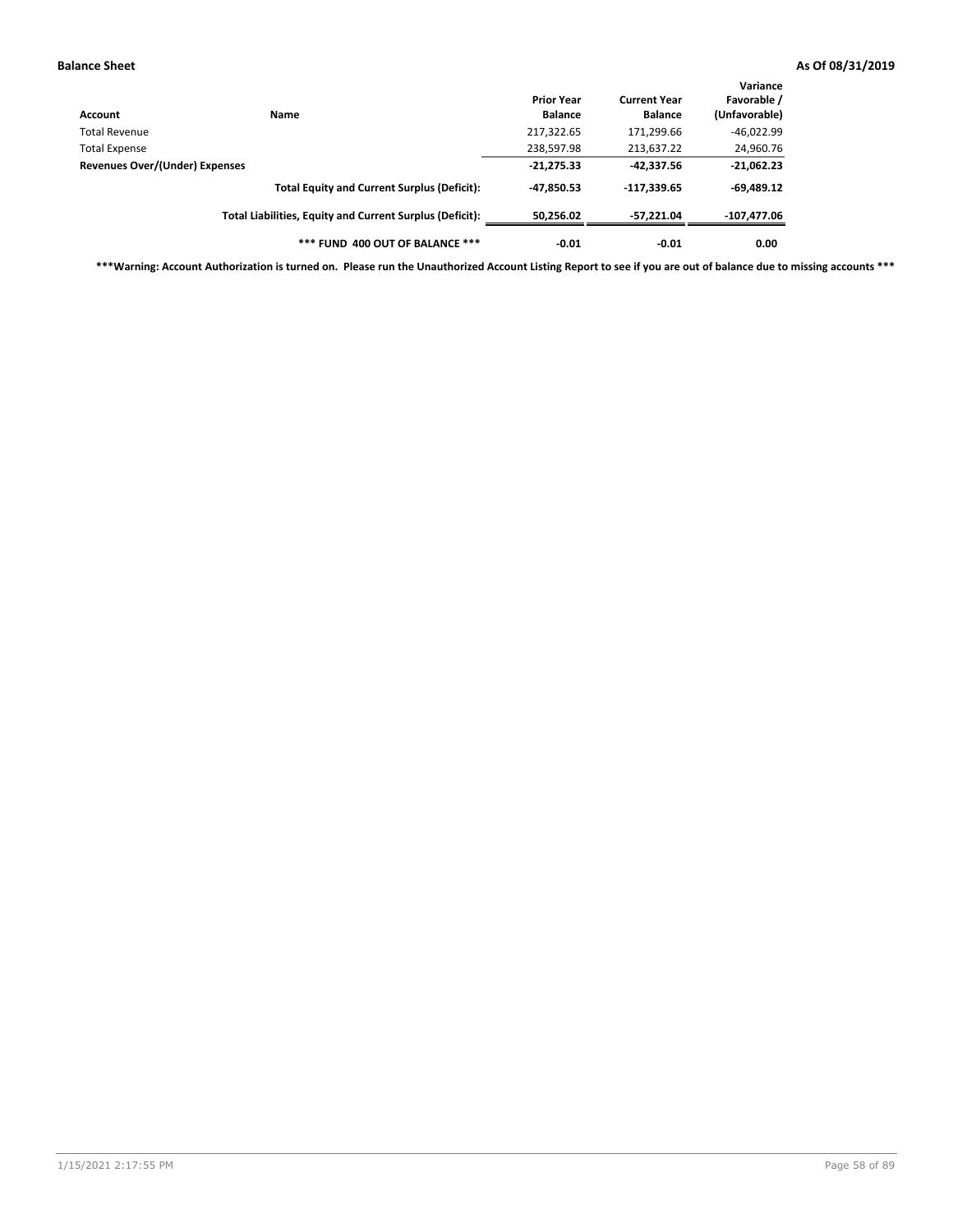**Balance Sheet** **As Of 08/31/2019**

| Account | Name | Prior Year Balance | Current Year Balance | Variance Favorable / (Unfavorable) |
|---|---|---|---|---|
| Total Revenue | | 217,322.65 | 171,299.66 | -46,022.99 |
| Total Expense | | 238,597.98 | 213,637.22 | 24,960.76 |
| **Revenues Over/(Under) Expenses** | | **-21,275.33** | **-42,337.56** | **-21,062.23** |
| | **Total Equity and Current Surplus (Deficit):** | **-47,850.53** | **-117,339.65** | **-69,489.12** |
| | **Total Liabilities, Equity and Current Surplus (Deficit):** | **50,256.02** | **-57,221.04** | **-107,477.06** |
| | **\*\*\* FUND 400 OUT OF BALANCE \*\*\*** | **-0.01** | **-0.01** | **0.00** |

**\*\*\*Warning: Account Authorization is turned on. Please run the Unauthorized Account Listing Report to see if you are out of balance due to missing accounts \*\*\***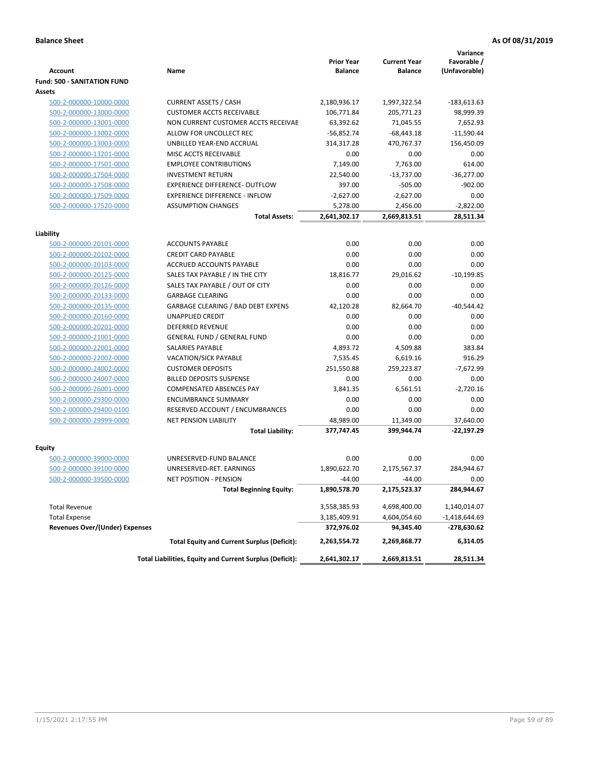**Balance Sheet** **As Of 08/31/2019**

| Account | Name | Prior Year Balance | Current Year Balance | Variance Favorable / (Unfavorable) |
|---|---|---|---|---|
| **Fund: 500 - SANITATION FUND** | | | | |
| **Assets** | | | | |
| 500-2-000000-10000-0000 | CURRENT ASSETS / CASH | 2,180,936.17 | 1,997,322.54 | -183,613.63 |
| 500-2-000000-13000-0000 | CUSTOMER ACCTS RECEIVABLE | 106,771.84 | 205,771.23 | 98,999.39 |
| 500-2-000000-13001-0000 | NON CURRENT CUSTOMER ACCTS RECEIVAE | 63,392.62 | 71,045.55 | 7,652.93 |
| 500-2-000000-13002-0000 | ALLOW FOR UNCOLLECT REC | -56,852.74 | -68,443.18 | -11,590.44 |
| 500-2-000000-13003-0000 | UNBILLED YEAR-END ACCRUAL | 314,317.28 | 470,767.37 | 156,450.09 |
| 500-2-000000-13201-0000 | MISC ACCTS RECEIVABLE | 0.00 | 0.00 | 0.00 |
| 500-2-000000-17501-0000 | EMPLOYEE CONTRIBUTIONS | 7,149.00 | 7,763.00 | 614.00 |
| 500-2-000000-17504-0000 | INVESTMENT RETURN | 22,540.00 | -13,737.00 | -36,277.00 |
| 500-2-000000-17508-0000 | EXPERIENCE DIFFERENCE- OUTFLOW | 397.00 | -505.00 | -902.00 |
| 500-2-000000-17509-0000 | EXPERIENCE DIFFERENCE - INFLOW | -2,627.00 | -2,627.00 | 0.00 |
| 500-2-000000-17520-0000 | ASSUMPTION CHANGES | 5,278.00 | 2,456.00 | -2,822.00 |
| | **Total Assets:** | **2,641,302.17** | **2,669,813.51** | **28,511.34** |
| **Liability** | | | | |
| 500-2-000000-20101-0000 | ACCOUNTS PAYABLE | 0.00 | 0.00 | 0.00 |
| 500-2-000000-20102-0000 | CREDIT CARD PAYABLE | 0.00 | 0.00 | 0.00 |
| 500-2-000000-20103-0000 | ACCRUED ACCOUNTS PAYABLE | 0.00 | 0.00 | 0.00 |
| 500-2-000000-20125-0000 | SALES TAX PAYABLE / IN THE CITY | 18,816.77 | 29,016.62 | -10,199.85 |
| 500-2-000000-20126-0000 | SALES TAX PAYABLE / OUT OF CITY | 0.00 | 0.00 | 0.00 |
| 500-2-000000-20133-0000 | GARBAGE CLEARING | 0.00 | 0.00 | 0.00 |
| 500-2-000000-20135-0000 | GARBAGE CLEARING / BAD DEBT EXPENS | 42,120.28 | 82,664.70 | -40,544.42 |
| 500-2-000000-20160-0000 | UNAPPLIED CREDIT | 0.00 | 0.00 | 0.00 |
| 500-2-000000-20201-0000 | DEFERRED REVENUE | 0.00 | 0.00 | 0.00 |
| 500-2-000000-21001-0000 | GENERAL FUND / GENERAL FUND | 0.00 | 0.00 | 0.00 |
| 500-2-000000-22001-0000 | SALARIES PAYABLE | 4,893.72 | 4,509.88 | 383.84 |
| 500-2-000000-22002-0000 | VACATION/SICK PAYABLE | 7,535.45 | 6,619.16 | 916.29 |
| 500-2-000000-24002-0000 | CUSTOMER DEPOSITS | 251,550.88 | 259,223.87 | -7,672.99 |
| 500-2-000000-24007-0000 | BILLED DEPOSITS SUSPENSE | 0.00 | 0.00 | 0.00 |
| 500-2-000000-26001-0000 | COMPENSATED ABSENCES PAY | 3,841.35 | 6,561.51 | -2,720.16 |
| 500-2-000000-29300-0000 | ENCUMBRANCE SUMMARY | 0.00 | 0.00 | 0.00 |
| 500-2-000000-29400-0100 | RESERVED ACCOUNT / ENCUMBRANCES | 0.00 | 0.00 | 0.00 |
| 500-2-000000-29999-0000 | NET PENSION LIABILITY | 48,989.00 | 11,349.00 | 37,640.00 |
| | **Total Liability:** | **377,747.45** | **399,944.74** | **-22,197.29** |
| **Equity** | | | | |
| 500-2-000000-39000-0000 | UNRESERVED-FUND BALANCE | 0.00 | 0.00 | 0.00 |
| 500-2-000000-39100-0000 | UNRESERVED-RET. EARNINGS | 1,890,622.70 | 2,175,567.37 | 284,944.67 |
| 500-2-000000-39500-0000 | NET POSITION - PENSION | -44.00 | -44.00 | 0.00 |
| | **Total Beginning Equity:** | **1,890,578.70** | **2,175,523.37** | **284,944.67** |
| Total Revenue | | 3,558,385.93 | 4,698,400.00 | 1,140,014.07 |
| Total Expense | | 3,185,409.91 | 4,604,054.60 | -1,418,644.69 |
| **Revenues Over/(Under) Expenses** | | **372,976.02** | **94,345.40** | **-278,630.62** |
| | **Total Equity and Current Surplus (Deficit):** | **2,263,554.72** | **2,269,868.77** | **6,314.05** |
| | **Total Liabilities, Equity and Current Surplus (Deficit):** | **2,641,302.17** | **2,669,813.51** | **28,511.34** |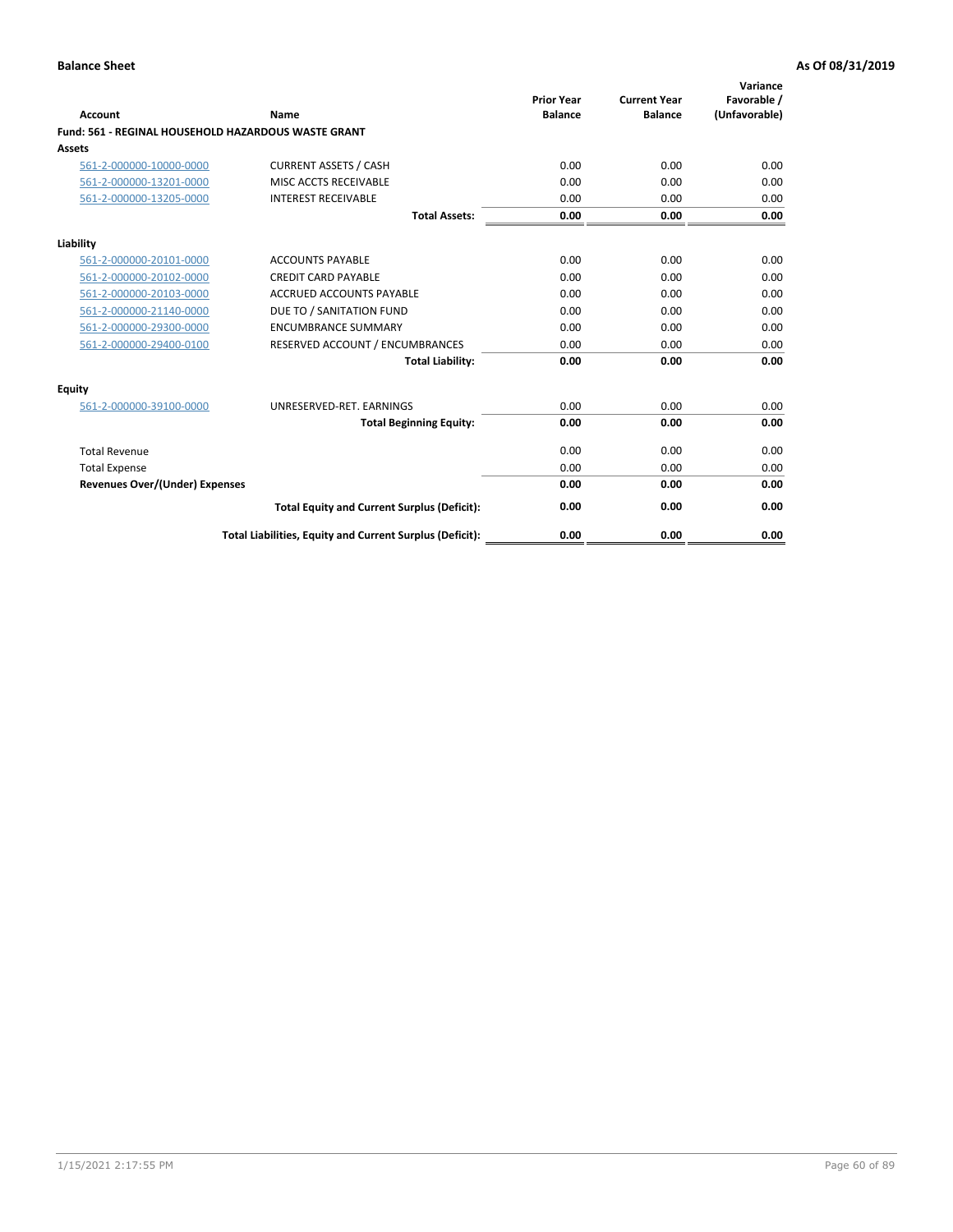**Balance Sheet** **As Of 08/31/2019**

| Account | Name | Prior Year Balance | Current Year Balance | Variance Favorable / (Unfavorable) |
|---|---|---|---|---|
| **Fund: 561 - REGINAL HOUSEHOLD HAZARDOUS WASTE GRANT** | | | | |
| **Assets** | | | | |
| 561-2-000000-10000-0000 | CURRENT ASSETS / CASH | 0.00 | 0.00 | 0.00 |
| 561-2-000000-13201-0000 | MISC ACCTS RECEIVABLE | 0.00 | 0.00 | 0.00 |
| 561-2-000000-13205-0000 | INTEREST RECEIVABLE | 0.00 | 0.00 | 0.00 |
| | **Total Assets:** | **0.00** | **0.00** | **0.00** |
| **Liability** | | | | |
| 561-2-000000-20101-0000 | ACCOUNTS PAYABLE | 0.00 | 0.00 | 0.00 |
| 561-2-000000-20102-0000 | CREDIT CARD PAYABLE | 0.00 | 0.00 | 0.00 |
| 561-2-000000-20103-0000 | ACCRUED ACCOUNTS PAYABLE | 0.00 | 0.00 | 0.00 |
| 561-2-000000-21140-0000 | DUE TO / SANITATION FUND | 0.00 | 0.00 | 0.00 |
| 561-2-000000-29300-0000 | ENCUMBRANCE SUMMARY | 0.00 | 0.00 | 0.00 |
| 561-2-000000-29400-0100 | RESERVED ACCOUNT / ENCUMBRANCES | 0.00 | 0.00 | 0.00 |
| | **Total Liability:** | **0.00** | **0.00** | **0.00** |
| **Equity** | | | | |
| 561-2-000000-39100-0000 | UNRESERVED-RET. EARNINGS | 0.00 | 0.00 | 0.00 |
| | **Total Beginning Equity:** | **0.00** | **0.00** | **0.00** |
| Total Revenue | | 0.00 | 0.00 | 0.00 |
| Total Expense | | 0.00 | 0.00 | 0.00 |
| **Revenues Over/(Under) Expenses** | | **0.00** | **0.00** | **0.00** |
| | **Total Equity and Current Surplus (Deficit):** | **0.00** | **0.00** | **0.00** |
| | **Total Liabilities, Equity and Current Surplus (Deficit):** | **0.00** | **0.00** | **0.00** |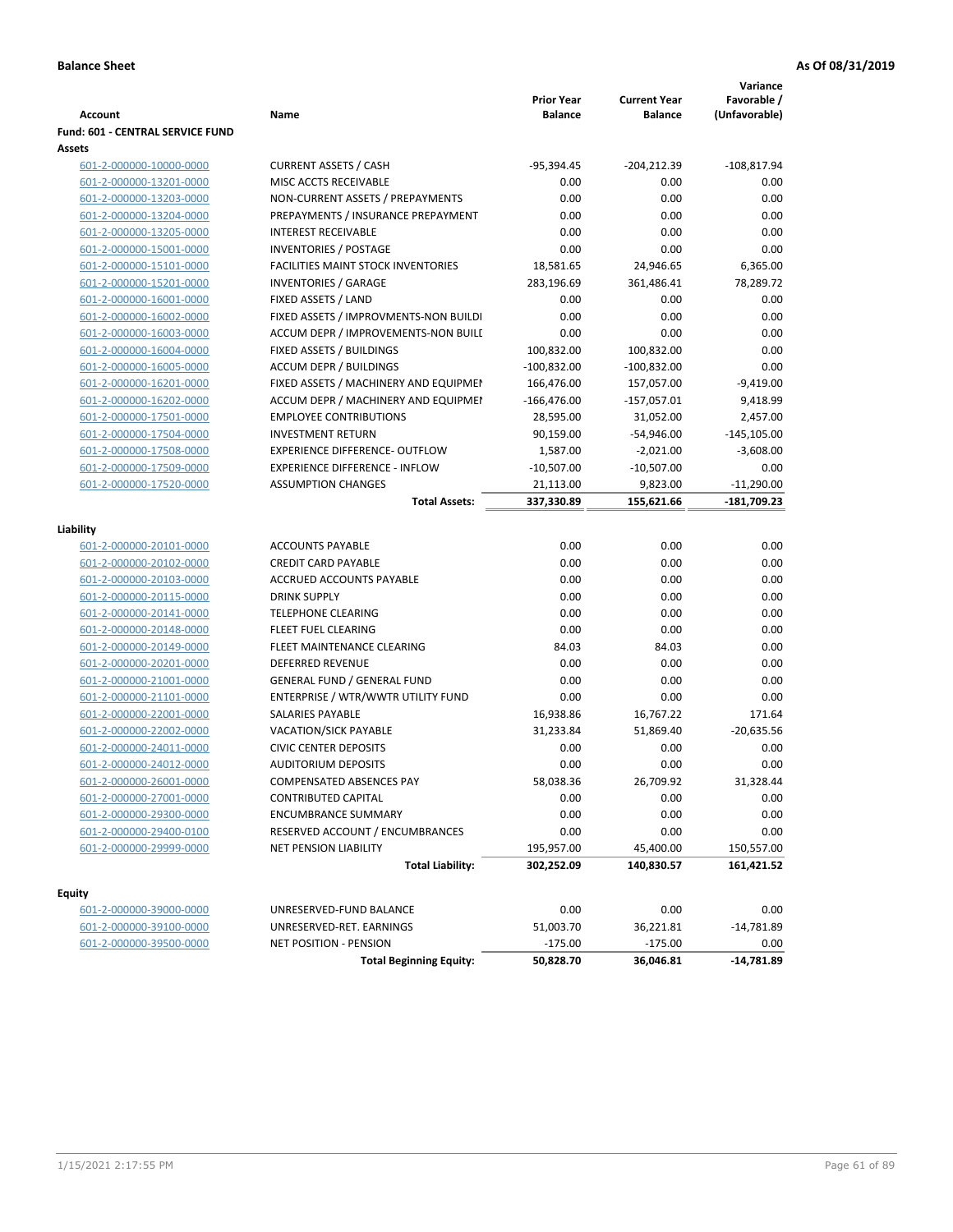**Balance Sheet** | **As Of 08/31/2019**

| Account | Name | Prior Year Balance | Current Year Balance | Variance Favorable / (Unfavorable) |
|---|---|---|---|---|
| **Fund: 601 - CENTRAL SERVICE FUND** | | | | |
| **Assets** | | | | |
| 601-2-000000-10000-0000 | CURRENT ASSETS / CASH | -95,394.45 | -204,212.39 | -108,817.94 |
| 601-2-000000-13201-0000 | MISC ACCTS RECEIVABLE | 0.00 | 0.00 | 0.00 |
| 601-2-000000-13203-0000 | NON-CURRENT ASSETS / PREPAYMENTS | 0.00 | 0.00 | 0.00 |
| 601-2-000000-13204-0000 | PREPAYMENTS / INSURANCE PREPAYMENT | 0.00 | 0.00 | 0.00 |
| 601-2-000000-13205-0000 | INTEREST RECEIVABLE | 0.00 | 0.00 | 0.00 |
| 601-2-000000-15001-0000 | INVENTORIES / POSTAGE | 0.00 | 0.00 | 0.00 |
| 601-2-000000-15101-0000 | FACILITIES MAINT STOCK INVENTORIES | 18,581.65 | 24,946.65 | 6,365.00 |
| 601-2-000000-15201-0000 | INVENTORIES / GARAGE | 283,196.69 | 361,486.41 | 78,289.72 |
| 601-2-000000-16001-0000 | FIXED ASSETS / LAND | 0.00 | 0.00 | 0.00 |
| 601-2-000000-16002-0000 | FIXED ASSETS / IMPROVMENTS-NON BUILDI | 0.00 | 0.00 | 0.00 |
| 601-2-000000-16003-0000 | ACCUM DEPR / IMPROVEMENTS-NON BUILI | 0.00 | 0.00 | 0.00 |
| 601-2-000000-16004-0000 | FIXED ASSETS / BUILDINGS | 100,832.00 | 100,832.00 | 0.00 |
| 601-2-000000-16005-0000 | ACCUM DEPR / BUILDINGS | -100,832.00 | -100,832.00 | 0.00 |
| 601-2-000000-16201-0000 | FIXED ASSETS / MACHINERY AND EQUIPMEI | 166,476.00 | 157,057.00 | -9,419.00 |
| 601-2-000000-16202-0000 | ACCUM DEPR / MACHINERY AND EQUIPMEI | -166,476.00 | -157,057.01 | 9,418.99 |
| 601-2-000000-17501-0000 | EMPLOYEE CONTRIBUTIONS | 28,595.00 | 31,052.00 | 2,457.00 |
| 601-2-000000-17504-0000 | INVESTMENT RETURN | 90,159.00 | -54,946.00 | -145,105.00 |
| 601-2-000000-17508-0000 | EXPERIENCE DIFFERENCE- OUTFLOW | 1,587.00 | -2,021.00 | -3,608.00 |
| 601-2-000000-17509-0000 | EXPERIENCE DIFFERENCE - INFLOW | -10,507.00 | -10,507.00 | 0.00 |
| 601-2-000000-17520-0000 | ASSUMPTION CHANGES | 21,113.00 | 9,823.00 | -11,290.00 |
| | **Total Assets:** | **337,330.89** | **155,621.66** | **-181,709.23** |
| **Liability** | | | | |
| 601-2-000000-20101-0000 | ACCOUNTS PAYABLE | 0.00 | 0.00 | 0.00 |
| 601-2-000000-20102-0000 | CREDIT CARD PAYABLE | 0.00 | 0.00 | 0.00 |
| 601-2-000000-20103-0000 | ACCRUED ACCOUNTS PAYABLE | 0.00 | 0.00 | 0.00 |
| 601-2-000000-20115-0000 | DRINK SUPPLY | 0.00 | 0.00 | 0.00 |
| 601-2-000000-20141-0000 | TELEPHONE CLEARING | 0.00 | 0.00 | 0.00 |
| 601-2-000000-20148-0000 | FLEET FUEL CLEARING | 0.00 | 0.00 | 0.00 |
| 601-2-000000-20149-0000 | FLEET MAINTENANCE CLEARING | 84.03 | 84.03 | 0.00 |
| 601-2-000000-20201-0000 | DEFERRED REVENUE | 0.00 | 0.00 | 0.00 |
| 601-2-000000-21001-0000 | GENERAL FUND / GENERAL FUND | 0.00 | 0.00 | 0.00 |
| 601-2-000000-21101-0000 | ENTERPRISE / WTR/WWTR UTILITY FUND | 0.00 | 0.00 | 0.00 |
| 601-2-000000-22001-0000 | SALARIES PAYABLE | 16,938.86 | 16,767.22 | 171.64 |
| 601-2-000000-22002-0000 | VACATION/SICK PAYABLE | 31,233.84 | 51,869.40 | -20,635.56 |
| 601-2-000000-24011-0000 | CIVIC CENTER DEPOSITS | 0.00 | 0.00 | 0.00 |
| 601-2-000000-24012-0000 | AUDITORIUM DEPOSITS | 0.00 | 0.00 | 0.00 |
| 601-2-000000-26001-0000 | COMPENSATED ABSENCES PAY | 58,038.36 | 26,709.92 | 31,328.44 |
| 601-2-000000-27001-0000 | CONTRIBUTED CAPITAL | 0.00 | 0.00 | 0.00 |
| 601-2-000000-29300-0000 | ENCUMBRANCE SUMMARY | 0.00 | 0.00 | 0.00 |
| 601-2-000000-29400-0100 | RESERVED ACCOUNT / ENCUMBRANCES | 0.00 | 0.00 | 0.00 |
| 601-2-000000-29999-0000 | NET PENSION LIABILITY | 195,957.00 | 45,400.00 | 150,557.00 |
| | **Total Liability:** | **302,252.09** | **140,830.57** | **161,421.52** |
| **Equity** | | | | |
| 601-2-000000-39000-0000 | UNRESERVED-FUND BALANCE | 0.00 | 0.00 | 0.00 |
| 601-2-000000-39100-0000 | UNRESERVED-RET. EARNINGS | 51,003.70 | 36,221.81 | -14,781.89 |
| 601-2-000000-39500-0000 | NET POSITION - PENSION | -175.00 | -175.00 | 0.00 |
| | **Total Beginning Equity:** | **50,828.70** | **36,046.81** | **-14,781.89** |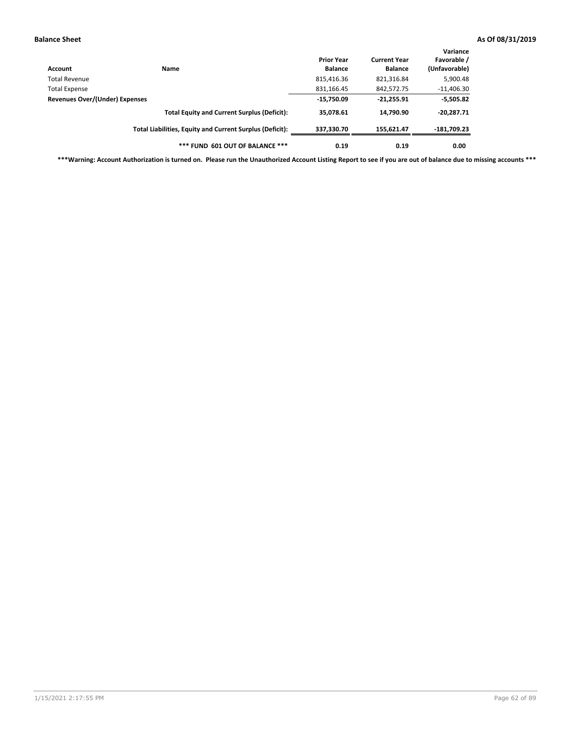**Balance Sheet** **As Of 08/31/2019**

| Account | Name | Prior Year Balance | Current Year Balance | Variance Favorable / (Unfavorable) |
|---|---|---|---|---|
| Total Revenue | | 815,416.36 | 821,316.84 | 5,900.48 |
| Total Expense | | 831,166.45 | 842,572.75 | -11,406.30 |
| **Revenues Over/(Under) Expenses** | | **-15,750.09** | **-21,255.91** | **-5,505.82** |
| | **Total Equity and Current Surplus (Deficit):** | **35,078.61** | **14,790.90** | **-20,287.71** |
| | **Total Liabilities, Equity and Current Surplus (Deficit):** | **337,330.70** | **155,621.47** | **-181,709.23** |
| | **\*\*\* FUND 601 OUT OF BALANCE \*\*\*** | **0.19** | **0.19** | **0.00** |

**\*\*\*Warning: Account Authorization is turned on. Please run the Unauthorized Account Listing Report to see if you are out of balance due to missing accounts \*\*\***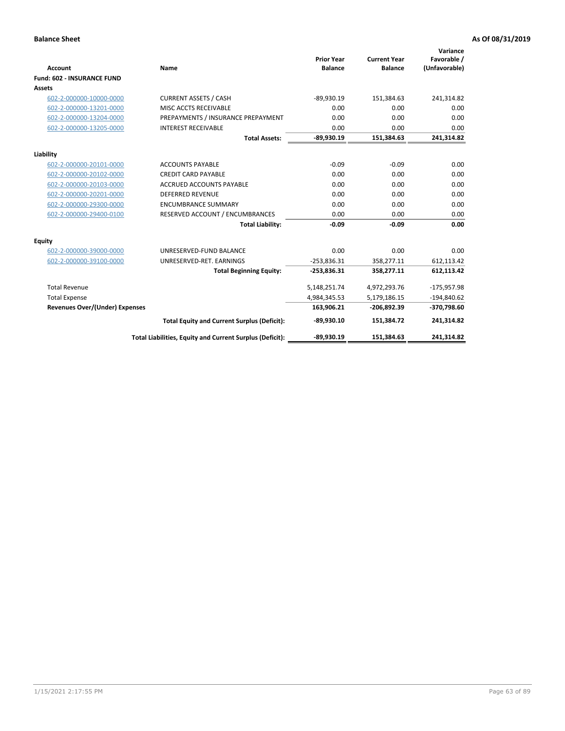**Balance Sheet** **As Of 08/31/2019**

| Account | Name | Prior Year Balance | Current Year Balance | Variance Favorable / (Unfavorable) |
|---|---|---|---|---|
| **Fund: 602 - INSURANCE FUND** | | | | |
| **Assets** | | | | |
| 602-2-000000-10000-0000 | CURRENT ASSETS / CASH | -89,930.19 | 151,384.63 | 241,314.82 |
| 602-2-000000-13201-0000 | MISC ACCTS RECEIVABLE | 0.00 | 0.00 | 0.00 |
| 602-2-000000-13204-0000 | PREPAYMENTS / INSURANCE PREPAYMENT | 0.00 | 0.00 | 0.00 |
| 602-2-000000-13205-0000 | INTEREST RECEIVABLE | 0.00 | 0.00 | 0.00 |
| | **Total Assets:** | **-89,930.19** | **151,384.63** | **241,314.82** |
| **Liability** | | | | |
| 602-2-000000-20101-0000 | ACCOUNTS PAYABLE | -0.09 | -0.09 | 0.00 |
| 602-2-000000-20102-0000 | CREDIT CARD PAYABLE | 0.00 | 0.00 | 0.00 |
| 602-2-000000-20103-0000 | ACCRUED ACCOUNTS PAYABLE | 0.00 | 0.00 | 0.00 |
| 602-2-000000-20201-0000 | DEFERRED REVENUE | 0.00 | 0.00 | 0.00 |
| 602-2-000000-29300-0000 | ENCUMBRANCE SUMMARY | 0.00 | 0.00 | 0.00 |
| 602-2-000000-29400-0100 | RESERVED ACCOUNT / ENCUMBRANCES | 0.00 | 0.00 | 0.00 |
| | **Total Liability:** | **-0.09** | **-0.09** | **0.00** |
| **Equity** | | | | |
| 602-2-000000-39000-0000 | UNRESERVED-FUND BALANCE | 0.00 | 0.00 | 0.00 |
| 602-2-000000-39100-0000 | UNRESERVED-RET. EARNINGS | -253,836.31 | 358,277.11 | 612,113.42 |
| | **Total Beginning Equity:** | **-253,836.31** | **358,277.11** | **612,113.42** |
| Total Revenue | | 5,148,251.74 | 4,972,293.76 | -175,957.98 |
| Total Expense | | 4,984,345.53 | 5,179,186.15 | -194,840.62 |
| **Revenues Over/(Under) Expenses** | | **163,906.21** | **-206,892.39** | **-370,798.60** |
| | **Total Equity and Current Surplus (Deficit):** | **-89,930.10** | **151,384.72** | **241,314.82** |
| | **Total Liabilities, Equity and Current Surplus (Deficit):** | **-89,930.19** | **151,384.63** | **241,314.82** |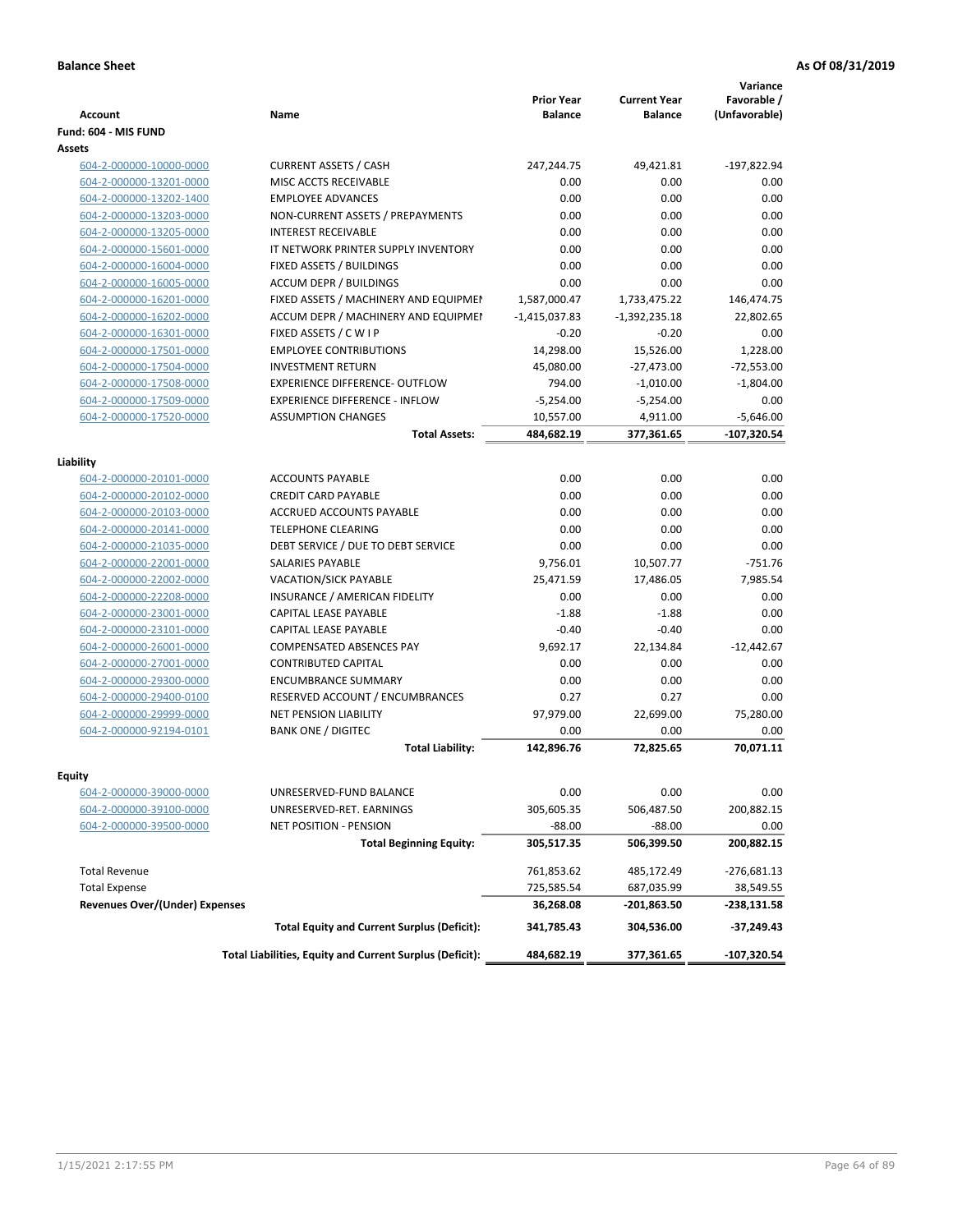**Balance Sheet** **As Of 08/31/2019**

| Account | Name | Prior Year Balance | Current Year Balance | Variance Favorable / (Unfavorable) |
|---|---|---|---|---|
| **Fund: 604 - MIS FUND** | | | | |
| **Assets** | | | | |
| 604-2-000000-10000-0000 | CURRENT ASSETS / CASH | 247,244.75 | 49,421.81 | -197,822.94 |
| 604-2-000000-13201-0000 | MISC ACCTS RECEIVABLE | 0.00 | 0.00 | 0.00 |
| 604-2-000000-13202-1400 | EMPLOYEE ADVANCES | 0.00 | 0.00 | 0.00 |
| 604-2-000000-13203-0000 | NON-CURRENT ASSETS / PREPAYMENTS | 0.00 | 0.00 | 0.00 |
| 604-2-000000-13205-0000 | INTEREST RECEIVABLE | 0.00 | 0.00 | 0.00 |
| 604-2-000000-15601-0000 | IT NETWORK PRINTER SUPPLY INVENTORY | 0.00 | 0.00 | 0.00 |
| 604-2-000000-16004-0000 | FIXED ASSETS / BUILDINGS | 0.00 | 0.00 | 0.00 |
| 604-2-000000-16005-0000 | ACCUM DEPR / BUILDINGS | 0.00 | 0.00 | 0.00 |
| 604-2-000000-16201-0000 | FIXED ASSETS / MACHINERY AND EQUIPMEI | 1,587,000.47 | 1,733,475.22 | 146,474.75 |
| 604-2-000000-16202-0000 | ACCUM DEPR / MACHINERY AND EQUIPMEI | -1,415,037.83 | -1,392,235.18 | 22,802.65 |
| 604-2-000000-16301-0000 | FIXED ASSETS / C W I P | -0.20 | -0.20 | 0.00 |
| 604-2-000000-17501-0000 | EMPLOYEE CONTRIBUTIONS | 14,298.00 | 15,526.00 | 1,228.00 |
| 604-2-000000-17504-0000 | INVESTMENT RETURN | 45,080.00 | -27,473.00 | -72,553.00 |
| 604-2-000000-17508-0000 | EXPERIENCE DIFFERENCE- OUTFLOW | 794.00 | -1,010.00 | -1,804.00 |
| 604-2-000000-17509-0000 | EXPERIENCE DIFFERENCE - INFLOW | -5,254.00 | -5,254.00 | 0.00 |
| 604-2-000000-17520-0000 | ASSUMPTION CHANGES | 10,557.00 | 4,911.00 | -5,646.00 |
| | **Total Assets:** | **484,682.19** | **377,361.65** | **-107,320.54** |
| **Liability** | | | | |
| 604-2-000000-20101-0000 | ACCOUNTS PAYABLE | 0.00 | 0.00 | 0.00 |
| 604-2-000000-20102-0000 | CREDIT CARD PAYABLE | 0.00 | 0.00 | 0.00 |
| 604-2-000000-20103-0000 | ACCRUED ACCOUNTS PAYABLE | 0.00 | 0.00 | 0.00 |
| 604-2-000000-20141-0000 | TELEPHONE CLEARING | 0.00 | 0.00 | 0.00 |
| 604-2-000000-21035-0000 | DEBT SERVICE / DUE TO DEBT SERVICE | 0.00 | 0.00 | 0.00 |
| 604-2-000000-22001-0000 | SALARIES PAYABLE | 9,756.01 | 10,507.77 | -751.76 |
| 604-2-000000-22002-0000 | VACATION/SICK PAYABLE | 25,471.59 | 17,486.05 | 7,985.54 |
| 604-2-000000-22208-0000 | INSURANCE / AMERICAN FIDELITY | 0.00 | 0.00 | 0.00 |
| 604-2-000000-23001-0000 | CAPITAL LEASE PAYABLE | -1.88 | -1.88 | 0.00 |
| 604-2-000000-23101-0000 | CAPITAL LEASE PAYABLE | -0.40 | -0.40 | 0.00 |
| 604-2-000000-26001-0000 | COMPENSATED ABSENCES PAY | 9,692.17 | 22,134.84 | -12,442.67 |
| 604-2-000000-27001-0000 | CONTRIBUTED CAPITAL | 0.00 | 0.00 | 0.00 |
| 604-2-000000-29300-0000 | ENCUMBRANCE SUMMARY | 0.00 | 0.00 | 0.00 |
| 604-2-000000-29400-0100 | RESERVED ACCOUNT / ENCUMBRANCES | 0.27 | 0.27 | 0.00 |
| 604-2-000000-29999-0000 | NET PENSION LIABILITY | 97,979.00 | 22,699.00 | 75,280.00 |
| 604-2-000000-92194-0101 | BANK ONE / DIGITEC | 0.00 | 0.00 | 0.00 |
| | **Total Liability:** | **142,896.76** | **72,825.65** | **70,071.11** |
| **Equity** | | | | |
| 604-2-000000-39000-0000 | UNRESERVED-FUND BALANCE | 0.00 | 0.00 | 0.00 |
| 604-2-000000-39100-0000 | UNRESERVED-RET. EARNINGS | 305,605.35 | 506,487.50 | 200,882.15 |
| 604-2-000000-39500-0000 | NET POSITION - PENSION | -88.00 | -88.00 | 0.00 |
| | **Total Beginning Equity:** | **305,517.35** | **506,399.50** | **200,882.15** |
| Total Revenue | | 761,853.62 | 485,172.49 | -276,681.13 |
| Total Expense | | 725,585.54 | 687,035.99 | 38,549.55 |
| **Revenues Over/(Under) Expenses** | | **36,268.08** | **-201,863.50** | **-238,131.58** |
| | **Total Equity and Current Surplus (Deficit):** | **341,785.43** | **304,536.00** | **-37,249.43** |
| | **Total Liabilities, Equity and Current Surplus (Deficit):** | **484,682.19** | **377,361.65** | **-107,320.54** |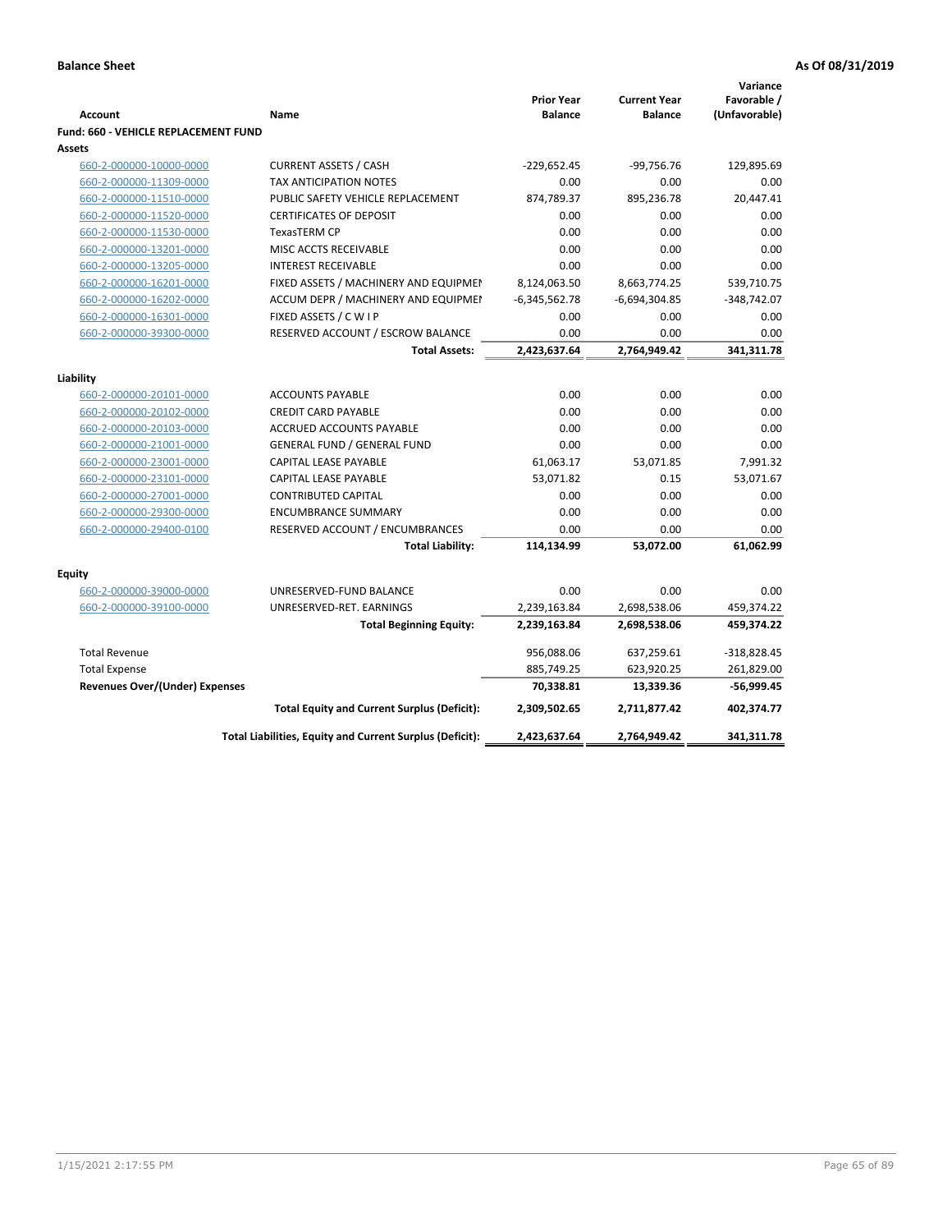**Balance Sheet** **As Of 08/31/2019**

| Account | Name | Prior Year Balance | Current Year Balance | Variance Favorable / (Unfavorable) |
|---|---|---|---|---|
| **Fund: 660 - VEHICLE REPLACEMENT FUND** | | | | |
| **Assets** | | | | |
| 660-2-000000-10000-0000 | CURRENT ASSETS / CASH | -229,652.45 | -99,756.76 | 129,895.69 |
| 660-2-000000-11309-0000 | TAX ANTICIPATION NOTES | 0.00 | 0.00 | 0.00 |
| 660-2-000000-11510-0000 | PUBLIC SAFETY VEHICLE REPLACEMENT | 874,789.37 | 895,236.78 | 20,447.41 |
| 660-2-000000-11520-0000 | CERTIFICATES OF DEPOSIT | 0.00 | 0.00 | 0.00 |
| 660-2-000000-11530-0000 | TexasTERM CP | 0.00 | 0.00 | 0.00 |
| 660-2-000000-13201-0000 | MISC ACCTS RECEIVABLE | 0.00 | 0.00 | 0.00 |
| 660-2-000000-13205-0000 | INTEREST RECEIVABLE | 0.00 | 0.00 | 0.00 |
| 660-2-000000-16201-0000 | FIXED ASSETS / MACHINERY AND EQUIPMEI | 8,124,063.50 | 8,663,774.25 | 539,710.75 |
| 660-2-000000-16202-0000 | ACCUM DEPR / MACHINERY AND EQUIPMEI | -6,345,562.78 | -6,694,304.85 | -348,742.07 |
| 660-2-000000-16301-0000 | FIXED ASSETS / C W I P | 0.00 | 0.00 | 0.00 |
| 660-2-000000-39300-0000 | RESERVED ACCOUNT / ESCROW BALANCE | 0.00 | 0.00 | 0.00 |
| | **Total Assets:** | **2,423,637.64** | **2,764,949.42** | **341,311.78** |
| **Liability** | | | | |
| 660-2-000000-20101-0000 | ACCOUNTS PAYABLE | 0.00 | 0.00 | 0.00 |
| 660-2-000000-20102-0000 | CREDIT CARD PAYABLE | 0.00 | 0.00 | 0.00 |
| 660-2-000000-20103-0000 | ACCRUED ACCOUNTS PAYABLE | 0.00 | 0.00 | 0.00 |
| 660-2-000000-21001-0000 | GENERAL FUND / GENERAL FUND | 0.00 | 0.00 | 0.00 |
| 660-2-000000-23001-0000 | CAPITAL LEASE PAYABLE | 61,063.17 | 53,071.85 | 7,991.32 |
| 660-2-000000-23101-0000 | CAPITAL LEASE PAYABLE | 53,071.82 | 0.15 | 53,071.67 |
| 660-2-000000-27001-0000 | CONTRIBUTED CAPITAL | 0.00 | 0.00 | 0.00 |
| 660-2-000000-29300-0000 | ENCUMBRANCE SUMMARY | 0.00 | 0.00 | 0.00 |
| 660-2-000000-29400-0100 | RESERVED ACCOUNT / ENCUMBRANCES | 0.00 | 0.00 | 0.00 |
| | **Total Liability:** | **114,134.99** | **53,072.00** | **61,062.99** |
| **Equity** | | | | |
| 660-2-000000-39000-0000 | UNRESERVED-FUND BALANCE | 0.00 | 0.00 | 0.00 |
| 660-2-000000-39100-0000 | UNRESERVED-RET. EARNINGS | 2,239,163.84 | 2,698,538.06 | 459,374.22 |
| | **Total Beginning Equity:** | **2,239,163.84** | **2,698,538.06** | **459,374.22** |
| Total Revenue | | 956,088.06 | 637,259.61 | -318,828.45 |
| Total Expense | | 885,749.25 | 623,920.25 | 261,829.00 |
| **Revenues Over/(Under) Expenses** | | **70,338.81** | **13,339.36** | **-56,999.45** |
| | **Total Equity and Current Surplus (Deficit):** | **2,309,502.65** | **2,711,877.42** | **402,374.77** |
| | **Total Liabilities, Equity and Current Surplus (Deficit):** | **2,423,637.64** | **2,764,949.42** | **341,311.78** |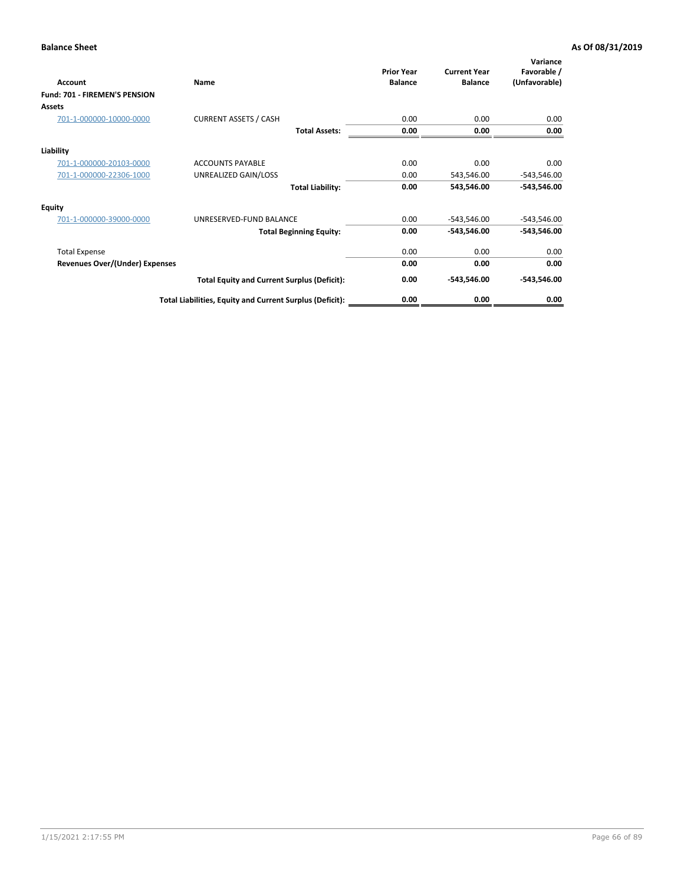**Balance Sheet** **As Of 08/31/2019**

| Account | Name | Prior Year Balance | Current Year Balance | Variance Favorable / (Unfavorable) |
|---|---|---|---|---|
| **Fund: 701 - FIREMEN'S PENSION** | | | | |
| **Assets** | | | | |
| 701-1-000000-10000-0000 | CURRENT ASSETS / CASH | 0.00 | 0.00 | 0.00 |
| | **Total Assets:** | **0.00** | **0.00** | **0.00** |
| **Liability** | | | | |
| 701-1-000000-20103-0000 | ACCOUNTS PAYABLE | 0.00 | 0.00 | 0.00 |
| 701-1-000000-22306-1000 | UNREALIZED GAIN/LOSS | 0.00 | 543,546.00 | -543,546.00 |
| | **Total Liability:** | **0.00** | **543,546.00** | **-543,546.00** |
| **Equity** | | | | |
| 701-1-000000-39000-0000 | UNRESERVED-FUND BALANCE | 0.00 | -543,546.00 | -543,546.00 |
| | **Total Beginning Equity:** | **0.00** | **-543,546.00** | **-543,546.00** |
| Total Expense | | 0.00 | 0.00 | 0.00 |
| **Revenues Over/(Under) Expenses** | | **0.00** | **0.00** | **0.00** |
| | **Total Equity and Current Surplus (Deficit):** | **0.00** | **-543,546.00** | **-543,546.00** |
| | **Total Liabilities, Equity and Current Surplus (Deficit):** | **0.00** | **0.00** | **0.00** |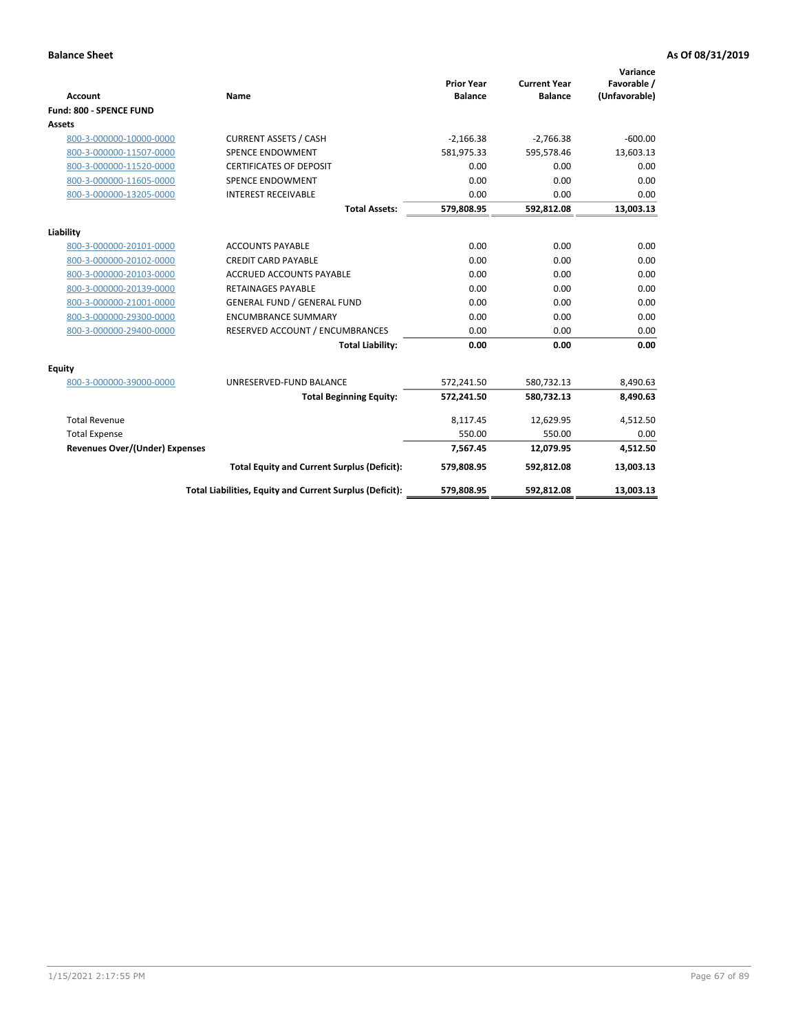**Balance Sheet** **As Of 08/31/2019**

| Account | Name | Prior Year Balance | Current Year Balance | Variance Favorable / (Unfavorable) |
|---|---|---|---|---|
| **Fund: 800 - SPENCE FUND** | | | | |
| **Assets** | | | | |
| 800-3-000000-10000-0000 | CURRENT ASSETS / CASH | -2,166.38 | -2,766.38 | -600.00 |
| 800-3-000000-11507-0000 | SPENCE ENDOWMENT | 581,975.33 | 595,578.46 | 13,603.13 |
| 800-3-000000-11520-0000 | CERTIFICATES OF DEPOSIT | 0.00 | 0.00 | 0.00 |
| 800-3-000000-11605-0000 | SPENCE ENDOWMENT | 0.00 | 0.00 | 0.00 |
| 800-3-000000-13205-0000 | INTEREST RECEIVABLE | 0.00 | 0.00 | 0.00 |
| | **Total Assets:** | **579,808.95** | **592,812.08** | **13,003.13** |
| **Liability** | | | | |
| 800-3-000000-20101-0000 | ACCOUNTS PAYABLE | 0.00 | 0.00 | 0.00 |
| 800-3-000000-20102-0000 | CREDIT CARD PAYABLE | 0.00 | 0.00 | 0.00 |
| 800-3-000000-20103-0000 | ACCRUED ACCOUNTS PAYABLE | 0.00 | 0.00 | 0.00 |
| 800-3-000000-20139-0000 | RETAINAGES PAYABLE | 0.00 | 0.00 | 0.00 |
| 800-3-000000-21001-0000 | GENERAL FUND / GENERAL FUND | 0.00 | 0.00 | 0.00 |
| 800-3-000000-29300-0000 | ENCUMBRANCE SUMMARY | 0.00 | 0.00 | 0.00 |
| 800-3-000000-29400-0000 | RESERVED ACCOUNT / ENCUMBRANCES | 0.00 | 0.00 | 0.00 |
| | **Total Liability:** | **0.00** | **0.00** | **0.00** |
| **Equity** | | | | |
| 800-3-000000-39000-0000 | UNRESERVED-FUND BALANCE | 572,241.50 | 580,732.13 | 8,490.63 |
| | **Total Beginning Equity:** | **572,241.50** | **580,732.13** | **8,490.63** |
| Total Revenue | | 8,117.45 | 12,629.95 | 4,512.50 |
| Total Expense | | 550.00 | 550.00 | 0.00 |
| **Revenues Over/(Under) Expenses** | | **7,567.45** | **12,079.95** | **4,512.50** |
| | **Total Equity and Current Surplus (Deficit):** | **579,808.95** | **592,812.08** | **13,003.13** |
| | **Total Liabilities, Equity and Current Surplus (Deficit):** | **579,808.95** | **592,812.08** | **13,003.13** |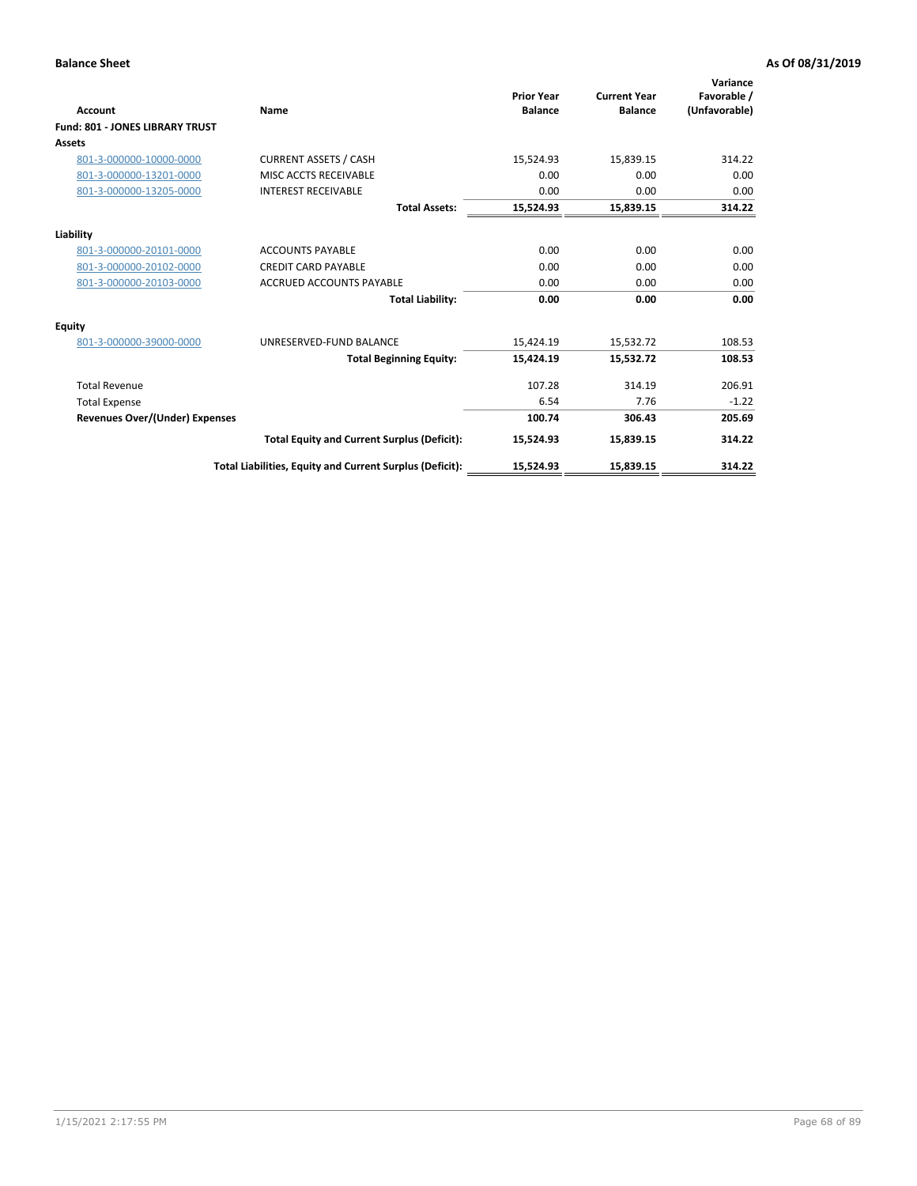**Balance Sheet** **As Of 08/31/2019**

| Account | Name | Prior Year Balance | Current Year Balance | Variance Favorable / (Unfavorable) |
|---|---|---|---|---|
| **Fund: 801 - JONES LIBRARY TRUST** | | | | |
| **Assets** | | | | |
| 801-3-000000-10000-0000 | CURRENT ASSETS / CASH | 15,524.93 | 15,839.15 | 314.22 |
| 801-3-000000-13201-0000 | MISC ACCTS RECEIVABLE | 0.00 | 0.00 | 0.00 |
| 801-3-000000-13205-0000 | INTEREST RECEIVABLE | 0.00 | 0.00 | 0.00 |
| | **Total Assets:** | **15,524.93** | **15,839.15** | **314.22** |
| **Liability** | | | | |
| 801-3-000000-20101-0000 | ACCOUNTS PAYABLE | 0.00 | 0.00 | 0.00 |
| 801-3-000000-20102-0000 | CREDIT CARD PAYABLE | 0.00 | 0.00 | 0.00 |
| 801-3-000000-20103-0000 | ACCRUED ACCOUNTS PAYABLE | 0.00 | 0.00 | 0.00 |
| | **Total Liability:** | **0.00** | **0.00** | **0.00** |
| **Equity** | | | | |
| 801-3-000000-39000-0000 | UNRESERVED-FUND BALANCE | 15,424.19 | 15,532.72 | 108.53 |
| | **Total Beginning Equity:** | **15,424.19** | **15,532.72** | **108.53** |
| Total Revenue | | 107.28 | 314.19 | 206.91 |
| Total Expense | | 6.54 | 7.76 | -1.22 |
| **Revenues Over/(Under) Expenses** | | **100.74** | **306.43** | **205.69** |
| | **Total Equity and Current Surplus (Deficit):** | **15,524.93** | **15,839.15** | **314.22** |
| | **Total Liabilities, Equity and Current Surplus (Deficit):** | **15,524.93** | **15,839.15** | **314.22** |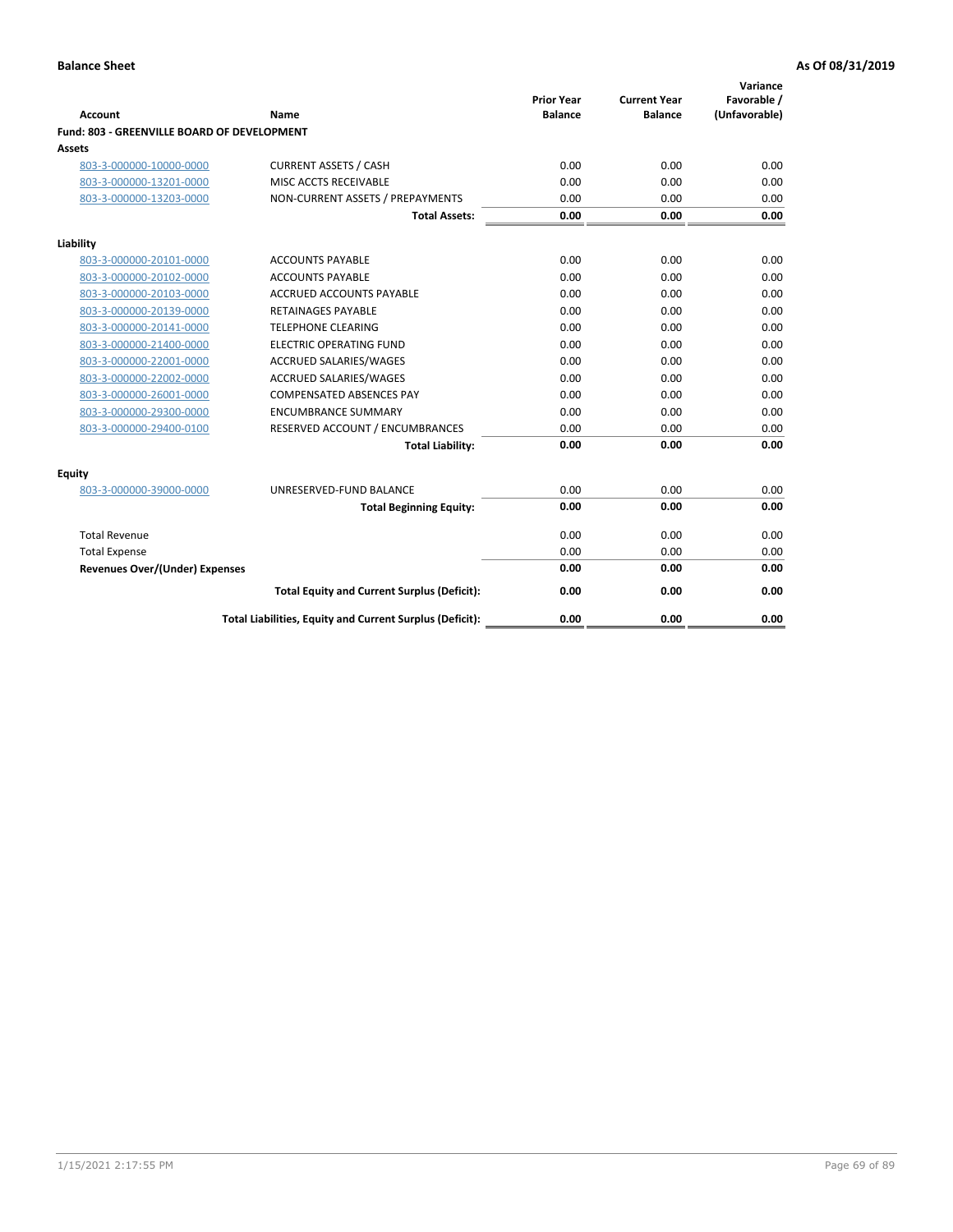**Balance Sheet** **As Of 08/31/2019**

| Account | Name | Prior Year Balance | Current Year Balance | Variance Favorable / (Unfavorable) |
|---|---|---|---|---|
| **Fund: 803 - GREENVILLE BOARD OF DEVELOPMENT** | | | | |
| **Assets** | | | | |
| 803-3-000000-10000-0000 | CURRENT ASSETS / CASH | 0.00 | 0.00 | 0.00 |
| 803-3-000000-13201-0000 | MISC ACCTS RECEIVABLE | 0.00 | 0.00 | 0.00 |
| 803-3-000000-13203-0000 | NON-CURRENT ASSETS / PREPAYMENTS | 0.00 | 0.00 | 0.00 |
| | **Total Assets:** | **0.00** | **0.00** | **0.00** |
| **Liability** | | | | |
| 803-3-000000-20101-0000 | ACCOUNTS PAYABLE | 0.00 | 0.00 | 0.00 |
| 803-3-000000-20102-0000 | ACCOUNTS PAYABLE | 0.00 | 0.00 | 0.00 |
| 803-3-000000-20103-0000 | ACCRUED ACCOUNTS PAYABLE | 0.00 | 0.00 | 0.00 |
| 803-3-000000-20139-0000 | RETAINAGES PAYABLE | 0.00 | 0.00 | 0.00 |
| 803-3-000000-20141-0000 | TELEPHONE CLEARING | 0.00 | 0.00 | 0.00 |
| 803-3-000000-21400-0000 | ELECTRIC OPERATING FUND | 0.00 | 0.00 | 0.00 |
| 803-3-000000-22001-0000 | ACCRUED SALARIES/WAGES | 0.00 | 0.00 | 0.00 |
| 803-3-000000-22002-0000 | ACCRUED SALARIES/WAGES | 0.00 | 0.00 | 0.00 |
| 803-3-000000-26001-0000 | COMPENSATED ABSENCES PAY | 0.00 | 0.00 | 0.00 |
| 803-3-000000-29300-0000 | ENCUMBRANCE SUMMARY | 0.00 | 0.00 | 0.00 |
| 803-3-000000-29400-0100 | RESERVED ACCOUNT / ENCUMBRANCES | 0.00 | 0.00 | 0.00 |
| | **Total Liability:** | **0.00** | **0.00** | **0.00** |
| **Equity** | | | | |
| 803-3-000000-39000-0000 | UNRESERVED-FUND BALANCE | 0.00 | 0.00 | 0.00 |
| | **Total Beginning Equity:** | **0.00** | **0.00** | **0.00** |
| Total Revenue | | 0.00 | 0.00 | 0.00 |
| Total Expense | | 0.00 | 0.00 | 0.00 |
| **Revenues Over/(Under) Expenses** | | **0.00** | **0.00** | **0.00** |
| | **Total Equity and Current Surplus (Deficit):** | **0.00** | **0.00** | **0.00** |
| | **Total Liabilities, Equity and Current Surplus (Deficit):** | **0.00** | **0.00** | **0.00** |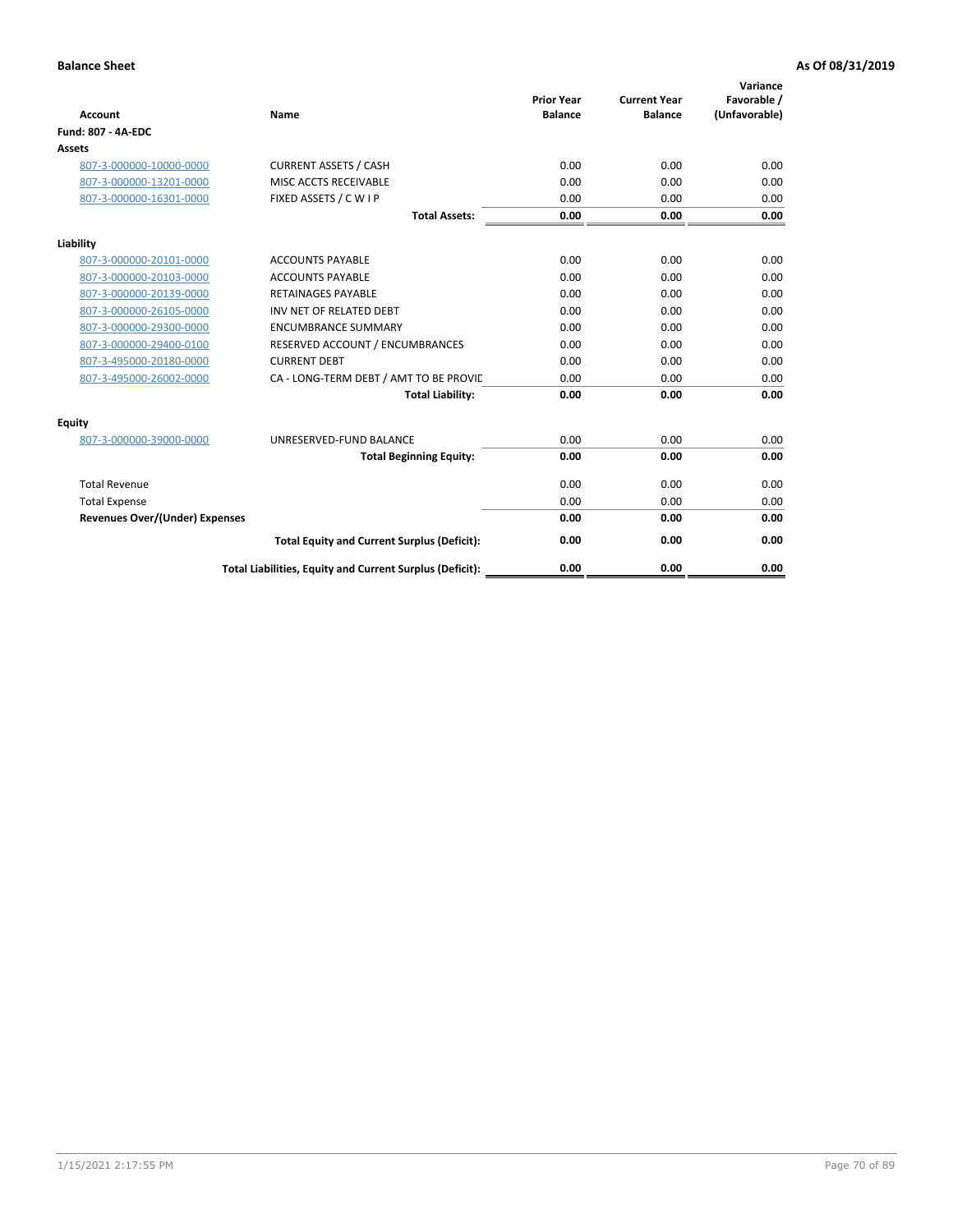**Balance Sheet** | **As Of 08/31/2019**

| Account | Name | Prior Year Balance | Current Year Balance | Variance Favorable / (Unfavorable) |
|---|---|---|---|---|
| **Fund: 807 - 4A-EDC** | | | | |
| **Assets** | | | | |
| 807-3-000000-10000-0000 | CURRENT ASSETS / CASH | 0.00 | 0.00 | 0.00 |
| 807-3-000000-13201-0000 | MISC ACCTS RECEIVABLE | 0.00 | 0.00 | 0.00 |
| 807-3-000000-16301-0000 | FIXED ASSETS / C W I P | 0.00 | 0.00 | 0.00 |
| | **Total Assets:** | **0.00** | **0.00** | **0.00** |
| **Liability** | | | | |
| 807-3-000000-20101-0000 | ACCOUNTS PAYABLE | 0.00 | 0.00 | 0.00 |
| 807-3-000000-20103-0000 | ACCOUNTS PAYABLE | 0.00 | 0.00 | 0.00 |
| 807-3-000000-20139-0000 | RETAINAGES PAYABLE | 0.00 | 0.00 | 0.00 |
| 807-3-000000-26105-0000 | INV NET OF RELATED DEBT | 0.00 | 0.00 | 0.00 |
| 807-3-000000-29300-0000 | ENCUMBRANCE SUMMARY | 0.00 | 0.00 | 0.00 |
| 807-3-000000-29400-0100 | RESERVED ACCOUNT / ENCUMBRANCES | 0.00 | 0.00 | 0.00 |
| 807-3-495000-20180-0000 | CURRENT DEBT | 0.00 | 0.00 | 0.00 |
| 807-3-495000-26002-0000 | CA - LONG-TERM DEBT / AMT TO BE PROVIC | 0.00 | 0.00 | 0.00 |
| | **Total Liability:** | **0.00** | **0.00** | **0.00** |
| **Equity** | | | | |
| 807-3-000000-39000-0000 | UNRESERVED-FUND BALANCE | 0.00 | 0.00 | 0.00 |
| | **Total Beginning Equity:** | **0.00** | **0.00** | **0.00** |
| Total Revenue | | 0.00 | 0.00 | 0.00 |
| Total Expense | | 0.00 | 0.00 | 0.00 |
| **Revenues Over/(Under) Expenses** | | **0.00** | **0.00** | **0.00** |
| | **Total Equity and Current Surplus (Deficit):** | **0.00** | **0.00** | **0.00** |
| | **Total Liabilities, Equity and Current Surplus (Deficit):** | **0.00** | **0.00** | **0.00** |

1/15/2021 2:17:55 PM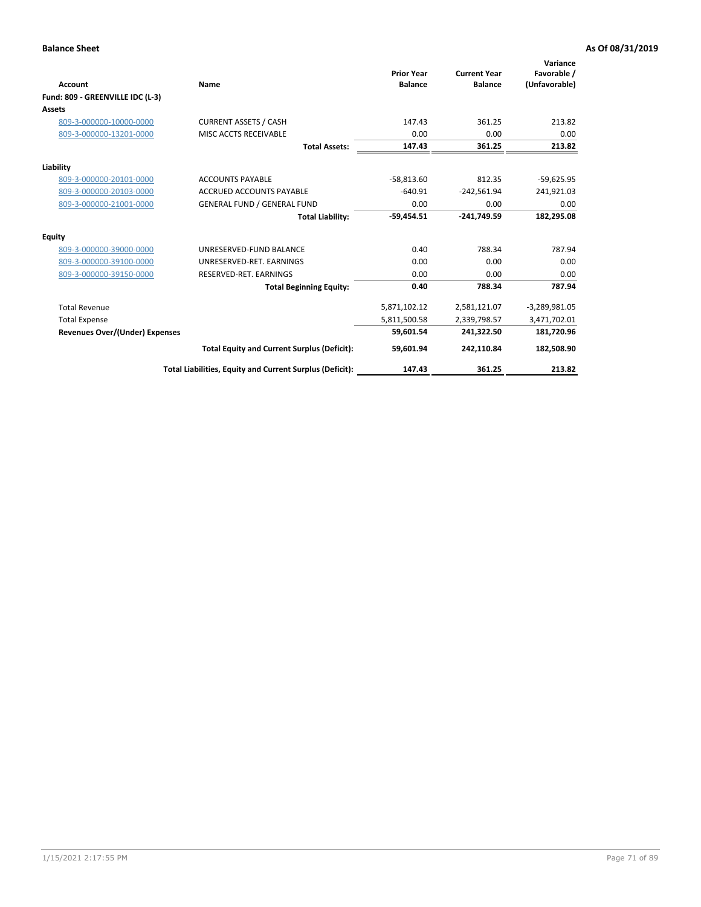**Balance Sheet** **As Of 08/31/2019**

| Account | Name | Prior Year Balance | Current Year Balance | Variance Favorable / (Unfavorable) |
|---|---|---|---|---|
| **Fund: 809 - GREENVILLE IDC (L-3)** | | | | |
| **Assets** | | | | |
| 809-3-000000-10000-0000 | CURRENT ASSETS / CASH | 147.43 | 361.25 | 213.82 |
| 809-3-000000-13201-0000 | MISC ACCTS RECEIVABLE | 0.00 | 0.00 | 0.00 |
| | **Total Assets:** | **147.43** | **361.25** | **213.82** |
| **Liability** | | | | |
| 809-3-000000-20101-0000 | ACCOUNTS PAYABLE | -58,813.60 | 812.35 | -59,625.95 |
| 809-3-000000-20103-0000 | ACCRUED ACCOUNTS PAYABLE | -640.91 | -242,561.94 | 241,921.03 |
| 809-3-000000-21001-0000 | GENERAL FUND / GENERAL FUND | 0.00 | 0.00 | 0.00 |
| | **Total Liability:** | **-59,454.51** | **-241,749.59** | **182,295.08** |
| **Equity** | | | | |
| 809-3-000000-39000-0000 | UNRESERVED-FUND BALANCE | 0.40 | 788.34 | 787.94 |
| 809-3-000000-39100-0000 | UNRESERVED-RET. EARNINGS | 0.00 | 0.00 | 0.00 |
| 809-3-000000-39150-0000 | RESERVED-RET. EARNINGS | 0.00 | 0.00 | 0.00 |
| | **Total Beginning Equity:** | **0.40** | **788.34** | **787.94** |
| Total Revenue | | 5,871,102.12 | 2,581,121.07 | -3,289,981.05 |
| Total Expense | | 5,811,500.58 | 2,339,798.57 | 3,471,702.01 |
| **Revenues Over/(Under) Expenses** | | **59,601.54** | **241,322.50** | **181,720.96** |
| | **Total Equity and Current Surplus (Deficit):** | **59,601.94** | **242,110.84** | **182,508.90** |
| | **Total Liabilities, Equity and Current Surplus (Deficit):** | **147.43** | **361.25** | **213.82** |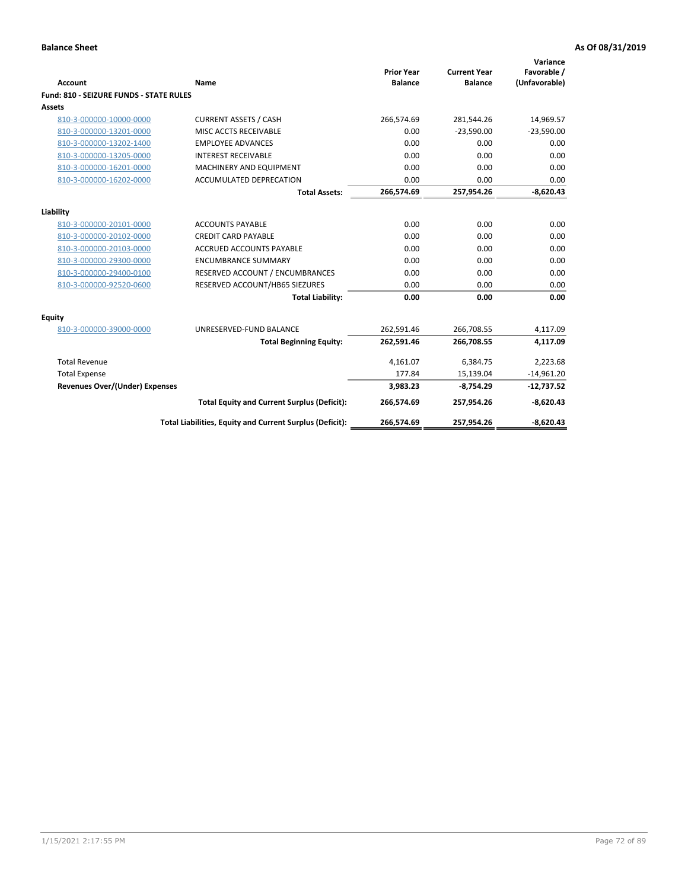**Balance Sheet** — **As Of 08/31/2019**

| Account | Name | Prior Year Balance | Current Year Balance | Variance Favorable / (Unfavorable) |
|---|---|---|---|---|
| **Fund: 810 - SEIZURE FUNDS - STATE RULES** | | | | |
| **Assets** | | | | |
| 810-3-000000-10000-0000 | CURRENT ASSETS / CASH | 266,574.69 | 281,544.26 | 14,969.57 |
| 810-3-000000-13201-0000 | MISC ACCTS RECEIVABLE | 0.00 | -23,590.00 | -23,590.00 |
| 810-3-000000-13202-1400 | EMPLOYEE ADVANCES | 0.00 | 0.00 | 0.00 |
| 810-3-000000-13205-0000 | INTEREST RECEIVABLE | 0.00 | 0.00 | 0.00 |
| 810-3-000000-16201-0000 | MACHINERY AND EQUIPMENT | 0.00 | 0.00 | 0.00 |
| 810-3-000000-16202-0000 | ACCUMULATED DEPRECATION | 0.00 | 0.00 | 0.00 |
| | **Total Assets:** | **266,574.69** | **257,954.26** | **-8,620.43** |
| **Liability** | | | | |
| 810-3-000000-20101-0000 | ACCOUNTS PAYABLE | 0.00 | 0.00 | 0.00 |
| 810-3-000000-20102-0000 | CREDIT CARD PAYABLE | 0.00 | 0.00 | 0.00 |
| 810-3-000000-20103-0000 | ACCRUED ACCOUNTS PAYABLE | 0.00 | 0.00 | 0.00 |
| 810-3-000000-29300-0000 | ENCUMBRANCE SUMMARY | 0.00 | 0.00 | 0.00 |
| 810-3-000000-29400-0100 | RESERVED ACCOUNT / ENCUMBRANCES | 0.00 | 0.00 | 0.00 |
| 810-3-000000-92520-0600 | RESERVED ACCOUNT/HB65 SIEZURES | 0.00 | 0.00 | 0.00 |
| | **Total Liability:** | **0.00** | **0.00** | **0.00** |
| **Equity** | | | | |
| 810-3-000000-39000-0000 | UNRESERVED-FUND BALANCE | 262,591.46 | 266,708.55 | 4,117.09 |
| | **Total Beginning Equity:** | **262,591.46** | **266,708.55** | **4,117.09** |
| Total Revenue | | 4,161.07 | 6,384.75 | 2,223.68 |
| Total Expense | | 177.84 | 15,139.04 | -14,961.20 |
| **Revenues Over/(Under) Expenses** | | **3,983.23** | **-8,754.29** | **-12,737.52** |
| | **Total Equity and Current Surplus (Deficit):** | **266,574.69** | **257,954.26** | **-8,620.43** |
| | **Total Liabilities, Equity and Current Surplus (Deficit):** | **266,574.69** | **257,954.26** | **-8,620.43** |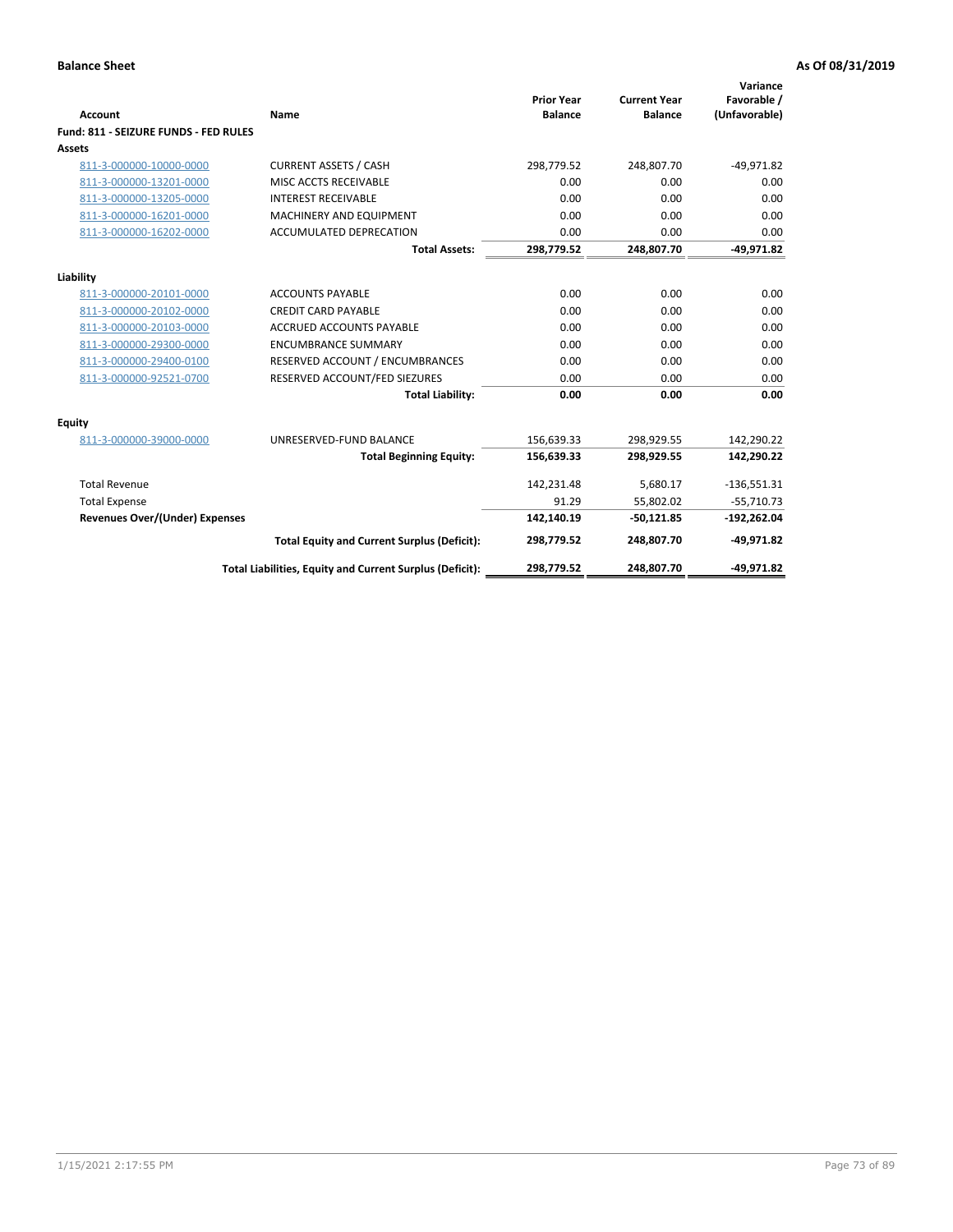**Balance Sheet** **As Of 08/31/2019**

| Account | Name | Prior Year Balance | Current Year Balance | Variance Favorable / (Unfavorable) |
|---|---|---|---|---|
| **Fund: 811 - SEIZURE FUNDS - FED RULES** | | | | |
| **Assets** | | | | |
| 811-3-000000-10000-0000 | CURRENT ASSETS / CASH | 298,779.52 | 248,807.70 | -49,971.82 |
| 811-3-000000-13201-0000 | MISC ACCTS RECEIVABLE | 0.00 | 0.00 | 0.00 |
| 811-3-000000-13205-0000 | INTEREST RECEIVABLE | 0.00 | 0.00 | 0.00 |
| 811-3-000000-16201-0000 | MACHINERY AND EQUIPMENT | 0.00 | 0.00 | 0.00 |
| 811-3-000000-16202-0000 | ACCUMULATED DEPRECATION | 0.00 | 0.00 | 0.00 |
| | **Total Assets:** | **298,779.52** | **248,807.70** | **-49,971.82** |
| **Liability** | | | | |
| 811-3-000000-20101-0000 | ACCOUNTS PAYABLE | 0.00 | 0.00 | 0.00 |
| 811-3-000000-20102-0000 | CREDIT CARD PAYABLE | 0.00 | 0.00 | 0.00 |
| 811-3-000000-20103-0000 | ACCRUED ACCOUNTS PAYABLE | 0.00 | 0.00 | 0.00 |
| 811-3-000000-29300-0000 | ENCUMBRANCE SUMMARY | 0.00 | 0.00 | 0.00 |
| 811-3-000000-29400-0100 | RESERVED ACCOUNT / ENCUMBRANCES | 0.00 | 0.00 | 0.00 |
| 811-3-000000-92521-0700 | RESERVED ACCOUNT/FED SIEZURES | 0.00 | 0.00 | 0.00 |
| | **Total Liability:** | **0.00** | **0.00** | **0.00** |
| **Equity** | | | | |
| 811-3-000000-39000-0000 | UNRESERVED-FUND BALANCE | 156,639.33 | 298,929.55 | 142,290.22 |
| | **Total Beginning Equity:** | **156,639.33** | **298,929.55** | **142,290.22** |
| Total Revenue | | 142,231.48 | 5,680.17 | -136,551.31 |
| Total Expense | | 91.29 | 55,802.02 | -55,710.73 |
| **Revenues Over/(Under) Expenses** | | **142,140.19** | **-50,121.85** | **-192,262.04** |
| | **Total Equity and Current Surplus (Deficit):** | **298,779.52** | **248,807.70** | **-49,971.82** |
| | **Total Liabilities, Equity and Current Surplus (Deficit):** | **298,779.52** | **248,807.70** | **-49,971.82** |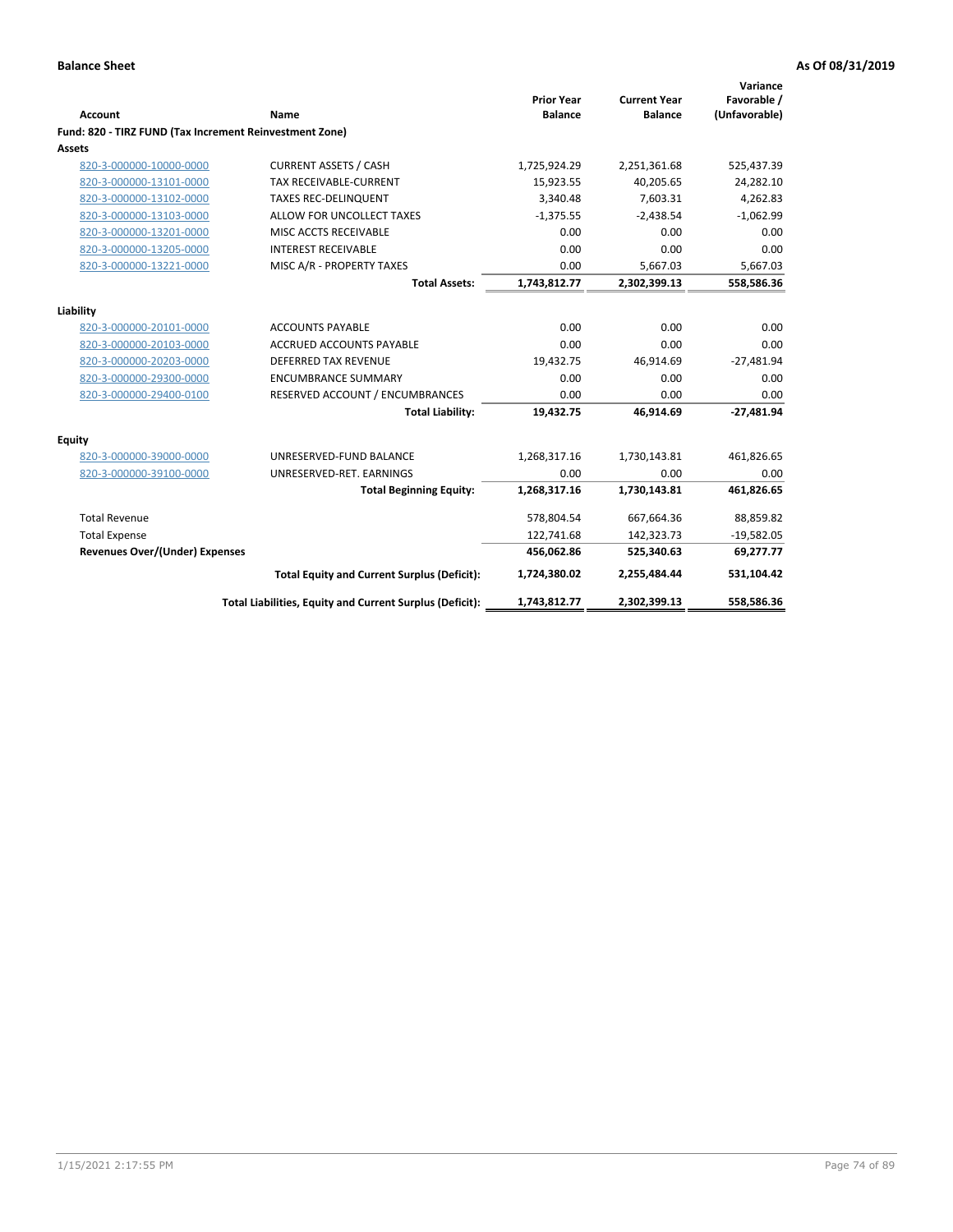**Balance Sheet** **As Of 08/31/2019**

| Account | Name | Prior Year Balance | Current Year Balance | Variance Favorable / (Unfavorable) |
|---|---|---|---|---|
| **Fund: 820 - TIRZ FUND (Tax Increment Reinvestment Zone)** | | | | |
| **Assets** | | | | |
| 820-3-000000-10000-0000 | CURRENT ASSETS / CASH | 1,725,924.29 | 2,251,361.68 | 525,437.39 |
| 820-3-000000-13101-0000 | TAX RECEIVABLE-CURRENT | 15,923.55 | 40,205.65 | 24,282.10 |
| 820-3-000000-13102-0000 | TAXES REC-DELINQUENT | 3,340.48 | 7,603.31 | 4,262.83 |
| 820-3-000000-13103-0000 | ALLOW FOR UNCOLLECT TAXES | -1,375.55 | -2,438.54 | -1,062.99 |
| 820-3-000000-13201-0000 | MISC ACCTS RECEIVABLE | 0.00 | 0.00 | 0.00 |
| 820-3-000000-13205-0000 | INTEREST RECEIVABLE | 0.00 | 0.00 | 0.00 |
| 820-3-000000-13221-0000 | MISC A/R - PROPERTY TAXES | 0.00 | 5,667.03 | 5,667.03 |
| | **Total Assets:** | **1,743,812.77** | **2,302,399.13** | **558,586.36** |
| **Liability** | | | | |
| 820-3-000000-20101-0000 | ACCOUNTS PAYABLE | 0.00 | 0.00 | 0.00 |
| 820-3-000000-20103-0000 | ACCRUED ACCOUNTS PAYABLE | 0.00 | 0.00 | 0.00 |
| 820-3-000000-20203-0000 | DEFERRED TAX REVENUE | 19,432.75 | 46,914.69 | -27,481.94 |
| 820-3-000000-29300-0000 | ENCUMBRANCE SUMMARY | 0.00 | 0.00 | 0.00 |
| 820-3-000000-29400-0100 | RESERVED ACCOUNT / ENCUMBRANCES | 0.00 | 0.00 | 0.00 |
| | **Total Liability:** | **19,432.75** | **46,914.69** | **-27,481.94** |
| **Equity** | | | | |
| 820-3-000000-39000-0000 | UNRESERVED-FUND BALANCE | 1,268,317.16 | 1,730,143.81 | 461,826.65 |
| 820-3-000000-39100-0000 | UNRESERVED-RET. EARNINGS | 0.00 | 0.00 | 0.00 |
| | **Total Beginning Equity:** | **1,268,317.16** | **1,730,143.81** | **461,826.65** |
| Total Revenue | | 578,804.54 | 667,664.36 | 88,859.82 |
| Total Expense | | 122,741.68 | 142,323.73 | -19,582.05 |
| **Revenues Over/(Under) Expenses** | | **456,062.86** | **525,340.63** | **69,277.77** |
| | **Total Equity and Current Surplus (Deficit):** | **1,724,380.02** | **2,255,484.44** | **531,104.42** |
| | **Total Liabilities, Equity and Current Surplus (Deficit):** | **1,743,812.77** | **2,302,399.13** | **558,586.36** |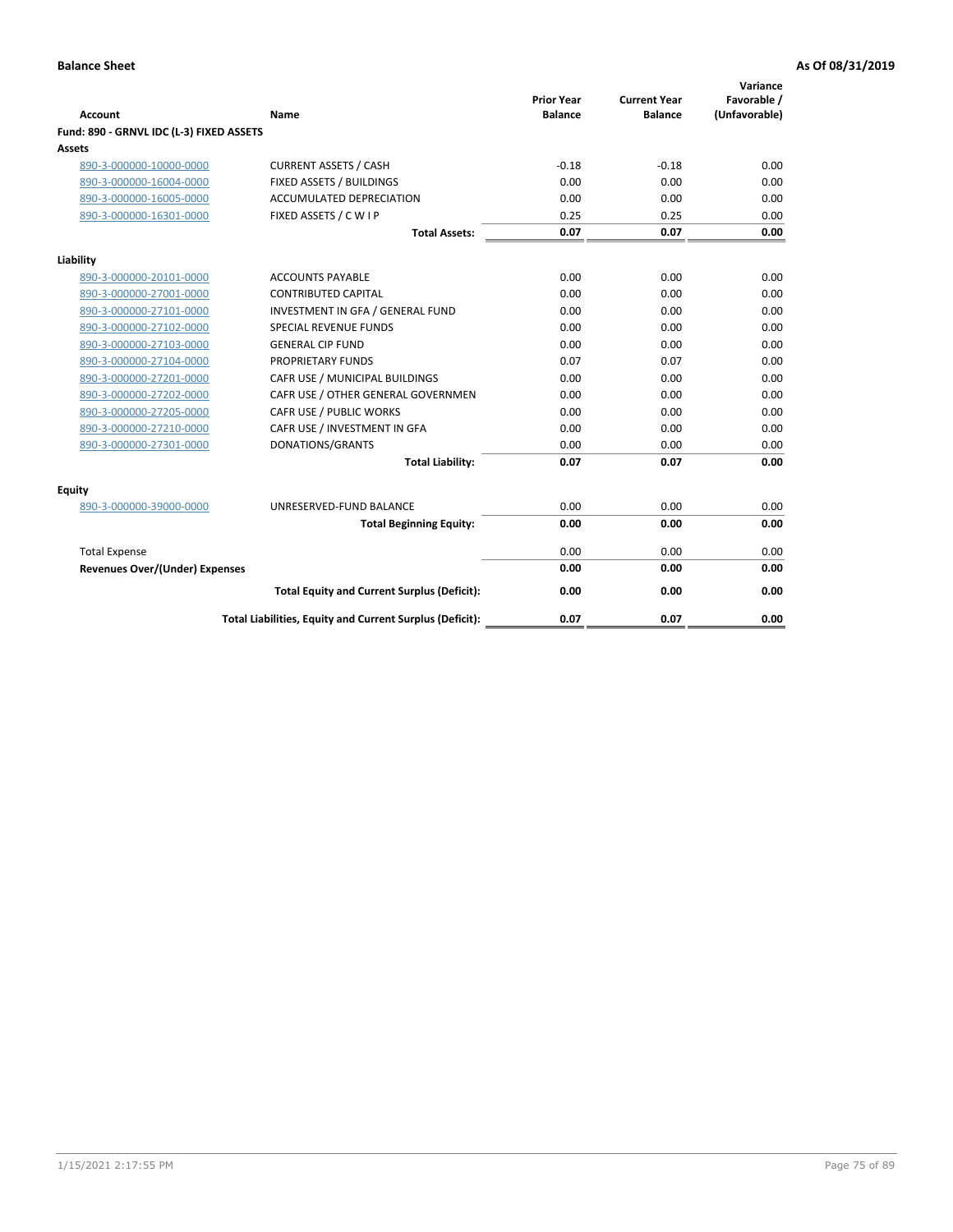**Balance Sheet** **As Of 08/31/2019**

| Account | Name | Prior Year Balance | Current Year Balance | Variance Favorable / (Unfavorable) |
|---|---|---|---|---|
| **Fund: 890 - GRNVL IDC (L-3) FIXED ASSETS** | | | | |
| **Assets** | | | | |
| 890-3-000000-10000-0000 | CURRENT ASSETS / CASH | -0.18 | -0.18 | 0.00 |
| 890-3-000000-16004-0000 | FIXED ASSETS / BUILDINGS | 0.00 | 0.00 | 0.00 |
| 890-3-000000-16005-0000 | ACCUMULATED DEPRECIATION | 0.00 | 0.00 | 0.00 |
| 890-3-000000-16301-0000 | FIXED ASSETS / C W I P | 0.25 | 0.25 | 0.00 |
| | **Total Assets:** | **0.07** | **0.07** | **0.00** |
| **Liability** | | | | |
| 890-3-000000-20101-0000 | ACCOUNTS PAYABLE | 0.00 | 0.00 | 0.00 |
| 890-3-000000-27001-0000 | CONTRIBUTED CAPITAL | 0.00 | 0.00 | 0.00 |
| 890-3-000000-27101-0000 | INVESTMENT IN GFA / GENERAL FUND | 0.00 | 0.00 | 0.00 |
| 890-3-000000-27102-0000 | SPECIAL REVENUE FUNDS | 0.00 | 0.00 | 0.00 |
| 890-3-000000-27103-0000 | GENERAL CIP FUND | 0.00 | 0.00 | 0.00 |
| 890-3-000000-27104-0000 | PROPRIETARY FUNDS | 0.07 | 0.07 | 0.00 |
| 890-3-000000-27201-0000 | CAFR USE / MUNICIPAL BUILDINGS | 0.00 | 0.00 | 0.00 |
| 890-3-000000-27202-0000 | CAFR USE / OTHER GENERAL GOVERNMEN | 0.00 | 0.00 | 0.00 |
| 890-3-000000-27205-0000 | CAFR USE / PUBLIC WORKS | 0.00 | 0.00 | 0.00 |
| 890-3-000000-27210-0000 | CAFR USE / INVESTMENT IN GFA | 0.00 | 0.00 | 0.00 |
| 890-3-000000-27301-0000 | DONATIONS/GRANTS | 0.00 | 0.00 | 0.00 |
| | **Total Liability:** | **0.07** | **0.07** | **0.00** |
| **Equity** | | | | |
| 890-3-000000-39000-0000 | UNRESERVED-FUND BALANCE | 0.00 | 0.00 | 0.00 |
| | **Total Beginning Equity:** | **0.00** | **0.00** | **0.00** |
| Total Expense | | 0.00 | 0.00 | 0.00 |
| **Revenues Over/(Under) Expenses** | | **0.00** | **0.00** | **0.00** |
| | **Total Equity and Current Surplus (Deficit):** | **0.00** | **0.00** | **0.00** |
| | **Total Liabilities, Equity and Current Surplus (Deficit):** | **0.07** | **0.07** | **0.00** |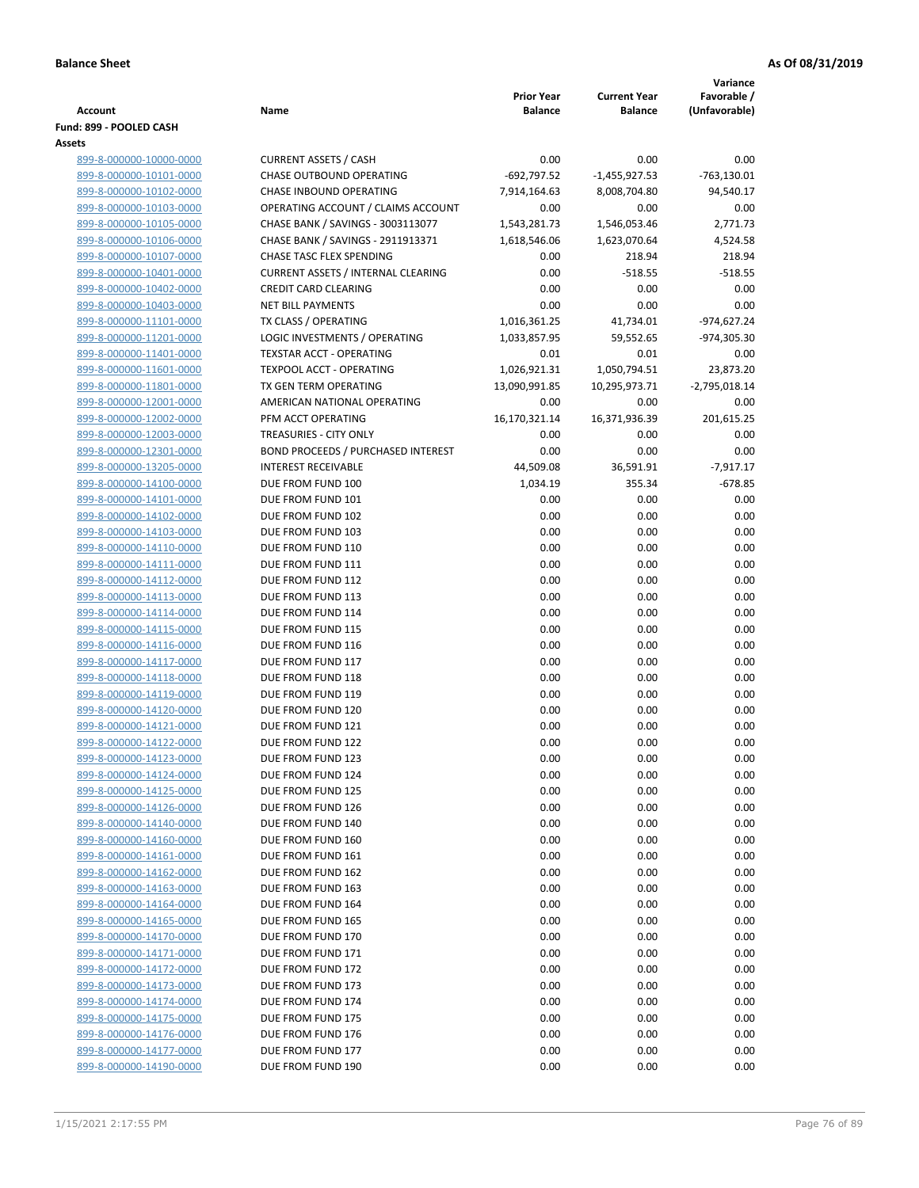**Balance Sheet** **As Of 08/31/2019**

| Account | Name | Prior Year Balance | Current Year Balance | Variance Favorable / (Unfavorable) |
|---|---|---|---|---|
| **Fund: 899 - POOLED CASH** | | | | |
| **Assets** | | | | |
| 899-8-000000-10000-0000 | CURRENT ASSETS / CASH | 0.00 | 0.00 | 0.00 |
| 899-8-000000-10101-0000 | CHASE OUTBOUND OPERATING | -692,797.52 | -1,455,927.53 | -763,130.01 |
| 899-8-000000-10102-0000 | CHASE INBOUND OPERATING | 7,914,164.63 | 8,008,704.80 | 94,540.17 |
| 899-8-000000-10103-0000 | OPERATING ACCOUNT / CLAIMS ACCOUNT | 0.00 | 0.00 | 0.00 |
| 899-8-000000-10105-0000 | CHASE BANK / SAVINGS - 3003113077 | 1,543,281.73 | 1,546,053.46 | 2,771.73 |
| 899-8-000000-10106-0000 | CHASE BANK / SAVINGS - 2911913371 | 1,618,546.06 | 1,623,070.64 | 4,524.58 |
| 899-8-000000-10107-0000 | CHASE TASC FLEX SPENDING | 0.00 | 218.94 | 218.94 |
| 899-8-000000-10401-0000 | CURRENT ASSETS / INTERNAL CLEARING | 0.00 | -518.55 | -518.55 |
| 899-8-000000-10402-0000 | CREDIT CARD CLEARING | 0.00 | 0.00 | 0.00 |
| 899-8-000000-10403-0000 | NET BILL PAYMENTS | 0.00 | 0.00 | 0.00 |
| 899-8-000000-11101-0000 | TX CLASS / OPERATING | 1,016,361.25 | 41,734.01 | -974,627.24 |
| 899-8-000000-11201-0000 | LOGIC INVESTMENTS / OPERATING | 1,033,857.95 | 59,552.65 | -974,305.30 |
| 899-8-000000-11401-0000 | TEXSTAR ACCT - OPERATING | 0.01 | 0.01 | 0.00 |
| 899-8-000000-11601-0000 | TEXPOOL ACCT - OPERATING | 1,026,921.31 | 1,050,794.51 | 23,873.20 |
| 899-8-000000-11801-0000 | TX GEN TERM OPERATING | 13,090,991.85 | 10,295,973.71 | -2,795,018.14 |
| 899-8-000000-12001-0000 | AMERICAN NATIONAL OPERATING | 0.00 | 0.00 | 0.00 |
| 899-8-000000-12002-0000 | PFM ACCT OPERATING | 16,170,321.14 | 16,371,936.39 | 201,615.25 |
| 899-8-000000-12003-0000 | TREASURIES - CITY ONLY | 0.00 | 0.00 | 0.00 |
| 899-8-000000-12301-0000 | BOND PROCEEDS / PURCHASED INTEREST | 0.00 | 0.00 | 0.00 |
| 899-8-000000-13205-0000 | INTEREST RECEIVABLE | 44,509.08 | 36,591.91 | -7,917.17 |
| 899-8-000000-14100-0000 | DUE FROM FUND 100 | 1,034.19 | 355.34 | -678.85 |
| 899-8-000000-14101-0000 | DUE FROM FUND 101 | 0.00 | 0.00 | 0.00 |
| 899-8-000000-14102-0000 | DUE FROM FUND 102 | 0.00 | 0.00 | 0.00 |
| 899-8-000000-14103-0000 | DUE FROM FUND 103 | 0.00 | 0.00 | 0.00 |
| 899-8-000000-14110-0000 | DUE FROM FUND 110 | 0.00 | 0.00 | 0.00 |
| 899-8-000000-14111-0000 | DUE FROM FUND 111 | 0.00 | 0.00 | 0.00 |
| 899-8-000000-14112-0000 | DUE FROM FUND 112 | 0.00 | 0.00 | 0.00 |
| 899-8-000000-14113-0000 | DUE FROM FUND 113 | 0.00 | 0.00 | 0.00 |
| 899-8-000000-14114-0000 | DUE FROM FUND 114 | 0.00 | 0.00 | 0.00 |
| 899-8-000000-14115-0000 | DUE FROM FUND 115 | 0.00 | 0.00 | 0.00 |
| 899-8-000000-14116-0000 | DUE FROM FUND 116 | 0.00 | 0.00 | 0.00 |
| 899-8-000000-14117-0000 | DUE FROM FUND 117 | 0.00 | 0.00 | 0.00 |
| 899-8-000000-14118-0000 | DUE FROM FUND 118 | 0.00 | 0.00 | 0.00 |
| 899-8-000000-14119-0000 | DUE FROM FUND 119 | 0.00 | 0.00 | 0.00 |
| 899-8-000000-14120-0000 | DUE FROM FUND 120 | 0.00 | 0.00 | 0.00 |
| 899-8-000000-14121-0000 | DUE FROM FUND 121 | 0.00 | 0.00 | 0.00 |
| 899-8-000000-14122-0000 | DUE FROM FUND 122 | 0.00 | 0.00 | 0.00 |
| 899-8-000000-14123-0000 | DUE FROM FUND 123 | 0.00 | 0.00 | 0.00 |
| 899-8-000000-14124-0000 | DUE FROM FUND 124 | 0.00 | 0.00 | 0.00 |
| 899-8-000000-14125-0000 | DUE FROM FUND 125 | 0.00 | 0.00 | 0.00 |
| 899-8-000000-14126-0000 | DUE FROM FUND 126 | 0.00 | 0.00 | 0.00 |
| 899-8-000000-14140-0000 | DUE FROM FUND 140 | 0.00 | 0.00 | 0.00 |
| 899-8-000000-14160-0000 | DUE FROM FUND 160 | 0.00 | 0.00 | 0.00 |
| 899-8-000000-14161-0000 | DUE FROM FUND 161 | 0.00 | 0.00 | 0.00 |
| 899-8-000000-14162-0000 | DUE FROM FUND 162 | 0.00 | 0.00 | 0.00 |
| 899-8-000000-14163-0000 | DUE FROM FUND 163 | 0.00 | 0.00 | 0.00 |
| 899-8-000000-14164-0000 | DUE FROM FUND 164 | 0.00 | 0.00 | 0.00 |
| 899-8-000000-14165-0000 | DUE FROM FUND 165 | 0.00 | 0.00 | 0.00 |
| 899-8-000000-14170-0000 | DUE FROM FUND 170 | 0.00 | 0.00 | 0.00 |
| 899-8-000000-14171-0000 | DUE FROM FUND 171 | 0.00 | 0.00 | 0.00 |
| 899-8-000000-14172-0000 | DUE FROM FUND 172 | 0.00 | 0.00 | 0.00 |
| 899-8-000000-14173-0000 | DUE FROM FUND 173 | 0.00 | 0.00 | 0.00 |
| 899-8-000000-14174-0000 | DUE FROM FUND 174 | 0.00 | 0.00 | 0.00 |
| 899-8-000000-14175-0000 | DUE FROM FUND 175 | 0.00 | 0.00 | 0.00 |
| 899-8-000000-14176-0000 | DUE FROM FUND 176 | 0.00 | 0.00 | 0.00 |
| 899-8-000000-14177-0000 | DUE FROM FUND 177 | 0.00 | 0.00 | 0.00 |
| 899-8-000000-14190-0000 | DUE FROM FUND 190 | 0.00 | 0.00 | 0.00 |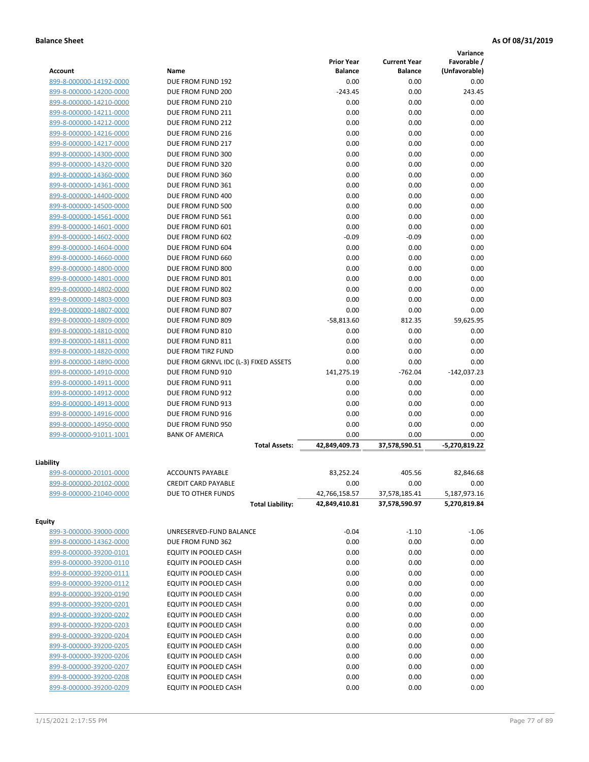**Balance Sheet** **As Of 08/31/2019**

| Account | Name | Prior Year Balance | Current Year Balance | Variance Favorable / (Unfavorable) |
|---|---|---|---|---|
| 899-8-000000-14192-0000 | DUE FROM FUND 192 | 0.00 | 0.00 | 0.00 |
| 899-8-000000-14200-0000 | DUE FROM FUND 200 | -243.45 | 0.00 | 243.45 |
| 899-8-000000-14210-0000 | DUE FROM FUND 210 | 0.00 | 0.00 | 0.00 |
| 899-8-000000-14211-0000 | DUE FROM FUND 211 | 0.00 | 0.00 | 0.00 |
| 899-8-000000-14212-0000 | DUE FROM FUND 212 | 0.00 | 0.00 | 0.00 |
| 899-8-000000-14216-0000 | DUE FROM FUND 216 | 0.00 | 0.00 | 0.00 |
| 899-8-000000-14217-0000 | DUE FROM FUND 217 | 0.00 | 0.00 | 0.00 |
| 899-8-000000-14300-0000 | DUE FROM FUND 300 | 0.00 | 0.00 | 0.00 |
| 899-8-000000-14320-0000 | DUE FROM FUND 320 | 0.00 | 0.00 | 0.00 |
| 899-8-000000-14360-0000 | DUE FROM FUND 360 | 0.00 | 0.00 | 0.00 |
| 899-8-000000-14361-0000 | DUE FROM FUND 361 | 0.00 | 0.00 | 0.00 |
| 899-8-000000-14400-0000 | DUE FROM FUND 400 | 0.00 | 0.00 | 0.00 |
| 899-8-000000-14500-0000 | DUE FROM FUND 500 | 0.00 | 0.00 | 0.00 |
| 899-8-000000-14561-0000 | DUE FROM FUND 561 | 0.00 | 0.00 | 0.00 |
| 899-8-000000-14601-0000 | DUE FROM FUND 601 | 0.00 | 0.00 | 0.00 |
| 899-8-000000-14602-0000 | DUE FROM FUND 602 | -0.09 | -0.09 | 0.00 |
| 899-8-000000-14604-0000 | DUE FROM FUND 604 | 0.00 | 0.00 | 0.00 |
| 899-8-000000-14660-0000 | DUE FROM FUND 660 | 0.00 | 0.00 | 0.00 |
| 899-8-000000-14800-0000 | DUE FROM FUND 800 | 0.00 | 0.00 | 0.00 |
| 899-8-000000-14801-0000 | DUE FROM FUND 801 | 0.00 | 0.00 | 0.00 |
| 899-8-000000-14802-0000 | DUE FROM FUND 802 | 0.00 | 0.00 | 0.00 |
| 899-8-000000-14803-0000 | DUE FROM FUND 803 | 0.00 | 0.00 | 0.00 |
| 899-8-000000-14807-0000 | DUE FROM FUND 807 | 0.00 | 0.00 | 0.00 |
| 899-8-000000-14809-0000 | DUE FROM FUND 809 | -58,813.60 | 812.35 | 59,625.95 |
| 899-8-000000-14810-0000 | DUE FROM FUND 810 | 0.00 | 0.00 | 0.00 |
| 899-8-000000-14811-0000 | DUE FROM FUND 811 | 0.00 | 0.00 | 0.00 |
| 899-8-000000-14820-0000 | DUE FROM TIRZ FUND | 0.00 | 0.00 | 0.00 |
| 899-8-000000-14890-0000 | DUE FROM GRNVL IDC (L-3) FIXED ASSETS | 0.00 | 0.00 | 0.00 |
| 899-8-000000-14910-0000 | DUE FROM FUND 910 | 141,275.19 | -762.04 | -142,037.23 |
| 899-8-000000-14911-0000 | DUE FROM FUND 911 | 0.00 | 0.00 | 0.00 |
| 899-8-000000-14912-0000 | DUE FROM FUND 912 | 0.00 | 0.00 | 0.00 |
| 899-8-000000-14913-0000 | DUE FROM FUND 913 | 0.00 | 0.00 | 0.00 |
| 899-8-000000-14916-0000 | DUE FROM FUND 916 | 0.00 | 0.00 | 0.00 |
| 899-8-000000-14950-0000 | DUE FROM FUND 950 | 0.00 | 0.00 | 0.00 |
| 899-8-000000-91011-1001 | BANK OF AMERICA | 0.00 | 0.00 | 0.00 |
| | **Total Assets:** | **42,849,409.73** | **37,578,590.51** | **-5,270,819.22** |

**Liability**

| Account | Name | Prior Year Balance | Current Year Balance | Variance Favorable / (Unfavorable) |
|---|---|---|---|---|
| 899-8-000000-20101-0000 | ACCOUNTS PAYABLE | 83,252.24 | 405.56 | 82,846.68 |
| 899-8-000000-20102-0000 | CREDIT CARD PAYABLE | 0.00 | 0.00 | 0.00 |
| 899-8-000000-21040-0000 | DUE TO OTHER FUNDS | 42,766,158.57 | 37,578,185.41 | 5,187,973.16 |
| | **Total Liability:** | **42,849,410.81** | **37,578,590.97** | **5,270,819.84** |

**Equity**

| Account | Name | Prior Year Balance | Current Year Balance | Variance Favorable / (Unfavorable) |
|---|---|---|---|---|
| 899-3-000000-39000-0000 | UNRESERVED-FUND BALANCE | -0.04 | -1.10 | -1.06 |
| 899-8-000000-14362-0000 | DUE FROM FUND 362 | 0.00 | 0.00 | 0.00 |
| 899-8-000000-39200-0101 | EQUITY IN POOLED CASH | 0.00 | 0.00 | 0.00 |
| 899-8-000000-39200-0110 | EQUITY IN POOLED CASH | 0.00 | 0.00 | 0.00 |
| 899-8-000000-39200-0111 | EQUITY IN POOLED CASH | 0.00 | 0.00 | 0.00 |
| 899-8-000000-39200-0112 | EQUITY IN POOLED CASH | 0.00 | 0.00 | 0.00 |
| 899-8-000000-39200-0190 | EQUITY IN POOLED CASH | 0.00 | 0.00 | 0.00 |
| 899-8-000000-39200-0201 | EQUITY IN POOLED CASH | 0.00 | 0.00 | 0.00 |
| 899-8-000000-39200-0202 | EQUITY IN POOLED CASH | 0.00 | 0.00 | 0.00 |
| 899-8-000000-39200-0203 | EQUITY IN POOLED CASH | 0.00 | 0.00 | 0.00 |
| 899-8-000000-39200-0204 | EQUITY IN POOLED CASH | 0.00 | 0.00 | 0.00 |
| 899-8-000000-39200-0205 | EQUITY IN POOLED CASH | 0.00 | 0.00 | 0.00 |
| 899-8-000000-39200-0206 | EQUITY IN POOLED CASH | 0.00 | 0.00 | 0.00 |
| 899-8-000000-39200-0207 | EQUITY IN POOLED CASH | 0.00 | 0.00 | 0.00 |
| 899-8-000000-39200-0208 | EQUITY IN POOLED CASH | 0.00 | 0.00 | 0.00 |
| 899-8-000000-39200-0209 | EQUITY IN POOLED CASH | 0.00 | 0.00 | 0.00 |

1/15/2021 2:17:55 PM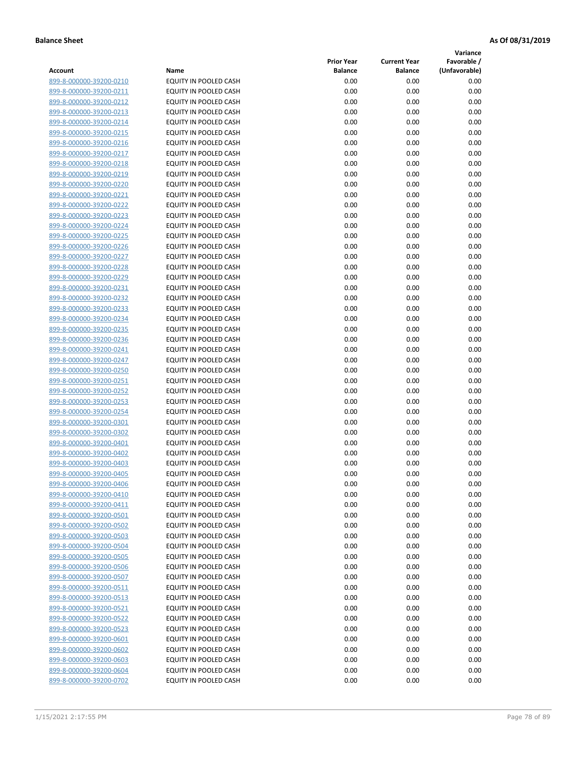**Balance Sheet** **As Of 08/31/2019**

| Account | Name | Prior Year Balance | Current Year Balance | Variance Favorable / (Unfavorable) |
|---|---|---|---|---|
| 899-8-000000-39200-0210 | EQUITY IN POOLED CASH | 0.00 | 0.00 | 0.00 |
| 899-8-000000-39200-0211 | EQUITY IN POOLED CASH | 0.00 | 0.00 | 0.00 |
| 899-8-000000-39200-0212 | EQUITY IN POOLED CASH | 0.00 | 0.00 | 0.00 |
| 899-8-000000-39200-0213 | EQUITY IN POOLED CASH | 0.00 | 0.00 | 0.00 |
| 899-8-000000-39200-0214 | EQUITY IN POOLED CASH | 0.00 | 0.00 | 0.00 |
| 899-8-000000-39200-0215 | EQUITY IN POOLED CASH | 0.00 | 0.00 | 0.00 |
| 899-8-000000-39200-0216 | EQUITY IN POOLED CASH | 0.00 | 0.00 | 0.00 |
| 899-8-000000-39200-0217 | EQUITY IN POOLED CASH | 0.00 | 0.00 | 0.00 |
| 899-8-000000-39200-0218 | EQUITY IN POOLED CASH | 0.00 | 0.00 | 0.00 |
| 899-8-000000-39200-0219 | EQUITY IN POOLED CASH | 0.00 | 0.00 | 0.00 |
| 899-8-000000-39200-0220 | EQUITY IN POOLED CASH | 0.00 | 0.00 | 0.00 |
| 899-8-000000-39200-0221 | EQUITY IN POOLED CASH | 0.00 | 0.00 | 0.00 |
| 899-8-000000-39200-0222 | EQUITY IN POOLED CASH | 0.00 | 0.00 | 0.00 |
| 899-8-000000-39200-0223 | EQUITY IN POOLED CASH | 0.00 | 0.00 | 0.00 |
| 899-8-000000-39200-0224 | EQUITY IN POOLED CASH | 0.00 | 0.00 | 0.00 |
| 899-8-000000-39200-0225 | EQUITY IN POOLED CASH | 0.00 | 0.00 | 0.00 |
| 899-8-000000-39200-0226 | EQUITY IN POOLED CASH | 0.00 | 0.00 | 0.00 |
| 899-8-000000-39200-0227 | EQUITY IN POOLED CASH | 0.00 | 0.00 | 0.00 |
| 899-8-000000-39200-0228 | EQUITY IN POOLED CASH | 0.00 | 0.00 | 0.00 |
| 899-8-000000-39200-0229 | EQUITY IN POOLED CASH | 0.00 | 0.00 | 0.00 |
| 899-8-000000-39200-0231 | EQUITY IN POOLED CASH | 0.00 | 0.00 | 0.00 |
| 899-8-000000-39200-0232 | EQUITY IN POOLED CASH | 0.00 | 0.00 | 0.00 |
| 899-8-000000-39200-0233 | EQUITY IN POOLED CASH | 0.00 | 0.00 | 0.00 |
| 899-8-000000-39200-0234 | EQUITY IN POOLED CASH | 0.00 | 0.00 | 0.00 |
| 899-8-000000-39200-0235 | EQUITY IN POOLED CASH | 0.00 | 0.00 | 0.00 |
| 899-8-000000-39200-0236 | EQUITY IN POOLED CASH | 0.00 | 0.00 | 0.00 |
| 899-8-000000-39200-0241 | EQUITY IN POOLED CASH | 0.00 | 0.00 | 0.00 |
| 899-8-000000-39200-0247 | EQUITY IN POOLED CASH | 0.00 | 0.00 | 0.00 |
| 899-8-000000-39200-0250 | EQUITY IN POOLED CASH | 0.00 | 0.00 | 0.00 |
| 899-8-000000-39200-0251 | EQUITY IN POOLED CASH | 0.00 | 0.00 | 0.00 |
| 899-8-000000-39200-0252 | EQUITY IN POOLED CASH | 0.00 | 0.00 | 0.00 |
| 899-8-000000-39200-0253 | EQUITY IN POOLED CASH | 0.00 | 0.00 | 0.00 |
| 899-8-000000-39200-0254 | EQUITY IN POOLED CASH | 0.00 | 0.00 | 0.00 |
| 899-8-000000-39200-0301 | EQUITY IN POOLED CASH | 0.00 | 0.00 | 0.00 |
| 899-8-000000-39200-0302 | EQUITY IN POOLED CASH | 0.00 | 0.00 | 0.00 |
| 899-8-000000-39200-0401 | EQUITY IN POOLED CASH | 0.00 | 0.00 | 0.00 |
| 899-8-000000-39200-0402 | EQUITY IN POOLED CASH | 0.00 | 0.00 | 0.00 |
| 899-8-000000-39200-0403 | EQUITY IN POOLED CASH | 0.00 | 0.00 | 0.00 |
| 899-8-000000-39200-0405 | EQUITY IN POOLED CASH | 0.00 | 0.00 | 0.00 |
| 899-8-000000-39200-0406 | EQUITY IN POOLED CASH | 0.00 | 0.00 | 0.00 |
| 899-8-000000-39200-0410 | EQUITY IN POOLED CASH | 0.00 | 0.00 | 0.00 |
| 899-8-000000-39200-0411 | EQUITY IN POOLED CASH | 0.00 | 0.00 | 0.00 |
| 899-8-000000-39200-0501 | EQUITY IN POOLED CASH | 0.00 | 0.00 | 0.00 |
| 899-8-000000-39200-0502 | EQUITY IN POOLED CASH | 0.00 | 0.00 | 0.00 |
| 899-8-000000-39200-0503 | EQUITY IN POOLED CASH | 0.00 | 0.00 | 0.00 |
| 899-8-000000-39200-0504 | EQUITY IN POOLED CASH | 0.00 | 0.00 | 0.00 |
| 899-8-000000-39200-0505 | EQUITY IN POOLED CASH | 0.00 | 0.00 | 0.00 |
| 899-8-000000-39200-0506 | EQUITY IN POOLED CASH | 0.00 | 0.00 | 0.00 |
| 899-8-000000-39200-0507 | EQUITY IN POOLED CASH | 0.00 | 0.00 | 0.00 |
| 899-8-000000-39200-0511 | EQUITY IN POOLED CASH | 0.00 | 0.00 | 0.00 |
| 899-8-000000-39200-0513 | EQUITY IN POOLED CASH | 0.00 | 0.00 | 0.00 |
| 899-8-000000-39200-0521 | EQUITY IN POOLED CASH | 0.00 | 0.00 | 0.00 |
| 899-8-000000-39200-0522 | EQUITY IN POOLED CASH | 0.00 | 0.00 | 0.00 |
| 899-8-000000-39200-0523 | EQUITY IN POOLED CASH | 0.00 | 0.00 | 0.00 |
| 899-8-000000-39200-0601 | EQUITY IN POOLED CASH | 0.00 | 0.00 | 0.00 |
| 899-8-000000-39200-0602 | EQUITY IN POOLED CASH | 0.00 | 0.00 | 0.00 |
| 899-8-000000-39200-0603 | EQUITY IN POOLED CASH | 0.00 | 0.00 | 0.00 |
| 899-8-000000-39200-0604 | EQUITY IN POOLED CASH | 0.00 | 0.00 | 0.00 |
| 899-8-000000-39200-0702 | EQUITY IN POOLED CASH | 0.00 | 0.00 | 0.00 |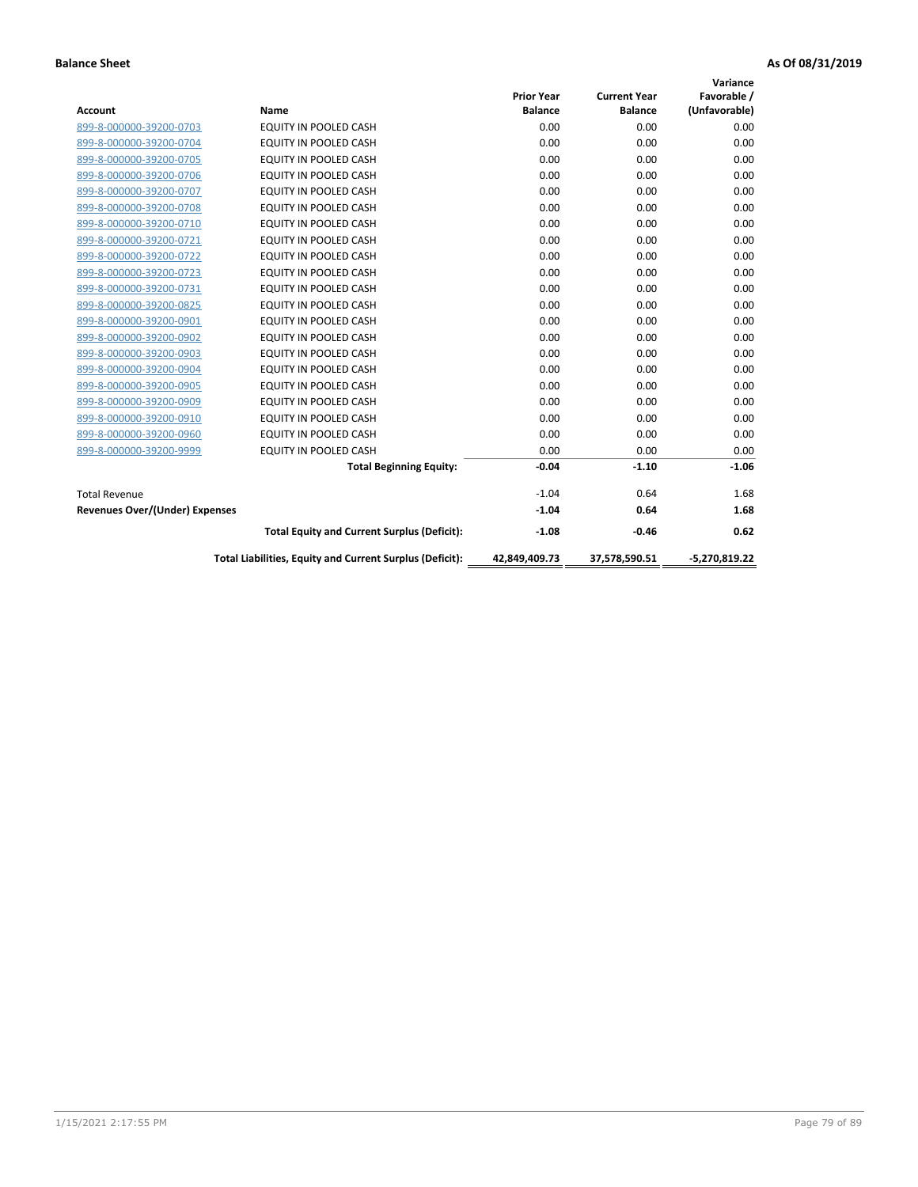**Balance Sheet** **As Of 08/31/2019**

| Account | Name | Prior Year Balance | Current Year Balance | Variance Favorable / (Unfavorable) |
|---|---|---|---|---|
| 899-8-000000-39200-0703 | EQUITY IN POOLED CASH | 0.00 | 0.00 | 0.00 |
| 899-8-000000-39200-0704 | EQUITY IN POOLED CASH | 0.00 | 0.00 | 0.00 |
| 899-8-000000-39200-0705 | EQUITY IN POOLED CASH | 0.00 | 0.00 | 0.00 |
| 899-8-000000-39200-0706 | EQUITY IN POOLED CASH | 0.00 | 0.00 | 0.00 |
| 899-8-000000-39200-0707 | EQUITY IN POOLED CASH | 0.00 | 0.00 | 0.00 |
| 899-8-000000-39200-0708 | EQUITY IN POOLED CASH | 0.00 | 0.00 | 0.00 |
| 899-8-000000-39200-0710 | EQUITY IN POOLED CASH | 0.00 | 0.00 | 0.00 |
| 899-8-000000-39200-0721 | EQUITY IN POOLED CASH | 0.00 | 0.00 | 0.00 |
| 899-8-000000-39200-0722 | EQUITY IN POOLED CASH | 0.00 | 0.00 | 0.00 |
| 899-8-000000-39200-0723 | EQUITY IN POOLED CASH | 0.00 | 0.00 | 0.00 |
| 899-8-000000-39200-0731 | EQUITY IN POOLED CASH | 0.00 | 0.00 | 0.00 |
| 899-8-000000-39200-0825 | EQUITY IN POOLED CASH | 0.00 | 0.00 | 0.00 |
| 899-8-000000-39200-0901 | EQUITY IN POOLED CASH | 0.00 | 0.00 | 0.00 |
| 899-8-000000-39200-0902 | EQUITY IN POOLED CASH | 0.00 | 0.00 | 0.00 |
| 899-8-000000-39200-0903 | EQUITY IN POOLED CASH | 0.00 | 0.00 | 0.00 |
| 899-8-000000-39200-0904 | EQUITY IN POOLED CASH | 0.00 | 0.00 | 0.00 |
| 899-8-000000-39200-0905 | EQUITY IN POOLED CASH | 0.00 | 0.00 | 0.00 |
| 899-8-000000-39200-0909 | EQUITY IN POOLED CASH | 0.00 | 0.00 | 0.00 |
| 899-8-000000-39200-0910 | EQUITY IN POOLED CASH | 0.00 | 0.00 | 0.00 |
| 899-8-000000-39200-0960 | EQUITY IN POOLED CASH | 0.00 | 0.00 | 0.00 |
| 899-8-000000-39200-9999 | EQUITY IN POOLED CASH | 0.00 | 0.00 | 0.00 |
| | **Total Beginning Equity:** | **-0.04** | **-1.10** | **-1.06** |
| Total Revenue | | -1.04 | 0.64 | 1.68 |
| **Revenues Over/(Under) Expenses** | | **-1.04** | **0.64** | **1.68** |
| | **Total Equity and Current Surplus (Deficit):** | **-1.08** | **-0.46** | **0.62** |
| | **Total Liabilities, Equity and Current Surplus (Deficit):** | **42,849,409.73** | **37,578,590.51** | **-5,270,819.22** |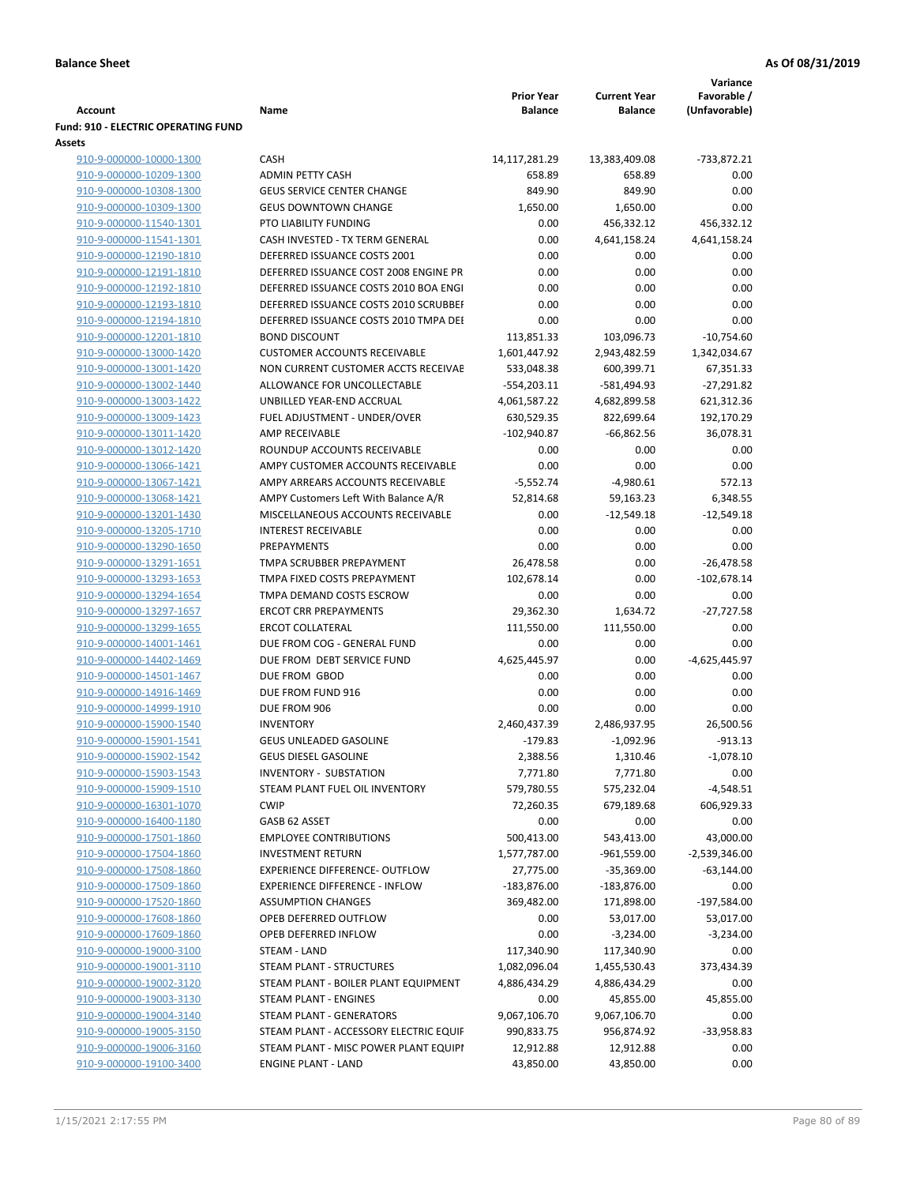**Balance Sheet** **As Of 08/31/2019**

| Account | Name | Prior Year Balance | Current Year Balance | Variance Favorable / (Unfavorable) |
|---|---|---|---|---|
| **Fund: 910 - ELECTRIC OPERATING FUND** | | | | |
| **Assets** | | | | |
| 910-9-000000-10000-1300 | CASH | 14,117,281.29 | 13,383,409.08 | -733,872.21 |
| 910-9-000000-10209-1300 | ADMIN PETTY CASH | 658.89 | 658.89 | 0.00 |
| 910-9-000000-10308-1300 | GEUS SERVICE CENTER CHANGE | 849.90 | 849.90 | 0.00 |
| 910-9-000000-10309-1300 | GEUS DOWNTOWN CHANGE | 1,650.00 | 1,650.00 | 0.00 |
| 910-9-000000-11540-1301 | PTO LIABILITY FUNDING | 0.00 | 456,332.12 | 456,332.12 |
| 910-9-000000-11541-1301 | CASH INVESTED - TX TERM GENERAL | 0.00 | 4,641,158.24 | 4,641,158.24 |
| 910-9-000000-12190-1810 | DEFERRED ISSUANCE COSTS 2001 | 0.00 | 0.00 | 0.00 |
| 910-9-000000-12191-1810 | DEFERRED ISSUANCE COST 2008 ENGINE PR | 0.00 | 0.00 | 0.00 |
| 910-9-000000-12192-1810 | DEFERRED ISSUANCE COSTS 2010 BOA ENGI | 0.00 | 0.00 | 0.00 |
| 910-9-000000-12193-1810 | DEFERRED ISSUANCE COSTS 2010 SCRUBBEI | 0.00 | 0.00 | 0.00 |
| 910-9-000000-12194-1810 | DEFERRED ISSUANCE COSTS 2010 TMPA DEI | 0.00 | 0.00 | 0.00 |
| 910-9-000000-12201-1810 | BOND DISCOUNT | 113,851.33 | 103,096.73 | -10,754.60 |
| 910-9-000000-13000-1420 | CUSTOMER ACCOUNTS RECEIVABLE | 1,601,447.92 | 2,943,482.59 | 1,342,034.67 |
| 910-9-000000-13001-1420 | NON CURRENT CUSTOMER ACCTS RECEIVAE | 533,048.38 | 600,399.71 | 67,351.33 |
| 910-9-000000-13002-1440 | ALLOWANCE FOR UNCOLLECTABLE | -554,203.11 | -581,494.93 | -27,291.82 |
| 910-9-000000-13003-1422 | UNBILLED YEAR-END ACCRUAL | 4,061,587.22 | 4,682,899.58 | 621,312.36 |
| 910-9-000000-13009-1423 | FUEL ADJUSTMENT - UNDER/OVER | 630,529.35 | 822,699.64 | 192,170.29 |
| 910-9-000000-13011-1420 | AMP RECEIVABLE | -102,940.87 | -66,862.56 | 36,078.31 |
| 910-9-000000-13012-1420 | ROUNDUP ACCOUNTS RECEIVABLE | 0.00 | 0.00 | 0.00 |
| 910-9-000000-13066-1421 | AMPY CUSTOMER ACCOUNTS RECEIVABLE | 0.00 | 0.00 | 0.00 |
| 910-9-000000-13067-1421 | AMPY ARREARS ACCOUNTS RECEIVABLE | -5,552.74 | -4,980.61 | 572.13 |
| 910-9-000000-13068-1421 | AMPY Customers Left With Balance A/R | 52,814.68 | 59,163.23 | 6,348.55 |
| 910-9-000000-13201-1430 | MISCELLANEOUS ACCOUNTS RECEIVABLE | 0.00 | -12,549.18 | -12,549.18 |
| 910-9-000000-13205-1710 | INTEREST RECEIVABLE | 0.00 | 0.00 | 0.00 |
| 910-9-000000-13290-1650 | PREPAYMENTS | 0.00 | 0.00 | 0.00 |
| 910-9-000000-13291-1651 | TMPA SCRUBBER PREPAYMENT | 26,478.58 | 0.00 | -26,478.58 |
| 910-9-000000-13293-1653 | TMPA FIXED COSTS PREPAYMENT | 102,678.14 | 0.00 | -102,678.14 |
| 910-9-000000-13294-1654 | TMPA DEMAND COSTS ESCROW | 0.00 | 0.00 | 0.00 |
| 910-9-000000-13297-1657 | ERCOT CRR PREPAYMENTS | 29,362.30 | 1,634.72 | -27,727.58 |
| 910-9-000000-13299-1655 | ERCOT COLLATERAL | 111,550.00 | 111,550.00 | 0.00 |
| 910-9-000000-14001-1461 | DUE FROM COG - GENERAL FUND | 0.00 | 0.00 | 0.00 |
| 910-9-000000-14402-1469 | DUE FROM DEBT SERVICE FUND | 4,625,445.97 | 0.00 | -4,625,445.97 |
| 910-9-000000-14501-1467 | DUE FROM GBOD | 0.00 | 0.00 | 0.00 |
| 910-9-000000-14916-1469 | DUE FROM FUND 916 | 0.00 | 0.00 | 0.00 |
| 910-9-000000-14999-1910 | DUE FROM 906 | 0.00 | 0.00 | 0.00 |
| 910-9-000000-15900-1540 | INVENTORY | 2,460,437.39 | 2,486,937.95 | 26,500.56 |
| 910-9-000000-15901-1541 | GEUS UNLEADED GASOLINE | -179.83 | -1,092.96 | -913.13 |
| 910-9-000000-15902-1542 | GEUS DIESEL GASOLINE | 2,388.56 | 1,310.46 | -1,078.10 |
| 910-9-000000-15903-1543 | INVENTORY - SUBSTATION | 7,771.80 | 7,771.80 | 0.00 |
| 910-9-000000-15909-1510 | STEAM PLANT FUEL OIL INVENTORY | 579,780.55 | 575,232.04 | -4,548.51 |
| 910-9-000000-16301-1070 | CWIP | 72,260.35 | 679,189.68 | 606,929.33 |
| 910-9-000000-16400-1180 | GASB 62 ASSET | 0.00 | 0.00 | 0.00 |
| 910-9-000000-17501-1860 | EMPLOYEE CONTRIBUTIONS | 500,413.00 | 543,413.00 | 43,000.00 |
| 910-9-000000-17504-1860 | INVESTMENT RETURN | 1,577,787.00 | -961,559.00 | -2,539,346.00 |
| 910-9-000000-17508-1860 | EXPERIENCE DIFFERENCE- OUTFLOW | 27,775.00 | -35,369.00 | -63,144.00 |
| 910-9-000000-17509-1860 | EXPERIENCE DIFFERENCE - INFLOW | -183,876.00 | -183,876.00 | 0.00 |
| 910-9-000000-17520-1860 | ASSUMPTION CHANGES | 369,482.00 | 171,898.00 | -197,584.00 |
| 910-9-000000-17608-1860 | OPEB DEFERRED OUTFLOW | 0.00 | 53,017.00 | 53,017.00 |
| 910-9-000000-17609-1860 | OPEB DEFERRED INFLOW | 0.00 | -3,234.00 | -3,234.00 |
| 910-9-000000-19000-3100 | STEAM - LAND | 117,340.90 | 117,340.90 | 0.00 |
| 910-9-000000-19001-3110 | STEAM PLANT - STRUCTURES | 1,082,096.04 | 1,455,530.43 | 373,434.39 |
| 910-9-000000-19002-3120 | STEAM PLANT - BOILER PLANT EQUIPMENT | 4,886,434.29 | 4,886,434.29 | 0.00 |
| 910-9-000000-19003-3130 | STEAM PLANT - ENGINES | 0.00 | 45,855.00 | 45,855.00 |
| 910-9-000000-19004-3140 | STEAM PLANT - GENERATORS | 9,067,106.70 | 9,067,106.70 | 0.00 |
| 910-9-000000-19005-3150 | STEAM PLANT - ACCESSORY ELECTRIC EQUIF | 990,833.75 | 956,874.92 | -33,958.83 |
| 910-9-000000-19006-3160 | STEAM PLANT - MISC POWER PLANT EQUIPI | 12,912.88 | 12,912.88 | 0.00 |
| 910-9-000000-19100-3400 | ENGINE PLANT - LAND | 43,850.00 | 43,850.00 | 0.00 |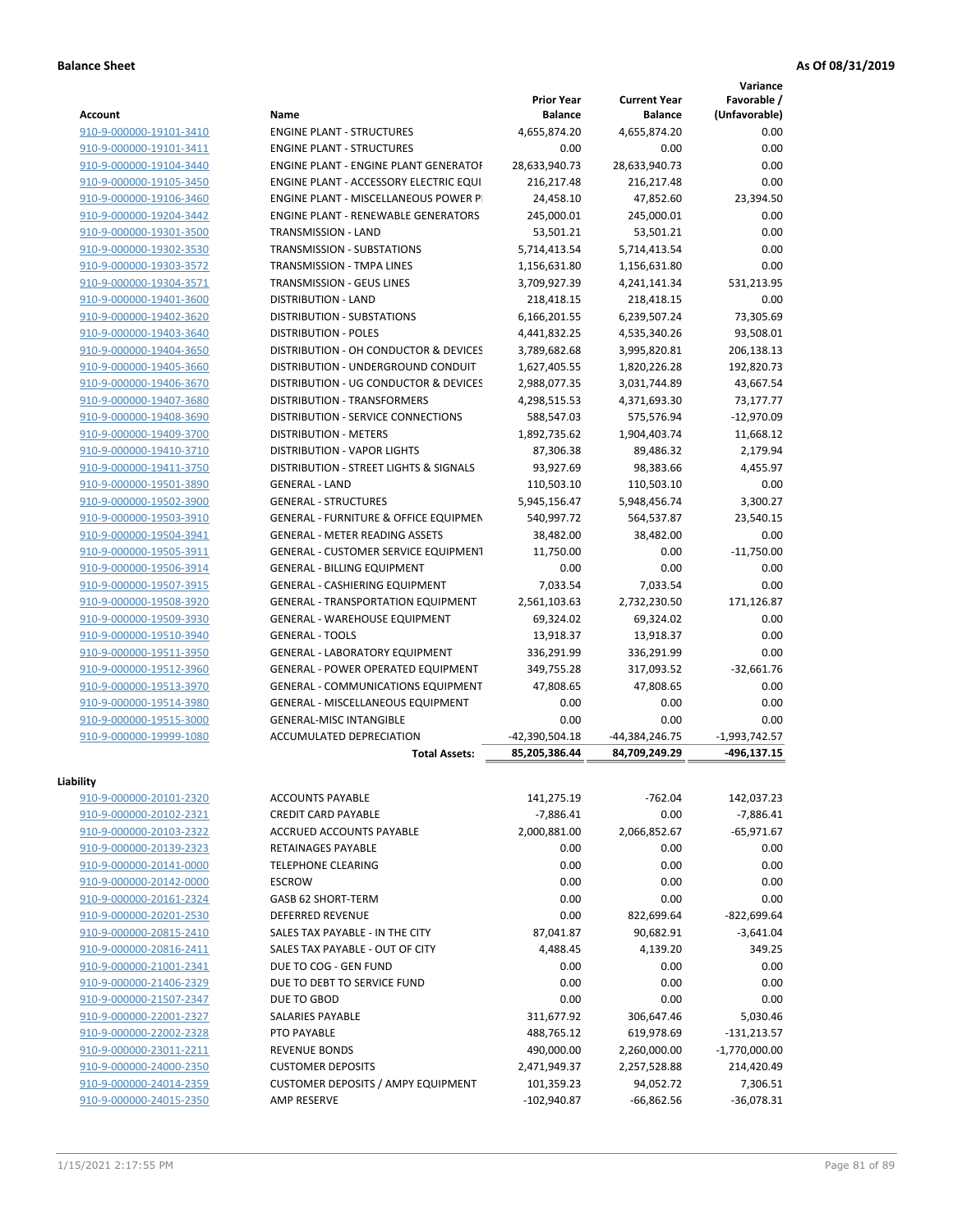**Balance Sheet** **As Of 08/31/2019**

| Account | Name | Prior Year Balance | Current Year Balance | Variance Favorable / (Unfavorable) |
|---|---|---|---|---|
| 910-9-000000-19101-3410 | ENGINE PLANT - STRUCTURES | 4,655,874.20 | 4,655,874.20 | 0.00 |
| 910-9-000000-19101-3411 | ENGINE PLANT - STRUCTURES | 0.00 | 0.00 | 0.00 |
| 910-9-000000-19104-3440 | ENGINE PLANT - ENGINE PLANT GENERATOF | 28,633,940.73 | 28,633,940.73 | 0.00 |
| 910-9-000000-19105-3450 | ENGINE PLANT - ACCESSORY ELECTRIC EQUI | 216,217.48 | 216,217.48 | 0.00 |
| 910-9-000000-19106-3460 | ENGINE PLANT - MISCELLANEOUS POWER PI | 24,458.10 | 47,852.60 | 23,394.50 |
| 910-9-000000-19204-3442 | ENGINE PLANT - RENEWABLE GENERATORS | 245,000.01 | 245,000.01 | 0.00 |
| 910-9-000000-19301-3500 | TRANSMISSION - LAND | 53,501.21 | 53,501.21 | 0.00 |
| 910-9-000000-19302-3530 | TRANSMISSION - SUBSTATIONS | 5,714,413.54 | 5,714,413.54 | 0.00 |
| 910-9-000000-19303-3572 | TRANSMISSION - TMPA LINES | 1,156,631.80 | 1,156,631.80 | 0.00 |
| 910-9-000000-19304-3571 | TRANSMISSION - GEUS LINES | 3,709,927.39 | 4,241,141.34 | 531,213.95 |
| 910-9-000000-19401-3600 | DISTRIBUTION - LAND | 218,418.15 | 218,418.15 | 0.00 |
| 910-9-000000-19402-3620 | DISTRIBUTION - SUBSTATIONS | 6,166,201.55 | 6,239,507.24 | 73,305.69 |
| 910-9-000000-19403-3640 | DISTRIBUTION - POLES | 4,441,832.25 | 4,535,340.26 | 93,508.01 |
| 910-9-000000-19404-3650 | DISTRIBUTION - OH CONDUCTOR & DEVICES | 3,789,682.68 | 3,995,820.81 | 206,138.13 |
| 910-9-000000-19405-3660 | DISTRIBUTION - UNDERGROUND CONDUIT | 1,627,405.55 | 1,820,226.28 | 192,820.73 |
| 910-9-000000-19406-3670 | DISTRIBUTION - UG CONDUCTOR & DEVICES | 2,988,077.35 | 3,031,744.89 | 43,667.54 |
| 910-9-000000-19407-3680 | DISTRIBUTION - TRANSFORMERS | 4,298,515.53 | 4,371,693.30 | 73,177.77 |
| 910-9-000000-19408-3690 | DISTRIBUTION - SERVICE CONNECTIONS | 588,547.03 | 575,576.94 | -12,970.09 |
| 910-9-000000-19409-3700 | DISTRIBUTION - METERS | 1,892,735.62 | 1,904,403.74 | 11,668.12 |
| 910-9-000000-19410-3710 | DISTRIBUTION - VAPOR LIGHTS | 87,306.38 | 89,486.32 | 2,179.94 |
| 910-9-000000-19411-3750 | DISTRIBUTION - STREET LIGHTS & SIGNALS | 93,927.69 | 98,383.66 | 4,455.97 |
| 910-9-000000-19501-3890 | GENERAL - LAND | 110,503.10 | 110,503.10 | 0.00 |
| 910-9-000000-19502-3900 | GENERAL - STRUCTURES | 5,945,156.47 | 5,948,456.74 | 3,300.27 |
| 910-9-000000-19503-3910 | GENERAL - FURNITURE & OFFICE EQUIPMEN | 540,997.72 | 564,537.87 | 23,540.15 |
| 910-9-000000-19504-3941 | GENERAL - METER READING ASSETS | 38,482.00 | 38,482.00 | 0.00 |
| 910-9-000000-19505-3911 | GENERAL - CUSTOMER SERVICE EQUIPMENT | 11,750.00 | 0.00 | -11,750.00 |
| 910-9-000000-19506-3914 | GENERAL - BILLING EQUIPMENT | 0.00 | 0.00 | 0.00 |
| 910-9-000000-19507-3915 | GENERAL - CASHIERING EQUIPMENT | 7,033.54 | 7,033.54 | 0.00 |
| 910-9-000000-19508-3920 | GENERAL - TRANSPORTATION EQUIPMENT | 2,561,103.63 | 2,732,230.50 | 171,126.87 |
| 910-9-000000-19509-3930 | GENERAL - WAREHOUSE EQUIPMENT | 69,324.02 | 69,324.02 | 0.00 |
| 910-9-000000-19510-3940 | GENERAL - TOOLS | 13,918.37 | 13,918.37 | 0.00 |
| 910-9-000000-19511-3950 | GENERAL - LABORATORY EQUIPMENT | 336,291.99 | 336,291.99 | 0.00 |
| 910-9-000000-19512-3960 | GENERAL - POWER OPERATED EQUIPMENT | 349,755.28 | 317,093.52 | -32,661.76 |
| 910-9-000000-19513-3970 | GENERAL - COMMUNICATIONS EQUIPMENT | 47,808.65 | 47,808.65 | 0.00 |
| 910-9-000000-19514-3980 | GENERAL - MISCELLANEOUS EQUIPMENT | 0.00 | 0.00 | 0.00 |
| 910-9-000000-19515-3000 | GENERAL-MISC INTANGIBLE | 0.00 | 0.00 | 0.00 |
| 910-9-000000-19999-1080 | ACCUMULATED DEPRECIATION | -42,390,504.18 | -44,384,246.75 | -1,993,742.57 |
| | **Total Assets:** | **85,205,386.44** | **84,709,249.29** | **-496,137.15** |

**Liability**

| Account | Name | Prior Year Balance | Current Year Balance | Variance Favorable / (Unfavorable) |
|---|---|---|---|---|
| 910-9-000000-20101-2320 | ACCOUNTS PAYABLE | 141,275.19 | -762.04 | 142,037.23 |
| 910-9-000000-20102-2321 | CREDIT CARD PAYABLE | -7,886.41 | 0.00 | -7,886.41 |
| 910-9-000000-20103-2322 | ACCRUED ACCOUNTS PAYABLE | 2,000,881.00 | 2,066,852.67 | -65,971.67 |
| 910-9-000000-20139-2323 | RETAINAGES PAYABLE | 0.00 | 0.00 | 0.00 |
| 910-9-000000-20141-0000 | TELEPHONE CLEARING | 0.00 | 0.00 | 0.00 |
| 910-9-000000-20142-0000 | ESCROW | 0.00 | 0.00 | 0.00 |
| 910-9-000000-20161-2324 | GASB 62 SHORT-TERM | 0.00 | 0.00 | 0.00 |
| 910-9-000000-20201-2530 | DEFERRED REVENUE | 0.00 | 822,699.64 | -822,699.64 |
| 910-9-000000-20815-2410 | SALES TAX PAYABLE - IN THE CITY | 87,041.87 | 90,682.91 | -3,641.04 |
| 910-9-000000-20816-2411 | SALES TAX PAYABLE - OUT OF CITY | 4,488.45 | 4,139.20 | 349.25 |
| 910-9-000000-21001-2341 | DUE TO COG - GEN FUND | 0.00 | 0.00 | 0.00 |
| 910-9-000000-21406-2329 | DUE TO DEBT TO SERVICE FUND | 0.00 | 0.00 | 0.00 |
| 910-9-000000-21507-2347 | DUE TO GBOD | 0.00 | 0.00 | 0.00 |
| 910-9-000000-22001-2327 | SALARIES PAYABLE | 311,677.92 | 306,647.46 | 5,030.46 |
| 910-9-000000-22002-2328 | PTO PAYABLE | 488,765.12 | 619,978.69 | -131,213.57 |
| 910-9-000000-23011-2211 | REVENUE BONDS | 490,000.00 | 2,260,000.00 | -1,770,000.00 |
| 910-9-000000-24000-2350 | CUSTOMER DEPOSITS | 2,471,949.37 | 2,257,528.88 | 214,420.49 |
| 910-9-000000-24014-2359 | CUSTOMER DEPOSITS / AMPY EQUIPMENT | 101,359.23 | 94,052.72 | 7,306.51 |
| 910-9-000000-24015-2350 | AMP RESERVE | -102,940.87 | -66,862.56 | -36,078.31 |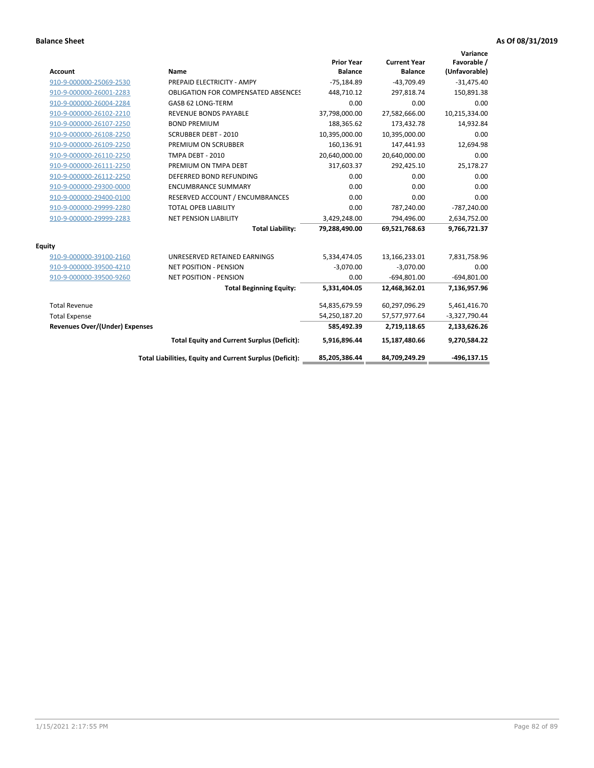**Balance Sheet** **As Of 08/31/2019**

| Account | Name | Prior Year Balance | Current Year Balance | Variance Favorable / (Unfavorable) |
|---|---|---|---|---|
| 910-9-000000-25069-2530 | PREPAID ELECTRICITY - AMPY | -75,184.89 | -43,709.49 | -31,475.40 |
| 910-9-000000-26001-2283 | OBLIGATION FOR COMPENSATED ABSENCES | 448,710.12 | 297,818.74 | 150,891.38 |
| 910-9-000000-26004-2284 | GASB 62 LONG-TERM | 0.00 | 0.00 | 0.00 |
| 910-9-000000-26102-2210 | REVENUE BONDS PAYABLE | 37,798,000.00 | 27,582,666.00 | 10,215,334.00 |
| 910-9-000000-26107-2250 | BOND PREMIUM | 188,365.62 | 173,432.78 | 14,932.84 |
| 910-9-000000-26108-2250 | SCRUBBER DEBT - 2010 | 10,395,000.00 | 10,395,000.00 | 0.00 |
| 910-9-000000-26109-2250 | PREMIUM ON SCRUBBER | 160,136.91 | 147,441.93 | 12,694.98 |
| 910-9-000000-26110-2250 | TMPA DEBT - 2010 | 20,640,000.00 | 20,640,000.00 | 0.00 |
| 910-9-000000-26111-2250 | PREMIUM ON TMPA DEBT | 317,603.37 | 292,425.10 | 25,178.27 |
| 910-9-000000-26112-2250 | DEFERRED BOND REFUNDING | 0.00 | 0.00 | 0.00 |
| 910-9-000000-29300-0000 | ENCUMBRANCE SUMMARY | 0.00 | 0.00 | 0.00 |
| 910-9-000000-29400-0100 | RESERVED ACCOUNT / ENCUMBRANCES | 0.00 | 0.00 | 0.00 |
| 910-9-000000-29999-2280 | TOTAL OPEB LIABILITY | 0.00 | 787,240.00 | -787,240.00 |
| 910-9-000000-29999-2283 | NET PENSION LIABILITY | 3,429,248.00 | 794,496.00 | 2,634,752.00 |
| | **Total Liability:** | **79,288,490.00** | **69,521,768.63** | **9,766,721.37** |
| **Equity** | | | | |
| 910-9-000000-39100-2160 | UNRESERVED RETAINED EARNINGS | 5,334,474.05 | 13,166,233.01 | 7,831,758.96 |
| 910-9-000000-39500-4210 | NET POSITION - PENSION | -3,070.00 | -3,070.00 | 0.00 |
| 910-9-000000-39500-9260 | NET POSITION - PENSION | 0.00 | -694,801.00 | -694,801.00 |
| | **Total Beginning Equity:** | **5,331,404.05** | **12,468,362.01** | **7,136,957.96** |
| Total Revenue | | 54,835,679.59 | 60,297,096.29 | 5,461,416.70 |
| Total Expense | | 54,250,187.20 | 57,577,977.64 | -3,327,790.44 |
| **Revenues Over/(Under) Expenses** | | **585,492.39** | **2,719,118.65** | **2,133,626.26** |
| | **Total Equity and Current Surplus (Deficit):** | **5,916,896.44** | **15,187,480.66** | **9,270,584.22** |
| | **Total Liabilities, Equity and Current Surplus (Deficit):** | **85,205,386.44** | **84,709,249.29** | **-496,137.15** |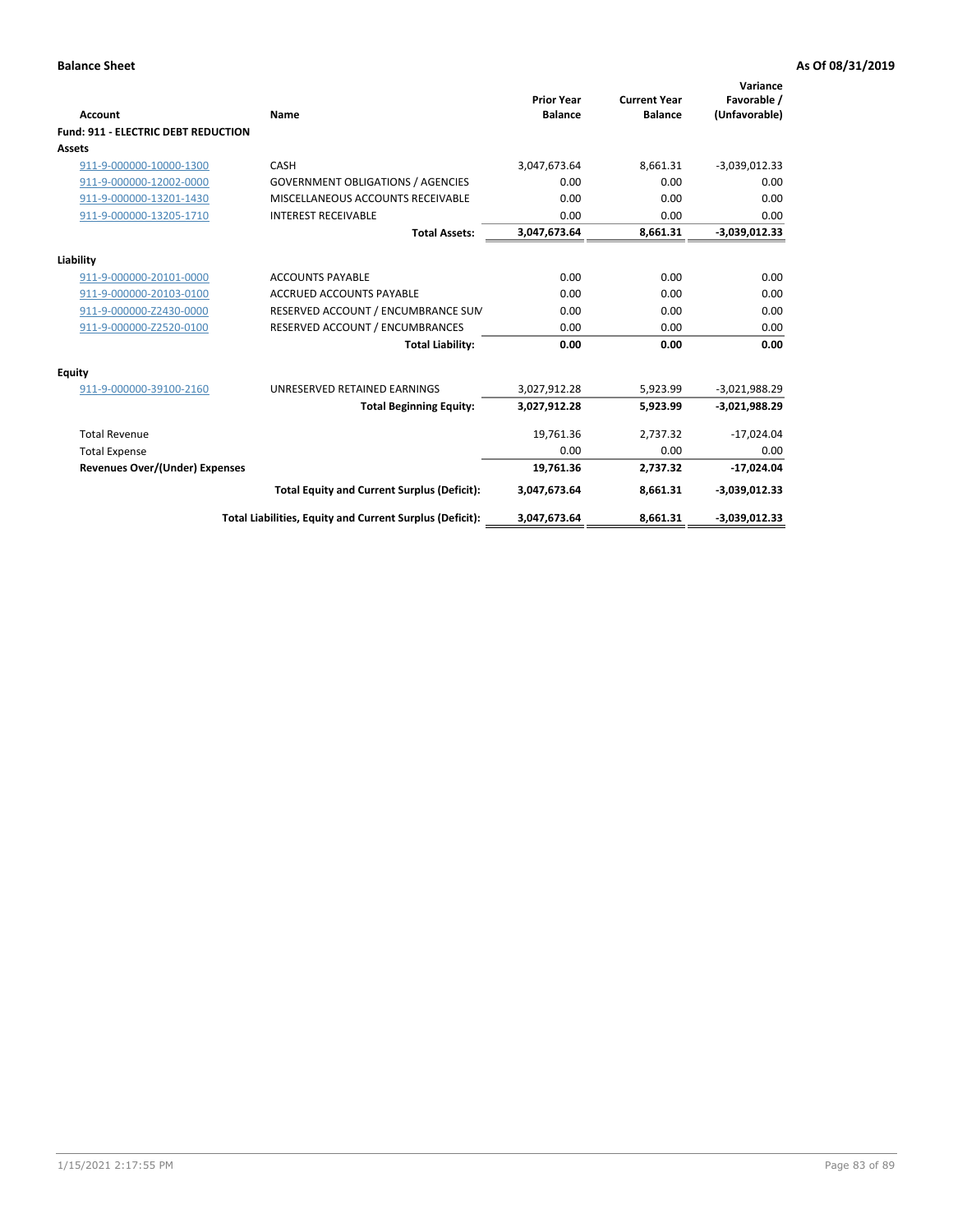**Balance Sheet** **As Of 08/31/2019**

| Account | Name | Prior Year Balance | Current Year Balance | Variance Favorable / (Unfavorable) |
|---|---|---|---|---|
| **Fund: 911 - ELECTRIC DEBT REDUCTION** | | | | |
| **Assets** | | | | |
| 911-9-000000-10000-1300 | CASH | 3,047,673.64 | 8,661.31 | -3,039,012.33 |
| 911-9-000000-12002-0000 | GOVERNMENT OBLIGATIONS / AGENCIES | 0.00 | 0.00 | 0.00 |
| 911-9-000000-13201-1430 | MISCELLANEOUS ACCOUNTS RECEIVABLE | 0.00 | 0.00 | 0.00 |
| 911-9-000000-13205-1710 | INTEREST RECEIVABLE | 0.00 | 0.00 | 0.00 |
| | **Total Assets:** | **3,047,673.64** | **8,661.31** | **-3,039,012.33** |
| **Liability** | | | | |
| 911-9-000000-20101-0000 | ACCOUNTS PAYABLE | 0.00 | 0.00 | 0.00 |
| 911-9-000000-20103-0100 | ACCRUED ACCOUNTS PAYABLE | 0.00 | 0.00 | 0.00 |
| 911-9-000000-Z2430-0000 | RESERVED ACCOUNT / ENCUMBRANCE SUM | 0.00 | 0.00 | 0.00 |
| 911-9-000000-Z2520-0100 | RESERVED ACCOUNT / ENCUMBRANCES | 0.00 | 0.00 | 0.00 |
| | **Total Liability:** | **0.00** | **0.00** | **0.00** |
| **Equity** | | | | |
| 911-9-000000-39100-2160 | UNRESERVED RETAINED EARNINGS | 3,027,912.28 | 5,923.99 | -3,021,988.29 |
| | **Total Beginning Equity:** | **3,027,912.28** | **5,923.99** | **-3,021,988.29** |
| Total Revenue | | 19,761.36 | 2,737.32 | -17,024.04 |
| Total Expense | | 0.00 | 0.00 | 0.00 |
| **Revenues Over/(Under) Expenses** | | **19,761.36** | **2,737.32** | **-17,024.04** |
| | **Total Equity and Current Surplus (Deficit):** | **3,047,673.64** | **8,661.31** | **-3,039,012.33** |
| | **Total Liabilities, Equity and Current Surplus (Deficit):** | **3,047,673.64** | **8,661.31** | **-3,039,012.33** |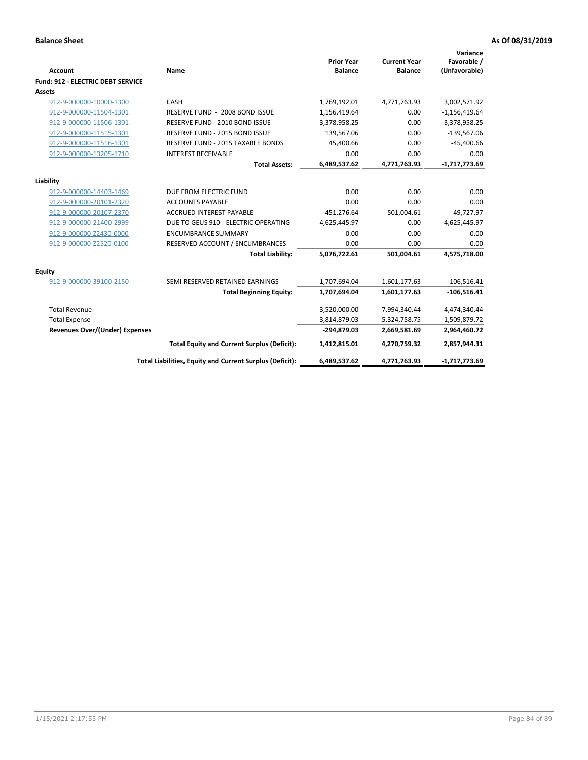**Balance Sheet** **As Of 08/31/2019**

| Account | Name | Prior Year Balance | Current Year Balance | Variance Favorable / (Unfavorable) |
|---|---|---|---|---|
| **Fund: 912 - ELECTRIC DEBT SERVICE** | | | | |
| **Assets** | | | | |
| 912-9-000000-10000-1300 | CASH | 1,769,192.01 | 4,771,763.93 | 3,002,571.92 |
| 912-9-000000-11504-1301 | RESERVE FUND - 2008 BOND ISSUE | 1,156,419.64 | 0.00 | -1,156,419.64 |
| 912-9-000000-11506-1301 | RESERVE FUND - 2010 BOND ISSUE | 3,378,958.25 | 0.00 | -3,378,958.25 |
| 912-9-000000-11515-1301 | RESERVE FUND - 2015 BOND ISSUE | 139,567.06 | 0.00 | -139,567.06 |
| 912-9-000000-11516-1301 | RESERVE FUND - 2015 TAXABLE BONDS | 45,400.66 | 0.00 | -45,400.66 |
| 912-9-000000-13205-1710 | INTEREST RECEIVABLE | 0.00 | 0.00 | 0.00 |
| | **Total Assets:** | **6,489,537.62** | **4,771,763.93** | **-1,717,773.69** |
| **Liability** | | | | |
| 912-9-000000-14403-1469 | DUE FROM ELECTRIC FUND | 0.00 | 0.00 | 0.00 |
| 912-9-000000-20101-2320 | ACCOUNTS PAYABLE | 0.00 | 0.00 | 0.00 |
| 912-9-000000-20107-2370 | ACCRUED INTEREST PAYABLE | 451,276.64 | 501,004.61 | -49,727.97 |
| 912-9-000000-21400-2999 | DUE TO GEUS 910 - ELECTRIC OPERATING | 4,625,445.97 | 0.00 | 4,625,445.97 |
| 912-9-000000-Z2430-0000 | ENCUMBRANCE SUMMARY | 0.00 | 0.00 | 0.00 |
| 912-9-000000-Z2520-0100 | RESERVED ACCOUNT / ENCUMBRANCES | 0.00 | 0.00 | 0.00 |
| | **Total Liability:** | **5,076,722.61** | **501,004.61** | **4,575,718.00** |
| **Equity** | | | | |
| 912-9-000000-39100-2150 | SEMI RESERVED RETAINED EARNINGS | 1,707,694.04 | 1,601,177.63 | -106,516.41 |
| | **Total Beginning Equity:** | **1,707,694.04** | **1,601,177.63** | **-106,516.41** |
| Total Revenue | | 3,520,000.00 | 7,994,340.44 | 4,474,340.44 |
| Total Expense | | 3,814,879.03 | 5,324,758.75 | -1,509,879.72 |
| **Revenues Over/(Under) Expenses** | | **-294,879.03** | **2,669,581.69** | **2,964,460.72** |
| | **Total Equity and Current Surplus (Deficit):** | **1,412,815.01** | **4,270,759.32** | **2,857,944.31** |
| | **Total Liabilities, Equity and Current Surplus (Deficit):** | **6,489,537.62** | **4,771,763.93** | **-1,717,773.69** |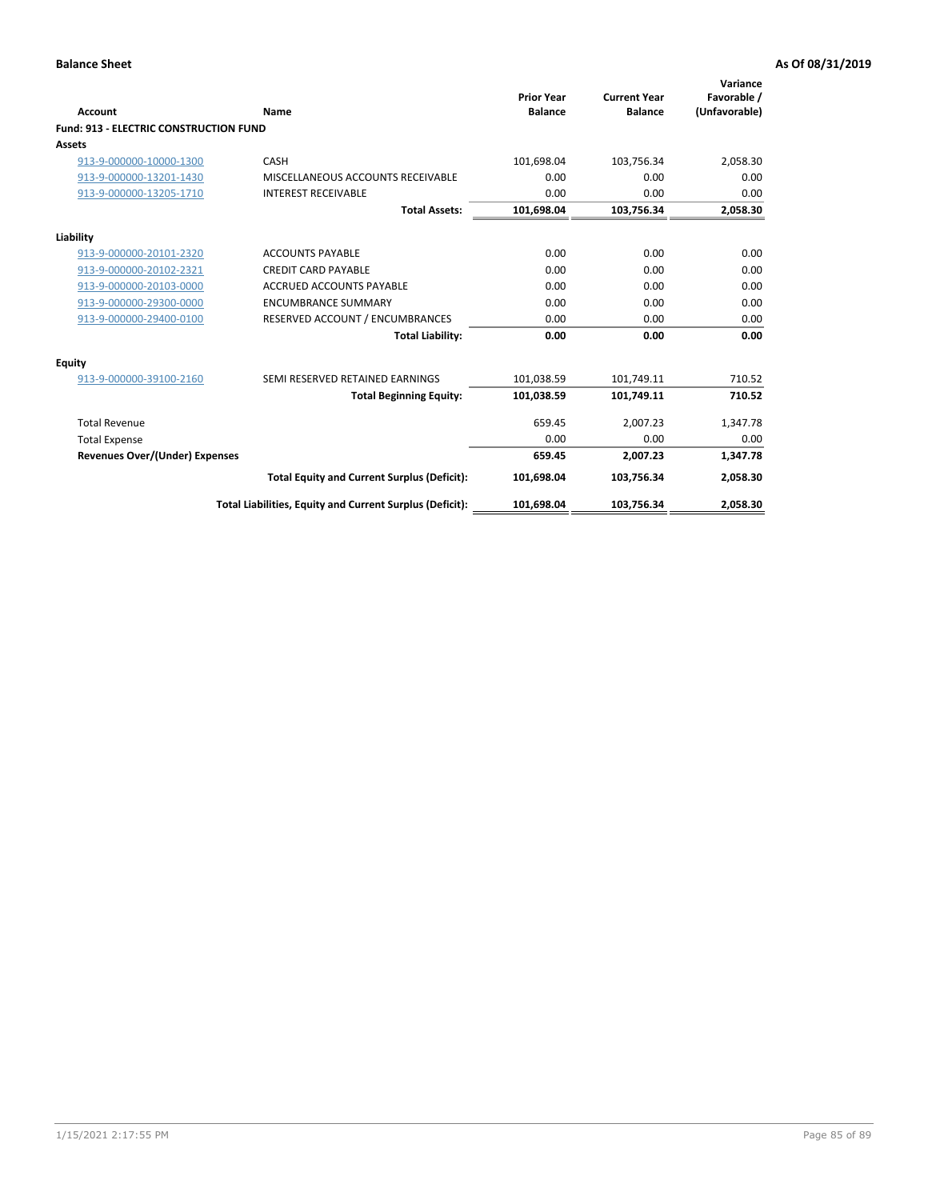**Balance Sheet** **As Of 08/31/2019**

| Account | Name | Prior Year Balance | Current Year Balance | Variance Favorable / (Unfavorable) |
|---|---|---|---|---|
| **Fund: 913 - ELECTRIC CONSTRUCTION FUND** | | | | |
| **Assets** | | | | |
| 913-9-000000-10000-1300 | CASH | 101,698.04 | 103,756.34 | 2,058.30 |
| 913-9-000000-13201-1430 | MISCELLANEOUS ACCOUNTS RECEIVABLE | 0.00 | 0.00 | 0.00 |
| 913-9-000000-13205-1710 | INTEREST RECEIVABLE | 0.00 | 0.00 | 0.00 |
| | **Total Assets:** | **101,698.04** | **103,756.34** | **2,058.30** |
| **Liability** | | | | |
| 913-9-000000-20101-2320 | ACCOUNTS PAYABLE | 0.00 | 0.00 | 0.00 |
| 913-9-000000-20102-2321 | CREDIT CARD PAYABLE | 0.00 | 0.00 | 0.00 |
| 913-9-000000-20103-0000 | ACCRUED ACCOUNTS PAYABLE | 0.00 | 0.00 | 0.00 |
| 913-9-000000-29300-0000 | ENCUMBRANCE SUMMARY | 0.00 | 0.00 | 0.00 |
| 913-9-000000-29400-0100 | RESERVED ACCOUNT / ENCUMBRANCES | 0.00 | 0.00 | 0.00 |
| | **Total Liability:** | **0.00** | **0.00** | **0.00** |
| **Equity** | | | | |
| 913-9-000000-39100-2160 | SEMI RESERVED RETAINED EARNINGS | 101,038.59 | 101,749.11 | 710.52 |
| | **Total Beginning Equity:** | **101,038.59** | **101,749.11** | **710.52** |
| Total Revenue | | 659.45 | 2,007.23 | 1,347.78 |
| Total Expense | | 0.00 | 0.00 | 0.00 |
| **Revenues Over/(Under) Expenses** | | **659.45** | **2,007.23** | **1,347.78** |
| | **Total Equity and Current Surplus (Deficit):** | **101,698.04** | **103,756.34** | **2,058.30** |
| | **Total Liabilities, Equity and Current Surplus (Deficit):** | **101,698.04** | **103,756.34** | **2,058.30** |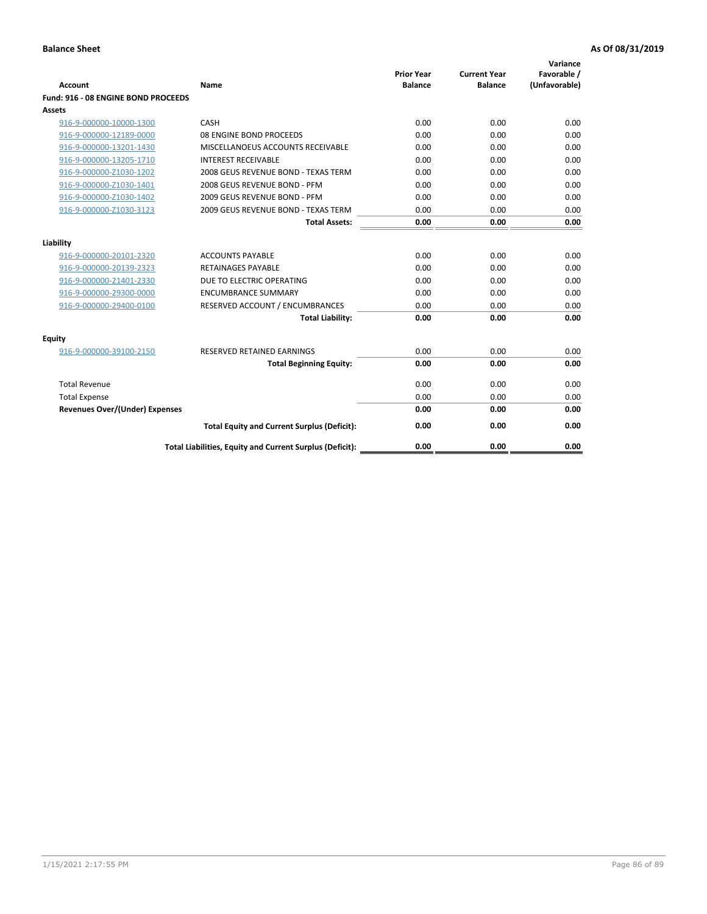**Balance Sheet** **As Of 08/31/2019**

| Account | Name | Prior Year Balance | Current Year Balance | Variance Favorable / (Unfavorable) |
|---|---|---|---|---|
| **Fund: 916 - 08 ENGINE BOND PROCEEDS** | | | | |
| **Assets** | | | | |
| 916-9-000000-10000-1300 | CASH | 0.00 | 0.00 | 0.00 |
| 916-9-000000-12189-0000 | 08 ENGINE BOND PROCEEDS | 0.00 | 0.00 | 0.00 |
| 916-9-000000-13201-1430 | MISCELLANOEUS ACCOUNTS RECEIVABLE | 0.00 | 0.00 | 0.00 |
| 916-9-000000-13205-1710 | INTEREST RECEIVABLE | 0.00 | 0.00 | 0.00 |
| 916-9-000000-Z1030-1202 | 2008 GEUS REVENUE BOND - TEXAS TERM | 0.00 | 0.00 | 0.00 |
| 916-9-000000-Z1030-1401 | 2008 GEUS REVENUE BOND - PFM | 0.00 | 0.00 | 0.00 |
| 916-9-000000-Z1030-1402 | 2009 GEUS REVENUE BOND - PFM | 0.00 | 0.00 | 0.00 |
| 916-9-000000-Z1030-3123 | 2009 GEUS REVENUE BOND - TEXAS TERM | 0.00 | 0.00 | 0.00 |
| | **Total Assets:** | **0.00** | **0.00** | **0.00** |
| **Liability** | | | | |
| 916-9-000000-20101-2320 | ACCOUNTS PAYABLE | 0.00 | 0.00 | 0.00 |
| 916-9-000000-20139-2323 | RETAINAGES PAYABLE | 0.00 | 0.00 | 0.00 |
| 916-9-000000-21401-2330 | DUE TO ELECTRIC OPERATING | 0.00 | 0.00 | 0.00 |
| 916-9-000000-29300-0000 | ENCUMBRANCE SUMMARY | 0.00 | 0.00 | 0.00 |
| 916-9-000000-29400-0100 | RESERVED ACCOUNT / ENCUMBRANCES | 0.00 | 0.00 | 0.00 |
| | **Total Liability:** | **0.00** | **0.00** | **0.00** |
| **Equity** | | | | |
| 916-9-000000-39100-2150 | RESERVED RETAINED EARNINGS | 0.00 | 0.00 | 0.00 |
| | **Total Beginning Equity:** | **0.00** | **0.00** | **0.00** |
| Total Revenue | | 0.00 | 0.00 | 0.00 |
| Total Expense | | 0.00 | 0.00 | 0.00 |
| **Revenues Over/(Under) Expenses** | | **0.00** | **0.00** | **0.00** |
| | **Total Equity and Current Surplus (Deficit):** | **0.00** | **0.00** | **0.00** |
| | **Total Liabilities, Equity and Current Surplus (Deficit):** | **0.00** | **0.00** | **0.00** |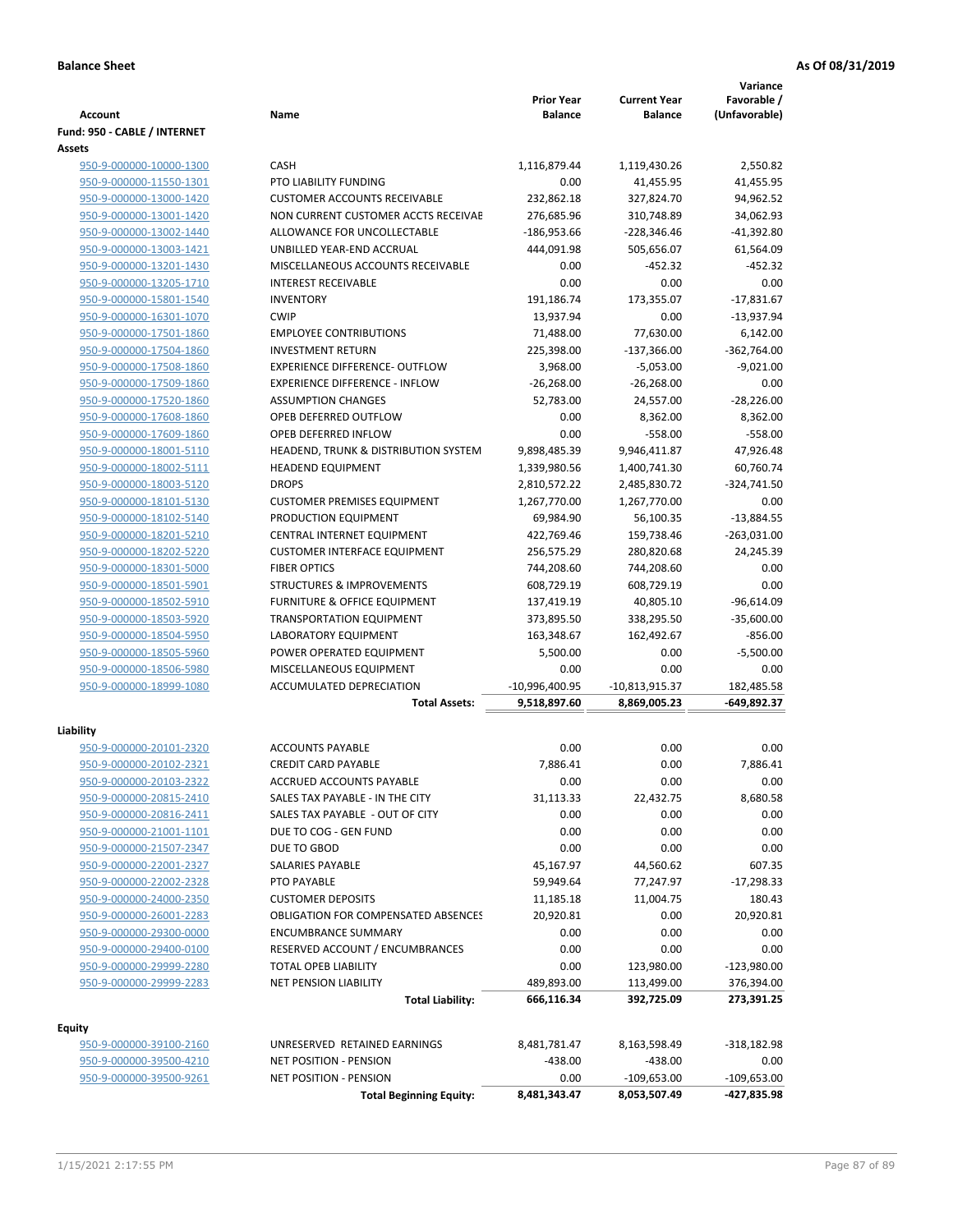**Balance Sheet** **As Of 08/31/2019**

| Account | Name | Prior Year Balance | Current Year Balance | Variance Favorable / (Unfavorable) |
|---|---|---|---|---|
| **Fund: 950 - CABLE / INTERNET** | | | | |
| **Assets** | | | | |
| 950-9-000000-10000-1300 | CASH | 1,116,879.44 | 1,119,430.26 | 2,550.82 |
| 950-9-000000-11550-1301 | PTO LIABILITY FUNDING | 0.00 | 41,455.95 | 41,455.95 |
| 950-9-000000-13000-1420 | CUSTOMER ACCOUNTS RECEIVABLE | 232,862.18 | 327,824.70 | 94,962.52 |
| 950-9-000000-13001-1420 | NON CURRENT CUSTOMER ACCTS RECEIVAE | 276,685.96 | 310,748.89 | 34,062.93 |
| 950-9-000000-13002-1440 | ALLOWANCE FOR UNCOLLECTABLE | -186,953.66 | -228,346.46 | -41,392.80 |
| 950-9-000000-13003-1421 | UNBILLED YEAR-END ACCRUAL | 444,091.98 | 505,656.07 | 61,564.09 |
| 950-9-000000-13201-1430 | MISCELLANEOUS ACCOUNTS RECEIVABLE | 0.00 | -452.32 | -452.32 |
| 950-9-000000-13205-1710 | INTEREST RECEIVABLE | 0.00 | 0.00 | 0.00 |
| 950-9-000000-15801-1540 | INVENTORY | 191,186.74 | 173,355.07 | -17,831.67 |
| 950-9-000000-16301-1070 | CWIP | 13,937.94 | 0.00 | -13,937.94 |
| 950-9-000000-17501-1860 | EMPLOYEE CONTRIBUTIONS | 71,488.00 | 77,630.00 | 6,142.00 |
| 950-9-000000-17504-1860 | INVESTMENT RETURN | 225,398.00 | -137,366.00 | -362,764.00 |
| 950-9-000000-17508-1860 | EXPERIENCE DIFFERENCE- OUTFLOW | 3,968.00 | -5,053.00 | -9,021.00 |
| 950-9-000000-17509-1860 | EXPERIENCE DIFFERENCE - INFLOW | -26,268.00 | -26,268.00 | 0.00 |
| 950-9-000000-17520-1860 | ASSUMPTION CHANGES | 52,783.00 | 24,557.00 | -28,226.00 |
| 950-9-000000-17608-1860 | OPEB DEFERRED OUTFLOW | 0.00 | 8,362.00 | 8,362.00 |
| 950-9-000000-17609-1860 | OPEB DEFERRED INFLOW | 0.00 | -558.00 | -558.00 |
| 950-9-000000-18001-5110 | HEADEND, TRUNK & DISTRIBUTION SYSTEM | 9,898,485.39 | 9,946,411.87 | 47,926.48 |
| 950-9-000000-18002-5111 | HEADEND EQUIPMENT | 1,339,980.56 | 1,400,741.30 | 60,760.74 |
| 950-9-000000-18003-5120 | DROPS | 2,810,572.22 | 2,485,830.72 | -324,741.50 |
| 950-9-000000-18101-5130 | CUSTOMER PREMISES EQUIPMENT | 1,267,770.00 | 1,267,770.00 | 0.00 |
| 950-9-000000-18102-5140 | PRODUCTION EQUIPMENT | 69,984.90 | 56,100.35 | -13,884.55 |
| 950-9-000000-18201-5210 | CENTRAL INTERNET EQUIPMENT | 422,769.46 | 159,738.46 | -263,031.00 |
| 950-9-000000-18202-5220 | CUSTOMER INTERFACE EQUIPMENT | 256,575.29 | 280,820.68 | 24,245.39 |
| 950-9-000000-18301-5000 | FIBER OPTICS | 744,208.60 | 744,208.60 | 0.00 |
| 950-9-000000-18501-5901 | STRUCTURES & IMPROVEMENTS | 608,729.19 | 608,729.19 | 0.00 |
| 950-9-000000-18502-5910 | FURNITURE & OFFICE EQUIPMENT | 137,419.19 | 40,805.10 | -96,614.09 |
| 950-9-000000-18503-5920 | TRANSPORTATION EQUIPMENT | 373,895.50 | 338,295.50 | -35,600.00 |
| 950-9-000000-18504-5950 | LABORATORY EQUIPMENT | 163,348.67 | 162,492.67 | -856.00 |
| 950-9-000000-18505-5960 | POWER OPERATED EQUIPMENT | 5,500.00 | 0.00 | -5,500.00 |
| 950-9-000000-18506-5980 | MISCELLANEOUS EQUIPMENT | 0.00 | 0.00 | 0.00 |
| 950-9-000000-18999-1080 | ACCUMULATED DEPRECIATION | -10,996,400.95 | -10,813,915.37 | 182,485.58 |
| | **Total Assets:** | **9,518,897.60** | **8,869,005.23** | **-649,892.37** |
| **Liability** | | | | |
| 950-9-000000-20101-2320 | ACCOUNTS PAYABLE | 0.00 | 0.00 | 0.00 |
| 950-9-000000-20102-2321 | CREDIT CARD PAYABLE | 7,886.41 | 0.00 | 7,886.41 |
| 950-9-000000-20103-2322 | ACCRUED ACCOUNTS PAYABLE | 0.00 | 0.00 | 0.00 |
| 950-9-000000-20815-2410 | SALES TAX PAYABLE - IN THE CITY | 31,113.33 | 22,432.75 | 8,680.58 |
| 950-9-000000-20816-2411 | SALES TAX PAYABLE - OUT OF CITY | 0.00 | 0.00 | 0.00 |
| 950-9-000000-21001-1101 | DUE TO COG - GEN FUND | 0.00 | 0.00 | 0.00 |
| 950-9-000000-21507-2347 | DUE TO GBOD | 0.00 | 0.00 | 0.00 |
| 950-9-000000-22001-2327 | SALARIES PAYABLE | 45,167.97 | 44,560.62 | 607.35 |
| 950-9-000000-22002-2328 | PTO PAYABLE | 59,949.64 | 77,247.97 | -17,298.33 |
| 950-9-000000-24000-2350 | CUSTOMER DEPOSITS | 11,185.18 | 11,004.75 | 180.43 |
| 950-9-000000-26001-2283 | OBLIGATION FOR COMPENSATED ABSENCES | 20,920.81 | 0.00 | 20,920.81 |
| 950-9-000000-29300-0000 | ENCUMBRANCE SUMMARY | 0.00 | 0.00 | 0.00 |
| 950-9-000000-29400-0100 | RESERVED ACCOUNT / ENCUMBRANCES | 0.00 | 0.00 | 0.00 |
| 950-9-000000-29999-2280 | TOTAL OPEB LIABILITY | 0.00 | 123,980.00 | -123,980.00 |
| 950-9-000000-29999-2283 | NET PENSION LIABILITY | 489,893.00 | 113,499.00 | 376,394.00 |
| | **Total Liability:** | **666,116.34** | **392,725.09** | **273,391.25** |
| **Equity** | | | | |
| 950-9-000000-39100-2160 | UNRESERVED RETAINED EARNINGS | 8,481,781.47 | 8,163,598.49 | -318,182.98 |
| 950-9-000000-39500-4210 | NET POSITION - PENSION | -438.00 | -438.00 | 0.00 |
| 950-9-000000-39500-9261 | NET POSITION - PENSION | 0.00 | -109,653.00 | -109,653.00 |
| | **Total Beginning Equity:** | **8,481,343.47** | **8,053,507.49** | **-427,835.98** |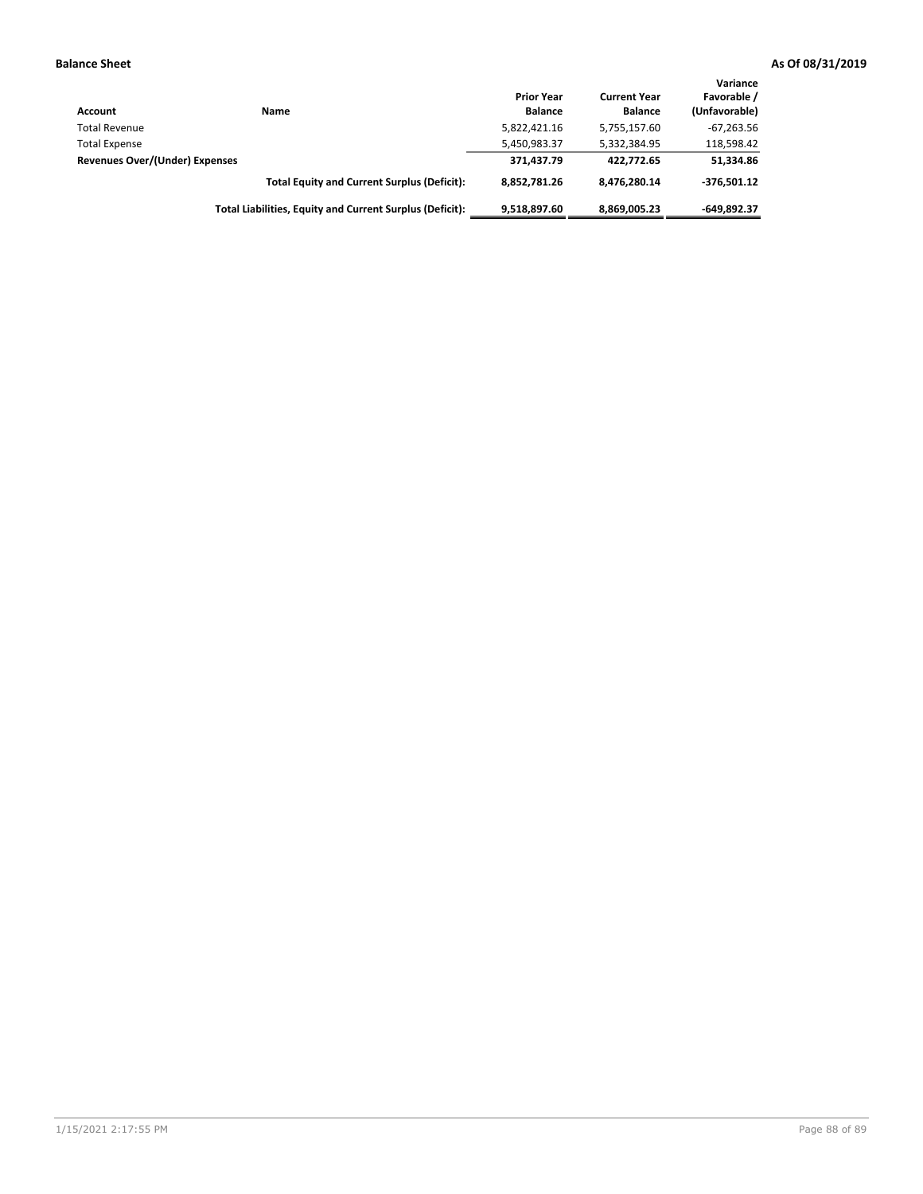**Balance Sheet** — As Of 08/31/2019

| Account | Name | Prior Year Balance | Current Year Balance | Variance Favorable / (Unfavorable) |
|---|---|---|---|---|
| Total Revenue | | 5,822,421.16 | 5,755,157.60 | -67,263.56 |
| Total Expense | | 5,450,983.37 | 5,332,384.95 | 118,598.42 |
| **Revenues Over/(Under) Expenses** | | **371,437.79** | **422,772.65** | **51,334.86** |
| | **Total Equity and Current Surplus (Deficit):** | **8,852,781.26** | **8,476,280.14** | **-376,501.12** |
| | **Total Liabilities, Equity and Current Surplus (Deficit):** | **9,518,897.60** | **8,869,005.23** | **-649,892.37** |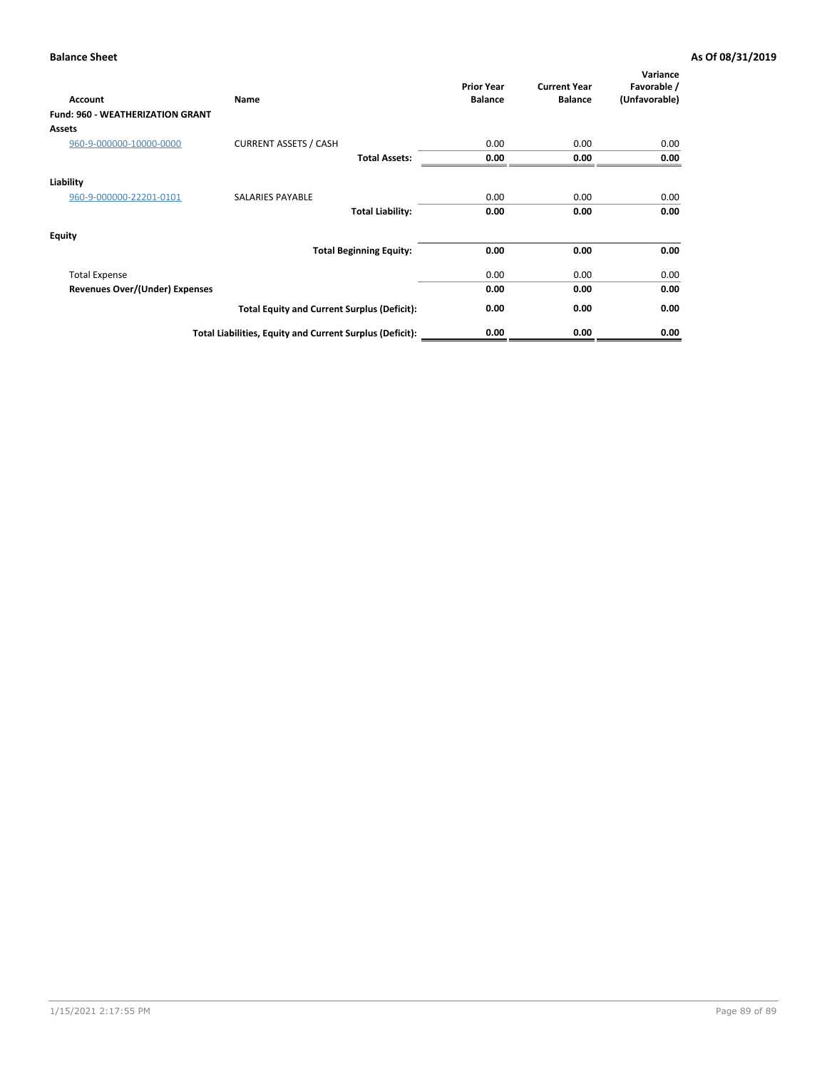**Balance Sheet** **As Of 08/31/2019**

| Account | Name | Prior Year Balance | Current Year Balance | Variance Favorable / (Unfavorable) |
|---|---|---|---|---|
| **Fund: 960 - WEATHERIZATION GRANT** | | | | |
| **Assets** | | | | |
| 960-9-000000-10000-0000 | CURRENT ASSETS / CASH | 0.00 | 0.00 | 0.00 |
| | **Total Assets:** | **0.00** | **0.00** | **0.00** |
| **Liability** | | | | |
| 960-9-000000-22201-0101 | SALARIES PAYABLE | 0.00 | 0.00 | 0.00 |
| | **Total Liability:** | **0.00** | **0.00** | **0.00** |
| **Equity** | | | | |
| | **Total Beginning Equity:** | **0.00** | **0.00** | **0.00** |
| Total Expense | | 0.00 | 0.00 | 0.00 |
| **Revenues Over/(Under) Expenses** | | **0.00** | **0.00** | **0.00** |
| | **Total Equity and Current Surplus (Deficit):** | **0.00** | **0.00** | **0.00** |
| | **Total Liabilities, Equity and Current Surplus (Deficit):** | **0.00** | **0.00** | **0.00** |